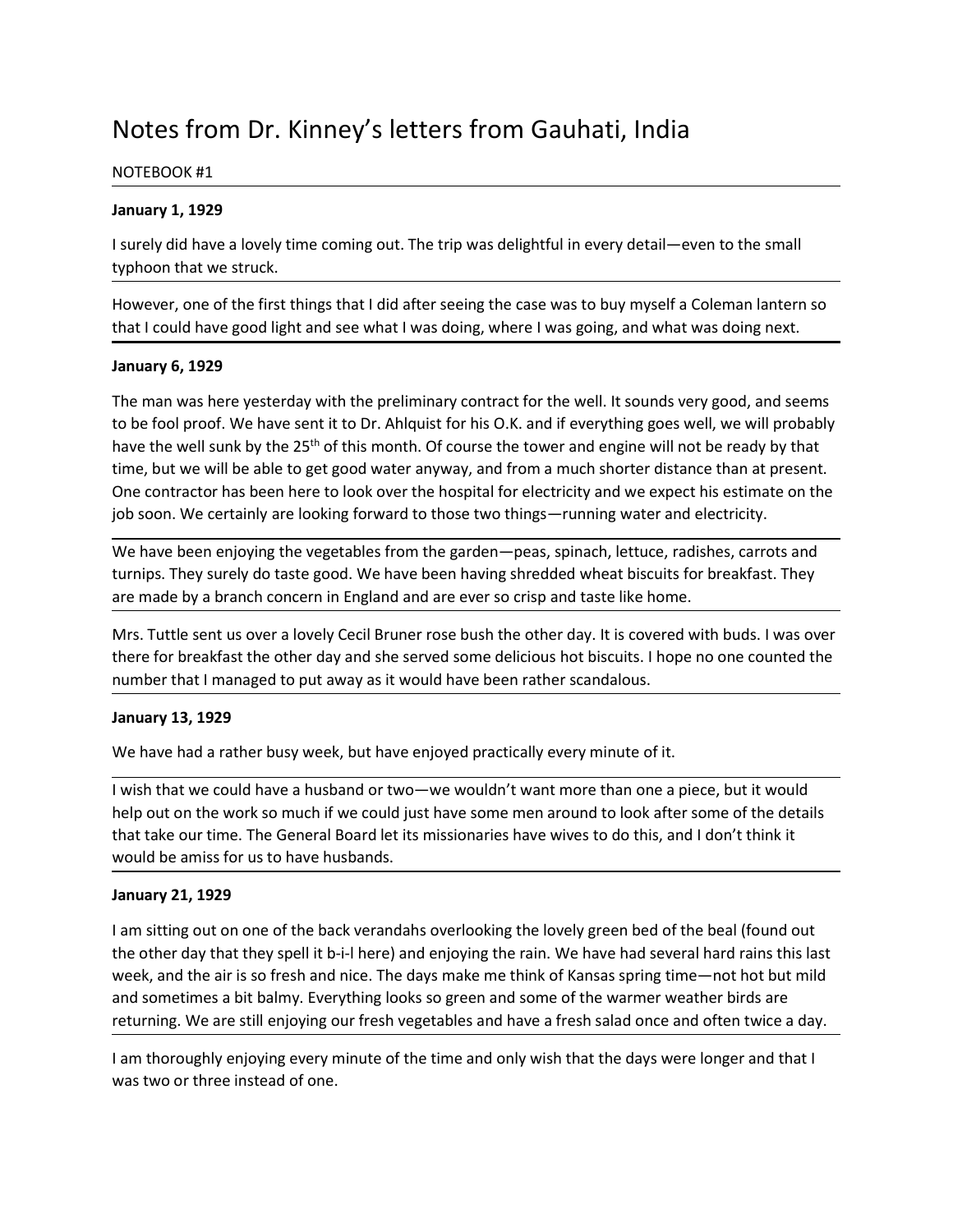# Notes from Dr. Kinney's letters from Gauhati, India

NOTEBOOK #1

**January 1, 1929**

I surely did have a lovely time coming out. The trip was delightful in every detail—even to the small typhoon that we struck.

However, one of the first things that I did after seeing the case was to buy myself a Coleman lantern so that I could have good light and see what I was doing, where I was going, and what was doing next.

**January 6, 1929**

The man was here yesterday with the preliminary contract for the well. It sounds very good, and seems to be fool proof. We have sent it to Dr. Ahlquist for his O.K. and if everything goes well, we will probably have the well sunk by the 25th of this month. Of course the tower and engine will not be ready by that time, but we will be able to get good water anyway, and from a much shorter distance than at present. One contractor has been here to look over the hospital for electricity and we expect his estimate on the job soon. We certainly are looking forward to those two things—running water and electricity.

We have been enjoying the vegetables from the garden—peas, spinach, lettuce, radishes, carrots and turnips. They surely do taste good. We have been having shredded wheat biscuits for breakfast. They are made by a branch concern in England and are ever so crisp and taste like home.

Mrs. Tuttle sent us over a lovely Cecil Bruner rose bush the other day. It is covered with buds. I was over there for breakfast the other day and she served some delicious hot biscuits. I hope no one counted the number that I managed to put away as it would have been rather scandalous.

**January 13, 1929**

We have had a rather busy week, but have enjoyed practically every minute of it.

I wish that we could have a husband or two—we wouldn't want more than one a piece, but it would help out on the work so much if we could just have some men around to look after some of the details that take our time. The General Board let its missionaries have wives to do this, and I don't think it would be amiss for us to have husbands.

**January 21, 1929**

I am sitting out on one of the back verandahs overlooking the lovely green bed of the beal (found out the other day that they spell it b-i-l here) and enjoying the rain. We have had several hard rains this last week, and the air is so fresh and nice. The days make me think of Kansas spring time—not hot but mild and sometimes a bit balmy. Everything looks so green and some of the warmer weather birds are returning. We are still enjoying our fresh vegetables and have a fresh salad once and often twice a day.

I am thoroughly enjoying every minute of the time and only wish that the days were longer and that I was two or three instead of one.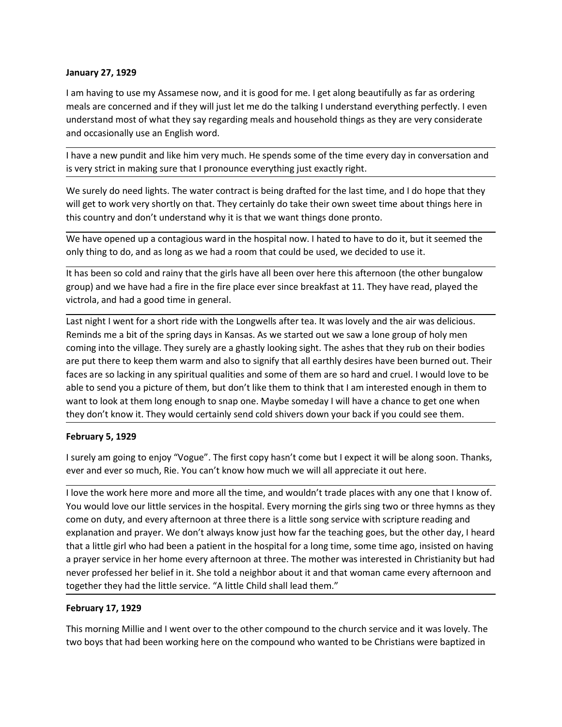**January 27, 1929**

I am having to use my Assamese now, and it is good for me. I get along beautifully as far as ordering meals are concerned and if they will just let me do the talking I understand everything perfectly. I even understand most of what they say regarding meals and household things as they are very considerate and occasionally use an English word.

---

I have a new pundit and like him very much. He spends some of the time every day in conversation and is very strict in making sure that I pronounce everything just exactly right.

---

We surely do need lights. The water contract is being drafted for the last time, and I do hope that they will get to work very shortly on that. They certainly do take their own sweet time about things here in this country and don't understand why it is that we want things done pronto.

---

We have opened up a contagious ward in the hospital now. I hated to have to do it, but it seemed the only thing to do, and as long as we had a room that could be used, we decided to use it.

---

It has been so cold and rainy that the girls have all been over here this afternoon (the other bungalow group) and we have had a fire in the fire place ever since breakfast at 11. They have read, played the victrola, and had a good time in general.

---

Last night I went for a short ride with the Longwells after tea. It was lovely and the air was delicious. Reminds me a bit of the spring days in Kansas. As we started out we saw a lone group of holy men coming into the village. They surely are a ghastly looking sight. The ashes that they rub on their bodies are put there to keep them warm and also to signify that all earthly desires have been burned out. Their faces are so lacking in any spiritual qualities and some of them are so hard and cruel. I would love to be able to send you a picture of them, but don't like them to think that I am interested enough in them to want to look at them long enough to snap one. Maybe someday I will have a chance to get one when they don't know it. They would certainly send cold shivers down your back if you could see them.

---

**February 5, 1929**

I surely am going to enjoy "Vogue". The first copy hasn't come but I expect it will be along soon. Thanks, ever and ever so much, Rie. You can't know how much we will all appreciate it out here.

---

I love the work here more and more all the time, and wouldn't trade places with any one that I know of. You would love our little services in the hospital. Every morning the girls sing two or three hymns as they come on duty, and every afternoon at three there is a little song service with scripture reading and explanation and prayer. We don't always know just how far the teaching goes, but the other day, I heard that a little girl who had been a patient in the hospital for a long time, some time ago, insisted on having a prayer service in her home every afternoon at three. The mother was interested in Christianity but had never professed her belief in it. She told a neighbor about it and that woman came every afternoon and together they had the little service. "A little Child shall lead them."

---

**February 17, 1929**

This morning Millie and I went over to the other compound to the church service and it was lovely. The two boys that had been working here on the compound who wanted to be Christians were baptized in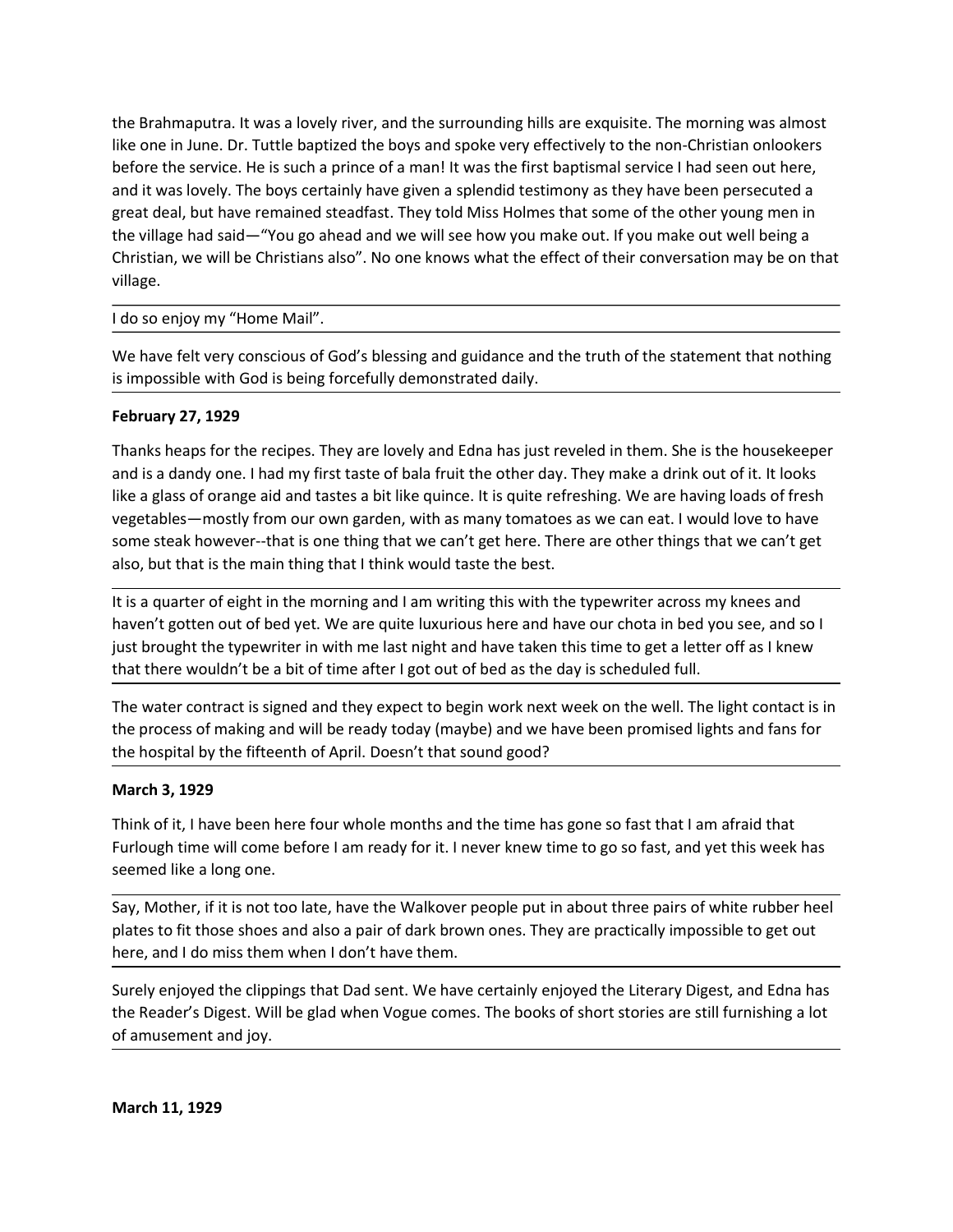the Brahmaputra. It was a lovely river, and the surrounding hills are exquisite. The morning was almost like one in June. Dr. Tuttle baptized the boys and spoke very effectively to the non-Christian onlookers before the service. He is such a prince of a man! It was the first baptismal service I had seen out here, and it was lovely. The boys certainly have given a splendid testimony as they have been persecuted a great deal, but have remained steadfast. They told Miss Holmes that some of the other young men in the village had said—"You go ahead and we will see how you make out. If you make out well being a Christian, we will be Christians also". No one knows what the effect of their conversation may be on that village.

I do so enjoy my "Home Mail".

We have felt very conscious of God's blessing and guidance and the truth of the statement that nothing is impossible with God is being forcefully demonstrated daily.

**February 27, 1929**

Thanks heaps for the recipes. They are lovely and Edna has just reveled in them. She is the housekeeper and is a dandy one. I had my first taste of bala fruit the other day. They make a drink out of it. It looks like a glass of orange aid and tastes a bit like quince. It is quite refreshing. We are having loads of fresh vegetables—mostly from our own garden, with as many tomatoes as we can eat. I would love to have some steak however--that is one thing that we can't get here. There are other things that we can't get also, but that is the main thing that I think would taste the best.

It is a quarter of eight in the morning and I am writing this with the typewriter across my knees and haven't gotten out of bed yet. We are quite luxurious here and have our chota in bed you see, and so I just brought the typewriter in with me last night and have taken this time to get a letter off as I knew that there wouldn't be a bit of time after I got out of bed as the day is scheduled full.

The water contract is signed and they expect to begin work next week on the well. The light contact is in the process of making and will be ready today (maybe) and we have been promised lights and fans for the hospital by the fifteenth of April. Doesn't that sound good?

**March 3, 1929**

Think of it, I have been here four whole months and the time has gone so fast that I am afraid that Furlough time will come before I am ready for it. I never knew time to go so fast, and yet this week has seemed like a long one.

Say, Mother, if it is not too late, have the Walkover people put in about three pairs of white rubber heel plates to fit those shoes and also a pair of dark brown ones. They are practically impossible to get out here, and I do miss them when I don't have them.

Surely enjoyed the clippings that Dad sent. We have certainly enjoyed the Literary Digest, and Edna has the Reader's Digest. Will be glad when Vogue comes. The books of short stories are still furnishing a lot of amusement and joy.

**March 11, 1929**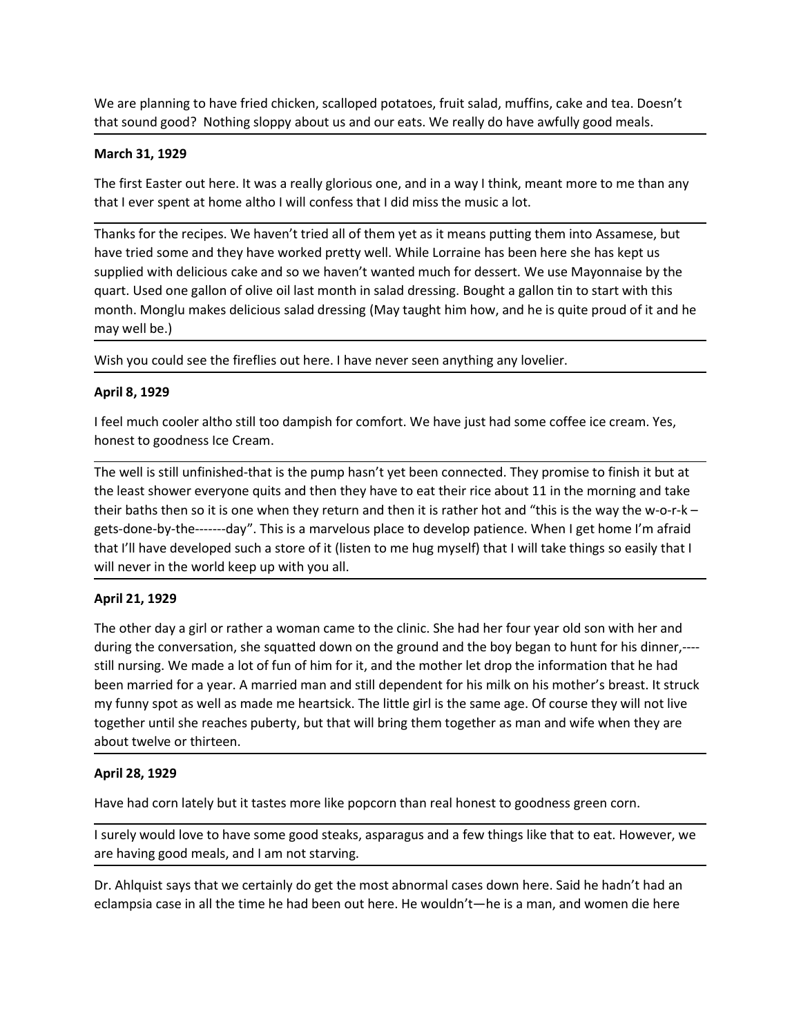We are planning to have fried chicken, scalloped potatoes, fruit salad, muffins, cake and tea. Doesn't that sound good? Nothing sloppy about us and our eats. We really do have awfully good meals.

---

**March 31, 1929**

The first Easter out here. It was a really glorious one, and in a way I think, meant more to me than any that I ever spent at home altho I will confess that I did miss the music a lot.

---

Thanks for the recipes. We haven't tried all of them yet as it means putting them into Assamese, but have tried some and they have worked pretty well. While Lorraine has been here she has kept us supplied with delicious cake and so we haven't wanted much for dessert. We use Mayonnaise by the quart. Used one gallon of olive oil last month in salad dressing. Bought a gallon tin to start with this month. Monglu makes delicious salad dressing (May taught him how, and he is quite proud of it and he may well be.)

---

Wish you could see the fireflies out here. I have never seen anything any lovelier.

---

**April 8, 1929**

I feel much cooler altho still too dampish for comfort. We have just had some coffee ice cream. Yes, honest to goodness Ice Cream.

---

The well is still unfinished-that is the pump hasn't yet been connected. They promise to finish it but at the least shower everyone quits and then they have to eat their rice about 11 in the morning and take their baths then so it is one when they return and then it is rather hot and "this is the way the w-o-r-k – gets-done-by-the-------day". This is a marvelous place to develop patience. When I get home I'm afraid that I'll have developed such a store of it (listen to me hug myself) that I will take things so easily that I will never in the world keep up with you all.

---

**April 21, 1929**

The other day a girl or rather a woman came to the clinic. She had her four year old son with her and during the conversation, she squatted down on the ground and the boy began to hunt for his dinner,---- still nursing. We made a lot of fun of him for it, and the mother let drop the information that he had been married for a year. A married man and still dependent for his milk on his mother's breast. It struck my funny spot as well as made me heartsick. The little girl is the same age. Of course they will not live together until she reaches puberty, but that will bring them together as man and wife when they are about twelve or thirteen.

---

**April 28, 1929**

Have had corn lately but it tastes more like popcorn than real honest to goodness green corn.

---

I surely would love to have some good steaks, asparagus and a few things like that to eat. However, we are having good meals, and I am not starving.

---

Dr. Ahlquist says that we certainly do get the most abnormal cases down here. Said he hadn't had an eclampsia case in all the time he had been out here. He wouldn't—he is a man, and women die here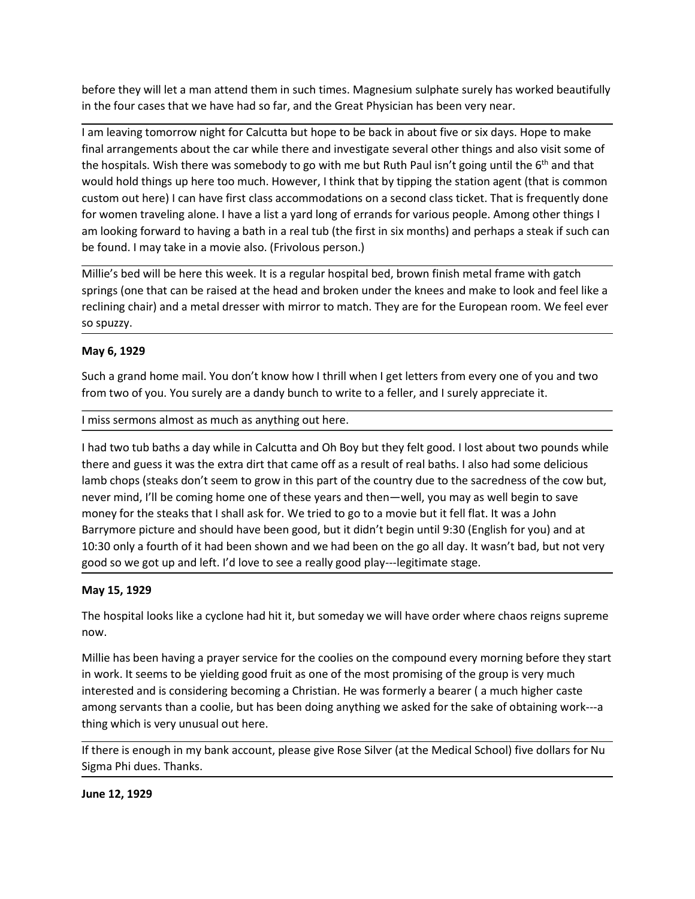before they will let a man attend them in such times. Magnesium sulphate surely has worked beautifully in the four cases that we have had so far, and the Great Physician has been very near.

I am leaving tomorrow night for Calcutta but hope to be back in about five or six days. Hope to make final arrangements about the car while there and investigate several other things and also visit some of the hospitals. Wish there was somebody to go with me but Ruth Paul isn't going until the 6th and that would hold things up here too much. However, I think that by tipping the station agent (that is common custom out here) I can have first class accommodations on a second class ticket. That is frequently done for women traveling alone. I have a list a yard long of errands for various people. Among other things I am looking forward to having a bath in a real tub (the first in six months) and perhaps a steak if such can be found. I may take in a movie also. (Frivolous person.)

Millie's bed will be here this week. It is a regular hospital bed, brown finish metal frame with gatch springs (one that can be raised at the head and broken under the knees and make to look and feel like a reclining chair) and a metal dresser with mirror to match. They are for the European room. We feel ever so spuzzy.

**May 6, 1929**

Such a grand home mail. You don't know how I thrill when I get letters from every one of you and two from two of you. You surely are a dandy bunch to write to a feller, and I surely appreciate it.

I miss sermons almost as much as anything out here.

I had two tub baths a day while in Calcutta and Oh Boy but they felt good. I lost about two pounds while there and guess it was the extra dirt that came off as a result of real baths. I also had some delicious lamb chops (steaks don't seem to grow in this part of the country due to the sacredness of the cow but, never mind, I'll be coming home one of these years and then—well, you may as well begin to save money for the steaks that I shall ask for. We tried to go to a movie but it fell flat. It was a John Barrymore picture and should have been good, but it didn't begin until 9:30 (English for you) and at 10:30 only a fourth of it had been shown and we had been on the go all day. It wasn't bad, but not very good so we got up and left. I'd love to see a really good play---legitimate stage.

**May 15, 1929**

The hospital looks like a cyclone had hit it, but someday we will have order where chaos reigns supreme now.

Millie has been having a prayer service for the coolies on the compound every morning before they start in work. It seems to be yielding good fruit as one of the most promising of the group is very much interested and is considering becoming a Christian. He was formerly a bearer ( a much higher caste among servants than a coolie, but has been doing anything we asked for the sake of obtaining work---a thing which is very unusual out here.

If there is enough in my bank account, please give Rose Silver (at the Medical School) five dollars for Nu Sigma Phi dues. Thanks.

**June 12, 1929**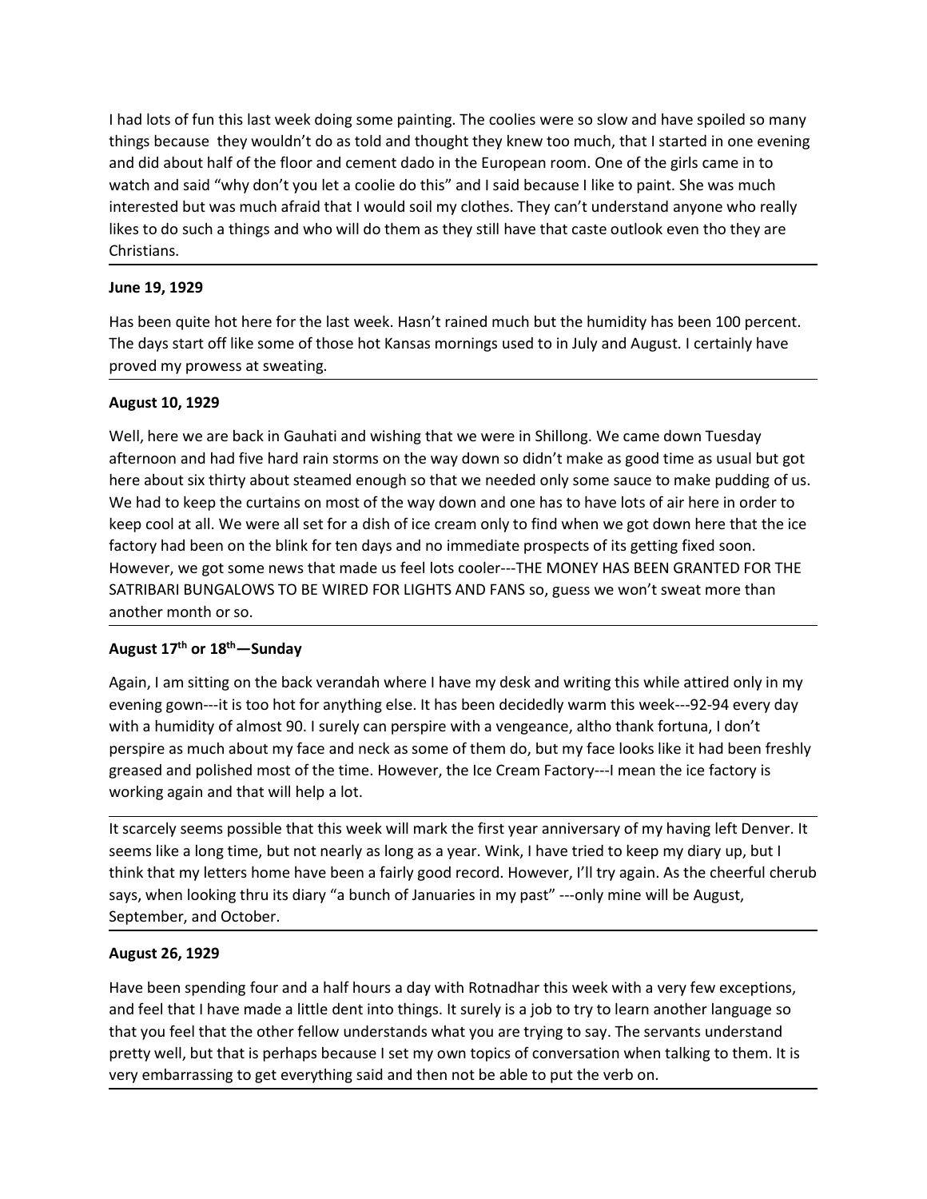I had lots of fun this last week doing some painting. The coolies were so slow and have spoiled so many things because they wouldn't do as told and thought they knew too much, that I started in one evening and did about half of the floor and cement dado in the European room. One of the girls came in to watch and said "why don't you let a coolie do this" and I said because I like to paint. She was much interested but was much afraid that I would soil my clothes. They can't understand anyone who really likes to do such a things and who will do them as they still have that caste outlook even tho they are Christians.

---

**June 19, 1929**

Has been quite hot here for the last week. Hasn't rained much but the humidity has been 100 percent. The days start off like some of those hot Kansas mornings used to in July and August. I certainly have proved my prowess at sweating.

---

**August 10, 1929**

Well, here we are back in Gauhati and wishing that we were in Shillong. We came down Tuesday afternoon and had five hard rain storms on the way down so didn't make as good time as usual but got here about six thirty about steamed enough so that we needed only some sauce to make pudding of us. We had to keep the curtains on most of the way down and one has to have lots of air here in order to keep cool at all. We were all set for a dish of ice cream only to find when we got down here that the ice factory had been on the blink for ten days and no immediate prospects of its getting fixed soon. However, we got some news that made us feel lots cooler---THE MONEY HAS BEEN GRANTED FOR THE SATRIBARI BUNGALOWS TO BE WIRED FOR LIGHTS AND FANS so, guess we won't sweat more than another month or so.

---

**August 17th or 18th—Sunday**

Again, I am sitting on the back verandah where I have my desk and writing this while attired only in my evening gown---it is too hot for anything else. It has been decidedly warm this week---92-94 every day with a humidity of almost 90. I surely can perspire with a vengeance, altho thank fortuna, I don't perspire as much about my face and neck as some of them do, but my face looks like it had been freshly greased and polished most of the time. However, the Ice Cream Factory---I mean the ice factory is working again and that will help a lot.

---

It scarcely seems possible that this week will mark the first year anniversary of my having left Denver. It seems like a long time, but not nearly as long as a year. Wink, I have tried to keep my diary up, but I think that my letters home have been a fairly good record. However, I'll try again. As the cheerful cherub says, when looking thru its diary "a bunch of Januaries in my past" ---only mine will be August, September, and October.

---

**August 26, 1929**

Have been spending four and a half hours a day with Rotnadhar this week with a very few exceptions, and feel that I have made a little dent into things. It surely is a job to try to learn another language so that you feel that the other fellow understands what you are trying to say. The servants understand pretty well, but that is perhaps because I set my own topics of conversation when talking to them. It is very embarrassing to get everything said and then not be able to put the verb on.

---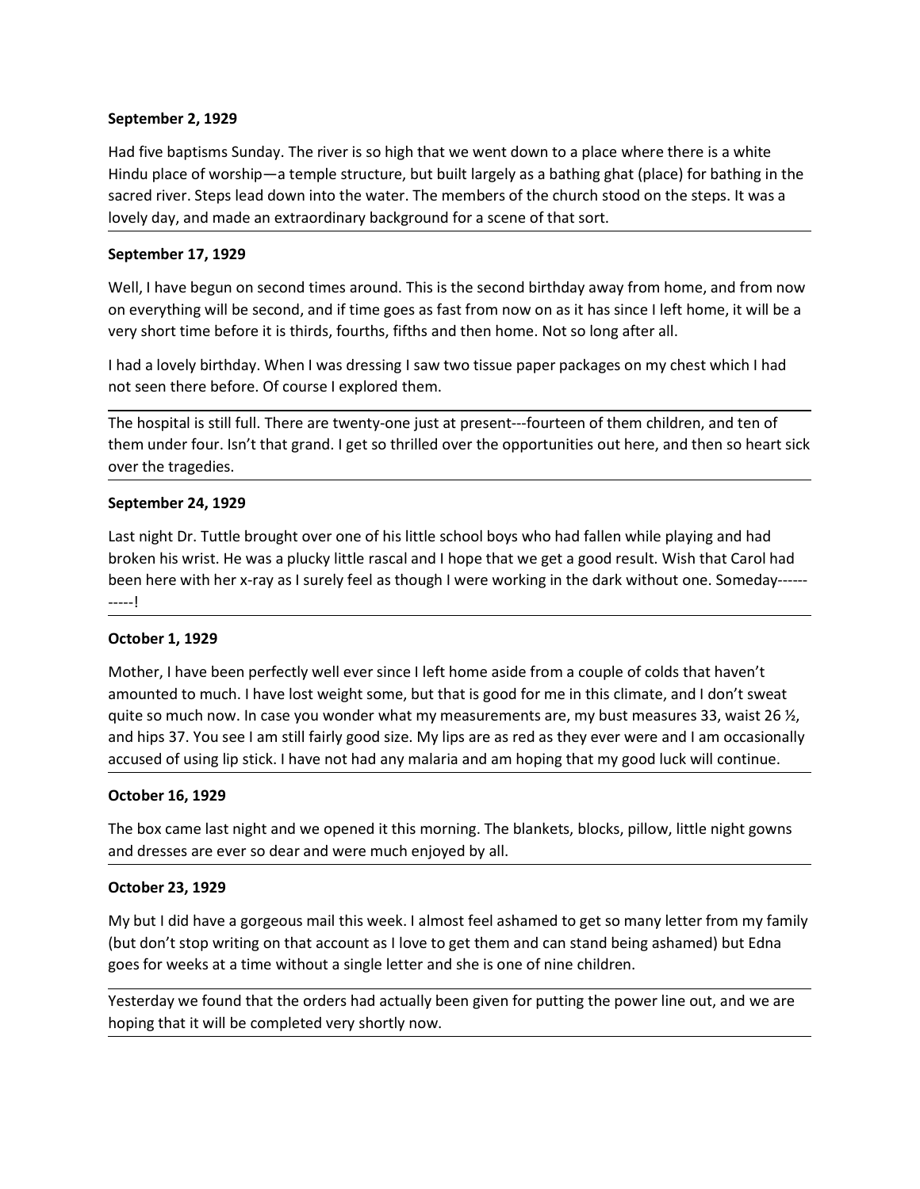**September 2, 1929**

Had five baptisms Sunday. The river is so high that we went down to a place where there is a white Hindu place of worship—a temple structure, but built largely as a bathing ghat (place) for bathing in the sacred river. Steps lead down into the water. The members of the church stood on the steps. It was a lovely day, and made an extraordinary background for a scene of that sort.

---

**September 17, 1929**

Well, I have begun on second times around. This is the second birthday away from home, and from now on everything will be second, and if time goes as fast from now on as it has since I left home, it will be a very short time before it is thirds, fourths, fifths and then home. Not so long after all.

I had a lovely birthday. When I was dressing I saw two tissue paper packages on my chest which I had not seen there before. Of course I explored them.

---

The hospital is still full. There are twenty-one just at present---fourteen of them children, and ten of them under four. Isn't that grand. I get so thrilled over the opportunities out here, and then so heart sick over the tragedies.

---

**September 24, 1929**

Last night Dr. Tuttle brought over one of his little school boys who had fallen while playing and had broken his wrist. He was a plucky little rascal and I hope that we get a good result. Wish that Carol had been here with her x-ray as I surely feel as though I were working in the dark without one. Someday-----------!

---

**October 1, 1929**

Mother, I have been perfectly well ever since I left home aside from a couple of colds that haven't amounted to much. I have lost weight some, but that is good for me in this climate, and I don't sweat quite so much now. In case you wonder what my measurements are, my bust measures 33, waist 26 ½, and hips 37. You see I am still fairly good size. My lips are as red as they ever were and I am occasionally accused of using lip stick. I have not had any malaria and am hoping that my good luck will continue.

---

**October 16, 1929**

The box came last night and we opened it this morning. The blankets, blocks, pillow, little night gowns and dresses are ever so dear and were much enjoyed by all.

---

**October 23, 1929**

My but I did have a gorgeous mail this week. I almost feel ashamed to get so many letter from my family (but don't stop writing on that account as I love to get them and can stand being ashamed) but Edna goes for weeks at a time without a single letter and she is one of nine children.

---

Yesterday we found that the orders had actually been given for putting the power line out, and we are hoping that it will be completed very shortly now.

---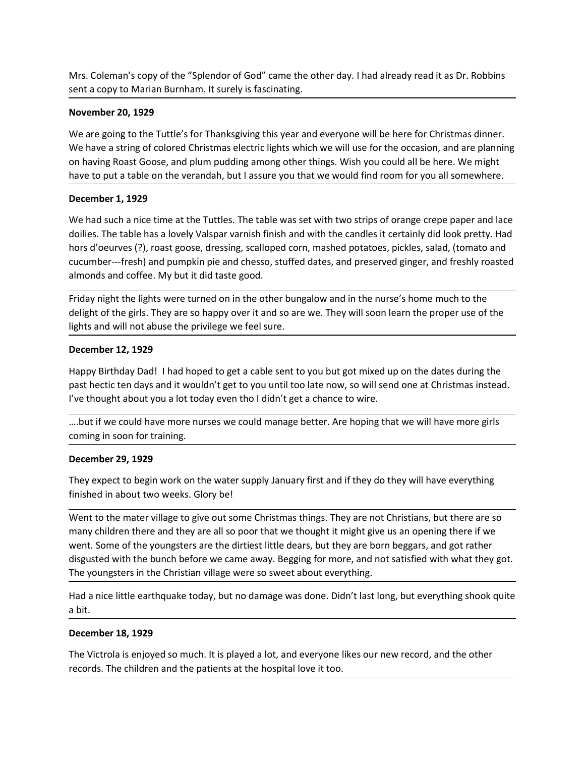Mrs. Coleman's copy of the "Splendor of God" came the other day. I had already read it as Dr. Robbins sent a copy to Marian Burnham. It surely is fascinating.

**November 20, 1929**

We are going to the Tuttle's for Thanksgiving this year and everyone will be here for Christmas dinner. We have a string of colored Christmas electric lights which we will use for the occasion, and are planning on having Roast Goose, and plum pudding among other things. Wish you could all be here. We might have to put a table on the verandah, but I assure you that we would find room for you all somewhere.

**December 1, 1929**

We had such a nice time at the Tuttles. The table was set with two strips of orange crepe paper and lace doilies. The table has a lovely Valspar varnish finish and with the candles it certainly did look pretty. Had hors d'oeurves (?), roast goose, dressing, scalloped corn, mashed potatoes, pickles, salad, (tomato and cucumber---fresh) and pumpkin pie and chesso, stuffed dates, and preserved ginger, and freshly roasted almonds and coffee. My but it did taste good.

Friday night the lights were turned on in the other bungalow and in the nurse's home much to the delight of the girls. They are so happy over it and so are we. They will soon learn the proper use of the lights and will not abuse the privilege we feel sure.

**December 12, 1929**

Happy Birthday Dad! I had hoped to get a cable sent to you but got mixed up on the dates during the past hectic ten days and it wouldn't get to you until too late now, so will send one at Christmas instead. I've thought about you a lot today even tho I didn't get a chance to wire.

….but if we could have more nurses we could manage better. Are hoping that we will have more girls coming in soon for training.

**December 29, 1929**

They expect to begin work on the water supply January first and if they do they will have everything finished in about two weeks. Glory be!

Went to the mater village to give out some Christmas things. They are not Christians, but there are so many children there and they are all so poor that we thought it might give us an opening there if we went. Some of the youngsters are the dirtiest little dears, but they are born beggars, and got rather disgusted with the bunch before we came away. Begging for more, and not satisfied with what they got. The youngsters in the Christian village were so sweet about everything.

Had a nice little earthquake today, but no damage was done. Didn't last long, but everything shook quite a bit.

**December 18, 1929**

The Victrola is enjoyed so much. It is played a lot, and everyone likes our new record, and the other records. The children and the patients at the hospital love it too.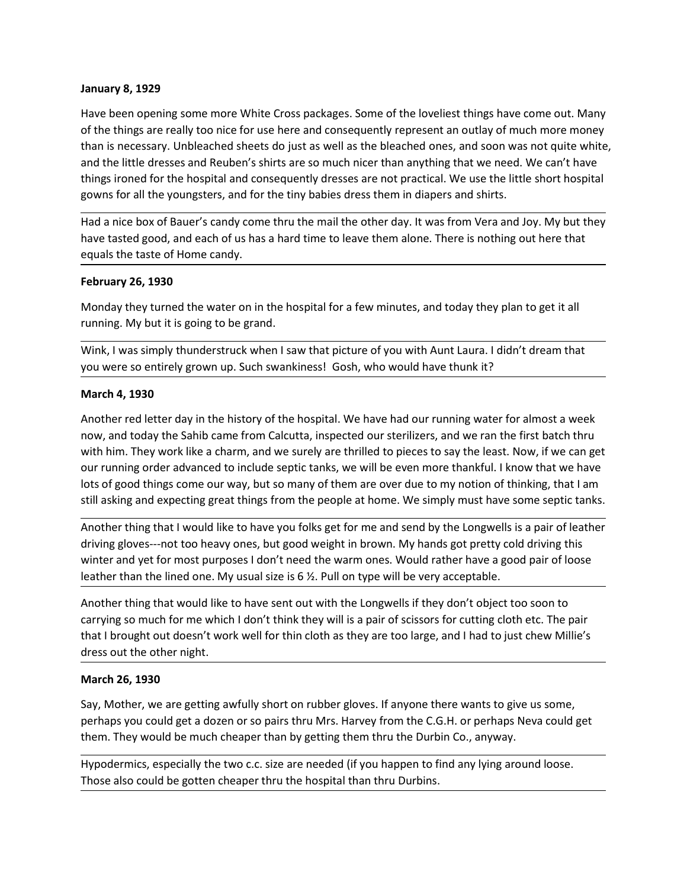**January 8, 1929**

Have been opening some more White Cross packages. Some of the loveliest things have come out. Many of the things are really too nice for use here and consequently represent an outlay of much more money than is necessary. Unbleached sheets do just as well as the bleached ones, and soon was not quite white, and the little dresses and Reuben's shirts are so much nicer than anything that we need. We can't have things ironed for the hospital and consequently dresses are not practical. We use the little short hospital gowns for all the youngsters, and for the tiny babies dress them in diapers and shirts.

---

Had a nice box of Bauer's candy come thru the mail the other day. It was from Vera and Joy. My but they have tasted good, and each of us has a hard time to leave them alone. There is nothing out here that equals the taste of Home candy.

---

**February 26, 1930**

Monday they turned the water on in the hospital for a few minutes, and today they plan to get it all running. My but it is going to be grand.

---

Wink, I was simply thunderstruck when I saw that picture of you with Aunt Laura. I didn't dream that you were so entirely grown up. Such swankiness! Gosh, who would have thunk it?

---

**March 4, 1930**

Another red letter day in the history of the hospital. We have had our running water for almost a week now, and today the Sahib came from Calcutta, inspected our sterilizers, and we ran the first batch thru with him. They work like a charm, and we surely are thrilled to pieces to say the least. Now, if we can get our running order advanced to include septic tanks, we will be even more thankful. I know that we have lots of good things come our way, but so many of them are over due to my notion of thinking, that I am still asking and expecting great things from the people at home. We simply must have some septic tanks.

---

Another thing that I would like to have you folks get for me and send by the Longwells is a pair of leather driving gloves---not too heavy ones, but good weight in brown. My hands got pretty cold driving this winter and yet for most purposes I don't need the warm ones. Would rather have a good pair of loose leather than the lined one. My usual size is 6 ½. Pull on type will be very acceptable.

---

Another thing that would like to have sent out with the Longwells if they don't object too soon to carrying so much for me which I don't think they will is a pair of scissors for cutting cloth etc. The pair that I brought out doesn't work well for thin cloth as they are too large, and I had to just chew Millie's dress out the other night.

---

**March 26, 1930**

Say, Mother, we are getting awfully short on rubber gloves. If anyone there wants to give us some, perhaps you could get a dozen or so pairs thru Mrs. Harvey from the C.G.H. or perhaps Neva could get them. They would be much cheaper than by getting them thru the Durbin Co., anyway.

---

Hypodermics, especially the two c.c. size are needed (if you happen to find any lying around loose. Those also could be gotten cheaper thru the hospital than thru Durbins.

---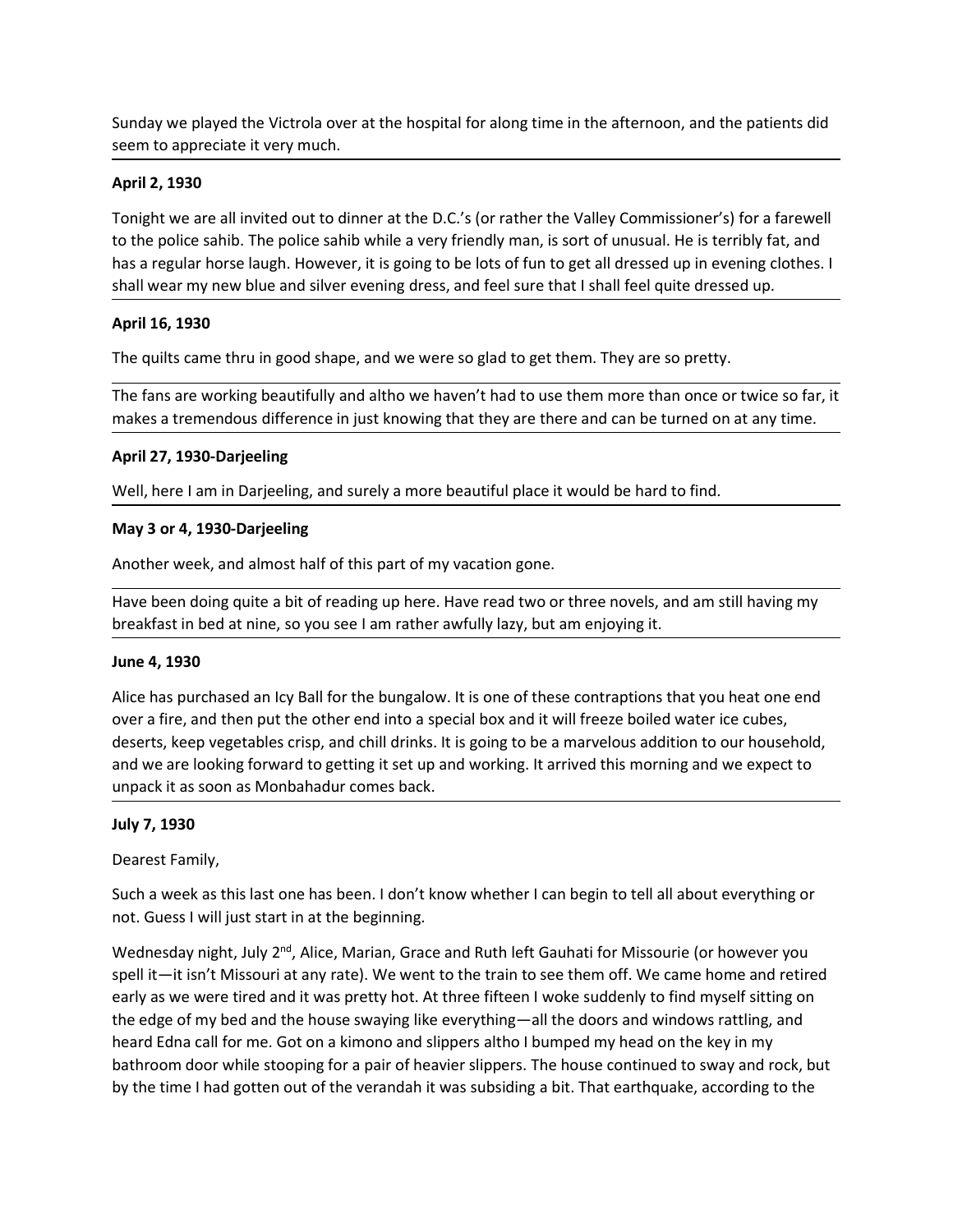Sunday we played the Victrola over at the hospital for along time in the afternoon, and the patients did seem to appreciate it very much.

**April 2, 1930**

Tonight we are all invited out to dinner at the D.C.'s (or rather the Valley Commissioner's) for a farewell to the police sahib. The police sahib while a very friendly man, is sort of unusual. He is terribly fat, and has a regular horse laugh. However, it is going to be lots of fun to get all dressed up in evening clothes. I shall wear my new blue and silver evening dress, and feel sure that I shall feel quite dressed up.

**April 16, 1930**

The quilts came thru in good shape, and we were so glad to get them. They are so pretty.

The fans are working beautifully and altho we haven't had to use them more than once or twice so far, it makes a tremendous difference in just knowing that they are there and can be turned on at any time.

**April 27, 1930-Darjeeling**

Well, here I am in Darjeeling, and surely a more beautiful place it would be hard to find.

**May 3 or 4, 1930-Darjeeling**

Another week, and almost half of this part of my vacation gone.

Have been doing quite a bit of reading up here. Have read two or three novels, and am still having my breakfast in bed at nine, so you see I am rather awfully lazy, but am enjoying it.

**June 4, 1930**

Alice has purchased an Icy Ball for the bungalow. It is one of these contraptions that you heat one end over a fire, and then put the other end into a special box and it will freeze boiled water ice cubes, deserts, keep vegetables crisp, and chill drinks. It is going to be a marvelous addition to our household, and we are looking forward to getting it set up and working. It arrived this morning and we expect to unpack it as soon as Monbahadur comes back.

**July 7, 1930**

Dearest Family,

Such a week as this last one has been. I don't know whether I can begin to tell all about everything or not. Guess I will just start in at the beginning.

Wednesday night, July 2nd, Alice, Marian, Grace and Ruth left Gauhati for Missourie (or however you spell it—it isn't Missouri at any rate). We went to the train to see them off. We came home and retired early as we were tired and it was pretty hot. At three fifteen I woke suddenly to find myself sitting on the edge of my bed and the house swaying like everything—all the doors and windows rattling, and heard Edna call for me. Got on a kimono and slippers altho I bumped my head on the key in my bathroom door while stooping for a pair of heavier slippers. The house continued to sway and rock, but by the time I had gotten out of the verandah it was subsiding a bit. That earthquake, according to the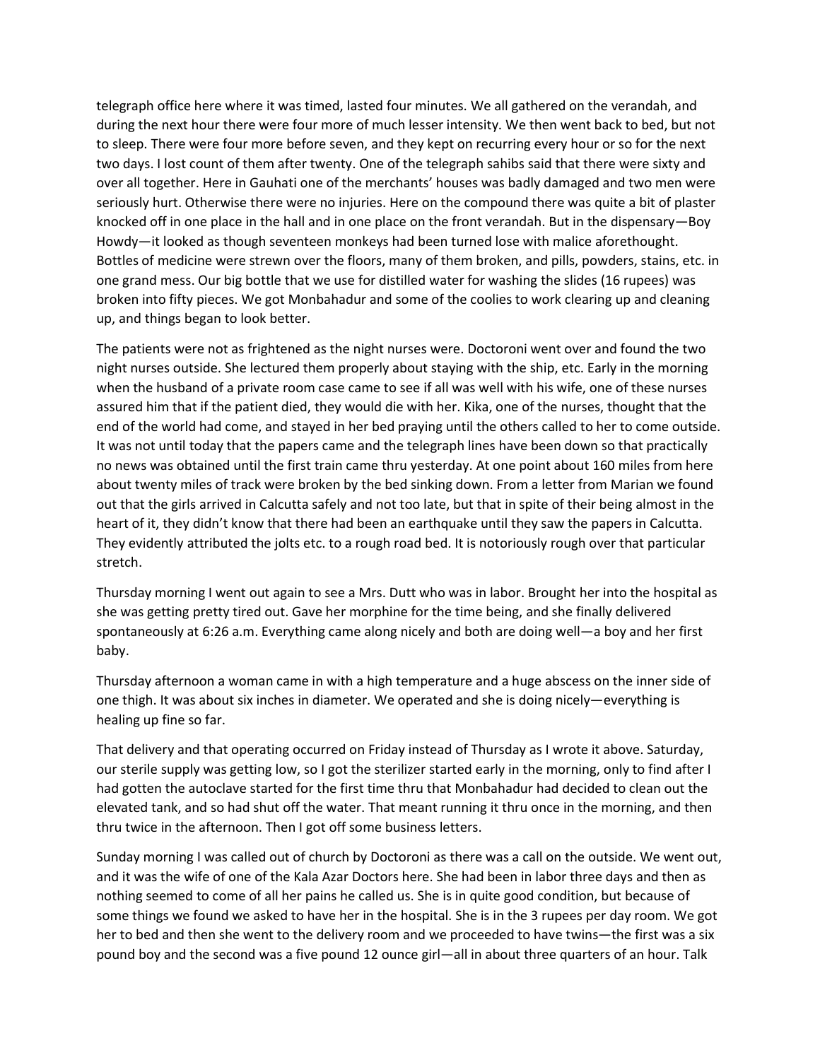telegraph office here where it was timed, lasted four minutes. We all gathered on the verandah, and during the next hour there were four more of much lesser intensity. We then went back to bed, but not to sleep. There were four more before seven, and they kept on recurring every hour or so for the next two days. I lost count of them after twenty. One of the telegraph sahibs said that there were sixty and over all together. Here in Gauhati one of the merchants' houses was badly damaged and two men were seriously hurt. Otherwise there were no injuries. Here on the compound there was quite a bit of plaster knocked off in one place in the hall and in one place on the front verandah. But in the dispensary—Boy Howdy—it looked as though seventeen monkeys had been turned lose with malice aforethought. Bottles of medicine were strewn over the floors, many of them broken, and pills, powders, stains, etc. in one grand mess. Our big bottle that we use for distilled water for washing the slides (16 rupees) was broken into fifty pieces. We got Monbahadur and some of the coolies to work clearing up and cleaning up, and things began to look better.

The patients were not as frightened as the night nurses were. Doctoroni went over and found the two night nurses outside. She lectured them properly about staying with the ship, etc. Early in the morning when the husband of a private room case came to see if all was well with his wife, one of these nurses assured him that if the patient died, they would die with her. Kika, one of the nurses, thought that the end of the world had come, and stayed in her bed praying until the others called to her to come outside. It was not until today that the papers came and the telegraph lines have been down so that practically no news was obtained until the first train came thru yesterday. At one point about 160 miles from here about twenty miles of track were broken by the bed sinking down. From a letter from Marian we found out that the girls arrived in Calcutta safely and not too late, but that in spite of their being almost in the heart of it, they didn't know that there had been an earthquake until they saw the papers in Calcutta. They evidently attributed the jolts etc. to a rough road bed. It is notoriously rough over that particular stretch.

Thursday morning I went out again to see a Mrs. Dutt who was in labor. Brought her into the hospital as she was getting pretty tired out. Gave her morphine for the time being, and she finally delivered spontaneously at 6:26 a.m. Everything came along nicely and both are doing well—a boy and her first baby.

Thursday afternoon a woman came in with a high temperature and a huge abscess on the inner side of one thigh. It was about six inches in diameter. We operated and she is doing nicely—everything is healing up fine so far.

That delivery and that operating occurred on Friday instead of Thursday as I wrote it above. Saturday, our sterile supply was getting low, so I got the sterilizer started early in the morning, only to find after I had gotten the autoclave started for the first time thru that Monbahadur had decided to clean out the elevated tank, and so had shut off the water. That meant running it thru once in the morning, and then thru twice in the afternoon. Then I got off some business letters.

Sunday morning I was called out of church by Doctoroni as there was a call on the outside. We went out, and it was the wife of one of the Kala Azar Doctors here. She had been in labor three days and then as nothing seemed to come of all her pains he called us. She is in quite good condition, but because of some things we found we asked to have her in the hospital. She is in the 3 rupees per day room. We got her to bed and then she went to the delivery room and we proceeded to have twins—the first was a six pound boy and the second was a five pound 12 ounce girl—all in about three quarters of an hour. Talk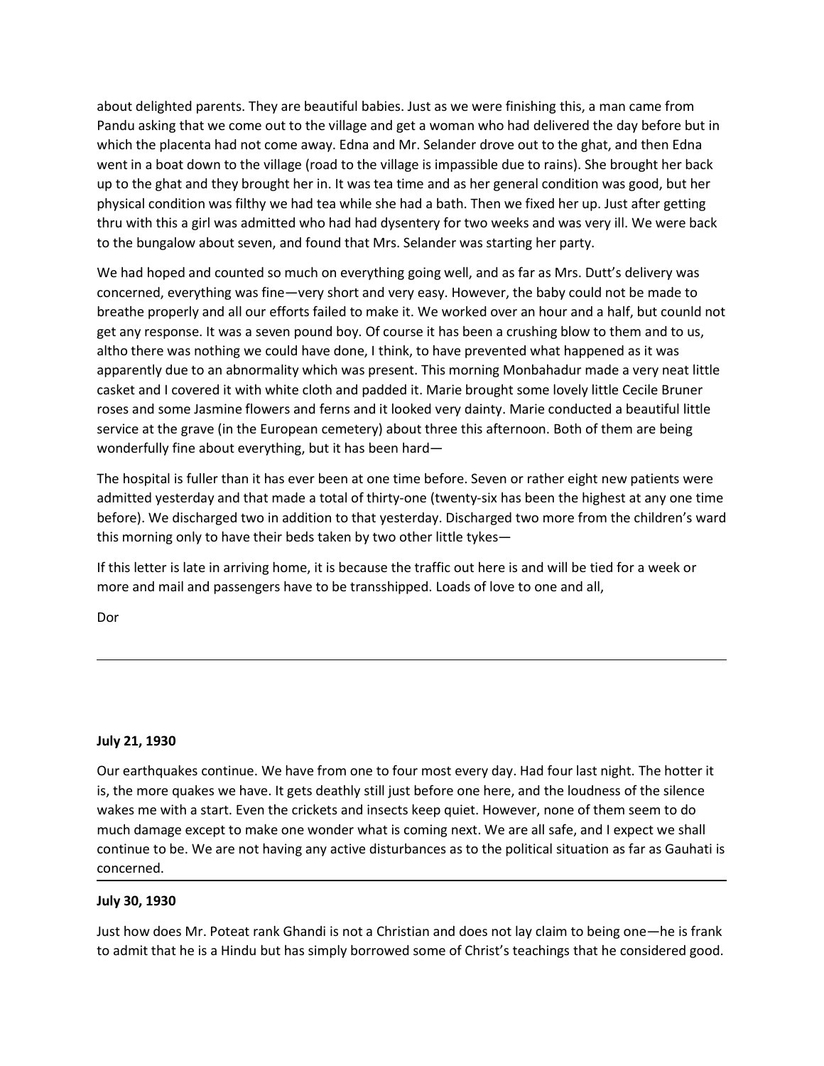about delighted parents. They are beautiful babies. Just as we were finishing this, a man came from Pandu asking that we come out to the village and get a woman who had delivered the day before but in which the placenta had not come away. Edna and Mr. Selander drove out to the ghat, and then Edna went in a boat down to the village (road to the village is impassible due to rains). She brought her back up to the ghat and they brought her in. It was tea time and as her general condition was good, but her physical condition was filthy we had tea while she had a bath. Then we fixed her up. Just after getting thru with this a girl was admitted who had had dysentery for two weeks and was very ill. We were back to the bungalow about seven, and found that Mrs. Selander was starting her party.

We had hoped and counted so much on everything going well, and as far as Mrs. Dutt's delivery was concerned, everything was fine—very short and very easy. However, the baby could not be made to breathe properly and all our efforts failed to make it. We worked over an hour and a half, but counld not get any response. It was a seven pound boy. Of course it has been a crushing blow to them and to us, altho there was nothing we could have done, I think, to have prevented what happened as it was apparently due to an abnormality which was present. This morning Monbahadur made a very neat little casket and I covered it with white cloth and padded it. Marie brought some lovely little Cecile Bruner roses and some Jasmine flowers and ferns and it looked very dainty. Marie conducted a beautiful little service at the grave (in the European cemetery) about three this afternoon. Both of them are being wonderfully fine about everything, but it has been hard—

The hospital is fuller than it has ever been at one time before. Seven or rather eight new patients were admitted yesterday and that made a total of thirty-one (twenty-six has been the highest at any one time before). We discharged two in addition to that yesterday. Discharged two more from the children's ward this morning only to have their beds taken by two other little tykes—

If this letter is late in arriving home, it is because the traffic out here is and will be tied for a week or more and mail and passengers have to be transshipped. Loads of love to one and all,

Dor

---

**July 21, 1930**

Our earthquakes continue. We have from one to four most every day. Had four last night. The hotter it is, the more quakes we have. It gets deathly still just before one here, and the loudness of the silence wakes me with a start. Even the crickets and insects keep quiet. However, none of them seem to do much damage except to make one wonder what is coming next. We are all safe, and I expect we shall continue to be. We are not having any active disturbances as to the political situation as far as Gauhati is concerned.

---

**July 30, 1930**

Just how does Mr. Poteat rank Ghandi is not a Christian and does not lay claim to being one—he is frank to admit that he is a Hindu but has simply borrowed some of Christ's teachings that he considered good.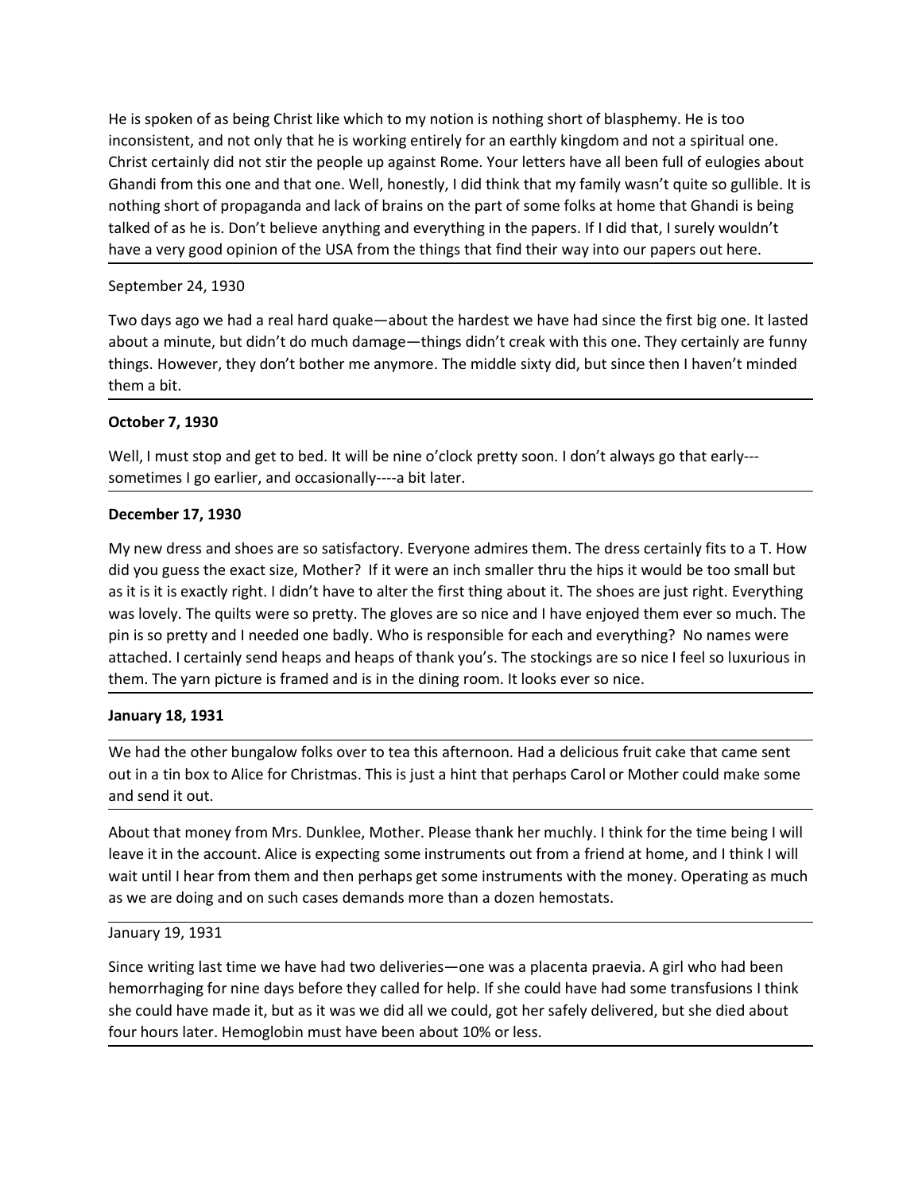He is spoken of as being Christ like which to my notion is nothing short of blasphemy. He is too inconsistent, and not only that he is working entirely for an earthly kingdom and not a spiritual one. Christ certainly did not stir the people up against Rome. Your letters have all been full of eulogies about Ghandi from this one and that one. Well, honestly, I did think that my family wasn't quite so gullible. It is nothing short of propaganda and lack of brains on the part of some folks at home that Ghandi is being talked of as he is. Don't believe anything and everything in the papers. If I did that, I surely wouldn't have a very good opinion of the USA from the things that find their way into our papers out here.

---

September 24, 1930

Two days ago we had a real hard quake—about the hardest we have had since the first big one. It lasted about a minute, but didn't do much damage—things didn't creak with this one. They certainly are funny things. However, they don't bother me anymore. The middle sixty did, but since then I haven't minded them a bit.

---

**October 7, 1930**

Well, I must stop and get to bed. It will be nine o'clock pretty soon. I don't always go that early---sometimes I go earlier, and occasionally----a bit later.

---

**December 17, 1930**

My new dress and shoes are so satisfactory. Everyone admires them. The dress certainly fits to a T. How did you guess the exact size, Mother? If it were an inch smaller thru the hips it would be too small but as it is it is exactly right. I didn't have to alter the first thing about it. The shoes are just right. Everything was lovely. The quilts were so pretty. The gloves are so nice and I have enjoyed them ever so much. The pin is so pretty and I needed one badly. Who is responsible for each and everything? No names were attached. I certainly send heaps and heaps of thank you's. The stockings are so nice I feel so luxurious in them. The yarn picture is framed and is in the dining room. It looks ever so nice.

---

**January 18, 1931**

We had the other bungalow folks over to tea this afternoon. Had a delicious fruit cake that came sent out in a tin box to Alice for Christmas. This is just a hint that perhaps Carol or Mother could make some and send it out.

About that money from Mrs. Dunklee, Mother. Please thank her muchly. I think for the time being I will leave it in the account. Alice is expecting some instruments out from a friend at home, and I think I will wait until I hear from them and then perhaps get some instruments with the money. Operating as much as we are doing and on such cases demands more than a dozen hemostats.

January 19, 1931

Since writing last time we have had two deliveries—one was a placenta praevia. A girl who had been hemorrhaging for nine days before they called for help. If she could have had some transfusions I think she could have made it, but as it was we did all we could, got her safely delivered, but she died about four hours later. Hemoglobin must have been about 10% or less.

---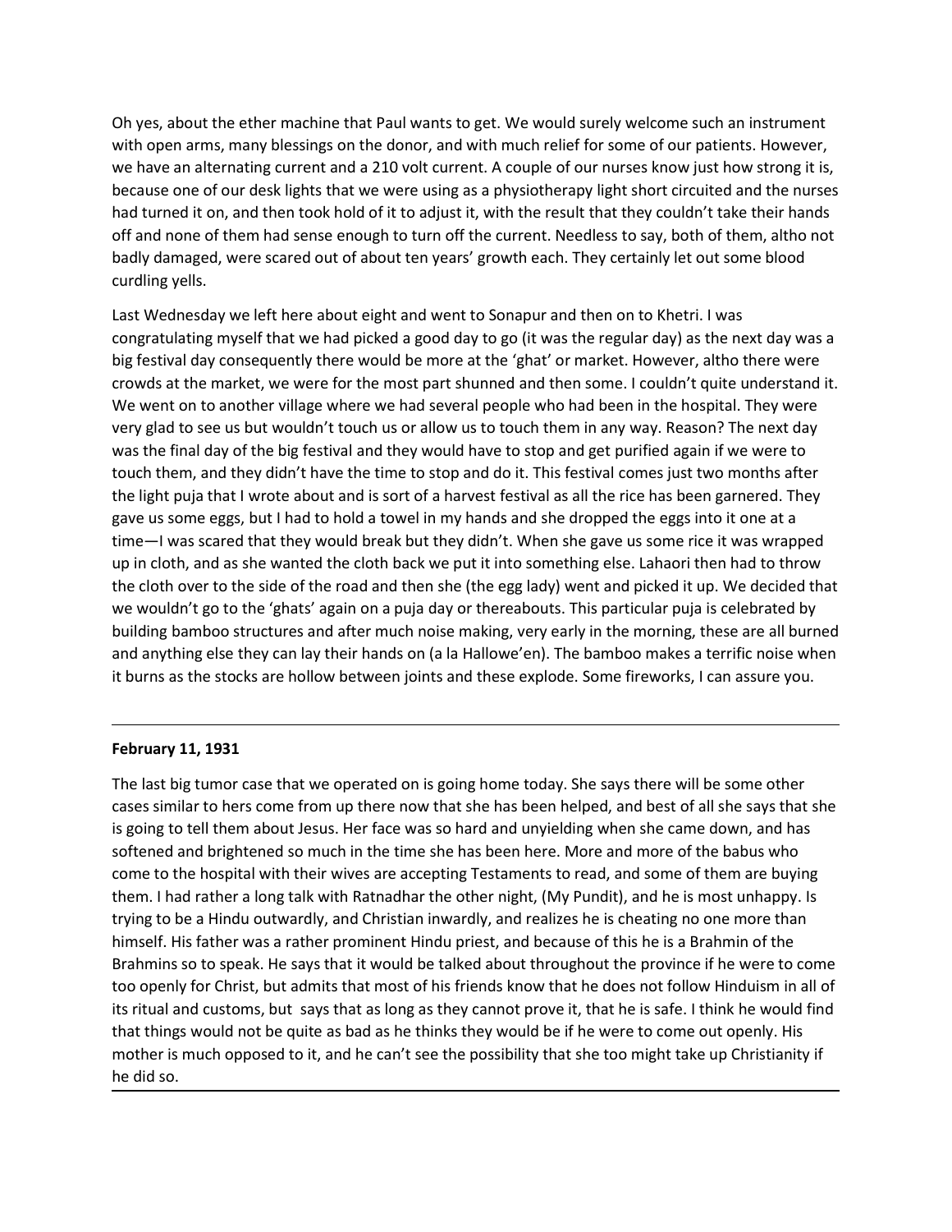Oh yes, about the ether machine that Paul wants to get. We would surely welcome such an instrument with open arms, many blessings on the donor, and with much relief for some of our patients. However, we have an alternating current and a 210 volt current. A couple of our nurses know just how strong it is, because one of our desk lights that we were using as a physiotherapy light short circuited and the nurses had turned it on, and then took hold of it to adjust it, with the result that they couldn't take their hands off and none of them had sense enough to turn off the current. Needless to say, both of them, altho not badly damaged, were scared out of about ten years' growth each. They certainly let out some blood curdling yells.

Last Wednesday we left here about eight and went to Sonapur and then on to Khetri. I was congratulating myself that we had picked a good day to go (it was the regular day) as the next day was a big festival day consequently there would be more at the 'ghat' or market. However, altho there were crowds at the market, we were for the most part shunned and then some. I couldn't quite understand it. We went on to another village where we had several people who had been in the hospital. They were very glad to see us but wouldn't touch us or allow us to touch them in any way. Reason? The next day was the final day of the big festival and they would have to stop and get purified again if we were to touch them, and they didn't have the time to stop and do it. This festival comes just two months after the light puja that I wrote about and is sort of a harvest festival as all the rice has been garnered. They gave us some eggs, but I had to hold a towel in my hands and she dropped the eggs into it one at a time—I was scared that they would break but they didn't. When she gave us some rice it was wrapped up in cloth, and as she wanted the cloth back we put it into something else. Lahaori then had to throw the cloth over to the side of the road and then she (the egg lady) went and picked it up. We decided that we wouldn't go to the 'ghats' again on a puja day or thereabouts. This particular puja is celebrated by building bamboo structures and after much noise making, very early in the morning, these are all burned and anything else they can lay their hands on (a la Hallowe'en). The bamboo makes a terrific noise when it burns as the stocks are hollow between joints and these explode. Some fireworks, I can assure you.

---

**February 11, 1931**

The last big tumor case that we operated on is going home today. She says there will be some other cases similar to hers come from up there now that she has been helped, and best of all she says that she is going to tell them about Jesus. Her face was so hard and unyielding when she came down, and has softened and brightened so much in the time she has been here. More and more of the babus who come to the hospital with their wives are accepting Testaments to read, and some of them are buying them. I had rather a long talk with Ratnadhar the other night, (My Pundit), and he is most unhappy. Is trying to be a Hindu outwardly, and Christian inwardly, and realizes he is cheating no one more than himself. His father was a rather prominent Hindu priest, and because of this he is a Brahmin of the Brahmins so to speak. He says that it would be talked about throughout the province if he were to come too openly for Christ, but admits that most of his friends know that he does not follow Hinduism in all of its ritual and customs, but says that as long as they cannot prove it, that he is safe. I think he would find that things would not be quite as bad as he thinks they would be if he were to come out openly. His mother is much opposed to it, and he can't see the possibility that she too might take up Christianity if he did so.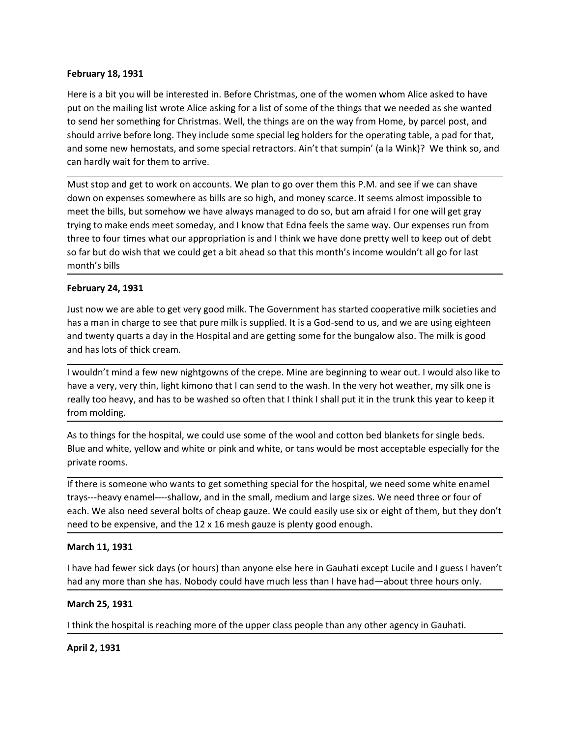**February 18, 1931**

Here is a bit you will be interested in. Before Christmas, one of the women whom Alice asked to have put on the mailing list wrote Alice asking for a list of some of the things that we needed as she wanted to send her something for Christmas. Well, the things are on the way from Home, by parcel post, and should arrive before long. They include some special leg holders for the operating table, a pad for that, and some new hemostats, and some special retractors. Ain't that sumpin' (a la Wink)? We think so, and can hardly wait for them to arrive.

---

Must stop and get to work on accounts. We plan to go over them this P.M. and see if we can shave down on expenses somewhere as bills are so high, and money scarce. It seems almost impossible to meet the bills, but somehow we have always managed to do so, but am afraid I for one will get gray trying to make ends meet someday, and I know that Edna feels the same way. Our expenses run from three to four times what our appropriation is and I think we have done pretty well to keep out of debt so far but do wish that we could get a bit ahead so that this month's income wouldn't all go for last month's bills

---

**February 24, 1931**

Just now we are able to get very good milk. The Government has started cooperative milk societies and has a man in charge to see that pure milk is supplied. It is a God-send to us, and we are using eighteen and twenty quarts a day in the Hospital and are getting some for the bungalow also. The milk is good and has lots of thick cream.

---

I wouldn't mind a few new nightgowns of the crepe. Mine are beginning to wear out. I would also like to have a very, very thin, light kimono that I can send to the wash. In the very hot weather, my silk one is really too heavy, and has to be washed so often that I think I shall put it in the trunk this year to keep it from molding.

---

As to things for the hospital, we could use some of the wool and cotton bed blankets for single beds. Blue and white, yellow and white or pink and white, or tans would be most acceptable especially for the private rooms.

---

If there is someone who wants to get something special for the hospital, we need some white enamel trays---heavy enamel----shallow, and in the small, medium and large sizes. We need three or four of each. We also need several bolts of cheap gauze. We could easily use six or eight of them, but they don't need to be expensive, and the 12 x 16 mesh gauze is plenty good enough.

---

**March 11, 1931**

I have had fewer sick days (or hours) than anyone else here in Gauhati except Lucile and I guess I haven't had any more than she has. Nobody could have much less than I have had—about three hours only.

---

**March 25, 1931**

I think the hospital is reaching more of the upper class people than any other agency in Gauhati.

---

**April 2, 1931**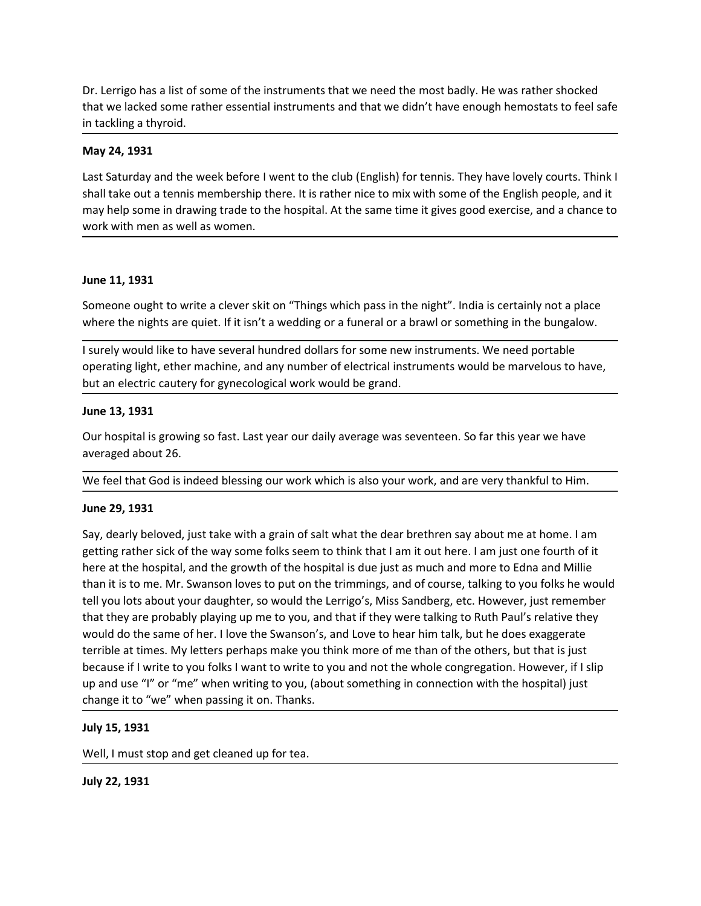Dr. Lerrigo has a list of some of the instruments that we need the most badly. He was rather shocked that we lacked some rather essential instruments and that we didn't have enough hemostats to feel safe in tackling a thyroid.

**May 24, 1931**

Last Saturday and the week before I went to the club (English) for tennis. They have lovely courts. Think I shall take out a tennis membership there. It is rather nice to mix with some of the English people, and it may help some in drawing trade to the hospital. At the same time it gives good exercise, and a chance to work with men as well as women.

**June 11, 1931**

Someone ought to write a clever skit on "Things which pass in the night". India is certainly not a place where the nights are quiet. If it isn't a wedding or a funeral or a brawl or something in the bungalow.

I surely would like to have several hundred dollars for some new instruments. We need portable operating light, ether machine, and any number of electrical instruments would be marvelous to have, but an electric cautery for gynecological work would be grand.

**June 13, 1931**

Our hospital is growing so fast. Last year our daily average was seventeen. So far this year we have averaged about 26.

We feel that God is indeed blessing our work which is also your work, and are very thankful to Him.

**June 29, 1931**

Say, dearly beloved, just take with a grain of salt what the dear brethren say about me at home. I am getting rather sick of the way some folks seem to think that I am it out here. I am just one fourth of it here at the hospital, and the growth of the hospital is due just as much and more to Edna and Millie than it is to me. Mr. Swanson loves to put on the trimmings, and of course, talking to you folks he would tell you lots about your daughter, so would the Lerrigo's, Miss Sandberg, etc. However, just remember that they are probably playing up me to you, and that if they were talking to Ruth Paul's relative they would do the same of her. I love the Swanson's, and Love to hear him talk, but he does exaggerate terrible at times. My letters perhaps make you think more of me than of the others, but that is just because if I write to you folks I want to write to you and not the whole congregation. However, if I slip up and use "I" or "me" when writing to you, (about something in connection with the hospital) just change it to "we" when passing it on. Thanks.

**July 15, 1931**

Well, I must stop and get cleaned up for tea.

**July 22, 1931**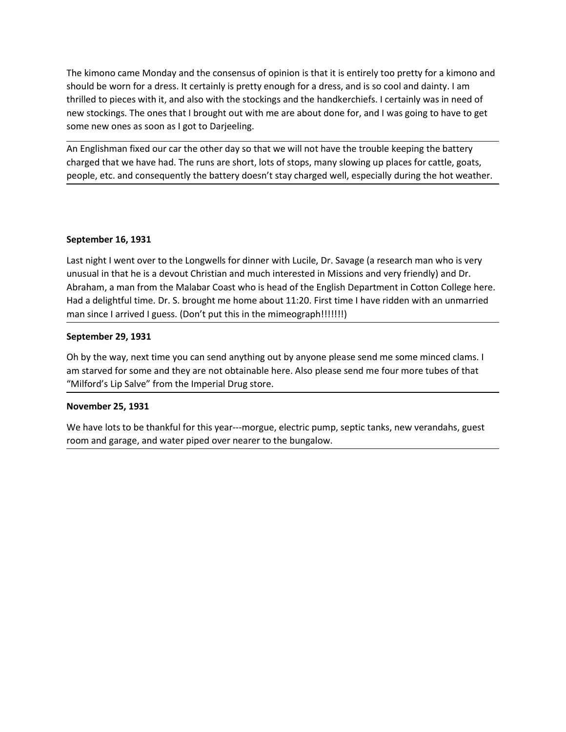The kimono came Monday and the consensus of opinion is that it is entirely too pretty for a kimono and should be worn for a dress. It certainly is pretty enough for a dress, and is so cool and dainty. I am thrilled to pieces with it, and also with the stockings and the handkerchiefs. I certainly was in need of new stockings. The ones that I brought out with me are about done for, and I was going to have to get some new ones as soon as I got to Darjeeling.

---

An Englishman fixed our car the other day so that we will not have the trouble keeping the battery charged that we have had. The runs are short, lots of stops, many slowing up places for cattle, goats, people, etc. and consequently the battery doesn't stay charged well, especially during the hot weather.

---

**September 16, 1931**

Last night I went over to the Longwells for dinner with Lucile, Dr. Savage (a research man who is very unusual in that he is a devout Christian and much interested in Missions and very friendly) and Dr. Abraham, a man from the Malabar Coast who is head of the English Department in Cotton College here. Had a delightful time. Dr. S. brought me home about 11:20. First time I have ridden with an unmarried man since I arrived I guess. (Don't put this in the mimeograph!!!!!!!)

---

**September 29, 1931**

Oh by the way, next time you can send anything out by anyone please send me some minced clams. I am starved for some and they are not obtainable here. Also please send me four more tubes of that "Milford's Lip Salve" from the Imperial Drug store.

---

**November 25, 1931**

We have lots to be thankful for this year---morgue, electric pump, septic tanks, new verandahs, guest room and garage, and water piped over nearer to the bungalow.

---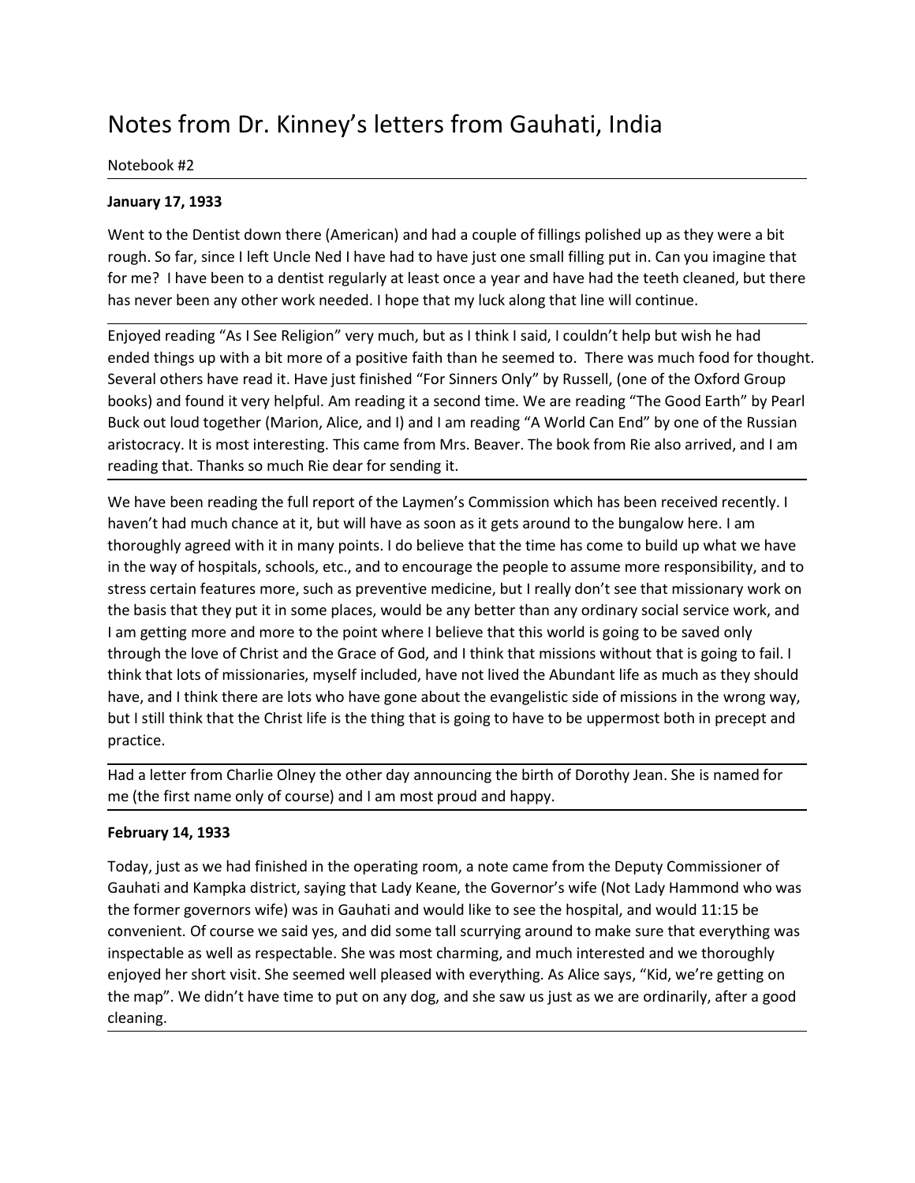# Notes from Dr. Kinney's letters from Gauhati, India

Notebook #2

---

**January 17, 1933**

Went to the Dentist down there (American) and had a couple of fillings polished up as they were a bit rough. So far, since I left Uncle Ned I have had to have just one small filling put in. Can you imagine that for me? I have been to a dentist regularly at least once a year and have had the teeth cleaned, but there has never been any other work needed. I hope that my luck along that line will continue.

---

Enjoyed reading "As I See Religion" very much, but as I think I said, I couldn't help but wish he had ended things up with a bit more of a positive faith than he seemed to. There was much food for thought. Several others have read it. Have just finished "For Sinners Only" by Russell, (one of the Oxford Group books) and found it very helpful. Am reading it a second time. We are reading "The Good Earth" by Pearl Buck out loud together (Marion, Alice, and I) and I am reading "A World Can End" by one of the Russian aristocracy. It is most interesting. This came from Mrs. Beaver. The book from Rie also arrived, and I am reading that. Thanks so much Rie dear for sending it.

---

We have been reading the full report of the Laymen's Commission which has been received recently. I haven't had much chance at it, but will have as soon as it gets around to the bungalow here. I am thoroughly agreed with it in many points. I do believe that the time has come to build up what we have in the way of hospitals, schools, etc., and to encourage the people to assume more responsibility, and to stress certain features more, such as preventive medicine, but I really don't see that missionary work on the basis that they put it in some places, would be any better than any ordinary social service work, and I am getting more and more to the point where I believe that this world is going to be saved only through the love of Christ and the Grace of God, and I think that missions without that is going to fail. I think that lots of missionaries, myself included, have not lived the Abundant life as much as they should have, and I think there are lots who have gone about the evangelistic side of missions in the wrong way, but I still think that the Christ life is the thing that is going to have to be uppermost both in precept and practice.

---

Had a letter from Charlie Olney the other day announcing the birth of Dorothy Jean. She is named for me (the first name only of course) and I am most proud and happy.

---

**February 14, 1933**

Today, just as we had finished in the operating room, a note came from the Deputy Commissioner of Gauhati and Kampka district, saying that Lady Keane, the Governor's wife (Not Lady Hammond who was the former governors wife) was in Gauhati and would like to see the hospital, and would 11:15 be convenient. Of course we said yes, and did some tall scurrying around to make sure that everything was inspectable as well as respectable. She was most charming, and much interested and we thoroughly enjoyed her short visit. She seemed well pleased with everything. As Alice says, "Kid, we're getting on the map". We didn't have time to put on any dog, and she saw us just as we are ordinarily, after a good cleaning.

---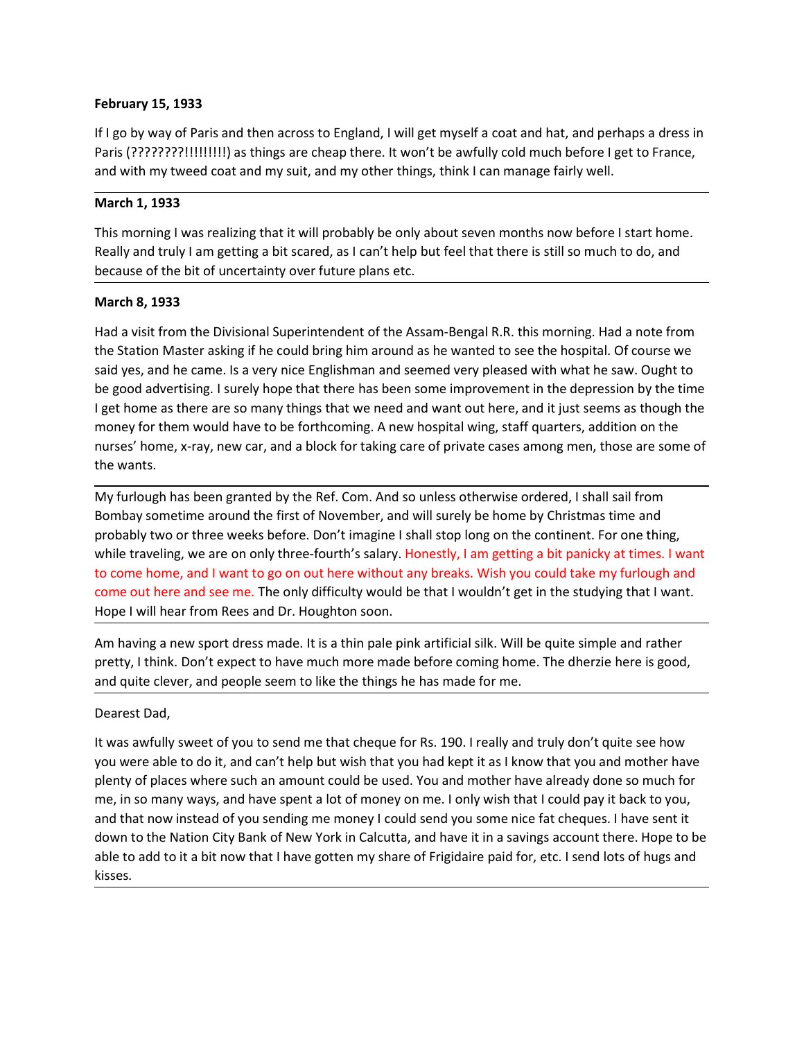**February 15, 1933**

If I go by way of Paris and then across to England, I will get myself a coat and hat, and perhaps a dress in Paris (????????!!!!!!!!!) as things are cheap there. It won't be awfully cold much before I get to France, and with my tweed coat and my suit, and my other things, think I can manage fairly well.

---

**March 1, 1933**

This morning I was realizing that it will probably be only about seven months now before I start home. Really and truly I am getting a bit scared, as I can't help but feel that there is still so much to do, and because of the bit of uncertainty over future plans etc.

---

**March 8, 1933**

Had a visit from the Divisional Superintendent of the Assam-Bengal R.R. this morning. Had a note from the Station Master asking if he could bring him around as he wanted to see the hospital. Of course we said yes, and he came. Is a very nice Englishman and seemed very pleased with what he saw. Ought to be good advertising. I surely hope that there has been some improvement in the depression by the time I get home as there are so many things that we need and want out here, and it just seems as though the money for them would have to be forthcoming. A new hospital wing, staff quarters, addition on the nurses' home, x-ray, new car, and a block for taking care of private cases among men, those are some of the wants.

---

My furlough has been granted by the Ref. Com. And so unless otherwise ordered, I shall sail from Bombay sometime around the first of November, and will surely be home by Christmas time and probably two or three weeks before. Don't imagine I shall stop long on the continent. For one thing, while traveling, we are on only three-fourth's salary. Honestly, I am getting a bit panicky at times. I want to come home, and I want to go on out here without any breaks. Wish you could take my furlough and come out here and see me. The only difficulty would be that I wouldn't get in the studying that I want. Hope I will hear from Rees and Dr. Houghton soon.

---

Am having a new sport dress made. It is a thin pale pink artificial silk. Will be quite simple and rather pretty, I think. Don't expect to have much more made before coming home. The dherzie here is good, and quite clever, and people seem to like the things he has made for me.

---

Dearest Dad,

It was awfully sweet of you to send me that cheque for Rs. 190. I really and truly don't quite see how you were able to do it, and can't help but wish that you had kept it as I know that you and mother have plenty of places where such an amount could be used. You and mother have already done so much for me, in so many ways, and have spent a lot of money on me. I only wish that I could pay it back to you, and that now instead of you sending me money I could send you some nice fat cheques. I have sent it down to the Nation City Bank of New York in Calcutta, and have it in a savings account there. Hope to be able to add to it a bit now that I have gotten my share of Frigidaire paid for, etc. I send lots of hugs and kisses.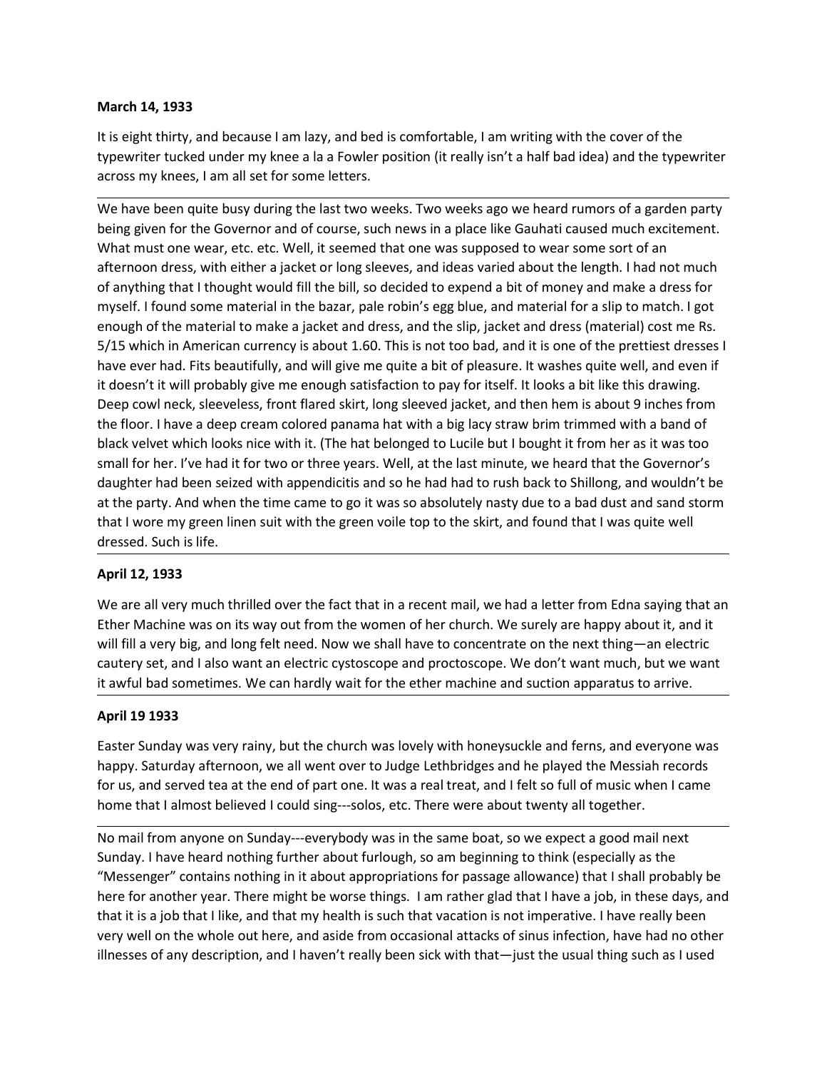**March 14, 1933**

It is eight thirty, and because I am lazy, and bed is comfortable, I am writing with the cover of the typewriter tucked under my knee a la a Fowler position (it really isn't a half bad idea) and the typewriter across my knees, I am all set for some letters.

---

We have been quite busy during the last two weeks. Two weeks ago we heard rumors of a garden party being given for the Governor and of course, such news in a place like Gauhati caused much excitement. What must one wear, etc. etc. Well, it seemed that one was supposed to wear some sort of an afternoon dress, with either a jacket or long sleeves, and ideas varied about the length. I had not much of anything that I thought would fill the bill, so decided to expend a bit of money and make a dress for myself. I found some material in the bazar, pale robin's egg blue, and material for a slip to match. I got enough of the material to make a jacket and dress, and the slip, jacket and dress (material) cost me Rs. 5/15 which in American currency is about 1.60. This is not too bad, and it is one of the prettiest dresses I have ever had. Fits beautifully, and will give me quite a bit of pleasure. It washes quite well, and even if it doesn't it will probably give me enough satisfaction to pay for itself. It looks a bit like this drawing. Deep cowl neck, sleeveless, front flared skirt, long sleeved jacket, and then hem is about 9 inches from the floor. I have a deep cream colored panama hat with a big lacy straw brim trimmed with a band of black velvet which looks nice with it. (The hat belonged to Lucile but I bought it from her as it was too small for her. I've had it for two or three years. Well, at the last minute, we heard that the Governor's daughter had been seized with appendicitis and so he had had to rush back to Shillong, and wouldn't be at the party. And when the time came to go it was so absolutely nasty due to a bad dust and sand storm that I wore my green linen suit with the green voile top to the skirt, and found that I was quite well dressed. Such is life.

---

**April 12, 1933**

We are all very much thrilled over the fact that in a recent mail, we had a letter from Edna saying that an Ether Machine was on its way out from the women of her church. We surely are happy about it, and it will fill a very big, and long felt need. Now we shall have to concentrate on the next thing—an electric cautery set, and I also want an electric cystoscope and proctoscope. We don't want much, but we want it awful bad sometimes. We can hardly wait for the ether machine and suction apparatus to arrive.

---

**April 19 1933**

Easter Sunday was very rainy, but the church was lovely with honeysuckle and ferns, and everyone was happy. Saturday afternoon, we all went over to Judge Lethbridges and he played the Messiah records for us, and served tea at the end of part one. It was a real treat, and I felt so full of music when I came home that I almost believed I could sing---solos, etc. There were about twenty all together.

---

No mail from anyone on Sunday---everybody was in the same boat, so we expect a good mail next Sunday. I have heard nothing further about furlough, so am beginning to think (especially as the "Messenger" contains nothing in it about appropriations for passage allowance) that I shall probably be here for another year. There might be worse things. I am rather glad that I have a job, in these days, and that it is a job that I like, and that my health is such that vacation is not imperative. I have really been very well on the whole out here, and aside from occasional attacks of sinus infection, have had no other illnesses of any description, and I haven't really been sick with that—just the usual thing such as I used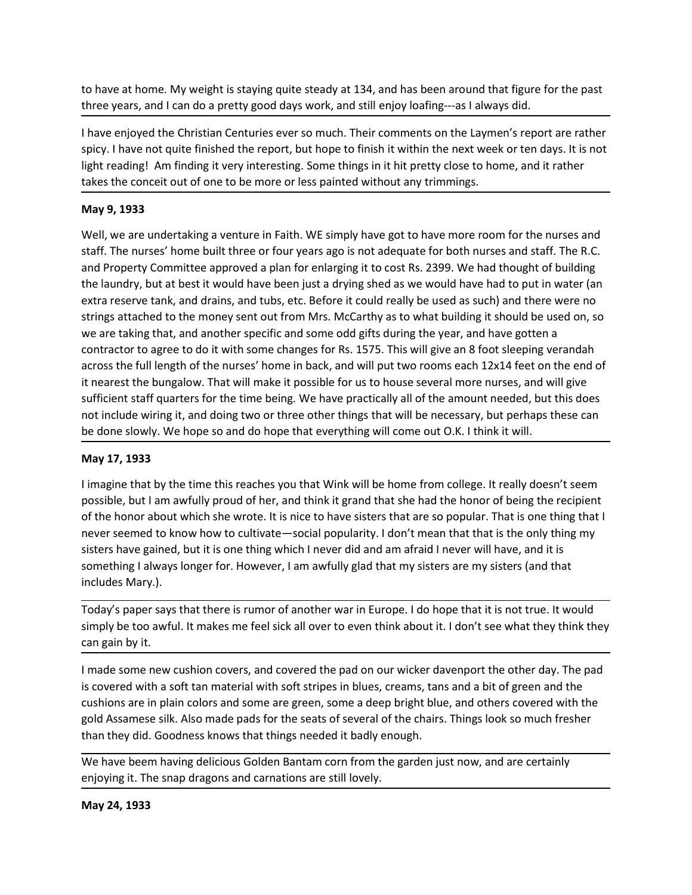to have at home. My weight is staying quite steady at 134, and has been around that figure for the past three years, and I can do a pretty good days work, and still enjoy loafing---as I always did.

I have enjoyed the Christian Centuries ever so much. Their comments on the Laymen's report are rather spicy. I have not quite finished the report, but hope to finish it within the next week or ten days. It is not light reading! Am finding it very interesting. Some things in it hit pretty close to home, and it rather takes the conceit out of one to be more or less painted without any trimmings.

**May 9, 1933**

Well, we are undertaking a venture in Faith. WE simply have got to have more room for the nurses and staff. The nurses' home built three or four years ago is not adequate for both nurses and staff. The R.C. and Property Committee approved a plan for enlarging it to cost Rs. 2399. We had thought of building the laundry, but at best it would have been just a drying shed as we would have had to put in water (an extra reserve tank, and drains, and tubs, etc. Before it could really be used as such) and there were no strings attached to the money sent out from Mrs. McCarthy as to what building it should be used on, so we are taking that, and another specific and some odd gifts during the year, and have gotten a contractor to agree to do it with some changes for Rs. 1575. This will give an 8 foot sleeping verandah across the full length of the nurses' home in back, and will put two rooms each 12x14 feet on the end of it nearest the bungalow. That will make it possible for us to house several more nurses, and will give sufficient staff quarters for the time being. We have practically all of the amount needed, but this does not include wiring it, and doing two or three other things that will be necessary, but perhaps these can be done slowly. We hope so and do hope that everything will come out O.K. I think it will.

**May 17, 1933**

I imagine that by the time this reaches you that Wink will be home from college. It really doesn't seem possible, but I am awfully proud of her, and think it grand that she had the honor of being the recipient of the honor about which she wrote. It is nice to have sisters that are so popular. That is one thing that I never seemed to know how to cultivate—social popularity. I don't mean that that is the only thing my sisters have gained, but it is one thing which I never did and am afraid I never will have, and it is something I always longer for. However, I am awfully glad that my sisters are my sisters (and that includes Mary.).

Today's paper says that there is rumor of another war in Europe. I do hope that it is not true. It would simply be too awful. It makes me feel sick all over to even think about it. I don't see what they think they can gain by it.

I made some new cushion covers, and covered the pad on our wicker davenport the other day. The pad is covered with a soft tan material with soft stripes in blues, creams, tans and a bit of green and the cushions are in plain colors and some are green, some a deep bright blue, and others covered with the gold Assamese silk. Also made pads for the seats of several of the chairs. Things look so much fresher than they did. Goodness knows that things needed it badly enough.

We have beem having delicious Golden Bantam corn from the garden just now, and are certainly enjoying it. The snap dragons and carnations are still lovely.

**May 24, 1933**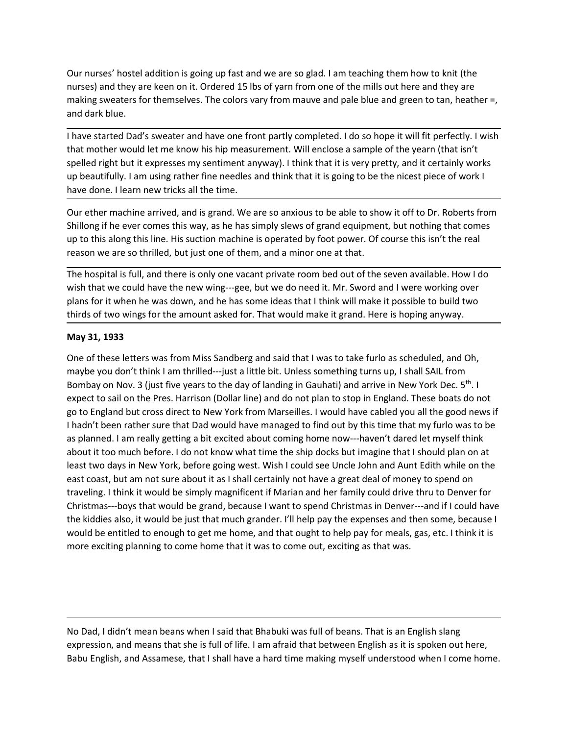Our nurses' hostel addition is going up fast and we are so glad. I am teaching them how to knit (the nurses) and they are keen on it. Ordered 15 lbs of yarn from one of the mills out here and they are making sweaters for themselves. The colors vary from mauve and pale blue and green to tan, heather =, and dark blue.

---

I have started Dad's sweater and have one front partly completed. I do so hope it will fit perfectly. I wish that mother would let me know his hip measurement. Will enclose a sample of the yearn (that isn't spelled right but it expresses my sentiment anyway). I think that it is very pretty, and it certainly works up beautifully. I am using rather fine needles and think that it is going to be the nicest piece of work I have done. I learn new tricks all the time.

---

Our ether machine arrived, and is grand. We are so anxious to be able to show it off to Dr. Roberts from Shillong if he ever comes this way, as he has simply slews of grand equipment, but nothing that comes up to this along this line. His suction machine is operated by foot power. Of course this isn't the real reason we are so thrilled, but just one of them, and a minor one at that.

---

The hospital is full, and there is only one vacant private room bed out of the seven available. How I do wish that we could have the new wing---gee, but we do need it. Mr. Sword and I were working over plans for it when he was down, and he has some ideas that I think will make it possible to build two thirds of two wings for the amount asked for. That would make it grand. Here is hoping anyway.

---

**May 31, 1933**

One of these letters was from Miss Sandberg and said that I was to take furlo as scheduled, and Oh, maybe you don't think I am thrilled---just a little bit. Unless something turns up, I shall SAIL from Bombay on Nov. 3 (just five years to the day of landing in Gauhati) and arrive in New York Dec. 5th. I expect to sail on the Pres. Harrison (Dollar line) and do not plan to stop in England. These boats do not go to England but cross direct to New York from Marseilles. I would have cabled you all the good news if I hadn't been rather sure that Dad would have managed to find out by this time that my furlo was to be as planned. I am really getting a bit excited about coming home now---haven't dared let myself think about it too much before. I do not know what time the ship docks but imagine that I should plan on at least two days in New York, before going west. Wish I could see Uncle John and Aunt Edith while on the east coast, but am not sure about it as I shall certainly not have a great deal of money to spend on traveling. I think it would be simply magnificent if Marian and her family could drive thru to Denver for Christmas---boys that would be grand, because I want to spend Christmas in Denver---and if I could have the kiddies also, it would be just that much grander. I'll help pay the expenses and then some, because I would be entitled to enough to get me home, and that ought to help pay for meals, gas, etc. I think it is more exciting planning to come home that it was to come out, exciting as that was.

---

No Dad, I didn't mean beans when I said that Bhabuki was full of beans. That is an English slang expression, and means that she is full of life. I am afraid that between English as it is spoken out here, Babu English, and Assamese, that I shall have a hard time making myself understood when I come home.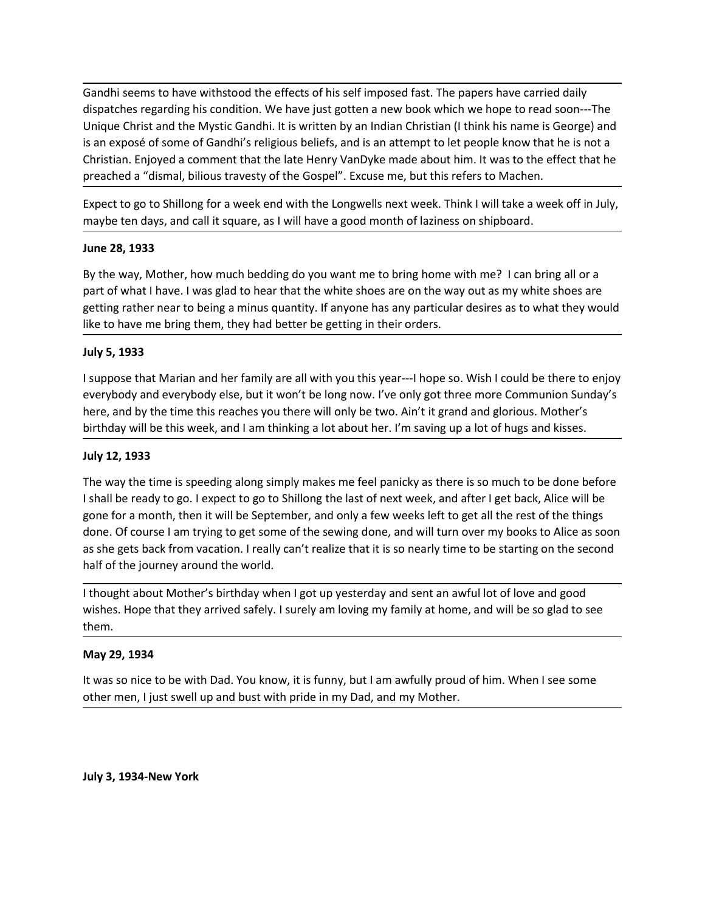Gandhi seems to have withstood the effects of his self imposed fast. The papers have carried daily dispatches regarding his condition. We have just gotten a new book which we hope to read soon---The Unique Christ and the Mystic Gandhi. It is written by an Indian Christian (I think his name is George) and is an exposé of some of Gandhi's religious beliefs, and is an attempt to let people know that he is not a Christian. Enjoyed a comment that the late Henry VanDyke made about him. It was to the effect that he preached a "dismal, bilious travesty of the Gospel". Excuse me, but this refers to Machen.

Expect to go to Shillong for a week end with the Longwells next week. Think I will take a week off in July, maybe ten days, and call it square, as I will have a good month of laziness on shipboard.

**June 28, 1933**

By the way, Mother, how much bedding do you want me to bring home with me? I can bring all or a part of what I have. I was glad to hear that the white shoes are on the way out as my white shoes are getting rather near to being a minus quantity. If anyone has any particular desires as to what they would like to have me bring them, they had better be getting in their orders.

**July 5, 1933**

I suppose that Marian and her family are all with you this year---I hope so. Wish I could be there to enjoy everybody and everybody else, but it won't be long now. I've only got three more Communion Sunday's here, and by the time this reaches you there will only be two. Ain't it grand and glorious. Mother's birthday will be this week, and I am thinking a lot about her. I'm saving up a lot of hugs and kisses.

**July 12, 1933**

The way the time is speeding along simply makes me feel panicky as there is so much to be done before I shall be ready to go. I expect to go to Shillong the last of next week, and after I get back, Alice will be gone for a month, then it will be September, and only a few weeks left to get all the rest of the things done. Of course I am trying to get some of the sewing done, and will turn over my books to Alice as soon as she gets back from vacation. I really can't realize that it is so nearly time to be starting on the second half of the journey around the world.

I thought about Mother's birthday when I got up yesterday and sent an awful lot of love and good wishes. Hope that they arrived safely. I surely am loving my family at home, and will be so glad to see them.

**May 29, 1934**

It was so nice to be with Dad. You know, it is funny, but I am awfully proud of him. When I see some other men, I just swell up and bust with pride in my Dad, and my Mother.

**July 3, 1934-New York**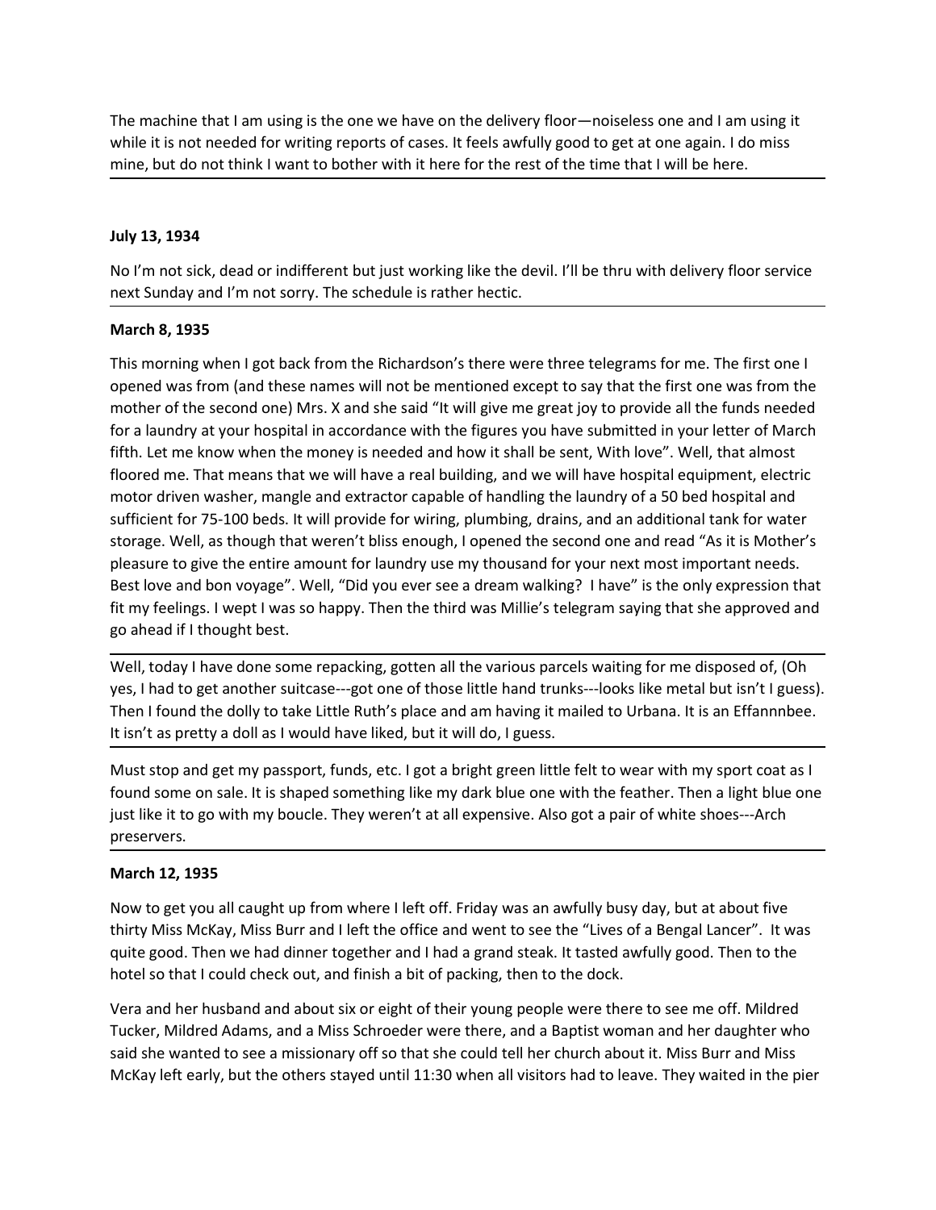The machine that I am using is the one we have on the delivery floor—noiseless one and I am using it while it is not needed for writing reports of cases. It feels awfully good to get at one again. I do miss mine, but do not think I want to bother with it here for the rest of the time that I will be here.

---

**July 13, 1934**

No I'm not sick, dead or indifferent but just working like the devil. I'll be thru with delivery floor service next Sunday and I'm not sorry. The schedule is rather hectic.

---

**March 8, 1935**

This morning when I got back from the Richardson's there were three telegrams for me. The first one I opened was from (and these names will not be mentioned except to say that the first one was from the mother of the second one) Mrs. X and she said "It will give me great joy to provide all the funds needed for a laundry at your hospital in accordance with the figures you have submitted in your letter of March fifth. Let me know when the money is needed and how it shall be sent, With love". Well, that almost floored me. That means that we will have a real building, and we will have hospital equipment, electric motor driven washer, mangle and extractor capable of handling the laundry of a 50 bed hospital and sufficient for 75-100 beds. It will provide for wiring, plumbing, drains, and an additional tank for water storage. Well, as though that weren't bliss enough, I opened the second one and read "As it is Mother's pleasure to give the entire amount for laundry use my thousand for your next most important needs. Best love and bon voyage". Well, "Did you ever see a dream walking? I have" is the only expression that fit my feelings. I wept I was so happy. Then the third was Millie's telegram saying that she approved and go ahead if I thought best.

---

Well, today I have done some repacking, gotten all the various parcels waiting for me disposed of, (Oh yes, I had to get another suitcase---got one of those little hand trunks---looks like metal but isn't I guess). Then I found the dolly to take Little Ruth's place and am having it mailed to Urbana. It is an Effannnbee. It isn't as pretty a doll as I would have liked, but it will do, I guess.

---

Must stop and get my passport, funds, etc. I got a bright green little felt to wear with my sport coat as I found some on sale. It is shaped something like my dark blue one with the feather. Then a light blue one just like it to go with my boucle. They weren't at all expensive. Also got a pair of white shoes---Arch preservers.

---

**March 12, 1935**

Now to get you all caught up from where I left off. Friday was an awfully busy day, but at about five thirty Miss McKay, Miss Burr and I left the office and went to see the "Lives of a Bengal Lancer". It was quite good. Then we had dinner together and I had a grand steak. It tasted awfully good. Then to the hotel so that I could check out, and finish a bit of packing, then to the dock.

Vera and her husband and about six or eight of their young people were there to see me off. Mildred Tucker, Mildred Adams, and a Miss Schroeder were there, and a Baptist woman and her daughter who said she wanted to see a missionary off so that she could tell her church about it. Miss Burr and Miss McKay left early, but the others stayed until 11:30 when all visitors had to leave. They waited in the pier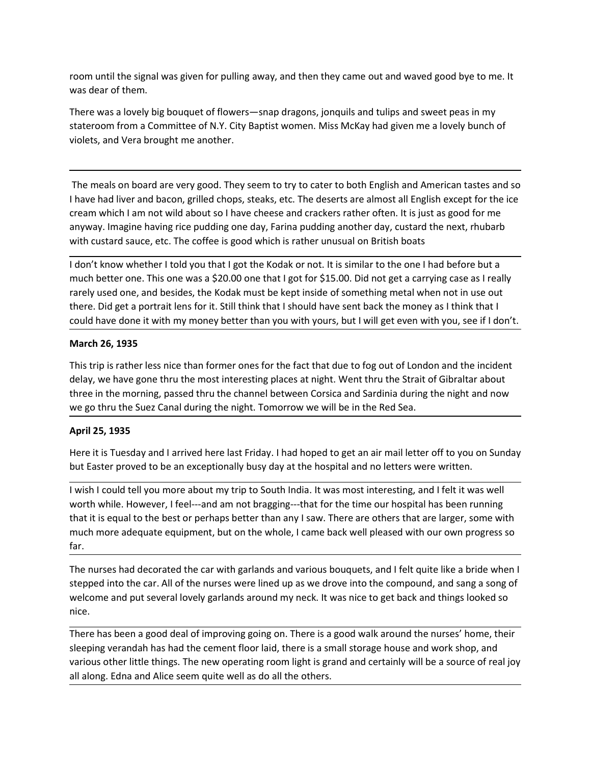room until the signal was given for pulling away, and then they came out and waved good bye to me. It was dear of them.

There was a lovely big bouquet of flowers—snap dragons, jonquils and tulips and sweet peas in my stateroom from a Committee of N.Y. City Baptist women. Miss McKay had given me a lovely bunch of violets, and Vera brought me another.

---

The meals on board are very good. They seem to try to cater to both English and American tastes and so I have had liver and bacon, grilled chops, steaks, etc. The deserts are almost all English except for the ice cream which I am not wild about so I have cheese and crackers rather often. It is just as good for me anyway. Imagine having rice pudding one day, Farina pudding another day, custard the next, rhubarb with custard sauce, etc. The coffee is good which is rather unusual on British boats

---

I don't know whether I told you that I got the Kodak or not. It is similar to the one I had before but a much better one. This one was a $20.00 one that I got for $15.00. Did not get a carrying case as I really rarely used one, and besides, the Kodak must be kept inside of something metal when not in use out there. Did get a portrait lens for it. Still think that I should have sent back the money as I think that I could have done it with my money better than you with yours, but I will get even with you, see if I don't.

---

**March 26, 1935**

This trip is rather less nice than former ones for the fact that due to fog out of London and the incident delay, we have gone thru the most interesting places at night. Went thru the Strait of Gibraltar about three in the morning, passed thru the channel between Corsica and Sardinia during the night and now we go thru the Suez Canal during the night. Tomorrow we will be in the Red Sea.

---

**April 25, 1935**

Here it is Tuesday and I arrived here last Friday. I had hoped to get an air mail letter off to you on Sunday but Easter proved to be an exceptionally busy day at the hospital and no letters were written.

---

I wish I could tell you more about my trip to South India. It was most interesting, and I felt it was well worth while. However, I feel---and am not bragging---that for the time our hospital has been running that it is equal to the best or perhaps better than any I saw. There are others that are larger, some with much more adequate equipment, but on the whole, I came back well pleased with our own progress so far.

---

The nurses had decorated the car with garlands and various bouquets, and I felt quite like a bride when I stepped into the car. All of the nurses were lined up as we drove into the compound, and sang a song of welcome and put several lovely garlands around my neck. It was nice to get back and things looked so nice.

---

There has been a good deal of improving going on. There is a good walk around the nurses' home, their sleeping verandah has had the cement floor laid, there is a small storage house and work shop, and various other little things. The new operating room light is grand and certainly will be a source of real joy all along. Edna and Alice seem quite well as do all the others.

---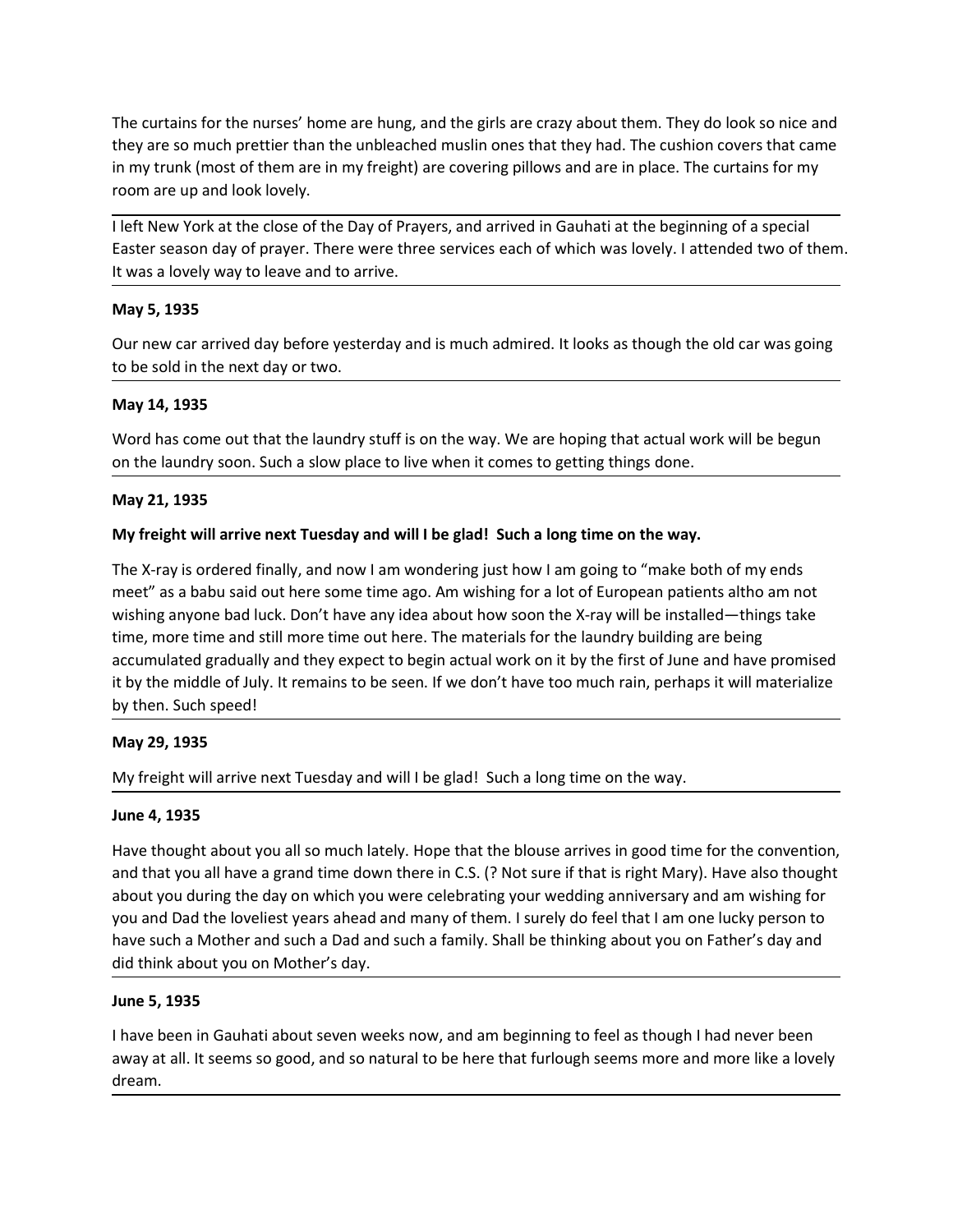The curtains for the nurses' home are hung, and the girls are crazy about them. They do look so nice and they are so much prettier than the unbleached muslin ones that they had. The cushion covers that came in my trunk (most of them are in my freight) are covering pillows and are in place. The curtains for my room are up and look lovely.

---

I left New York at the close of the Day of Prayers, and arrived in Gauhati at the beginning of a special Easter season day of prayer. There were three services each of which was lovely. I attended two of them. It was a lovely way to leave and to arrive.

---

**May 5, 1935**

Our new car arrived day before yesterday and is much admired. It looks as though the old car was going to be sold in the next day or two.

---

**May 14, 1935**

Word has come out that the laundry stuff is on the way. We are hoping that actual work will be begun on the laundry soon. Such a slow place to live when it comes to getting things done.

---

**May 21, 1935**

**My freight will arrive next Tuesday and will I be glad! Such a long time on the way.**

The X-ray is ordered finally, and now I am wondering just how I am going to "make both of my ends meet" as a babu said out here some time ago. Am wishing for a lot of European patients altho am not wishing anyone bad luck. Don't have any idea about how soon the X-ray will be installed—things take time, more time and still more time out here. The materials for the laundry building are being accumulated gradually and they expect to begin actual work on it by the first of June and have promised it by the middle of July. It remains to be seen. If we don't have too much rain, perhaps it will materialize by then. Such speed!

---

**May 29, 1935**

My freight will arrive next Tuesday and will I be glad! Such a long time on the way.

---

**June 4, 1935**

Have thought about you all so much lately. Hope that the blouse arrives in good time for the convention, and that you all have a grand time down there in C.S. (? Not sure if that is right Mary). Have also thought about you during the day on which you were celebrating your wedding anniversary and am wishing for you and Dad the loveliest years ahead and many of them. I surely do feel that I am one lucky person to have such a Mother and such a Dad and such a family. Shall be thinking about you on Father's day and did think about you on Mother's day.

---

**June 5, 1935**

I have been in Gauhati about seven weeks now, and am beginning to feel as though I had never been away at all. It seems so good, and so natural to be here that furlough seems more and more like a lovely dream.

---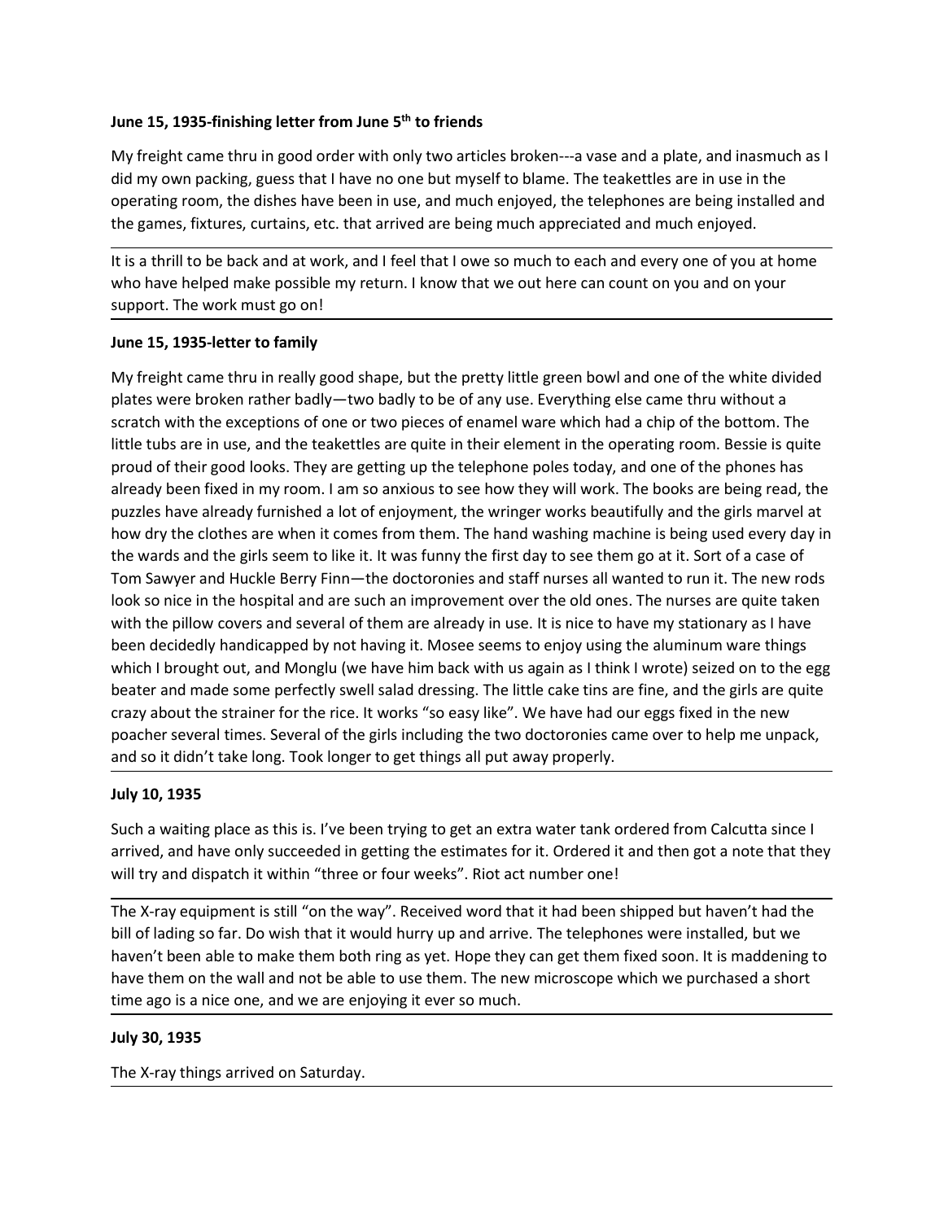**June 15, 1935-finishing letter from June 5th to friends**

My freight came thru in good order with only two articles broken---a vase and a plate, and inasmuch as I did my own packing, guess that I have no one but myself to blame. The teakettles are in use in the operating room, the dishes have been in use, and much enjoyed, the telephones are being installed and the games, fixtures, curtains, etc. that arrived are being much appreciated and much enjoyed.

---

It is a thrill to be back and at work, and I feel that I owe so much to each and every one of you at home who have helped make possible my return. I know that we out here can count on you and on your support. The work must go on!

---

**June 15, 1935-letter to family**

My freight came thru in really good shape, but the pretty little green bowl and one of the white divided plates were broken rather badly—two badly to be of any use. Everything else came thru without a scratch with the exceptions of one or two pieces of enamel ware which had a chip of the bottom. The little tubs are in use, and the teakettles are quite in their element in the operating room. Bessie is quite proud of their good looks. They are getting up the telephone poles today, and one of the phones has already been fixed in my room. I am so anxious to see how they will work. The books are being read, the puzzles have already furnished a lot of enjoyment, the wringer works beautifully and the girls marvel at how dry the clothes are when it comes from them. The hand washing machine is being used every day in the wards and the girls seem to like it. It was funny the first day to see them go at it. Sort of a case of Tom Sawyer and Huckle Berry Finn—the doctoronies and staff nurses all wanted to run it. The new rods look so nice in the hospital and are such an improvement over the old ones. The nurses are quite taken with the pillow covers and several of them are already in use. It is nice to have my stationary as I have been decidedly handicapped by not having it. Mosee seems to enjoy using the aluminum ware things which I brought out, and Monglu (we have him back with us again as I think I wrote) seized on to the egg beater and made some perfectly swell salad dressing. The little cake tins are fine, and the girls are quite crazy about the strainer for the rice. It works "so easy like". We have had our eggs fixed in the new poacher several times. Several of the girls including the two doctoronies came over to help me unpack, and so it didn't take long. Took longer to get things all put away properly.

---

**July 10, 1935**

Such a waiting place as this is. I've been trying to get an extra water tank ordered from Calcutta since I arrived, and have only succeeded in getting the estimates for it. Ordered it and then got a note that they will try and dispatch it within "three or four weeks". Riot act number one!

---

The X-ray equipment is still "on the way". Received word that it had been shipped but haven't had the bill of lading so far. Do wish that it would hurry up and arrive. The telephones were installed, but we haven't been able to make them both ring as yet. Hope they can get them fixed soon. It is maddening to have them on the wall and not be able to use them. The new microscope which we purchased a short time ago is a nice one, and we are enjoying it ever so much.

---

**July 30, 1935**

The X-ray things arrived on Saturday.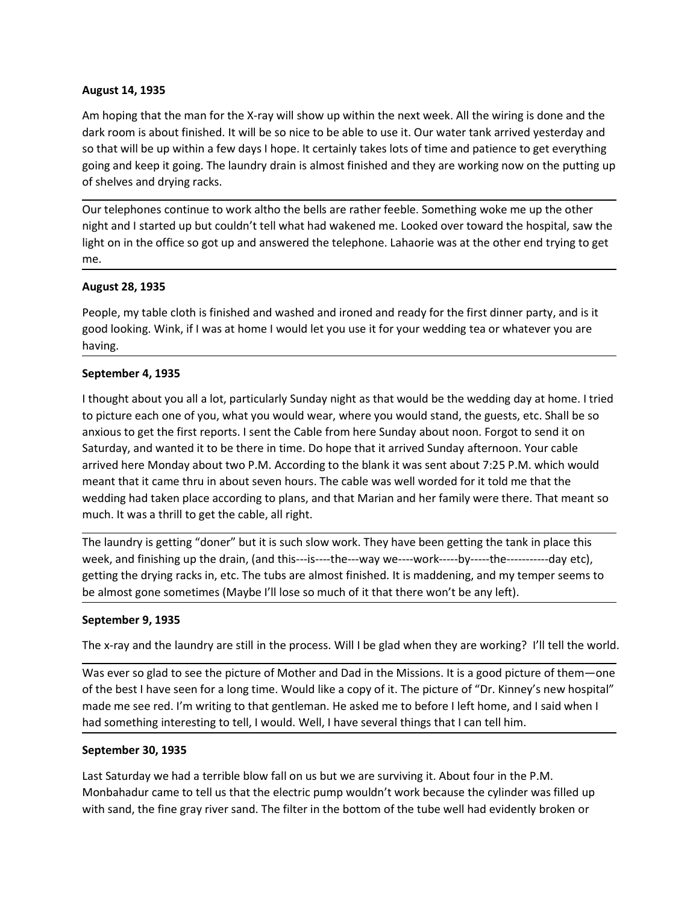**August 14, 1935**

Am hoping that the man for the X-ray will show up within the next week. All the wiring is done and the dark room is about finished. It will be so nice to be able to use it. Our water tank arrived yesterday and so that will be up within a few days I hope. It certainly takes lots of time and patience to get everything going and keep it going. The laundry drain is almost finished and they are working now on the putting up of shelves and drying racks.

---

Our telephones continue to work altho the bells are rather feeble. Something woke me up the other night and I started up but couldn't tell what had wakened me. Looked over toward the hospital, saw the light on in the office so got up and answered the telephone. Lahaorie was at the other end trying to get me.

---

**August 28, 1935**

People, my table cloth is finished and washed and ironed and ready for the first dinner party, and is it good looking. Wink, if I was at home I would let you use it for your wedding tea or whatever you are having.

---

**September 4, 1935**

I thought about you all a lot, particularly Sunday night as that would be the wedding day at home. I tried to picture each one of you, what you would wear, where you would stand, the guests, etc. Shall be so anxious to get the first reports. I sent the Cable from here Sunday about noon. Forgot to send it on Saturday, and wanted it to be there in time. Do hope that it arrived Sunday afternoon. Your cable arrived here Monday about two P.M. According to the blank it was sent about 7:25 P.M. which would meant that it came thru in about seven hours. The cable was well worded for it told me that the wedding had taken place according to plans, and that Marian and her family were there. That meant so much. It was a thrill to get the cable, all right.

---

The laundry is getting "doner" but it is such slow work. They have been getting the tank in place this week, and finishing up the drain, (and this---is----the---way we----work-----by-----the-----------day etc), getting the drying racks in, etc. The tubs are almost finished. It is maddening, and my temper seems to be almost gone sometimes (Maybe I'll lose so much of it that there won't be any left).

---

**September 9, 1935**

The x-ray and the laundry are still in the process. Will I be glad when they are working? I'll tell the world.

---

Was ever so glad to see the picture of Mother and Dad in the Missions. It is a good picture of them—one of the best I have seen for a long time. Would like a copy of it. The picture of "Dr. Kinney's new hospital" made me see red. I'm writing to that gentleman. He asked me to before I left home, and I said when I had something interesting to tell, I would. Well, I have several things that I can tell him.

---

**September 30, 1935**

Last Saturday we had a terrible blow fall on us but we are surviving it. About four in the P.M. Monbahadur came to tell us that the electric pump wouldn't work because the cylinder was filled up with sand, the fine gray river sand. The filter in the bottom of the tube well had evidently broken or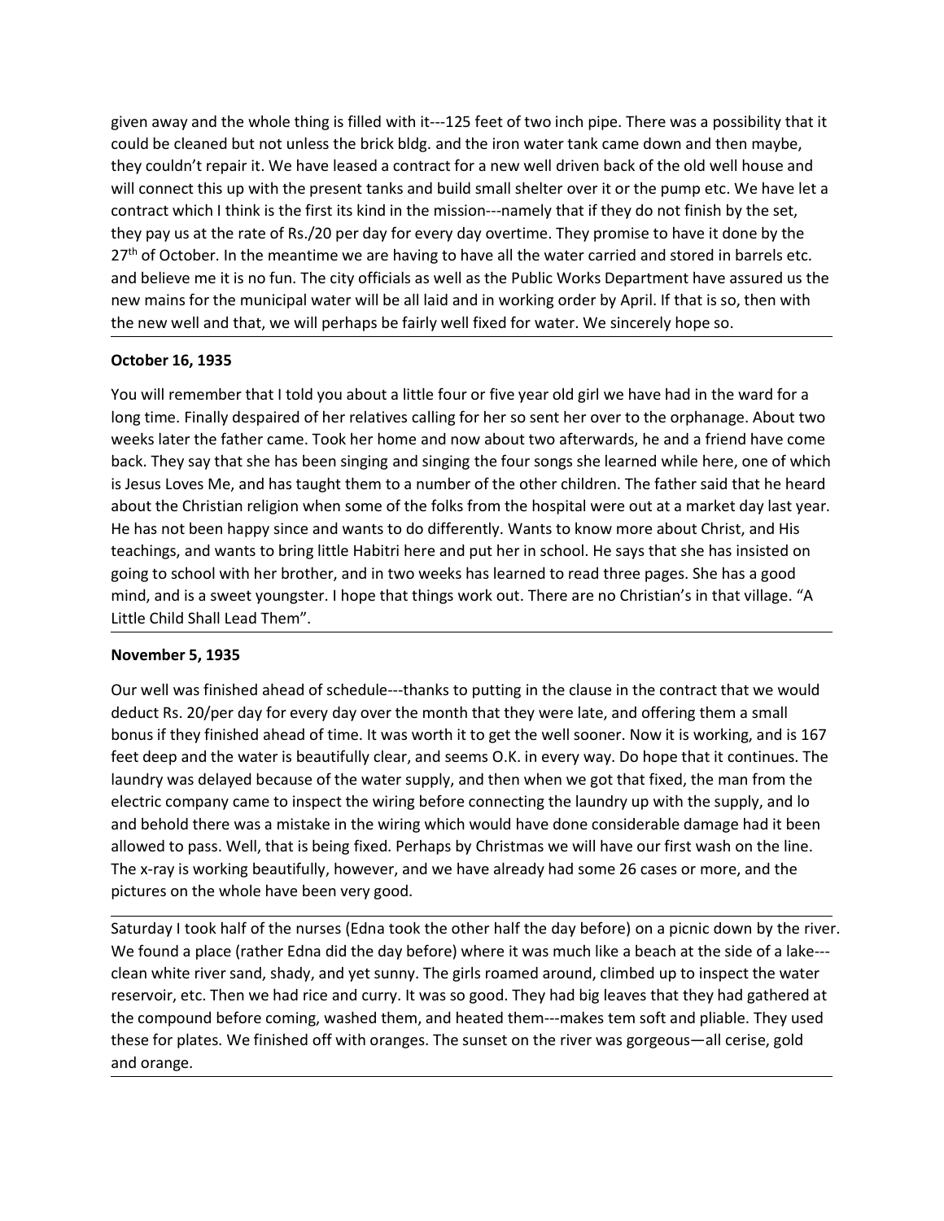given away and the whole thing is filled with it---125 feet of two inch pipe. There was a possibility that it could be cleaned but not unless the brick bldg. and the iron water tank came down and then maybe, they couldn't repair it. We have leased a contract for a new well driven back of the old well house and will connect this up with the present tanks and build small shelter over it or the pump etc. We have let a contract which I think is the first its kind in the mission---namely that if they do not finish by the set, they pay us at the rate of Rs./20 per day for every day overtime. They promise to have it done by the 27th of October. In the meantime we are having to have all the water carried and stored in barrels etc. and believe me it is no fun. The city officials as well as the Public Works Department have assured us the new mains for the municipal water will be all laid and in working order by April. If that is so, then with the new well and that, we will perhaps be fairly well fixed for water. We sincerely hope so.

---

**October 16, 1935**

You will remember that I told you about a little four or five year old girl we have had in the ward for a long time. Finally despaired of her relatives calling for her so sent her over to the orphanage. About two weeks later the father came. Took her home and now about two afterwards, he and a friend have come back. They say that she has been singing and singing the four songs she learned while here, one of which is Jesus Loves Me, and has taught them to a number of the other children. The father said that he heard about the Christian religion when some of the folks from the hospital were out at a market day last year. He has not been happy since and wants to do differently. Wants to know more about Christ, and His teachings, and wants to bring little Habitri here and put her in school. He says that she has insisted on going to school with her brother, and in two weeks has learned to read three pages. She has a good mind, and is a sweet youngster. I hope that things work out. There are no Christian's in that village. "A Little Child Shall Lead Them".

---

**November 5, 1935**

Our well was finished ahead of schedule---thanks to putting in the clause in the contract that we would deduct Rs. 20/per day for every day over the month that they were late, and offering them a small bonus if they finished ahead of time. It was worth it to get the well sooner. Now it is working, and is 167 feet deep and the water is beautifully clear, and seems O.K. in every way. Do hope that it continues. The laundry was delayed because of the water supply, and then when we got that fixed, the man from the electric company came to inspect the wiring before connecting the laundry up with the supply, and lo and behold there was a mistake in the wiring which would have done considerable damage had it been allowed to pass. Well, that is being fixed. Perhaps by Christmas we will have our first wash on the line. The x-ray is working beautifully, however, and we have already had some 26 cases or more, and the pictures on the whole have been very good.

---

Saturday I took half of the nurses (Edna took the other half the day before) on a picnic down by the river. We found a place (rather Edna did the day before) where it was much like a beach at the side of a lake---clean white river sand, shady, and yet sunny. The girls roamed around, climbed up to inspect the water reservoir, etc. Then we had rice and curry. It was so good. They had big leaves that they had gathered at the compound before coming, washed them, and heated them---makes tem soft and pliable. They used these for plates. We finished off with oranges. The sunset on the river was gorgeous—all cerise, gold and orange.

---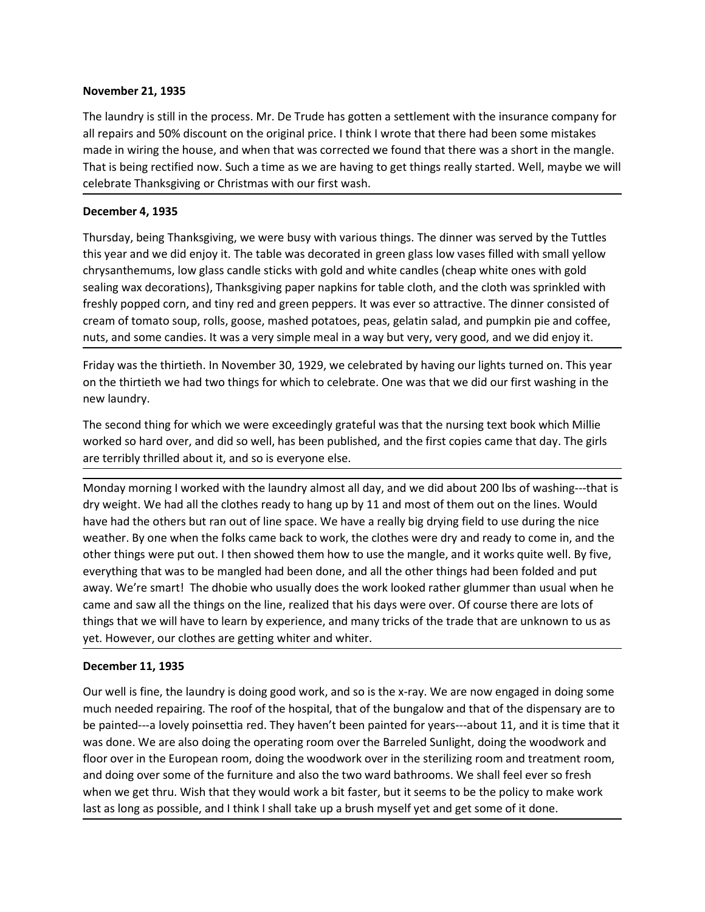**November 21, 1935**

The laundry is still in the process. Mr. De Trude has gotten a settlement with the insurance company for all repairs and 50% discount on the original price. I think I wrote that there had been some mistakes made in wiring the house, and when that was corrected we found that there was a short in the mangle. That is being rectified now. Such a time as we are having to get things really started. Well, maybe we will celebrate Thanksgiving or Christmas with our first wash.

---

**December 4, 1935**

Thursday, being Thanksgiving, we were busy with various things. The dinner was served by the Tuttles this year and we did enjoy it. The table was decorated in green glass low vases filled with small yellow chrysanthemums, low glass candle sticks with gold and white candles (cheap white ones with gold sealing wax decorations), Thanksgiving paper napkins for table cloth, and the cloth was sprinkled with freshly popped corn, and tiny red and green peppers. It was ever so attractive. The dinner consisted of cream of tomato soup, rolls, goose, mashed potatoes, peas, gelatin salad, and pumpkin pie and coffee, nuts, and some candies. It was a very simple meal in a way but very, very good, and we did enjoy it.

---

Friday was the thirtieth. In November 30, 1929, we celebrated by having our lights turned on. This year on the thirtieth we had two things for which to celebrate. One was that we did our first washing in the new laundry.

The second thing for which we were exceedingly grateful was that the nursing text book which Millie worked so hard over, and did so well, has been published, and the first copies came that day. The girls are terribly thrilled about it, and so is everyone else.

---

Monday morning I worked with the laundry almost all day, and we did about 200 lbs of washing---that is dry weight. We had all the clothes ready to hang up by 11 and most of them out on the lines. Would have had the others but ran out of line space. We have a really big drying field to use during the nice weather. By one when the folks came back to work, the clothes were dry and ready to come in, and the other things were put out. I then showed them how to use the mangle, and it works quite well. By five, everything that was to be mangled had been done, and all the other things had been folded and put away. We're smart! The dhobie who usually does the work looked rather glummer than usual when he came and saw all the things on the line, realized that his days were over. Of course there are lots of things that we will have to learn by experience, and many tricks of the trade that are unknown to us as yet. However, our clothes are getting whiter and whiter.

---

**December 11, 1935**

Our well is fine, the laundry is doing good work, and so is the x-ray. We are now engaged in doing some much needed repairing. The roof of the hospital, that of the bungalow and that of the dispensary are to be painted---a lovely poinsettia red. They haven't been painted for years---about 11, and it is time that it was done. We are also doing the operating room over the Barreled Sunlight, doing the woodwork and floor over in the European room, doing the woodwork over in the sterilizing room and treatment room, and doing over some of the furniture and also the two ward bathrooms. We shall feel ever so fresh when we get thru. Wish that they would work a bit faster, but it seems to be the policy to make work last as long as possible, and I think I shall take up a brush myself yet and get some of it done.

---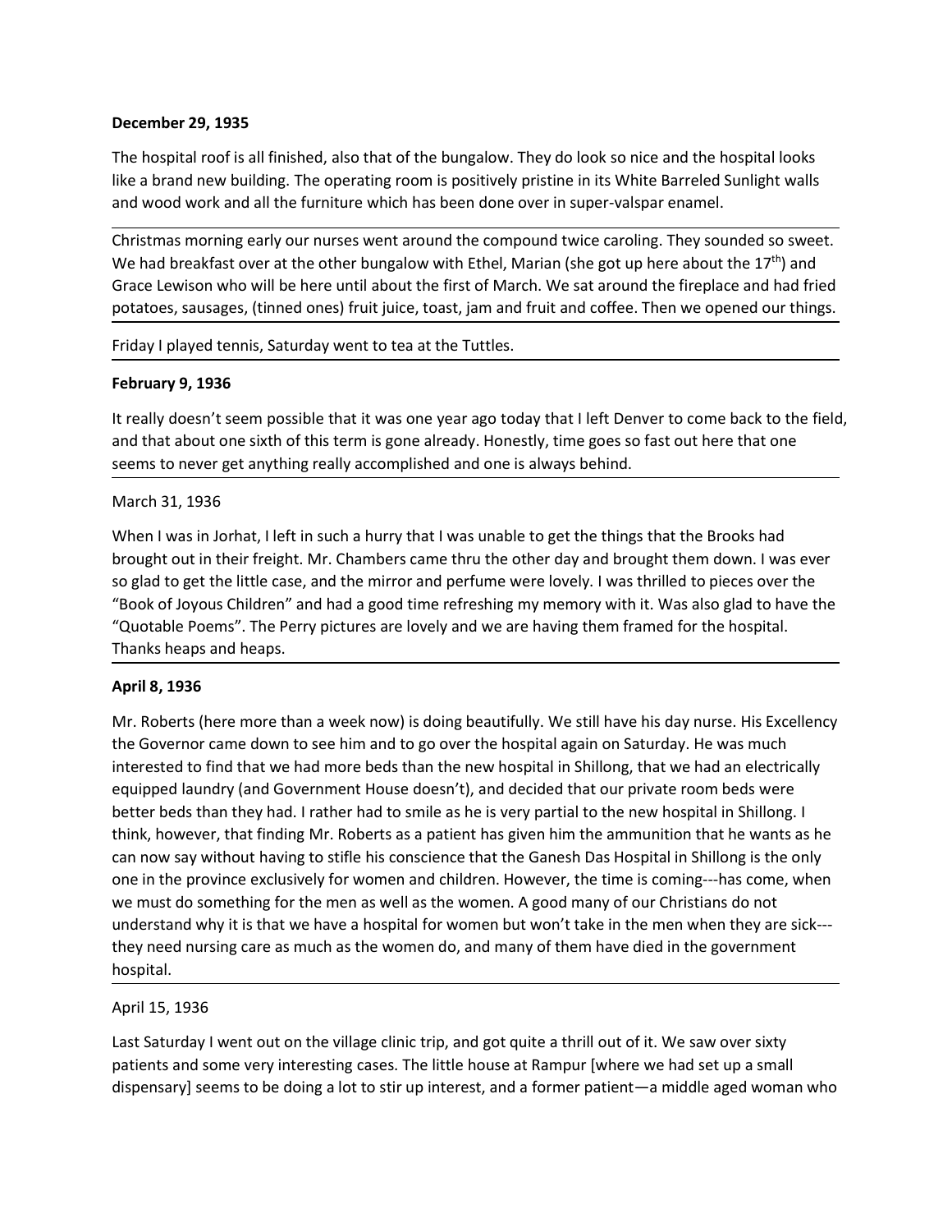**December 29, 1935**

The hospital roof is all finished, also that of the bungalow. They do look so nice and the hospital looks like a brand new building. The operating room is positively pristine in its White Barreled Sunlight walls and wood work and all the furniture which has been done over in super-valspar enamel.

---

Christmas morning early our nurses went around the compound twice caroling. They sounded so sweet. We had breakfast over at the other bungalow with Ethel, Marian (she got up here about the 17th) and Grace Lewison who will be here until about the first of March. We sat around the fireplace and had fried potatoes, sausages, (tinned ones) fruit juice, toast, jam and fruit and coffee. Then we opened our things.

---

Friday I played tennis, Saturday went to tea at the Tuttles.

---

**February 9, 1936**

It really doesn't seem possible that it was one year ago today that I left Denver to come back to the field, and that about one sixth of this term is gone already. Honestly, time goes so fast out here that one seems to never get anything really accomplished and one is always behind.

---

March 31, 1936

When I was in Jorhat, I left in such a hurry that I was unable to get the things that the Brooks had brought out in their freight. Mr. Chambers came thru the other day and brought them down. I was ever so glad to get the little case, and the mirror and perfume were lovely. I was thrilled to pieces over the "Book of Joyous Children" and had a good time refreshing my memory with it. Was also glad to have the "Quotable Poems". The Perry pictures are lovely and we are having them framed for the hospital. Thanks heaps and heaps.

---

**April 8, 1936**

Mr. Roberts (here more than a week now) is doing beautifully. We still have his day nurse. His Excellency the Governor came down to see him and to go over the hospital again on Saturday. He was much interested to find that we had more beds than the new hospital in Shillong, that we had an electrically equipped laundry (and Government House doesn't), and decided that our private room beds were better beds than they had. I rather had to smile as he is very partial to the new hospital in Shillong. I think, however, that finding Mr. Roberts as a patient has given him the ammunition that he wants as he can now say without having to stifle his conscience that the Ganesh Das Hospital in Shillong is the only one in the province exclusively for women and children. However, the time is coming---has come, when we must do something for the men as well as the women. A good many of our Christians do not understand why it is that we have a hospital for women but won't take in the men when they are sick---they need nursing care as much as the women do, and many of them have died in the government hospital.

---

April 15, 1936

Last Saturday I went out on the village clinic trip, and got quite a thrill out of it. We saw over sixty patients and some very interesting cases. The little house at Rampur [where we had set up a small dispensary] seems to be doing a lot to stir up interest, and a former patient—a middle aged woman who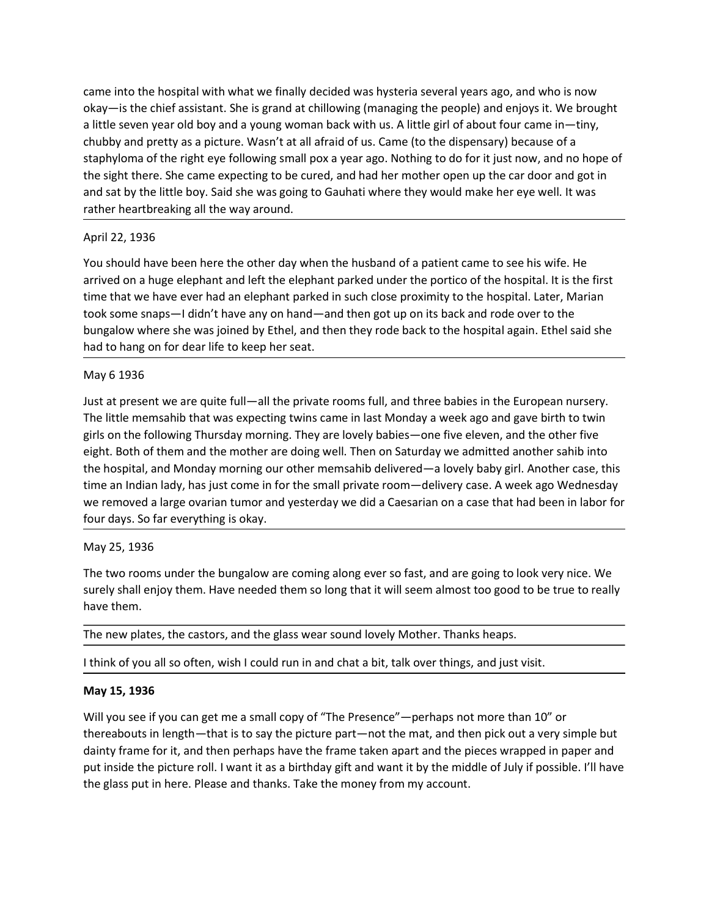came into the hospital with what we finally decided was hysteria several years ago, and who is now okay—is the chief assistant. She is grand at chillowing (managing the people) and enjoys it. We brought a little seven year old boy and a young woman back with us. A little girl of about four came in—tiny, chubby and pretty as a picture. Wasn't at all afraid of us. Came (to the dispensary) because of a staphyloma of the right eye following small pox a year ago. Nothing to do for it just now, and no hope of the sight there. She came expecting to be cured, and had her mother open up the car door and got in and sat by the little boy. Said she was going to Gauhati where they would make her eye well. It was rather heartbreaking all the way around.

---

April 22, 1936

You should have been here the other day when the husband of a patient came to see his wife. He arrived on a huge elephant and left the elephant parked under the portico of the hospital. It is the first time that we have ever had an elephant parked in such close proximity to the hospital. Later, Marian took some snaps—I didn't have any on hand—and then got up on its back and rode over to the bungalow where she was joined by Ethel, and then they rode back to the hospital again. Ethel said she had to hang on for dear life to keep her seat.

---

May 6 1936

Just at present we are quite full—all the private rooms full, and three babies in the European nursery. The little memsahib that was expecting twins came in last Monday a week ago and gave birth to twin girls on the following Thursday morning. They are lovely babies—one five eleven, and the other five eight. Both of them and the mother are doing well. Then on Saturday we admitted another sahib into the hospital, and Monday morning our other memsahib delivered—a lovely baby girl. Another case, this time an Indian lady, has just come in for the small private room—delivery case. A week ago Wednesday we removed a large ovarian tumor and yesterday we did a Caesarian on a case that had been in labor for four days. So far everything is okay.

---

May 25, 1936

The two rooms under the bungalow are coming along ever so fast, and are going to look very nice. We surely shall enjoy them. Have needed them so long that it will seem almost too good to be true to really have them.

---

The new plates, the castors, and the glass wear sound lovely Mother. Thanks heaps.

---

I think of you all so often, wish I could run in and chat a bit, talk over things, and just visit.

---

**May 15, 1936**

Will you see if you can get me a small copy of "The Presence"—perhaps not more than 10" or thereabouts in length—that is to say the picture part—not the mat, and then pick out a very simple but dainty frame for it, and then perhaps have the frame taken apart and the pieces wrapped in paper and put inside the picture roll. I want it as a birthday gift and want it by the middle of July if possible. I'll have the glass put in here. Please and thanks. Take the money from my account.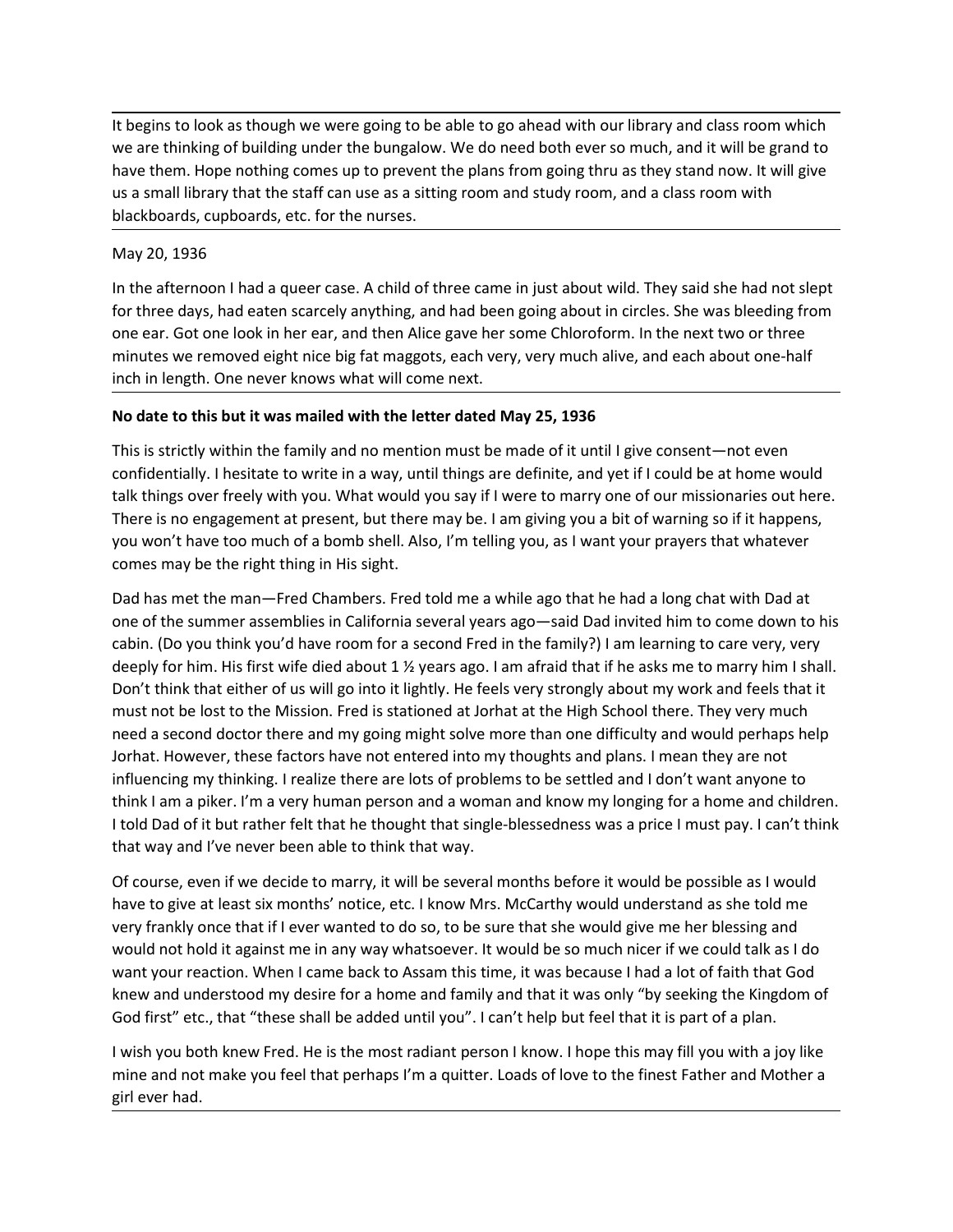It begins to look as though we were going to be able to go ahead with our library and class room which we are thinking of building under the bungalow. We do need both ever so much, and it will be grand to have them. Hope nothing comes up to prevent the plans from going thru as they stand now. It will give us a small library that the staff can use as a sitting room and study room, and a class room with blackboards, cupboards, etc. for the nurses.

---

May 20, 1936

In the afternoon I had a queer case. A child of three came in just about wild. They said she had not slept for three days, had eaten scarcely anything, and had been going about in circles. She was bleeding from one ear. Got one look in her ear, and then Alice gave her some Chloroform. In the next two or three minutes we removed eight nice big fat maggots, each very, very much alive, and each about one-half inch in length. One never knows what will come next.

---

**No date to this but it was mailed with the letter dated May 25, 1936**

This is strictly within the family and no mention must be made of it until I give consent—not even confidentially. I hesitate to write in a way, until things are definite, and yet if I could be at home would talk things over freely with you. What would you say if I were to marry one of our missionaries out here. There is no engagement at present, but there may be. I am giving you a bit of warning so if it happens, you won't have too much of a bomb shell. Also, I'm telling you, as I want your prayers that whatever comes may be the right thing in His sight.

Dad has met the man—Fred Chambers. Fred told me a while ago that he had a long chat with Dad at one of the summer assemblies in California several years ago—said Dad invited him to come down to his cabin. (Do you think you'd have room for a second Fred in the family?) I am learning to care very, very deeply for him. His first wife died about 1 ½ years ago. I am afraid that if he asks me to marry him I shall. Don't think that either of us will go into it lightly. He feels very strongly about my work and feels that it must not be lost to the Mission. Fred is stationed at Jorhat at the High School there. They very much need a second doctor there and my going might solve more than one difficulty and would perhaps help Jorhat. However, these factors have not entered into my thoughts and plans. I mean they are not influencing my thinking. I realize there are lots of problems to be settled and I don't want anyone to think I am a piker. I'm a very human person and a woman and know my longing for a home and children. I told Dad of it but rather felt that he thought that single-blessedness was a price I must pay. I can't think that way and I've never been able to think that way.

Of course, even if we decide to marry, it will be several months before it would be possible as I would have to give at least six months' notice, etc. I know Mrs. McCarthy would understand as she told me very frankly once that if I ever wanted to do so, to be sure that she would give me her blessing and would not hold it against me in any way whatsoever. It would be so much nicer if we could talk as I do want your reaction. When I came back to Assam this time, it was because I had a lot of faith that God knew and understood my desire for a home and family and that it was only "by seeking the Kingdom of God first" etc., that "these shall be added until you". I can't help but feel that it is part of a plan.

I wish you both knew Fred. He is the most radiant person I know. I hope this may fill you with a joy like mine and not make you feel that perhaps I'm a quitter. Loads of love to the finest Father and Mother a girl ever had.

---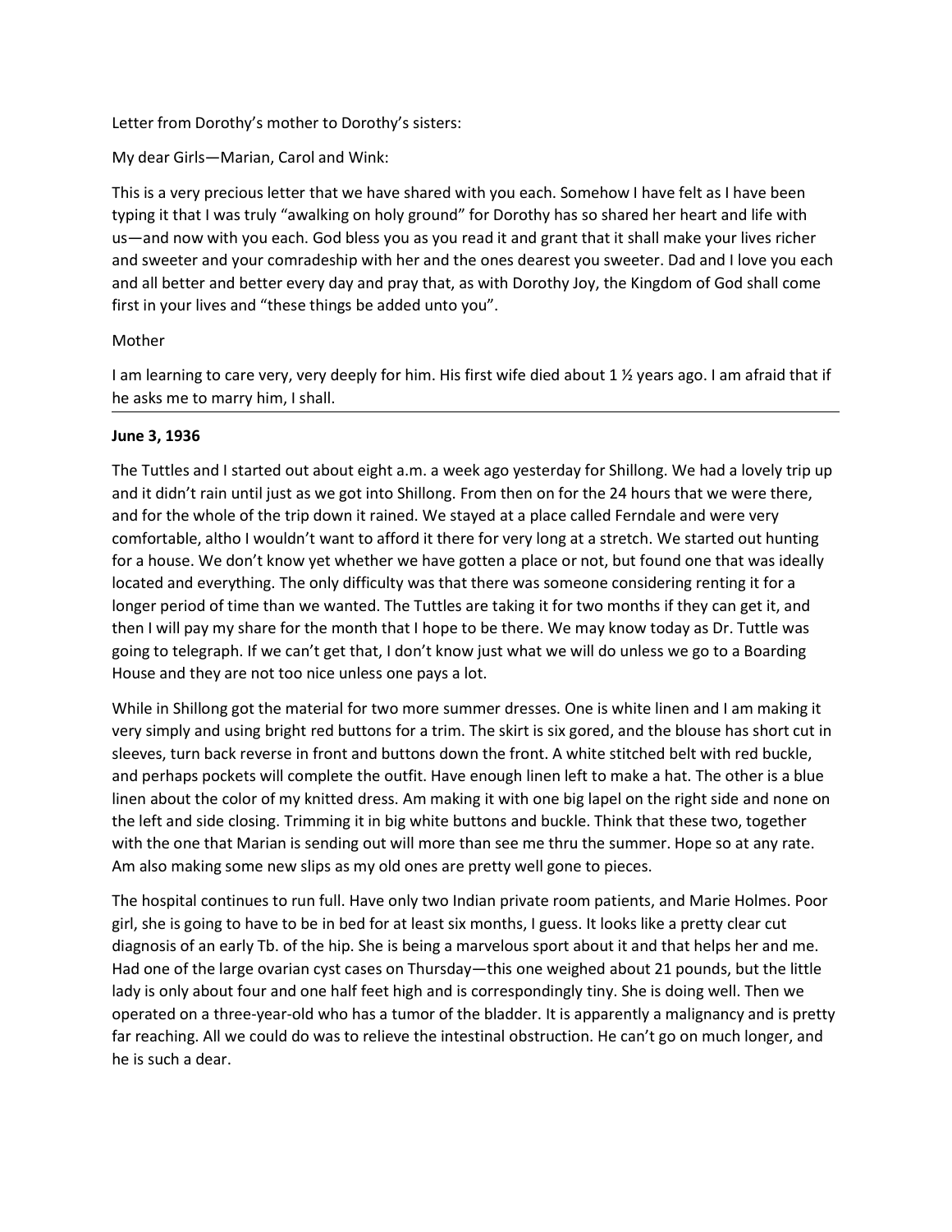Letter from Dorothy's mother to Dorothy's sisters:

My dear Girls—Marian, Carol and Wink:

This is a very precious letter that we have shared with you each. Somehow I have felt as I have been typing it that I was truly "awalking on holy ground" for Dorothy has so shared her heart and life with us—and now with you each. God bless you as you read it and grant that it shall make your lives richer and sweeter and your comradeship with her and the ones dearest you sweeter. Dad and I love you each and all better and better every day and pray that, as with Dorothy Joy, the Kingdom of God shall come first in your lives and "these things be added unto you".

Mother

I am learning to care very, very deeply for him. His first wife died about 1 ½ years ago. I am afraid that if he asks me to marry him, I shall.

---

**June 3, 1936**

The Tuttles and I started out about eight a.m. a week ago yesterday for Shillong. We had a lovely trip up and it didn't rain until just as we got into Shillong. From then on for the 24 hours that we were there, and for the whole of the trip down it rained. We stayed at a place called Ferndale and were very comfortable, altho I wouldn't want to afford it there for very long at a stretch. We started out hunting for a house. We don't know yet whether we have gotten a place or not, but found one that was ideally located and everything. The only difficulty was that there was someone considering renting it for a longer period of time than we wanted. The Tuttles are taking it for two months if they can get it, and then I will pay my share for the month that I hope to be there. We may know today as Dr. Tuttle was going to telegraph. If we can't get that, I don't know just what we will do unless we go to a Boarding House and they are not too nice unless one pays a lot.

While in Shillong got the material for two more summer dresses. One is white linen and I am making it very simply and using bright red buttons for a trim. The skirt is six gored, and the blouse has short cut in sleeves, turn back reverse in front and buttons down the front. A white stitched belt with red buckle, and perhaps pockets will complete the outfit. Have enough linen left to make a hat. The other is a blue linen about the color of my knitted dress. Am making it with one big lapel on the right side and none on the left and side closing. Trimming it in big white buttons and buckle. Think that these two, together with the one that Marian is sending out will more than see me thru the summer. Hope so at any rate. Am also making some new slips as my old ones are pretty well gone to pieces.

The hospital continues to run full. Have only two Indian private room patients, and Marie Holmes. Poor girl, she is going to have to be in bed for at least six months, I guess. It looks like a pretty clear cut diagnosis of an early Tb. of the hip. She is being a marvelous sport about it and that helps her and me. Had one of the large ovarian cyst cases on Thursday—this one weighed about 21 pounds, but the little lady is only about four and one half feet high and is correspondingly tiny. She is doing well. Then we operated on a three-year-old who has a tumor of the bladder. It is apparently a malignancy and is pretty far reaching. All we could do was to relieve the intestinal obstruction. He can't go on much longer, and he is such a dear.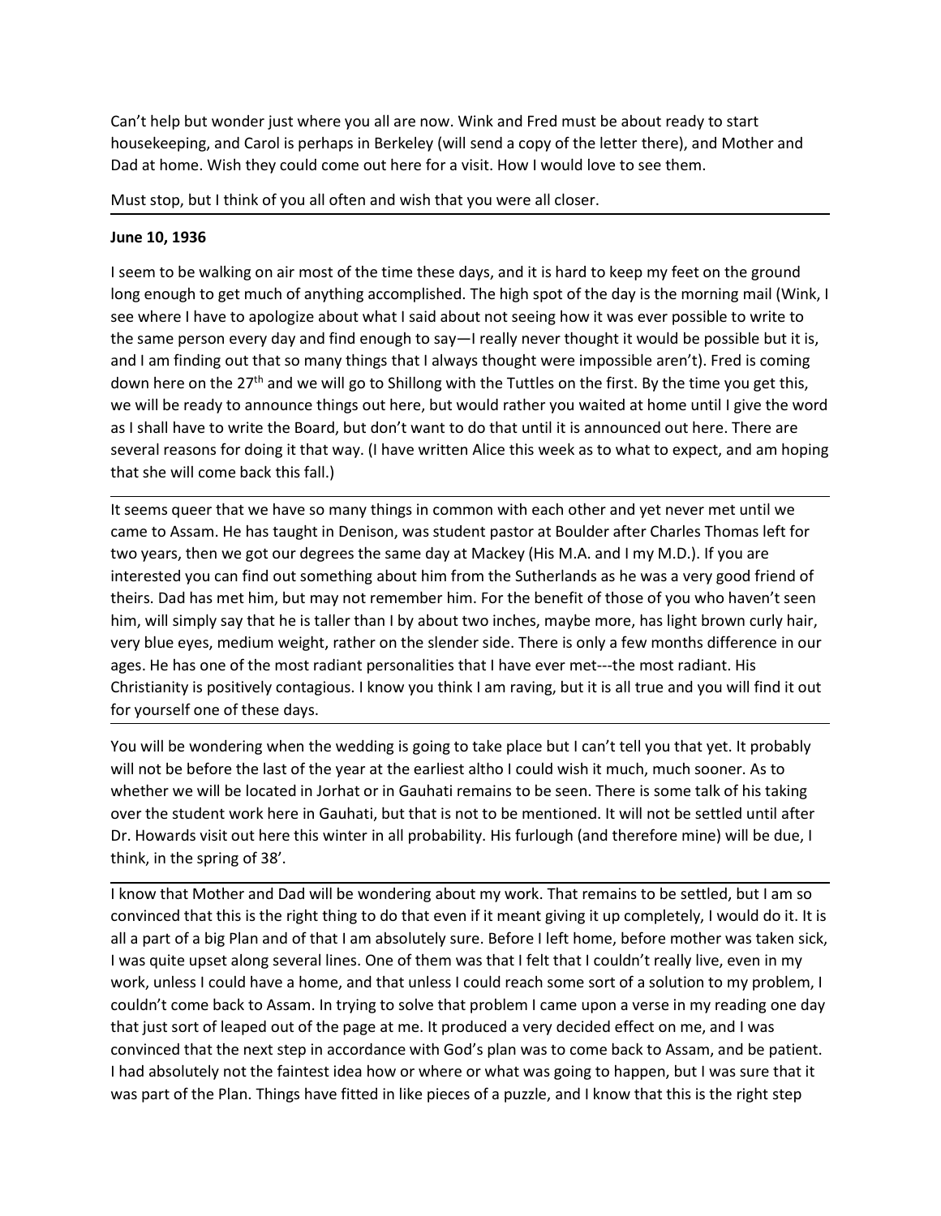Can't help but wonder just where you all are now. Wink and Fred must be about ready to start housekeeping, and Carol is perhaps in Berkeley (will send a copy of the letter there), and Mother and Dad at home. Wish they could come out here for a visit. How I would love to see them.

Must stop, but I think of you all often and wish that you were all closer.

---

**June 10, 1936**

I seem to be walking on air most of the time these days, and it is hard to keep my feet on the ground long enough to get much of anything accomplished. The high spot of the day is the morning mail (Wink, I see where I have to apologize about what I said about not seeing how it was ever possible to write to the same person every day and find enough to say—I really never thought it would be possible but it is, and I am finding out that so many things that I always thought were impossible aren't). Fred is coming down here on the 27th and we will go to Shillong with the Tuttles on the first. By the time you get this, we will be ready to announce things out here, but would rather you waited at home until I give the word as I shall have to write the Board, but don't want to do that until it is announced out here. There are several reasons for doing it that way. (I have written Alice this week as to what to expect, and am hoping that she will come back this fall.)

---

It seems queer that we have so many things in common with each other and yet never met until we came to Assam. He has taught in Denison, was student pastor at Boulder after Charles Thomas left for two years, then we got our degrees the same day at Mackey (His M.A. and I my M.D.). If you are interested you can find out something about him from the Sutherlands as he was a very good friend of theirs. Dad has met him, but may not remember him. For the benefit of those of you who haven't seen him, will simply say that he is taller than I by about two inches, maybe more, has light brown curly hair, very blue eyes, medium weight, rather on the slender side. There is only a few months difference in our ages. He has one of the most radiant personalities that I have ever met---the most radiant. His Christianity is positively contagious. I know you think I am raving, but it is all true and you will find it out for yourself one of these days.

---

You will be wondering when the wedding is going to take place but I can't tell you that yet. It probably will not be before the last of the year at the earliest altho I could wish it much, much sooner. As to whether we will be located in Jorhat or in Gauhati remains to be seen. There is some talk of his taking over the student work here in Gauhati, but that is not to be mentioned. It will not be settled until after Dr. Howards visit out here this winter in all probability. His furlough (and therefore mine) will be due, I think, in the spring of 38'.

---

I know that Mother and Dad will be wondering about my work. That remains to be settled, but I am so convinced that this is the right thing to do that even if it meant giving it up completely, I would do it. It is all a part of a big Plan and of that I am absolutely sure. Before I left home, before mother was taken sick, I was quite upset along several lines. One of them was that I felt that I couldn't really live, even in my work, unless I could have a home, and that unless I could reach some sort of a solution to my problem, I couldn't come back to Assam. In trying to solve that problem I came upon a verse in my reading one day that just sort of leaped out of the page at me. It produced a very decided effect on me, and I was convinced that the next step in accordance with God's plan was to come back to Assam, and be patient. I had absolutely not the faintest idea how or where or what was going to happen, but I was sure that it was part of the Plan. Things have fitted in like pieces of a puzzle, and I know that this is the right step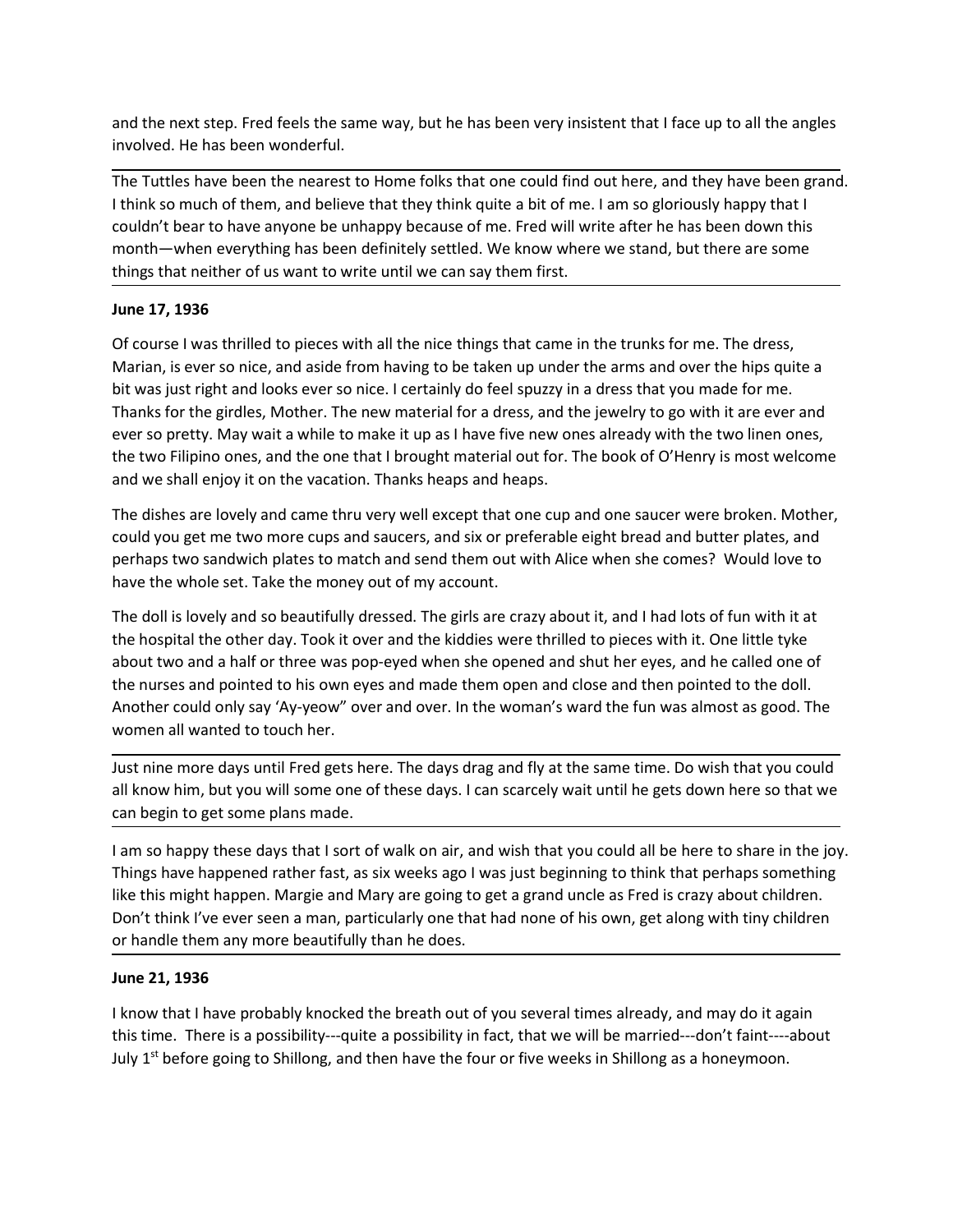and the next step. Fred feels the same way, but he has been very insistent that I face up to all the angles involved. He has been wonderful.

---

The Tuttles have been the nearest to Home folks that one could find out here, and they have been grand. I think so much of them, and believe that they think quite a bit of me. I am so gloriously happy that I couldn't bear to have anyone be unhappy because of me. Fred will write after he has been down this month—when everything has been definitely settled. We know where we stand, but there are some things that neither of us want to write until we can say them first.

---

**June 17, 1936**

Of course I was thrilled to pieces with all the nice things that came in the trunks for me. The dress, Marian, is ever so nice, and aside from having to be taken up under the arms and over the hips quite a bit was just right and looks ever so nice. I certainly do feel spuzzy in a dress that you made for me. Thanks for the girdles, Mother. The new material for a dress, and the jewelry to go with it are ever and ever so pretty. May wait a while to make it up as I have five new ones already with the two linen ones, the two Filipino ones, and the one that I brought material out for. The book of O'Henry is most welcome and we shall enjoy it on the vacation. Thanks heaps and heaps.

The dishes are lovely and came thru very well except that one cup and one saucer were broken. Mother, could you get me two more cups and saucers, and six or preferable eight bread and butter plates, and perhaps two sandwich plates to match and send them out with Alice when she comes? Would love to have the whole set. Take the money out of my account.

The doll is lovely and so beautifully dressed. The girls are crazy about it, and I had lots of fun with it at the hospital the other day. Took it over and the kiddies were thrilled to pieces with it. One little tyke about two and a half or three was pop-eyed when she opened and shut her eyes, and he called one of the nurses and pointed to his own eyes and made them open and close and then pointed to the doll. Another could only say 'Ay-yeow" over and over. In the woman's ward the fun was almost as good. The women all wanted to touch her.

---

Just nine more days until Fred gets here. The days drag and fly at the same time. Do wish that you could all know him, but you will some one of these days. I can scarcely wait until he gets down here so that we can begin to get some plans made.

---

I am so happy these days that I sort of walk on air, and wish that you could all be here to share in the joy. Things have happened rather fast, as six weeks ago I was just beginning to think that perhaps something like this might happen. Margie and Mary are going to get a grand uncle as Fred is crazy about children. Don't think I've ever seen a man, particularly one that had none of his own, get along with tiny children or handle them any more beautifully than he does.

---

**June 21, 1936**

I know that I have probably knocked the breath out of you several times already, and may do it again this time. There is a possibility---quite a possibility in fact, that we will be married---don't faint----about July 1st before going to Shillong, and then have the four or five weeks in Shillong as a honeymoon.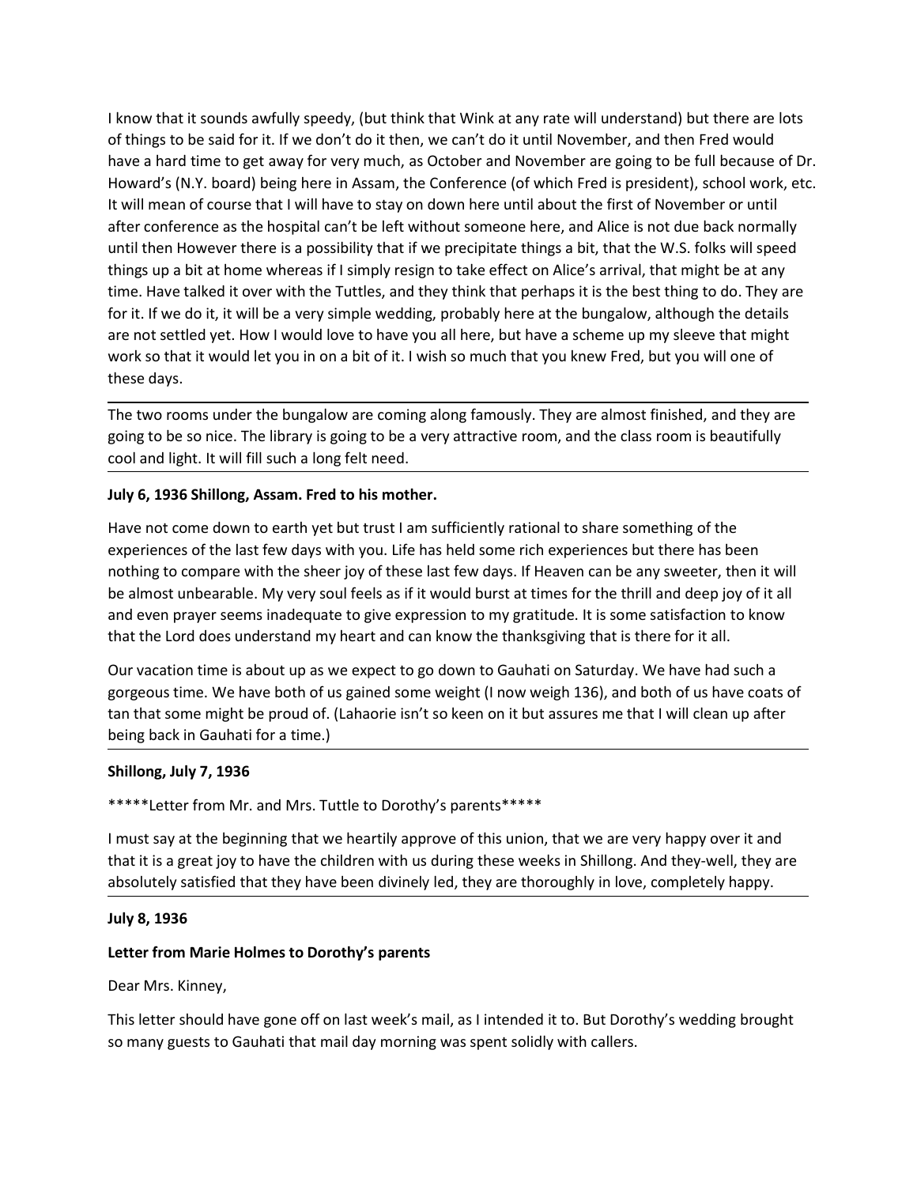I know that it sounds awfully speedy, (but think that Wink at any rate will understand) but there are lots of things to be said for it. If we don't do it then, we can't do it until November, and then Fred would have a hard time to get away for very much, as October and November are going to be full because of Dr. Howard's (N.Y. board) being here in Assam, the Conference (of which Fred is president), school work, etc. It will mean of course that I will have to stay on down here until about the first of November or until after conference as the hospital can't be left without someone here, and Alice is not due back normally until then However there is a possibility that if we precipitate things a bit, that the W.S. folks will speed things up a bit at home whereas if I simply resign to take effect on Alice's arrival, that might be at any time. Have talked it over with the Tuttles, and they think that perhaps it is the best thing to do. They are for it. If we do it, it will be a very simple wedding, probably here at the bungalow, although the details are not settled yet. How I would love to have you all here, but have a scheme up my sleeve that might work so that it would let you in on a bit of it. I wish so much that you knew Fred, but you will one of these days.

---

The two rooms under the bungalow are coming along famously. They are almost finished, and they are going to be so nice. The library is going to be a very attractive room, and the class room is beautifully cool and light. It will fill such a long felt need.

---

**July 6, 1936 Shillong, Assam. Fred to his mother.**

Have not come down to earth yet but trust I am sufficiently rational to share something of the experiences of the last few days with you. Life has held some rich experiences but there has been nothing to compare with the sheer joy of these last few days. If Heaven can be any sweeter, then it will be almost unbearable. My very soul feels as if it would burst at times for the thrill and deep joy of it all and even prayer seems inadequate to give expression to my gratitude. It is some satisfaction to know that the Lord does understand my heart and can know the thanksgiving that is there for it all.

Our vacation time is about up as we expect to go down to Gauhati on Saturday. We have had such a gorgeous time. We have both of us gained some weight (I now weigh 136), and both of us have coats of tan that some might be proud of. (Lahaorie isn't so keen on it but assures me that I will clean up after being back in Gauhati for a time.)

---

**Shillong, July 7, 1936**

*****Letter from Mr. and Mrs. Tuttle to Dorothy's parents*****

I must say at the beginning that we heartily approve of this union, that we are very happy over it and that it is a great joy to have the children with us during these weeks in Shillong. And they-well, they are absolutely satisfied that they have been divinely led, they are thoroughly in love, completely happy.

---

**July 8, 1936**

**Letter from Marie Holmes to Dorothy's parents**

Dear Mrs. Kinney,

This letter should have gone off on last week's mail, as I intended it to. But Dorothy's wedding brought so many guests to Gauhati that mail day morning was spent solidly with callers.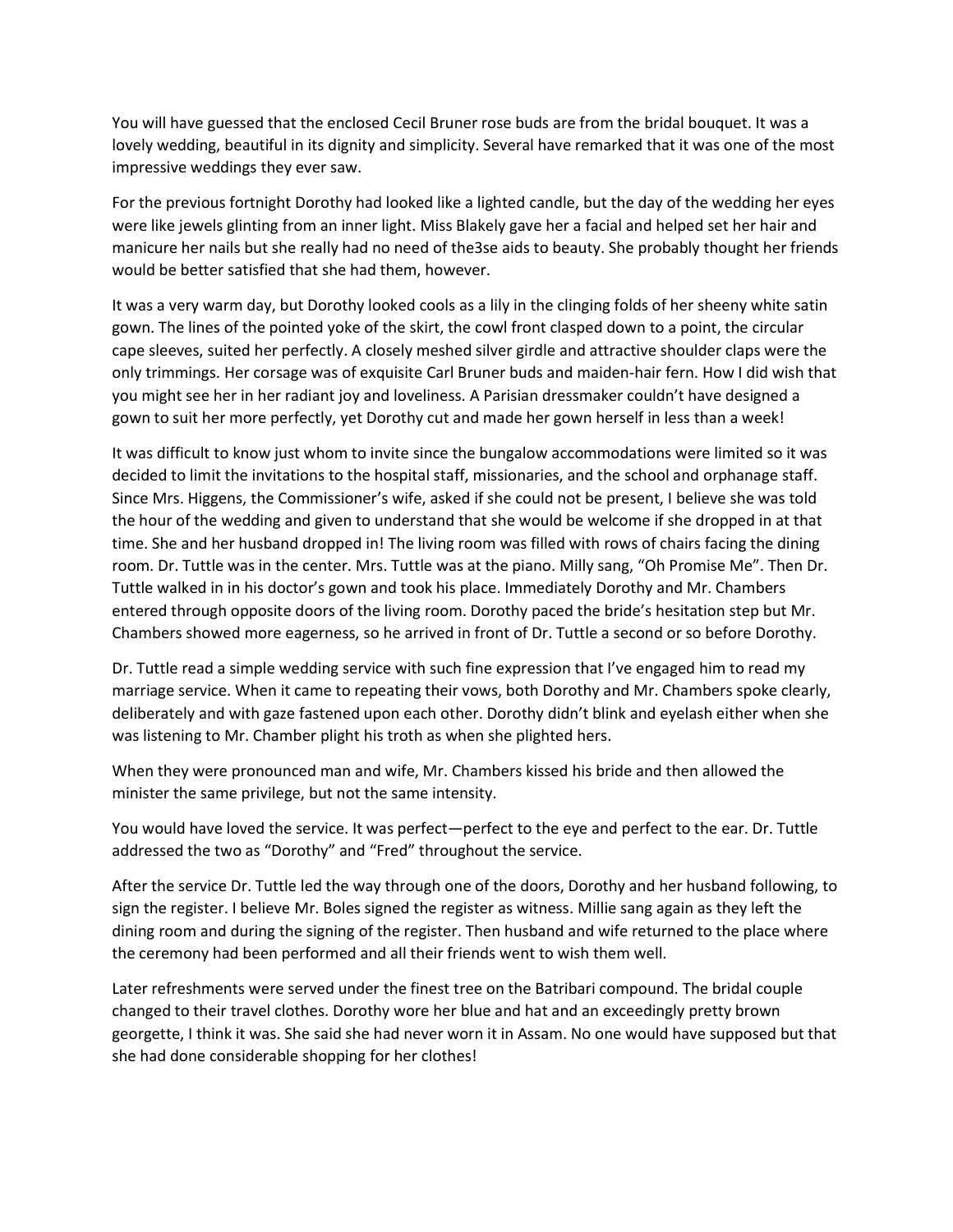You will have guessed that the enclosed Cecil Bruner rose buds are from the bridal bouquet. It was a lovely wedding, beautiful in its dignity and simplicity. Several have remarked that it was one of the most impressive weddings they ever saw.

For the previous fortnight Dorothy had looked like a lighted candle, but the day of the wedding her eyes were like jewels glinting from an inner light. Miss Blakely gave her a facial and helped set her hair and manicure her nails but she really had no need of the3se aids to beauty. She probably thought her friends would be better satisfied that she had them, however.

It was a very warm day, but Dorothy looked cools as a lily in the clinging folds of her sheeny white satin gown. The lines of the pointed yoke of the skirt, the cowl front clasped down to a point, the circular cape sleeves, suited her perfectly. A closely meshed silver girdle and attractive shoulder claps were the only trimmings. Her corsage was of exquisite Carl Bruner buds and maiden-hair fern. How I did wish that you might see her in her radiant joy and loveliness. A Parisian dressmaker couldn't have designed a gown to suit her more perfectly, yet Dorothy cut and made her gown herself in less than a week!

It was difficult to know just whom to invite since the bungalow accommodations were limited so it was decided to limit the invitations to the hospital staff, missionaries, and the school and orphanage staff. Since Mrs. Higgens, the Commissioner's wife, asked if she could not be present, I believe she was told the hour of the wedding and given to understand that she would be welcome if she dropped in at that time. She and her husband dropped in! The living room was filled with rows of chairs facing the dining room. Dr. Tuttle was in the center. Mrs. Tuttle was at the piano. Milly sang, "Oh Promise Me". Then Dr. Tuttle walked in in his doctor's gown and took his place. Immediately Dorothy and Mr. Chambers entered through opposite doors of the living room. Dorothy paced the bride's hesitation step but Mr. Chambers showed more eagerness, so he arrived in front of Dr. Tuttle a second or so before Dorothy.

Dr. Tuttle read a simple wedding service with such fine expression that I've engaged him to read my marriage service. When it came to repeating their vows, both Dorothy and Mr. Chambers spoke clearly, deliberately and with gaze fastened upon each other. Dorothy didn't blink and eyelash either when she was listening to Mr. Chamber plight his troth as when she plighted hers.

When they were pronounced man and wife, Mr. Chambers kissed his bride and then allowed the minister the same privilege, but not the same intensity.

You would have loved the service. It was perfect—perfect to the eye and perfect to the ear. Dr. Tuttle addressed the two as "Dorothy" and "Fred" throughout the service.

After the service Dr. Tuttle led the way through one of the doors, Dorothy and her husband following, to sign the register. I believe Mr. Boles signed the register as witness. Millie sang again as they left the dining room and during the signing of the register. Then husband and wife returned to the place where the ceremony had been performed and all their friends went to wish them well.

Later refreshments were served under the finest tree on the Batribari compound. The bridal couple changed to their travel clothes. Dorothy wore her blue and hat and an exceedingly pretty brown georgette, I think it was. She said she had never worn it in Assam. No one would have supposed but that she had done considerable shopping for her clothes!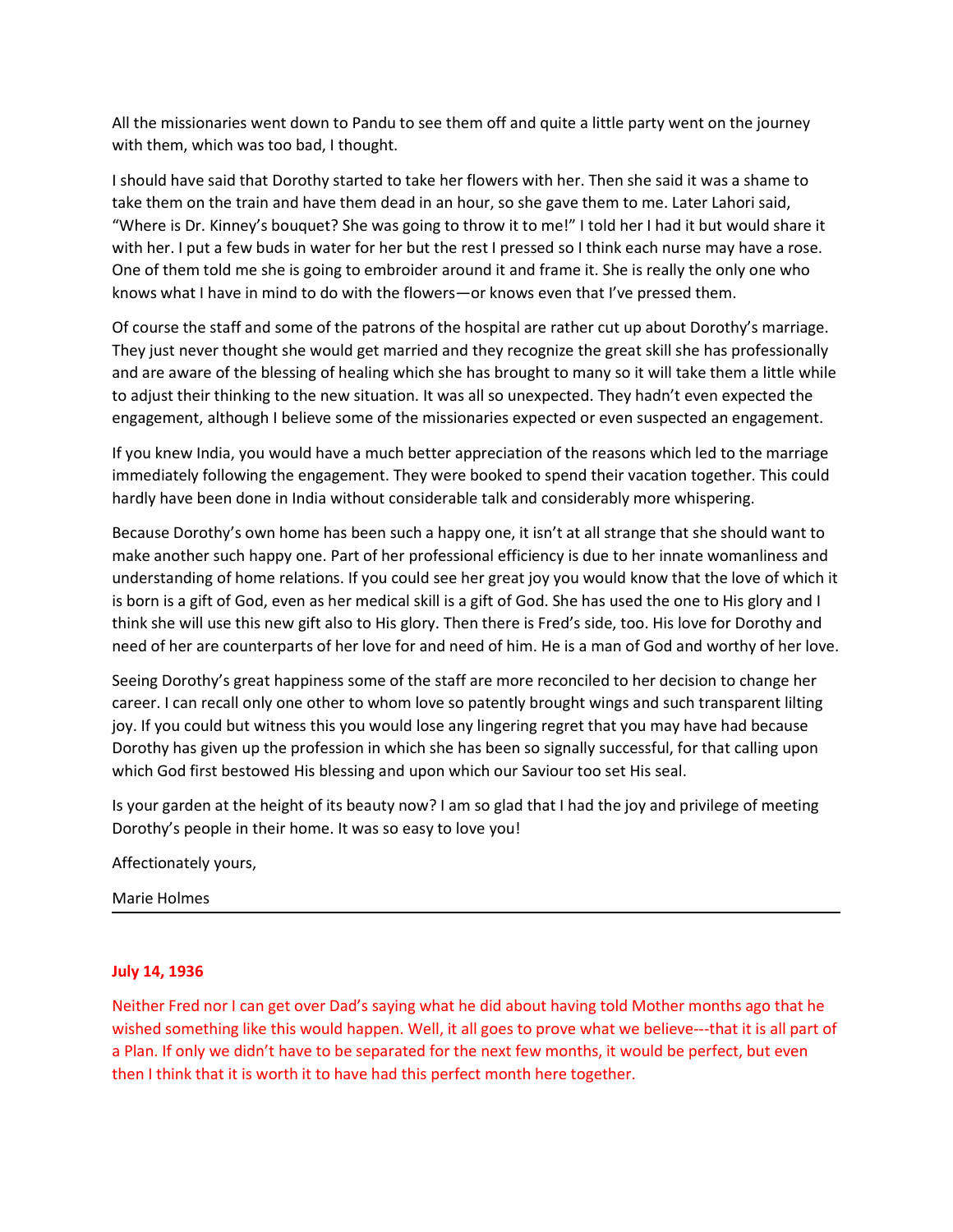All the missionaries went down to Pandu to see them off and quite a little party went on the journey with them, which was too bad, I thought.

I should have said that Dorothy started to take her flowers with her. Then she said it was a shame to take them on the train and have them dead in an hour, so she gave them to me. Later Lahori said, "Where is Dr. Kinney's bouquet? She was going to throw it to me!" I told her I had it but would share it with her. I put a few buds in water for her but the rest I pressed so I think each nurse may have a rose. One of them told me she is going to embroider around it and frame it. She is really the only one who knows what I have in mind to do with the flowers—or knows even that I've pressed them.

Of course the staff and some of the patrons of the hospital are rather cut up about Dorothy's marriage. They just never thought she would get married and they recognize the great skill she has professionally and are aware of the blessing of healing which she has brought to many so it will take them a little while to adjust their thinking to the new situation. It was all so unexpected. They hadn't even expected the engagement, although I believe some of the missionaries expected or even suspected an engagement.

If you knew India, you would have a much better appreciation of the reasons which led to the marriage immediately following the engagement. They were booked to spend their vacation together. This could hardly have been done in India without considerable talk and considerably more whispering.

Because Dorothy's own home has been such a happy one, it isn't at all strange that she should want to make another such happy one. Part of her professional efficiency is due to her innate womanliness and understanding of home relations. If you could see her great joy you would know that the love of which it is born is a gift of God, even as her medical skill is a gift of God. She has used the one to His glory and I think she will use this new gift also to His glory. Then there is Fred's side, too. His love for Dorothy and need of her are counterparts of her love for and need of him. He is a man of God and worthy of her love.

Seeing Dorothy's great happiness some of the staff are more reconciled to her decision to change her career. I can recall only one other to whom love so patently brought wings and such transparent lilting joy. If you could but witness this you would lose any lingering regret that you may have had because Dorothy has given up the profession in which she has been so signally successful, for that calling upon which God first bestowed His blessing and upon which our Saviour too set His seal.

Is your garden at the height of its beauty now? I am so glad that I had the joy and privilege of meeting Dorothy's people in their home. It was so easy to love you!

Affectionately yours,

Marie Holmes

---

**July 14, 1936**

Neither Fred nor I can get over Dad's saying what he did about having told Mother months ago that he wished something like this would happen. Well, it all goes to prove what we believe---that it is all part of a Plan. If only we didn't have to be separated for the next few months, it would be perfect, but even then I think that it is worth it to have had this perfect month here together.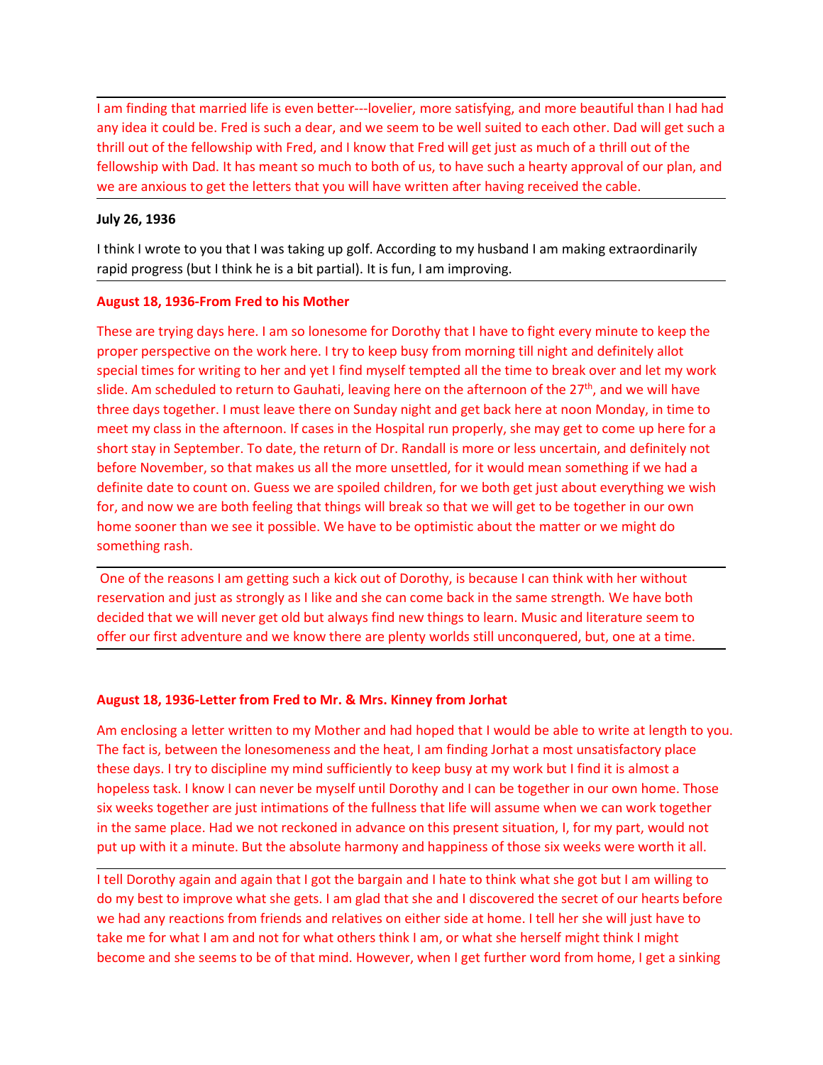I am finding that married life is even better---lovelier, more satisfying, and more beautiful than I had had any idea it could be. Fred is such a dear, and we seem to be well suited to each other. Dad will get such a thrill out of the fellowship with Fred, and I know that Fred will get just as much of a thrill out of the fellowship with Dad. It has meant so much to both of us, to have such a hearty approval of our plan, and we are anxious to get the letters that you will have written after having received the cable.

---

**July 26, 1936**

I think I wrote to you that I was taking up golf. According to my husband I am making extraordinarily rapid progress (but I think he is a bit partial). It is fun, I am improving.

---

**August 18, 1936-From Fred to his Mother**

These are trying days here. I am so lonesome for Dorothy that I have to fight every minute to keep the proper perspective on the work here. I try to keep busy from morning till night and definitely allot special times for writing to her and yet I find myself tempted all the time to break over and let my work slide. Am scheduled to return to Gauhati, leaving here on the afternoon of the 27th, and we will have three days together. I must leave there on Sunday night and get back here at noon Monday, in time to meet my class in the afternoon. If cases in the Hospital run properly, she may get to come up here for a short stay in September. To date, the return of Dr. Randall is more or less uncertain, and definitely not before November, so that makes us all the more unsettled, for it would mean something if we had a definite date to count on. Guess we are spoiled children, for we both get just about everything we wish for, and now we are both feeling that things will break so that we will get to be together in our own home sooner than we see it possible. We have to be optimistic about the matter or we might do something rash.

---

One of the reasons I am getting such a kick out of Dorothy, is because I can think with her without reservation and just as strongly as I like and she can come back in the same strength. We have both decided that we will never get old but always find new things to learn. Music and literature seem to offer our first adventure and we know there are plenty worlds still unconquered, but, one at a time.

---

**August 18, 1936-Letter from Fred to Mr. & Mrs. Kinney from Jorhat**

Am enclosing a letter written to my Mother and had hoped that I would be able to write at length to you. The fact is, between the lonesomeness and the heat, I am finding Jorhat a most unsatisfactory place these days. I try to discipline my mind sufficiently to keep busy at my work but I find it is almost a hopeless task. I know I can never be myself until Dorothy and I can be together in our own home. Those six weeks together are just intimations of the fullness that life will assume when we can work together in the same place. Had we not reckoned in advance on this present situation, I, for my part, would not put up with it a minute. But the absolute harmony and happiness of those six weeks were worth it all.

---

I tell Dorothy again and again that I got the bargain and I hate to think what she got but I am willing to do my best to improve what she gets. I am glad that she and I discovered the secret of our hearts before we had any reactions from friends and relatives on either side at home. I tell her she will just have to take me for what I am and not for what others think I am, or what she herself might think I might become and she seems to be of that mind. However, when I get further word from home, I get a sinking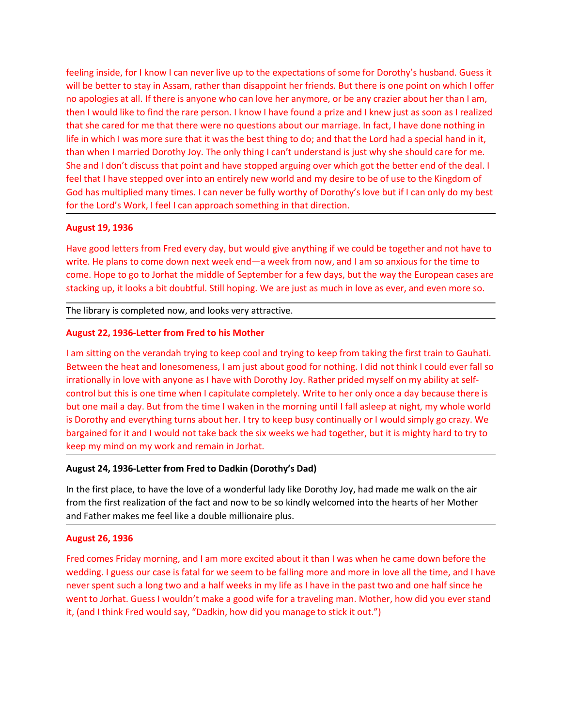feeling inside, for I know I can never live up to the expectations of some for Dorothy's husband. Guess it will be better to stay in Assam, rather than disappoint her friends. But there is one point on which I offer no apologies at all. If there is anyone who can love her anymore, or be any crazier about her than I am, then I would like to find the rare person. I know I have found a prize and I knew just as soon as I realized that she cared for me that there were no questions about our marriage. In fact, I have done nothing in life in which I was more sure that it was the best thing to do; and that the Lord had a special hand in it, than when I married Dorothy Joy. The only thing I can't understand is just why she should care for me. She and I don't discuss that point and have stopped arguing over which got the better end of the deal. I feel that I have stepped over into an entirely new world and my desire to be of use to the Kingdom of God has multiplied many times. I can never be fully worthy of Dorothy's love but if I can only do my best for the Lord's Work, I feel I can approach something in that direction.

---

**August 19, 1936**

Have good letters from Fred every day, but would give anything if we could be together and not have to write. He plans to come down next week end—a week from now, and I am so anxious for the time to come. Hope to go to Jorhat the middle of September for a few days, but the way the European cases are stacking up, it looks a bit doubtful. Still hoping. We are just as much in love as ever, and even more so.

---

The library is completed now, and looks very attractive.

---

**August 22, 1936-Letter from Fred to his Mother**

I am sitting on the verandah trying to keep cool and trying to keep from taking the first train to Gauhati. Between the heat and lonesomeness, I am just about good for nothing. I did not think I could ever fall so irrationally in love with anyone as I have with Dorothy Joy. Rather prided myself on my ability at self-control but this is one time when I capitulate completely. Write to her only once a day because there is but one mail a day. But from the time I waken in the morning until I fall asleep at night, my whole world is Dorothy and everything turns about her. I try to keep busy continually or I would simply go crazy. We bargained for it and I would not take back the six weeks we had together, but it is mighty hard to try to keep my mind on my work and remain in Jorhat.

---

**August 24, 1936-Letter from Fred to Dadkin (Dorothy's Dad)**

In the first place, to have the love of a wonderful lady like Dorothy Joy, had made me walk on the air from the first realization of the fact and now to be so kindly welcomed into the hearts of her Mother and Father makes me feel like a double millionaire plus.

---

**August 26, 1936**

Fred comes Friday morning, and I am more excited about it than I was when he came down before the wedding. I guess our case is fatal for we seem to be falling more and more in love all the time, and I have never spent such a long two and a half weeks in my life as I have in the past two and one half since he went to Jorhat. Guess I wouldn't make a good wife for a traveling man. Mother, how did you ever stand it, (and I think Fred would say, "Dadkin, how did you manage to stick it out.")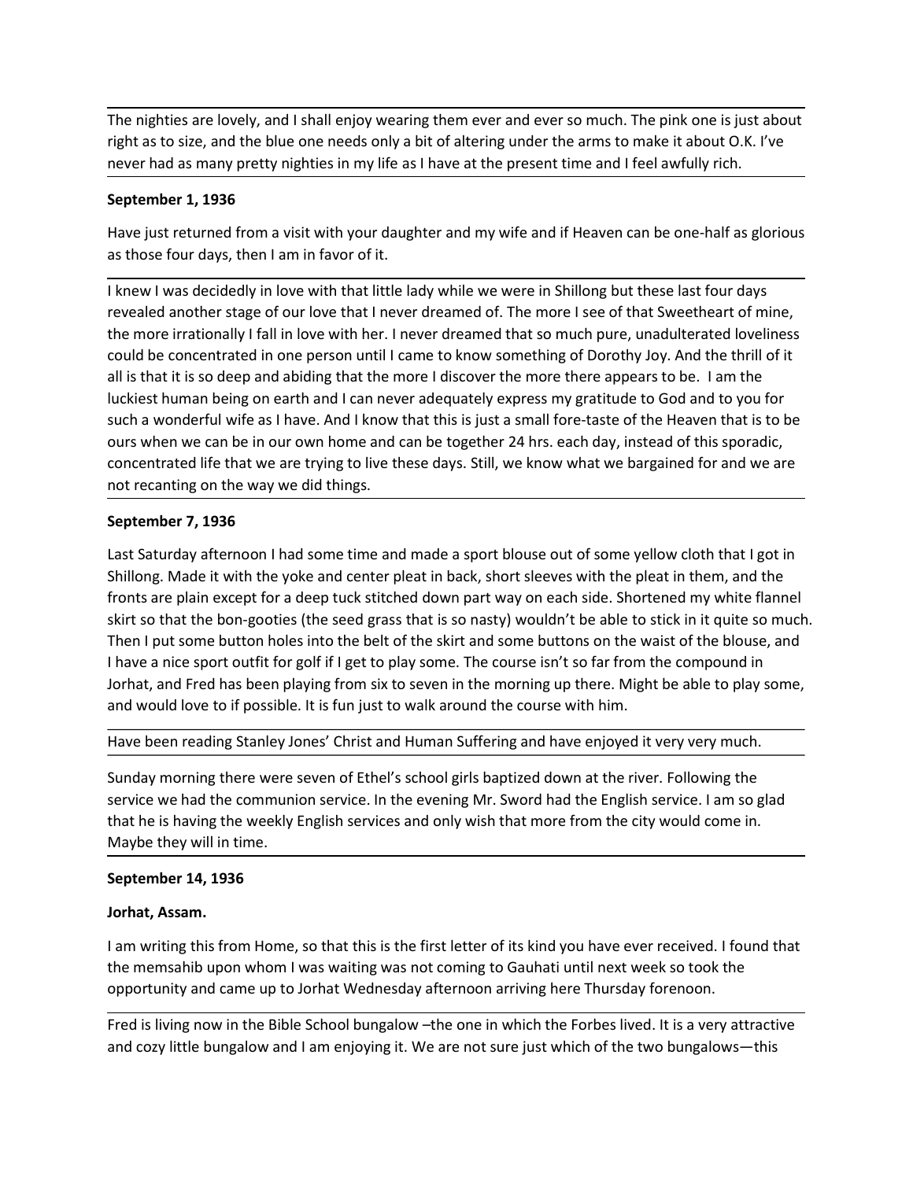The nighties are lovely, and I shall enjoy wearing them ever and ever so much. The pink one is just about right as to size, and the blue one needs only a bit of altering under the arms to make it about O.K. I've never had as many pretty nighties in my life as I have at the present time and I feel awfully rich.

**September 1, 1936**

Have just returned from a visit with your daughter and my wife and if Heaven can be one-half as glorious as those four days, then I am in favor of it.

I knew I was decidedly in love with that little lady while we were in Shillong but these last four days revealed another stage of our love that I never dreamed of. The more I see of that Sweetheart of mine, the more irrationally I fall in love with her. I never dreamed that so much pure, unadulterated loveliness could be concentrated in one person until I came to know something of Dorothy Joy. And the thrill of it all is that it is so deep and abiding that the more I discover the more there appears to be. I am the luckiest human being on earth and I can never adequately express my gratitude to God and to you for such a wonderful wife as I have. And I know that this is just a small fore-taste of the Heaven that is to be ours when we can be in our own home and can be together 24 hrs. each day, instead of this sporadic, concentrated life that we are trying to live these days. Still, we know what we bargained for and we are not recanting on the way we did things.

**September 7, 1936**

Last Saturday afternoon I had some time and made a sport blouse out of some yellow cloth that I got in Shillong. Made it with the yoke and center pleat in back, short sleeves with the pleat in them, and the fronts are plain except for a deep tuck stitched down part way on each side. Shortened my white flannel skirt so that the bon-gooties (the seed grass that is so nasty) wouldn't be able to stick in it quite so much. Then I put some button holes into the belt of the skirt and some buttons on the waist of the blouse, and I have a nice sport outfit for golf if I get to play some. The course isn't so far from the compound in Jorhat, and Fred has been playing from six to seven in the morning up there. Might be able to play some, and would love to if possible. It is fun just to walk around the course with him.

Have been reading Stanley Jones' Christ and Human Suffering and have enjoyed it very very much.

Sunday morning there were seven of Ethel's school girls baptized down at the river. Following the service we had the communion service. In the evening Mr. Sword had the English service. I am so glad that he is having the weekly English services and only wish that more from the city would come in. Maybe they will in time.

**September 14, 1936**

**Jorhat, Assam.**

I am writing this from Home, so that this is the first letter of its kind you have ever received. I found that the memsahib upon whom I was waiting was not coming to Gauhati until next week so took the opportunity and came up to Jorhat Wednesday afternoon arriving here Thursday forenoon.

Fred is living now in the Bible School bungalow –the one in which the Forbes lived. It is a very attractive and cozy little bungalow and I am enjoying it. We are not sure just which of the two bungalows—this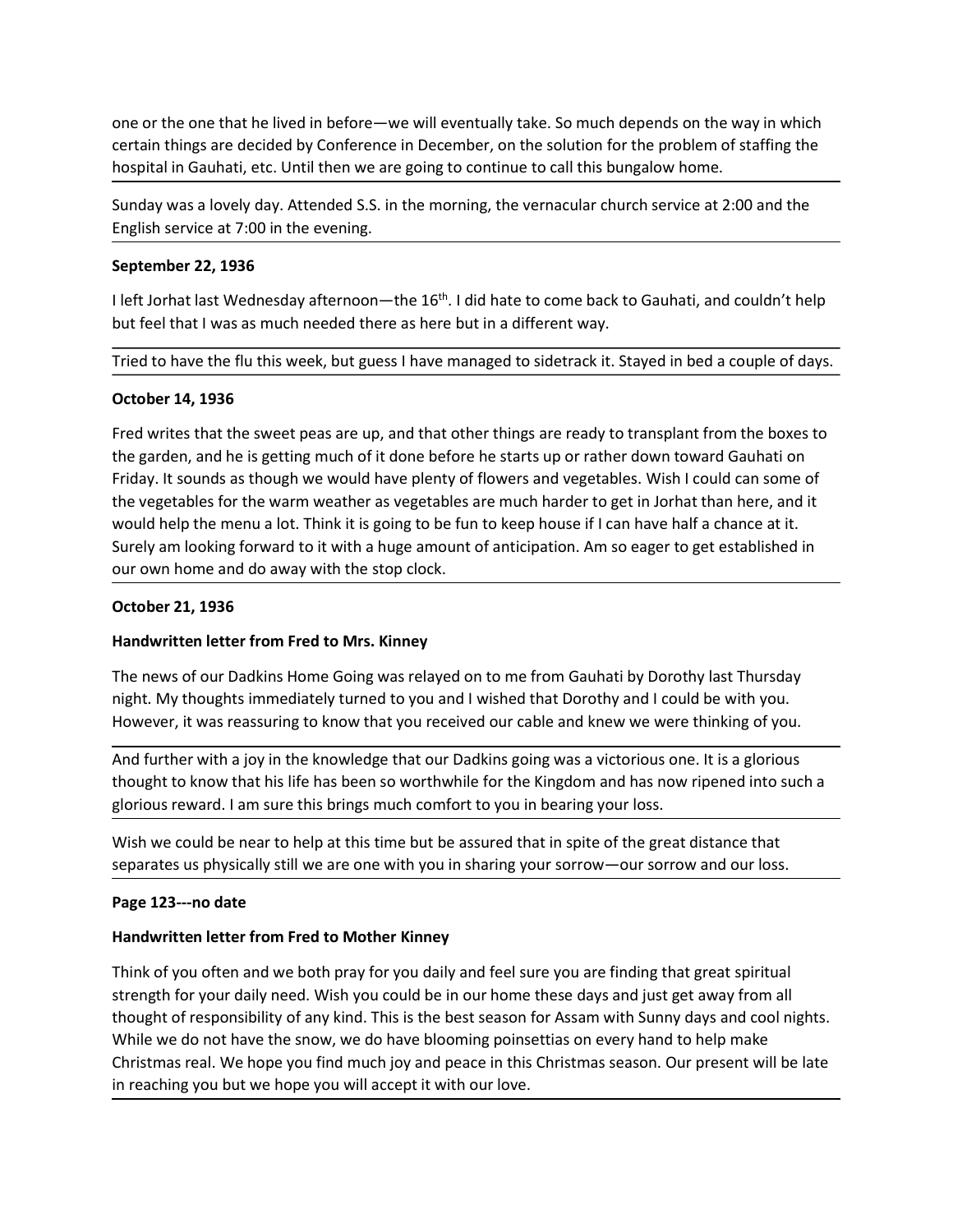one or the one that he lived in before—we will eventually take. So much depends on the way in which certain things are decided by Conference in December, on the solution for the problem of staffing the hospital in Gauhati, etc. Until then we are going to continue to call this bungalow home.

Sunday was a lovely day. Attended S.S. in the morning, the vernacular church service at 2:00 and the English service at 7:00 in the evening.

**September 22, 1936**

I left Jorhat last Wednesday afternoon—the 16th. I did hate to come back to Gauhati, and couldn't help but feel that I was as much needed there as here but in a different way.

Tried to have the flu this week, but guess I have managed to sidetrack it. Stayed in bed a couple of days.

**October 14, 1936**

Fred writes that the sweet peas are up, and that other things are ready to transplant from the boxes to the garden, and he is getting much of it done before he starts up or rather down toward Gauhati on Friday. It sounds as though we would have plenty of flowers and vegetables. Wish I could can some of the vegetables for the warm weather as vegetables are much harder to get in Jorhat than here, and it would help the menu a lot. Think it is going to be fun to keep house if I can have half a chance at it. Surely am looking forward to it with a huge amount of anticipation. Am so eager to get established in our own home and do away with the stop clock.

**October 21, 1936**

**Handwritten letter from Fred to Mrs. Kinney**

The news of our Dadkins Home Going was relayed on to me from Gauhati by Dorothy last Thursday night. My thoughts immediately turned to you and I wished that Dorothy and I could be with you. However, it was reassuring to know that you received our cable and knew we were thinking of you.

And further with a joy in the knowledge that our Dadkins going was a victorious one. It is a glorious thought to know that his life has been so worthwhile for the Kingdom and has now ripened into such a glorious reward. I am sure this brings much comfort to you in bearing your loss.

Wish we could be near to help at this time but be assured that in spite of the great distance that separates us physically still we are one with you in sharing your sorrow—our sorrow and our loss.

**Page 123---no date**

**Handwritten letter from Fred to Mother Kinney**

Think of you often and we both pray for you daily and feel sure you are finding that great spiritual strength for your daily need. Wish you could be in our home these days and just get away from all thought of responsibility of any kind. This is the best season for Assam with Sunny days and cool nights. While we do not have the snow, we do have blooming poinsettias on every hand to help make Christmas real. We hope you find much joy and peace in this Christmas season. Our present will be late in reaching you but we hope you will accept it with our love.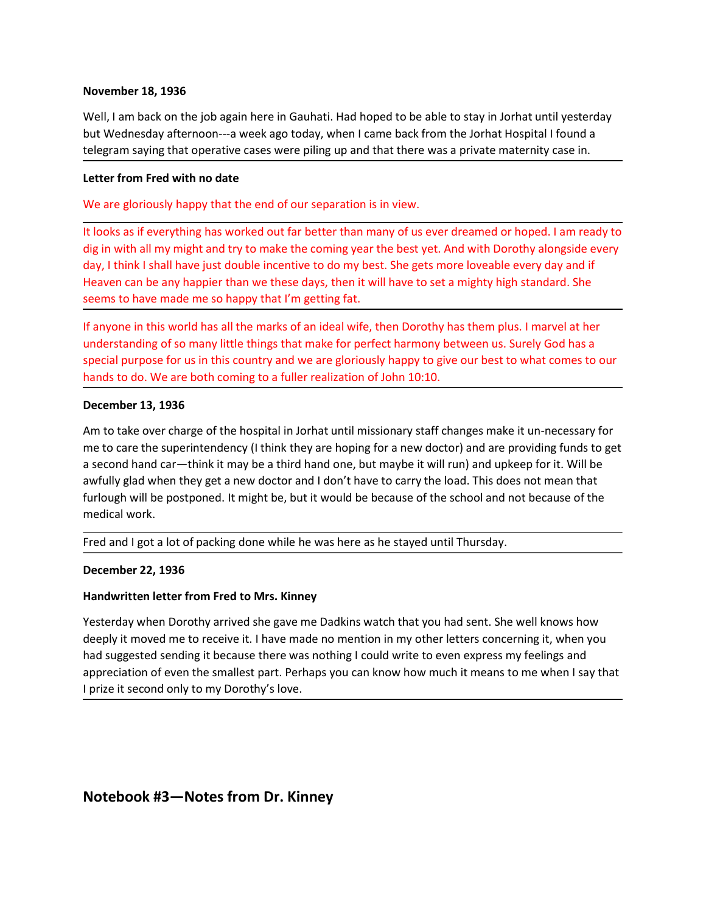**November 18, 1936**

Well, I am back on the job again here in Gauhati. Had hoped to be able to stay in Jorhat until yesterday but Wednesday afternoon---a week ago today, when I came back from the Jorhat Hospital I found a telegram saying that operative cases were piling up and that there was a private maternity case in.

---

**Letter from Fred with no date**

We are gloriously happy that the end of our separation is in view.

---

It looks as if everything has worked out far better than many of us ever dreamed or hoped. I am ready to dig in with all my might and try to make the coming year the best yet. And with Dorothy alongside every day, I think I shall have just double incentive to do my best. She gets more loveable every day and if Heaven can be any happier than we these days, then it will have to set a mighty high standard. She seems to have made me so happy that I'm getting fat.

---

If anyone in this world has all the marks of an ideal wife, then Dorothy has them plus. I marvel at her understanding of so many little things that make for perfect harmony between us. Surely God has a special purpose for us in this country and we are gloriously happy to give our best to what comes to our hands to do. We are both coming to a fuller realization of John 10:10.

---

**December 13, 1936**

Am to take over charge of the hospital in Jorhat until missionary staff changes make it un-necessary for me to care the superintendency (I think they are hoping for a new doctor) and are providing funds to get a second hand car—think it may be a third hand one, but maybe it will run) and upkeep for it. Will be awfully glad when they get a new doctor and I don't have to carry the load. This does not mean that furlough will be postponed. It might be, but it would be because of the school and not because of the medical work.

---

Fred and I got a lot of packing done while he was here as he stayed until Thursday.

---

**December 22, 1936**

**Handwritten letter from Fred to Mrs. Kinney**

Yesterday when Dorothy arrived she gave me Dadkins watch that you had sent. She well knows how deeply it moved me to receive it. I have made no mention in my other letters concerning it, when you had suggested sending it because there was nothing I could write to even express my feelings and appreciation of even the smallest part. Perhaps you can know how much it means to me when I say that I prize it second only to my Dorothy's love.

---

## Notebook #3—Notes from Dr. Kinney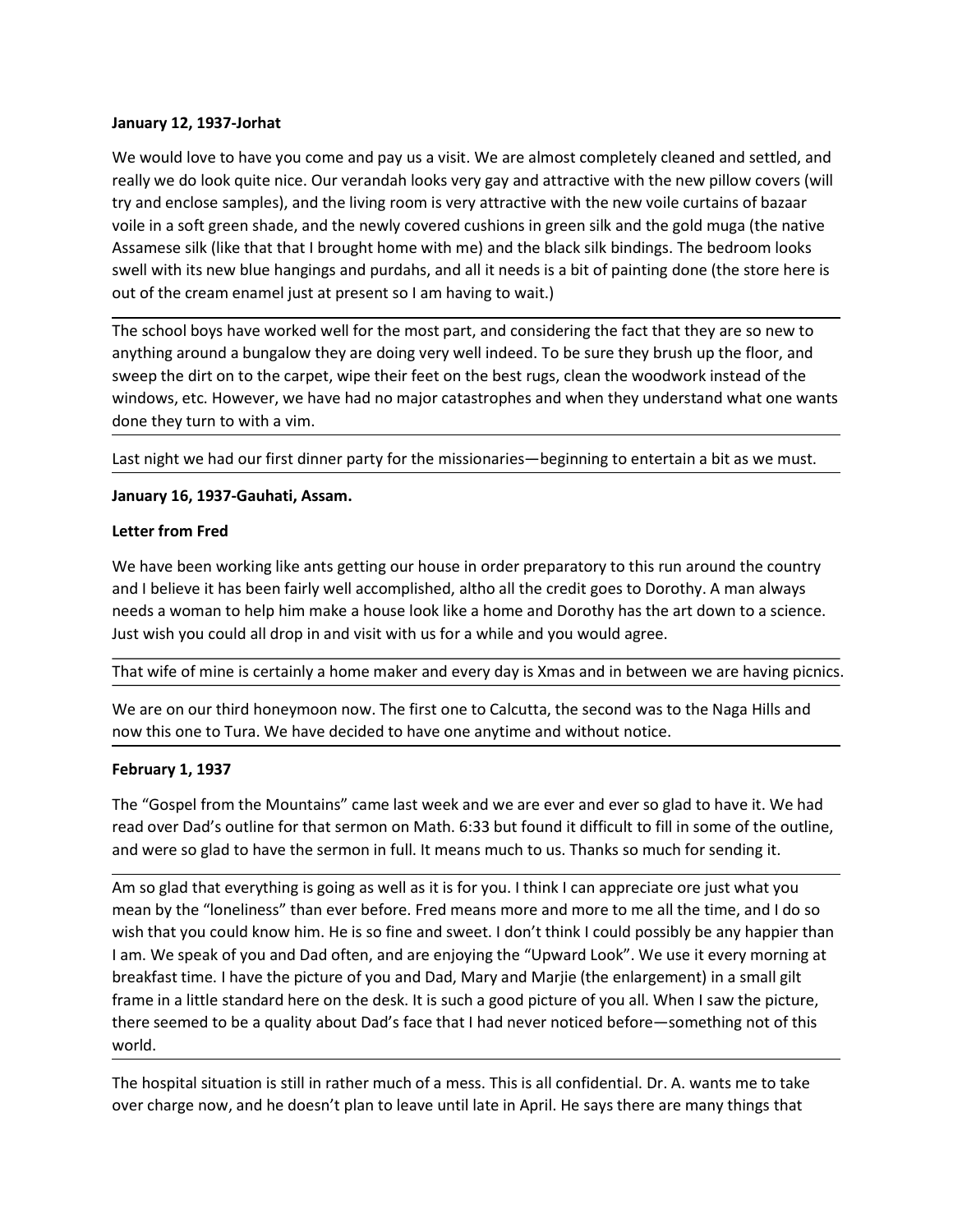**January 12, 1937-Jorhat**

We would love to have you come and pay us a visit. We are almost completely cleaned and settled, and really we do look quite nice. Our verandah looks very gay and attractive with the new pillow covers (will try and enclose samples), and the living room is very attractive with the new voile curtains of bazaar voile in a soft green shade, and the newly covered cushions in green silk and the gold muga (the native Assamese silk (like that that I brought home with me) and the black silk bindings. The bedroom looks swell with its new blue hangings and purdahs, and all it needs is a bit of painting done (the store here is out of the cream enamel just at present so I am having to wait.)

The school boys have worked well for the most part, and considering the fact that they are so new to anything around a bungalow they are doing very well indeed. To be sure they brush up the floor, and sweep the dirt on to the carpet, wipe their feet on the best rugs, clean the woodwork instead of the windows, etc. However, we have had no major catastrophes and when they understand what one wants done they turn to with a vim.

Last night we had our first dinner party for the missionaries—beginning to entertain a bit as we must.

**January 16, 1937-Gauhati, Assam.**

**Letter from Fred**

We have been working like ants getting our house in order preparatory to this run around the country and I believe it has been fairly well accomplished, altho all the credit goes to Dorothy. A man always needs a woman to help him make a house look like a home and Dorothy has the art down to a science. Just wish you could all drop in and visit with us for a while and you would agree.

That wife of mine is certainly a home maker and every day is Xmas and in between we are having picnics.

We are on our third honeymoon now. The first one to Calcutta, the second was to the Naga Hills and now this one to Tura. We have decided to have one anytime and without notice.

**February 1, 1937**

The "Gospel from the Mountains" came last week and we are ever and ever so glad to have it. We had read over Dad's outline for that sermon on Math. 6:33 but found it difficult to fill in some of the outline, and were so glad to have the sermon in full. It means much to us. Thanks so much for sending it.

Am so glad that everything is going as well as it is for you. I think I can appreciate ore just what you mean by the "loneliness" than ever before. Fred means more and more to me all the time, and I do so wish that you could know him. He is so fine and sweet. I don't think I could possibly be any happier than I am. We speak of you and Dad often, and are enjoying the "Upward Look". We use it every morning at breakfast time. I have the picture of you and Dad, Mary and Marjie (the enlargement) in a small gilt frame in a little standard here on the desk. It is such a good picture of you all. When I saw the picture, there seemed to be a quality about Dad's face that I had never noticed before—something not of this world.

The hospital situation is still in rather much of a mess. This is all confidential. Dr. A. wants me to take over charge now, and he doesn't plan to leave until late in April. He says there are many things that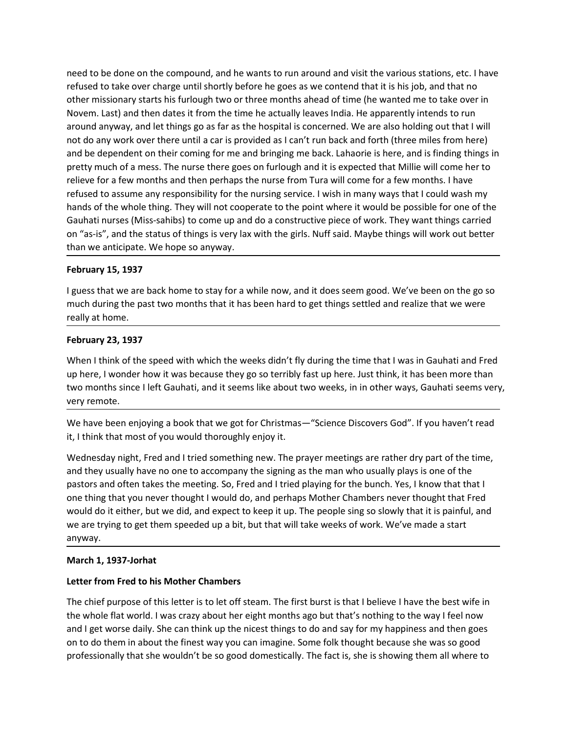need to be done on the compound, and he wants to run around and visit the various stations, etc. I have refused to take over charge until shortly before he goes as we contend that it is his job, and that no other missionary starts his furlough two or three months ahead of time (he wanted me to take over in Novem. Last) and then dates it from the time he actually leaves India. He apparently intends to run around anyway, and let things go as far as the hospital is concerned. We are also holding out that I will not do any work over there until a car is provided as I can't run back and forth (three miles from here) and be dependent on their coming for me and bringing me back. Lahaorie is here, and is finding things in pretty much of a mess. The nurse there goes on furlough and it is expected that Millie will come her to relieve for a few months and then perhaps the nurse from Tura will come for a few months. I have refused to assume any responsibility for the nursing service. I wish in many ways that I could wash my hands of the whole thing. They will not cooperate to the point where it would be possible for one of the Gauhati nurses (Miss-sahibs) to come up and do a constructive piece of work. They want things carried on "as-is", and the status of things is very lax with the girls. Nuff said. Maybe things will work out better than we anticipate. We hope so anyway.

---

**February 15, 1937**

I guess that we are back home to stay for a while now, and it does seem good. We've been on the go so much during the past two months that it has been hard to get things settled and realize that we were really at home.

---

**February 23, 1937**

When I think of the speed with which the weeks didn't fly during the time that I was in Gauhati and Fred up here, I wonder how it was because they go so terribly fast up here. Just think, it has been more than two months since I left Gauhati, and it seems like about two weeks, in in other ways, Gauhati seems very, very remote.

---

We have been enjoying a book that we got for Christmas—"Science Discovers God". If you haven't read it, I think that most of you would thoroughly enjoy it.

Wednesday night, Fred and I tried something new. The prayer meetings are rather dry part of the time, and they usually have no one to accompany the signing as the man who usually plays is one of the pastors and often takes the meeting. So, Fred and I tried playing for the bunch. Yes, I know that that I one thing that you never thought I would do, and perhaps Mother Chambers never thought that Fred would do it either, but we did, and expect to keep it up. The people sing so slowly that it is painful, and we are trying to get them speeded up a bit, but that will take weeks of work. We've made a start anyway.

---

**March 1, 1937-Jorhat**

**Letter from Fred to his Mother Chambers**

The chief purpose of this letter is to let off steam. The first burst is that I believe I have the best wife in the whole flat world. I was crazy about her eight months ago but that's nothing to the way I feel now and I get worse daily. She can think up the nicest things to do and say for my happiness and then goes on to do them in about the finest way you can imagine. Some folk thought because she was so good professionally that she wouldn't be so good domestically. The fact is, she is showing them all where to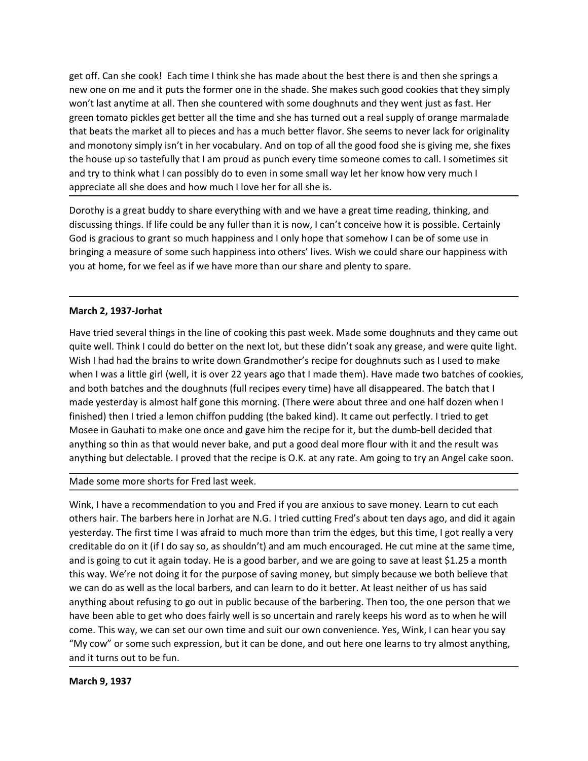get off. Can she cook! Each time I think she has made about the best there is and then she springs a new one on me and it puts the former one in the shade. She makes such good cookies that they simply won't last anytime at all. Then she countered with some doughnuts and they went just as fast. Her green tomato pickles get better all the time and she has turned out a real supply of orange marmalade that beats the market all to pieces and has a much better flavor. She seems to never lack for originality and monotony simply isn't in her vocabulary. And on top of all the good food she is giving me, she fixes the house up so tastefully that I am proud as punch every time someone comes to call. I sometimes sit and try to think what I can possibly do to even in some small way let her know how very much I appreciate all she does and how much I love her for all she is.

Dorothy is a great buddy to share everything with and we have a great time reading, thinking, and discussing things. If life could be any fuller than it is now, I can't conceive how it is possible. Certainly God is gracious to grant so much happiness and I only hope that somehow I can be of some use in bringing a measure of some such happiness into others' lives. Wish we could share our happiness with you at home, for we feel as if we have more than our share and plenty to spare.

---

**March 2, 1937-Jorhat**

Have tried several things in the line of cooking this past week. Made some doughnuts and they came out quite well. Think I could do better on the next lot, but these didn't soak any grease, and were quite light. Wish I had had the brains to write down Grandmother's recipe for doughnuts such as I used to make when I was a little girl (well, it is over 22 years ago that I made them). Have made two batches of cookies, and both batches and the doughnuts (full recipes every time) have all disappeared. The batch that I made yesterday is almost half gone this morning. (There were about three and one half dozen when I finished) then I tried a lemon chiffon pudding (the baked kind). It came out perfectly. I tried to get Mosee in Gauhati to make one once and gave him the recipe for it, but the dumb-bell decided that anything so thin as that would never bake, and put a good deal more flour with it and the result was anything but delectable. I proved that the recipe is O.K. at any rate. Am going to try an Angel cake soon.

---

Made some more shorts for Fred last week.

---

Wink, I have a recommendation to you and Fred if you are anxious to save money. Learn to cut each others hair. The barbers here in Jorhat are N.G. I tried cutting Fred's about ten days ago, and did it again yesterday. The first time I was afraid to much more than trim the edges, but this time, I got really a very creditable do on it (if I do say so, as shouldn't) and am much encouraged. He cut mine at the same time, and is going to cut it again today. He is a good barber, and we are going to save at least $1.25 a month this way. We're not doing it for the purpose of saving money, but simply because we both believe that we can do as well as the local barbers, and can learn to do it better. At least neither of us has said anything about refusing to go out in public because of the barbering. Then too, the one person that we have been able to get who does fairly well is so uncertain and rarely keeps his word as to when he will come. This way, we can set our own time and suit our own convenience. Yes, Wink, I can hear you say "My cow" or some such expression, but it can be done, and out here one learns to try almost anything, and it turns out to be fun.

---

**March 9, 1937**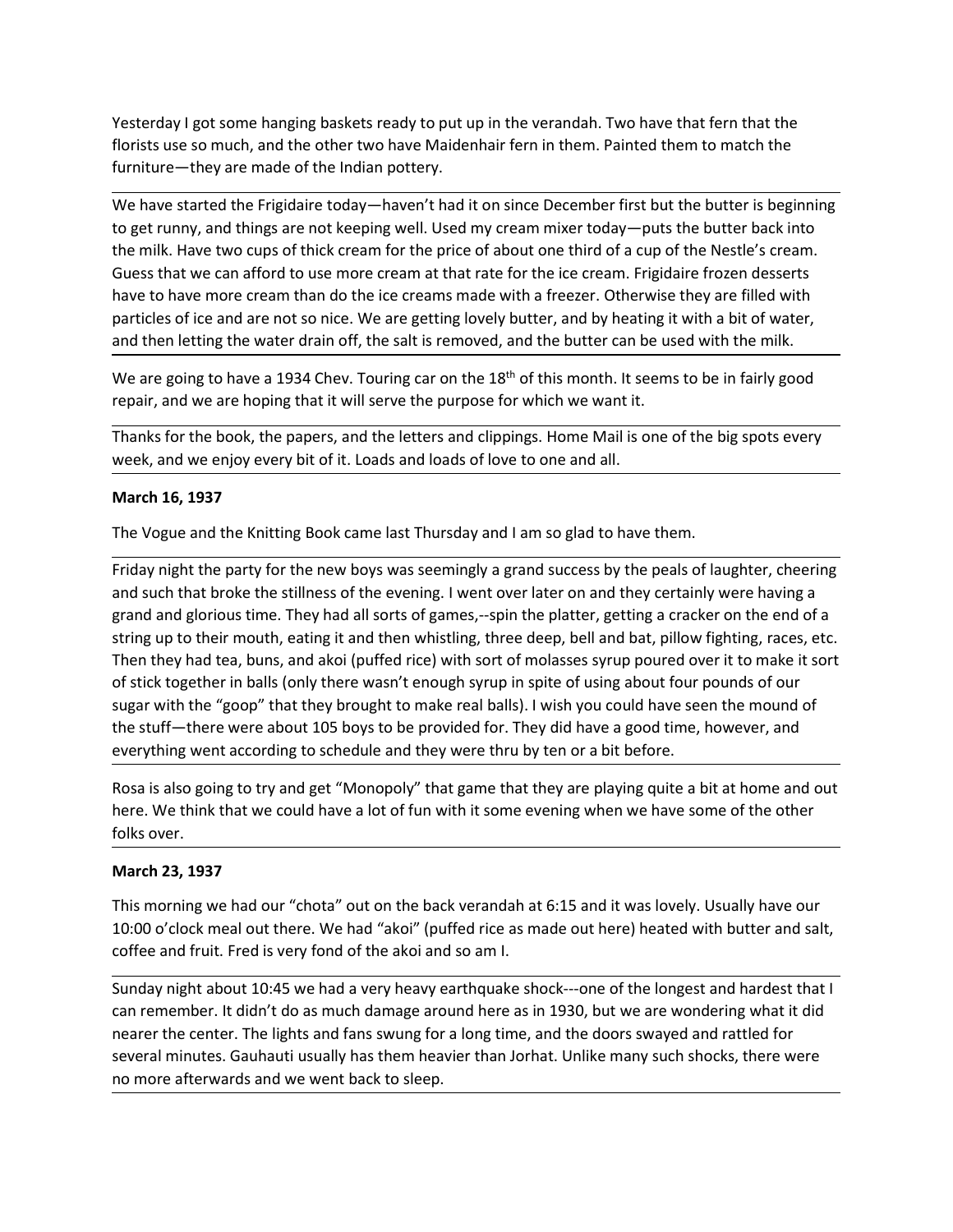Yesterday I got some hanging baskets ready to put up in the verandah. Two have that fern that the florists use so much, and the other two have Maidenhair fern in them. Painted them to match the furniture—they are made of the Indian pottery.

We have started the Frigidaire today—haven't had it on since December first but the butter is beginning to get runny, and things are not keeping well. Used my cream mixer today—puts the butter back into the milk. Have two cups of thick cream for the price of about one third of a cup of the Nestle's cream. Guess that we can afford to use more cream at that rate for the ice cream. Frigidaire frozen desserts have to have more cream than do the ice creams made with a freezer. Otherwise they are filled with particles of ice and are not so nice. We are getting lovely butter, and by heating it with a bit of water, and then letting the water drain off, the salt is removed, and the butter can be used with the milk.

We are going to have a 1934 Chev. Touring car on the 18th of this month. It seems to be in fairly good repair, and we are hoping that it will serve the purpose for which we want it.

Thanks for the book, the papers, and the letters and clippings. Home Mail is one of the big spots every week, and we enjoy every bit of it. Loads and loads of love to one and all.

**March 16, 1937**

The Vogue and the Knitting Book came last Thursday and I am so glad to have them.

Friday night the party for the new boys was seemingly a grand success by the peals of laughter, cheering and such that broke the stillness of the evening. I went over later on and they certainly were having a grand and glorious time. They had all sorts of games,--spin the platter, getting a cracker on the end of a string up to their mouth, eating it and then whistling, three deep, bell and bat, pillow fighting, races, etc. Then they had tea, buns, and akoi (puffed rice) with sort of molasses syrup poured over it to make it sort of stick together in balls (only there wasn't enough syrup in spite of using about four pounds of our sugar with the "goop" that they brought to make real balls). I wish you could have seen the mound of the stuff—there were about 105 boys to be provided for. They did have a good time, however, and everything went according to schedule and they were thru by ten or a bit before.

Rosa is also going to try and get "Monopoly" that game that they are playing quite a bit at home and out here. We think that we could have a lot of fun with it some evening when we have some of the other folks over.

**March 23, 1937**

This morning we had our "chota" out on the back verandah at 6:15 and it was lovely. Usually have our 10:00 o'clock meal out there. We had "akoi" (puffed rice as made out here) heated with butter and salt, coffee and fruit. Fred is very fond of the akoi and so am I.

Sunday night about 10:45 we had a very heavy earthquake shock---one of the longest and hardest that I can remember. It didn't do as much damage around here as in 1930, but we are wondering what it did nearer the center. The lights and fans swung for a long time, and the doors swayed and rattled for several minutes. Gauhauti usually has them heavier than Jorhat. Unlike many such shocks, there were no more afterwards and we went back to sleep.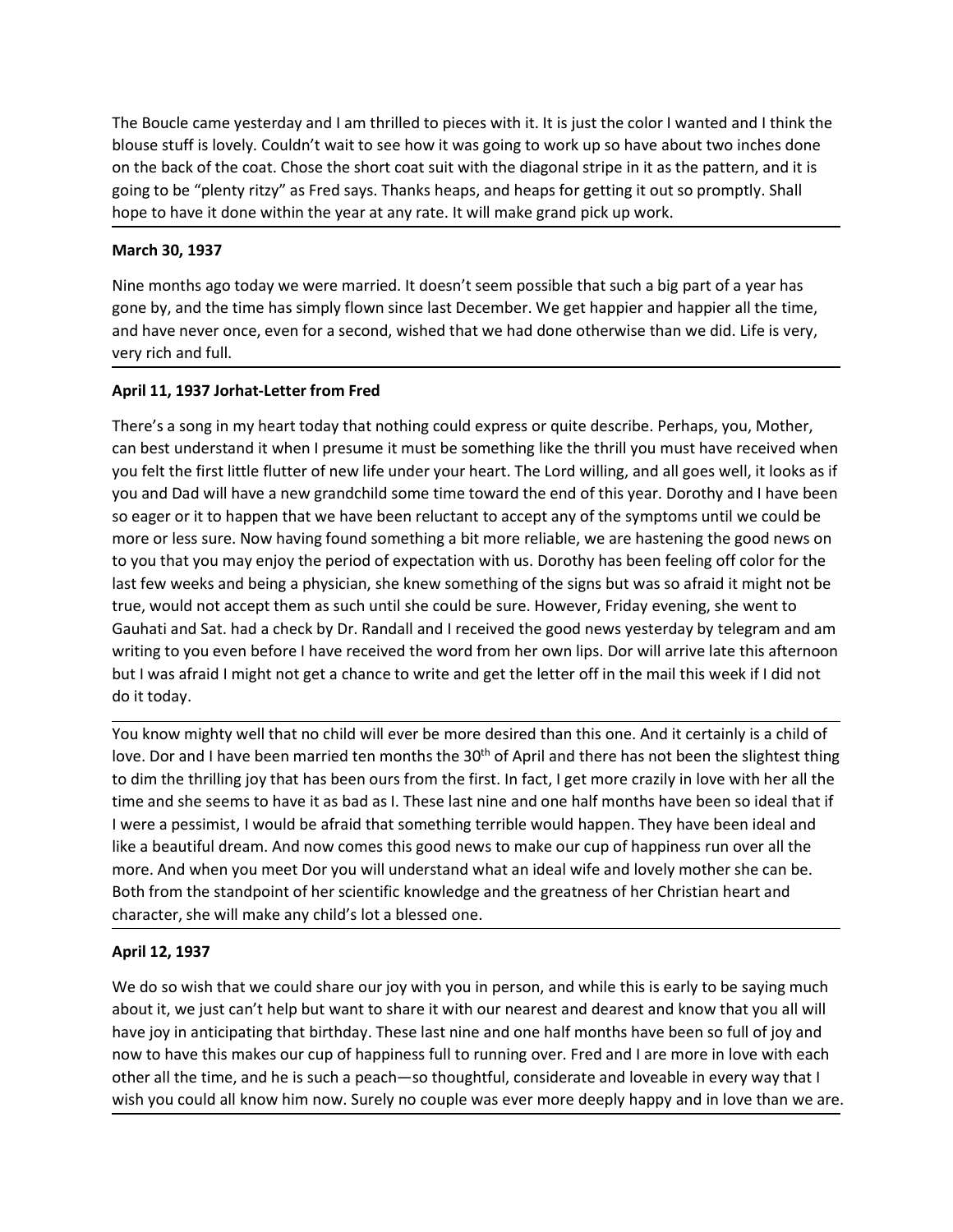The Boucle came yesterday and I am thrilled to pieces with it. It is just the color I wanted and I think the blouse stuff is lovely. Couldn't wait to see how it was going to work up so have about two inches done on the back of the coat. Chose the short coat suit with the diagonal stripe in it as the pattern, and it is going to be "plenty ritzy" as Fred says. Thanks heaps, and heaps for getting it out so promptly. Shall hope to have it done within the year at any rate. It will make grand pick up work.

**March 30, 1937**

Nine months ago today we were married. It doesn't seem possible that such a big part of a year has gone by, and the time has simply flown since last December. We get happier and happier all the time, and have never once, even for a second, wished that we had done otherwise than we did. Life is very, very rich and full.

**April 11, 1937 Jorhat-Letter from Fred**

There's a song in my heart today that nothing could express or quite describe. Perhaps, you, Mother, can best understand it when I presume it must be something like the thrill you must have received when you felt the first little flutter of new life under your heart. The Lord willing, and all goes well, it looks as if you and Dad will have a new grandchild some time toward the end of this year. Dorothy and I have been so eager or it to happen that we have been reluctant to accept any of the symptoms until we could be more or less sure. Now having found something a bit more reliable, we are hastening the good news on to you that you may enjoy the period of expectation with us. Dorothy has been feeling off color for the last few weeks and being a physician, she knew something of the signs but was so afraid it might not be true, would not accept them as such until she could be sure. However, Friday evening, she went to Gauhati and Sat. had a check by Dr. Randall and I received the good news yesterday by telegram and am writing to you even before I have received the word from her own lips. Dor will arrive late this afternoon but I was afraid I might not get a chance to write and get the letter off in the mail this week if I did not do it today.

You know mighty well that no child will ever be more desired than this one. And it certainly is a child of love. Dor and I have been married ten months the 30th of April and there has not been the slightest thing to dim the thrilling joy that has been ours from the first. In fact, I get more crazily in love with her all the time and she seems to have it as bad as I. These last nine and one half months have been so ideal that if I were a pessimist, I would be afraid that something terrible would happen. They have been ideal and like a beautiful dream. And now comes this good news to make our cup of happiness run over all the more. And when you meet Dor you will understand what an ideal wife and lovely mother she can be. Both from the standpoint of her scientific knowledge and the greatness of her Christian heart and character, she will make any child's lot a blessed one.

**April 12, 1937**

We do so wish that we could share our joy with you in person, and while this is early to be saying much about it, we just can't help but want to share it with our nearest and dearest and know that you all will have joy in anticipating that birthday. These last nine and one half months have been so full of joy and now to have this makes our cup of happiness full to running over. Fred and I are more in love with each other all the time, and he is such a peach—so thoughtful, considerate and loveable in every way that I wish you could all know him now. Surely no couple was ever more deeply happy and in love than we are.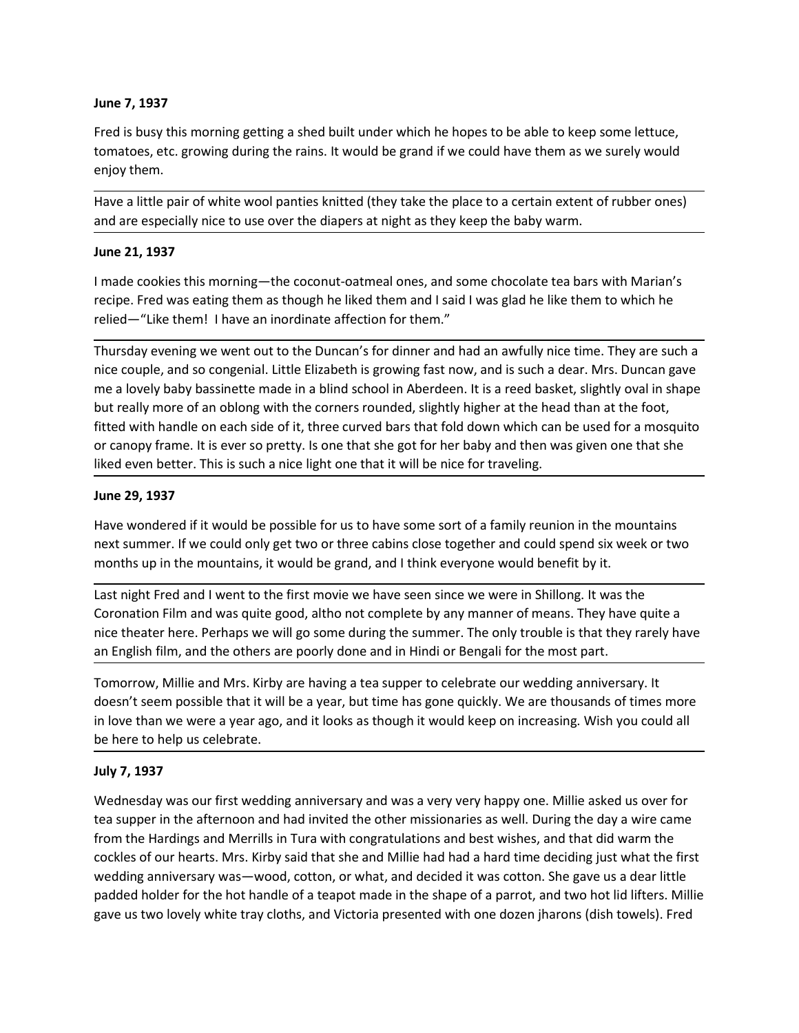**June 7, 1937**

Fred is busy this morning getting a shed built under which he hopes to be able to keep some lettuce, tomatoes, etc. growing during the rains. It would be grand if we could have them as we surely would enjoy them.

---

Have a little pair of white wool panties knitted (they take the place to a certain extent of rubber ones) and are especially nice to use over the diapers at night as they keep the baby warm.

---

**June 21, 1937**

I made cookies this morning—the coconut-oatmeal ones, and some chocolate tea bars with Marian's recipe. Fred was eating them as though he liked them and I said I was glad he like them to which he relied—"Like them!  I have an inordinate affection for them."

---

Thursday evening we went out to the Duncan's for dinner and had an awfully nice time. They are such a nice couple, and so congenial. Little Elizabeth is growing fast now, and is such a dear. Mrs. Duncan gave me a lovely baby bassinette made in a blind school in Aberdeen. It is a reed basket, slightly oval in shape but really more of an oblong with the corners rounded, slightly higher at the head than at the foot, fitted with handle on each side of it, three curved bars that fold down which can be used for a mosquito or canopy frame. It is ever so pretty. Is one that she got for her baby and then was given one that she liked even better. This is such a nice light one that it will be nice for traveling.

---

**June 29, 1937**

Have wondered if it would be possible for us to have some sort of a family reunion in the mountains next summer. If we could only get two or three cabins close together and could spend six week or two months up in the mountains, it would be grand, and I think everyone would benefit by it.

---

Last night Fred and I went to the first movie we have seen since we were in Shillong. It was the Coronation Film and was quite good, altho not complete by any manner of means. They have quite a nice theater here. Perhaps we will go some during the summer. The only trouble is that they rarely have an English film, and the others are poorly done and in Hindi or Bengali for the most part.

---

Tomorrow, Millie and Mrs. Kirby are having a tea supper to celebrate our wedding anniversary. It doesn't seem possible that it will be a year, but time has gone quickly. We are thousands of times more in love than we were a year ago, and it looks as though it would keep on increasing. Wish you could all be here to help us celebrate.

---

**July 7, 1937**

Wednesday was our first wedding anniversary and was a very very happy one. Millie asked us over for tea supper in the afternoon and had invited the other missionaries as well. During the day a wire came from the Hardings and Merrills in Tura with congratulations and best wishes, and that did warm the cockles of our hearts. Mrs. Kirby said that she and Millie had had a hard time deciding just what the first wedding anniversary was—wood, cotton, or what, and decided it was cotton. She gave us a dear little padded holder for the hot handle of a teapot made in the shape of a parrot, and two hot lid lifters. Millie gave us two lovely white tray cloths, and Victoria presented with one dozen jharons (dish towels). Fred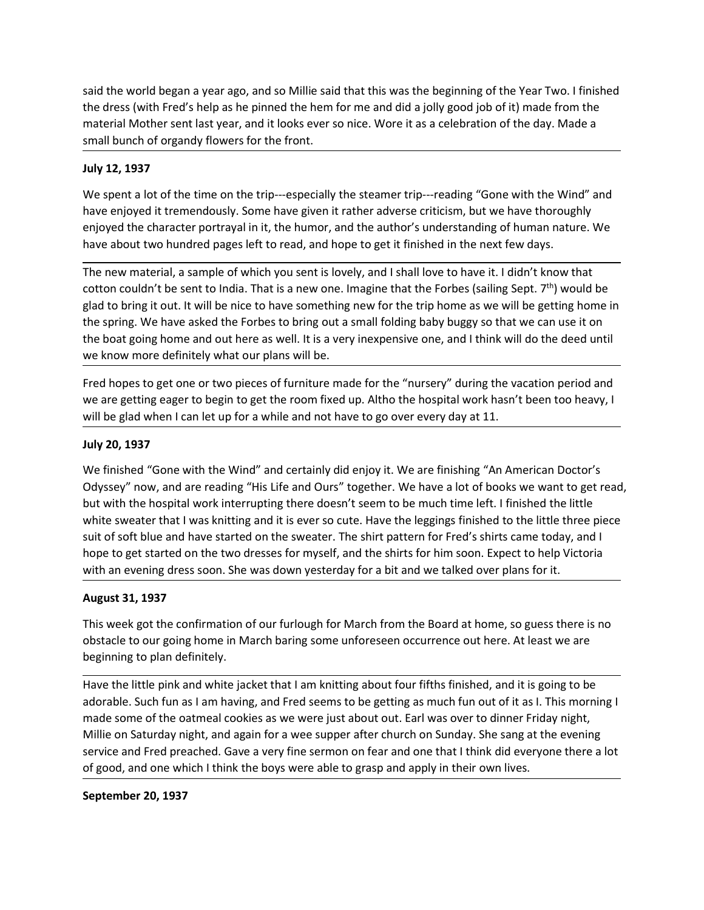said the world began a year ago, and so Millie said that this was the beginning of the Year Two. I finished the dress (with Fred's help as he pinned the hem for me and did a jolly good job of it) made from the material Mother sent last year, and it looks ever so nice. Wore it as a celebration of the day. Made a small bunch of organdy flowers for the front.

**July 12, 1937**

We spent a lot of the time on the trip---especially the steamer trip---reading "Gone with the Wind" and have enjoyed it tremendously. Some have given it rather adverse criticism, but we have thoroughly enjoyed the character portrayal in it, the humor, and the author's understanding of human nature. We have about two hundred pages left to read, and hope to get it finished in the next few days.

The new material, a sample of which you sent is lovely, and I shall love to have it. I didn't know that cotton couldn't be sent to India. That is a new one. Imagine that the Forbes (sailing Sept. 7th) would be glad to bring it out. It will be nice to have something new for the trip home as we will be getting home in the spring. We have asked the Forbes to bring out a small folding baby buggy so that we can use it on the boat going home and out here as well. It is a very inexpensive one, and I think will do the deed until we know more definitely what our plans will be.

Fred hopes to get one or two pieces of furniture made for the "nursery" during the vacation period and we are getting eager to begin to get the room fixed up. Altho the hospital work hasn't been too heavy, I will be glad when I can let up for a while and not have to go over every day at 11.

**July 20, 1937**

We finished "Gone with the Wind" and certainly did enjoy it. We are finishing "An American Doctor's Odyssey" now, and are reading "His Life and Ours" together. We have a lot of books we want to get read, but with the hospital work interrupting there doesn't seem to be much time left. I finished the little white sweater that I was knitting and it is ever so cute. Have the leggings finished to the little three piece suit of soft blue and have started on the sweater. The shirt pattern for Fred's shirts came today, and I hope to get started on the two dresses for myself, and the shirts for him soon. Expect to help Victoria with an evening dress soon. She was down yesterday for a bit and we talked over plans for it.

**August 31, 1937**

This week got the confirmation of our furlough for March from the Board at home, so guess there is no obstacle to our going home in March baring some unforeseen occurrence out here. At least we are beginning to plan definitely.

Have the little pink and white jacket that I am knitting about four fifths finished, and it is going to be adorable. Such fun as I am having, and Fred seems to be getting as much fun out of it as I. This morning I made some of the oatmeal cookies as we were just about out. Earl was over to dinner Friday night, Millie on Saturday night, and again for a wee supper after church on Sunday. She sang at the evening service and Fred preached. Gave a very fine sermon on fear and one that I think did everyone there a lot of good, and one which I think the boys were able to grasp and apply in their own lives.

**September 20, 1937**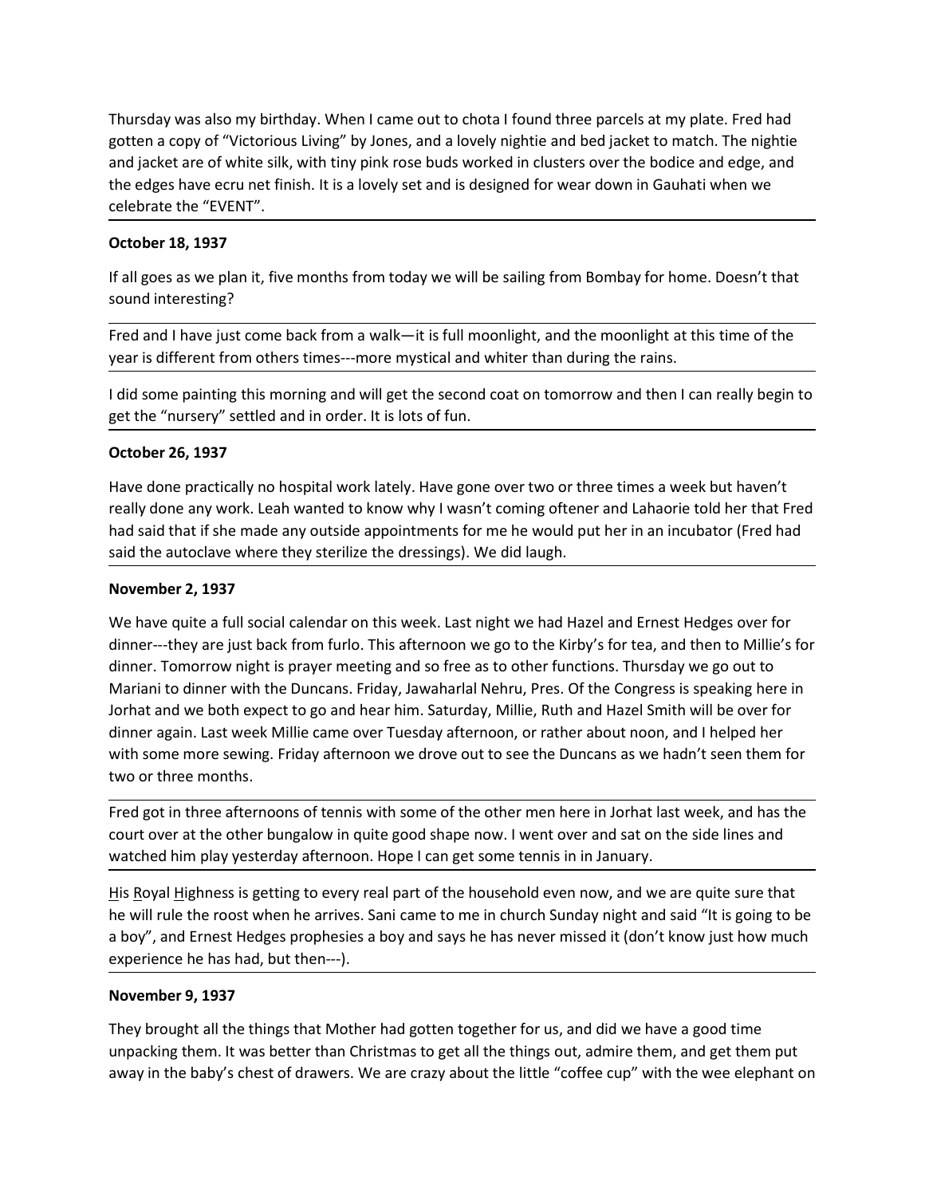Thursday was also my birthday. When I came out to chota I found three parcels at my plate. Fred had gotten a copy of "Victorious Living" by Jones, and a lovely nightie and bed jacket to match. The nightie and jacket are of white silk, with tiny pink rose buds worked in clusters over the bodice and edge, and the edges have ecru net finish. It is a lovely set and is designed for wear down in Gauhati when we celebrate the "EVENT".

**October 18, 1937**

If all goes as we plan it, five months from today we will be sailing from Bombay for home. Doesn't that sound interesting?

Fred and I have just come back from a walk—it is full moonlight, and the moonlight at this time of the year is different from others times---more mystical and whiter than during the rains.

I did some painting this morning and will get the second coat on tomorrow and then I can really begin to get the "nursery" settled and in order. It is lots of fun.

**October 26, 1937**

Have done practically no hospital work lately. Have gone over two or three times a week but haven't really done any work. Leah wanted to know why I wasn't coming oftener and Lahaorie told her that Fred had said that if she made any outside appointments for me he would put her in an incubator (Fred had said the autoclave where they sterilize the dressings). We did laugh.

**November 2, 1937**

We have quite a full social calendar on this week. Last night we had Hazel and Ernest Hedges over for dinner---they are just back from furlo. This afternoon we go to the Kirby's for tea, and then to Millie's for dinner. Tomorrow night is prayer meeting and so free as to other functions. Thursday we go out to Mariani to dinner with the Duncans. Friday, Jawaharlal Nehru, Pres. Of the Congress is speaking here in Jorhat and we both expect to go and hear him. Saturday, Millie, Ruth and Hazel Smith will be over for dinner again. Last week Millie came over Tuesday afternoon, or rather about noon, and I helped her with some more sewing. Friday afternoon we drove out to see the Duncans as we hadn't seen them for two or three months.

Fred got in three afternoons of tennis with some of the other men here in Jorhat last week, and has the court over at the other bungalow in quite good shape now. I went over and sat on the side lines and watched him play yesterday afternoon. Hope I can get some tennis in in January.

His Royal Highness is getting to every real part of the household even now, and we are quite sure that he will rule the roost when he arrives. Sani came to me in church Sunday night and said "It is going to be a boy", and Ernest Hedges prophesies a boy and says he has never missed it (don't know just how much experience he has had, but then---).

**November 9, 1937**

They brought all the things that Mother had gotten together for us, and did we have a good time unpacking them. It was better than Christmas to get all the things out, admire them, and get them put away in the baby's chest of drawers. We are crazy about the little "coffee cup" with the wee elephant on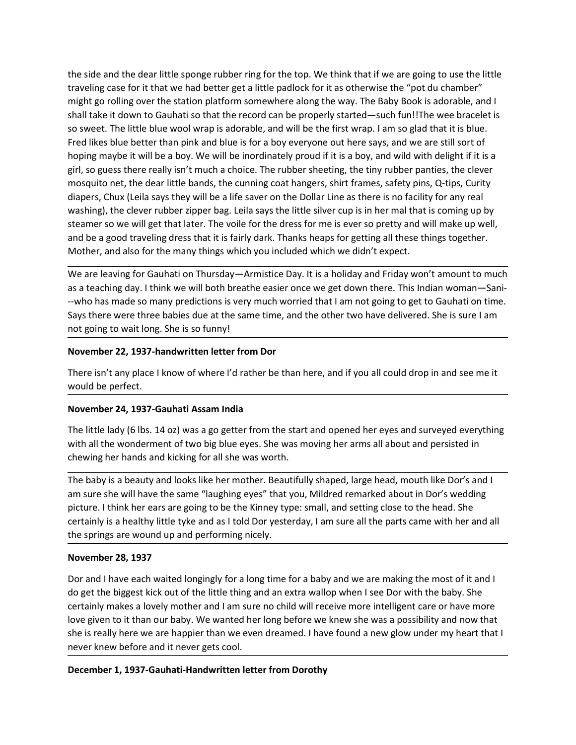the side and the dear little sponge rubber ring for the top. We think that if we are going to use the little traveling case for it that we had better get a little padlock for it as otherwise the "pot du chamber" might go rolling over the station platform somewhere along the way. The Baby Book is adorable, and I shall take it down to Gauhati so that the record can be properly started—such fun!!The wee bracelet is so sweet. The little blue wool wrap is adorable, and will be the first wrap. I am so glad that it is blue. Fred likes blue better than pink and blue is for a boy everyone out here says, and we are still sort of hoping maybe it will be a boy. We will be inordinately proud if it is a boy, and wild with delight if it is a girl, so guess there really isn't much a choice. The rubber sheeting, the tiny rubber panties, the clever mosquito net, the dear little bands, the cunning coat hangers, shirt frames, safety pins, Q-tips, Curity diapers, Chux (Leila says they will be a life saver on the Dollar Line as there is no facility for any real washing), the clever rubber zipper bag. Leila says the little silver cup is in her mal that is coming up by steamer so we will get that later. The voile for the dress for me is ever so pretty and will make up well, and be a good traveling dress that it is fairly dark. Thanks heaps for getting all these things together. Mother, and also for the many things which you included which we didn't expect.

---

We are leaving for Gauhati on Thursday—Armistice Day. It is a holiday and Friday won't amount to much as a teaching day. I think we will both breathe easier once we get down there. This Indian woman—Sani---who has made so many predictions is very much worried that I am not going to get to Gauhati on time. Says there were three babies due at the same time, and the other two have delivered. She is sure I am not going to wait long. She is so funny!

---

**November 22, 1937-handwritten letter from Dor**

There isn't any place I know of where I'd rather be than here, and if you all could drop in and see me it would be perfect.

---

**November 24, 1937-Gauhati Assam India**

The little lady (6 lbs. 14 oz) was a go getter from the start and opened her eyes and surveyed everything with all the wonderment of two big blue eyes. She was moving her arms all about and persisted in chewing her hands and kicking for all she was worth.

---

The baby is a beauty and looks like her mother. Beautifully shaped, large head, mouth like Dor's and I am sure she will have the same "laughing eyes" that you, Mildred remarked about in Dor's wedding picture. I think her ears are going to be the Kinney type: small, and setting close to the head. She certainly is a healthy little tyke and as I told Dor yesterday, I am sure all the parts came with her and all the springs are wound up and performing nicely.

---

**November 28, 1937**

Dor and I have each waited longingly for a long time for a baby and we are making the most of it and I do get the biggest kick out of the little thing and an extra wallop when I see Dor with the baby. She certainly makes a lovely mother and I am sure no child will receive more intelligent care or have more love given to it than our baby. We wanted her long before we knew she was a possibility and now that she is really here we are happier than we even dreamed. I have found a new glow under my heart that I never knew before and it never gets cool.

---

**December 1, 1937-Gauhati-Handwritten letter from Dorothy**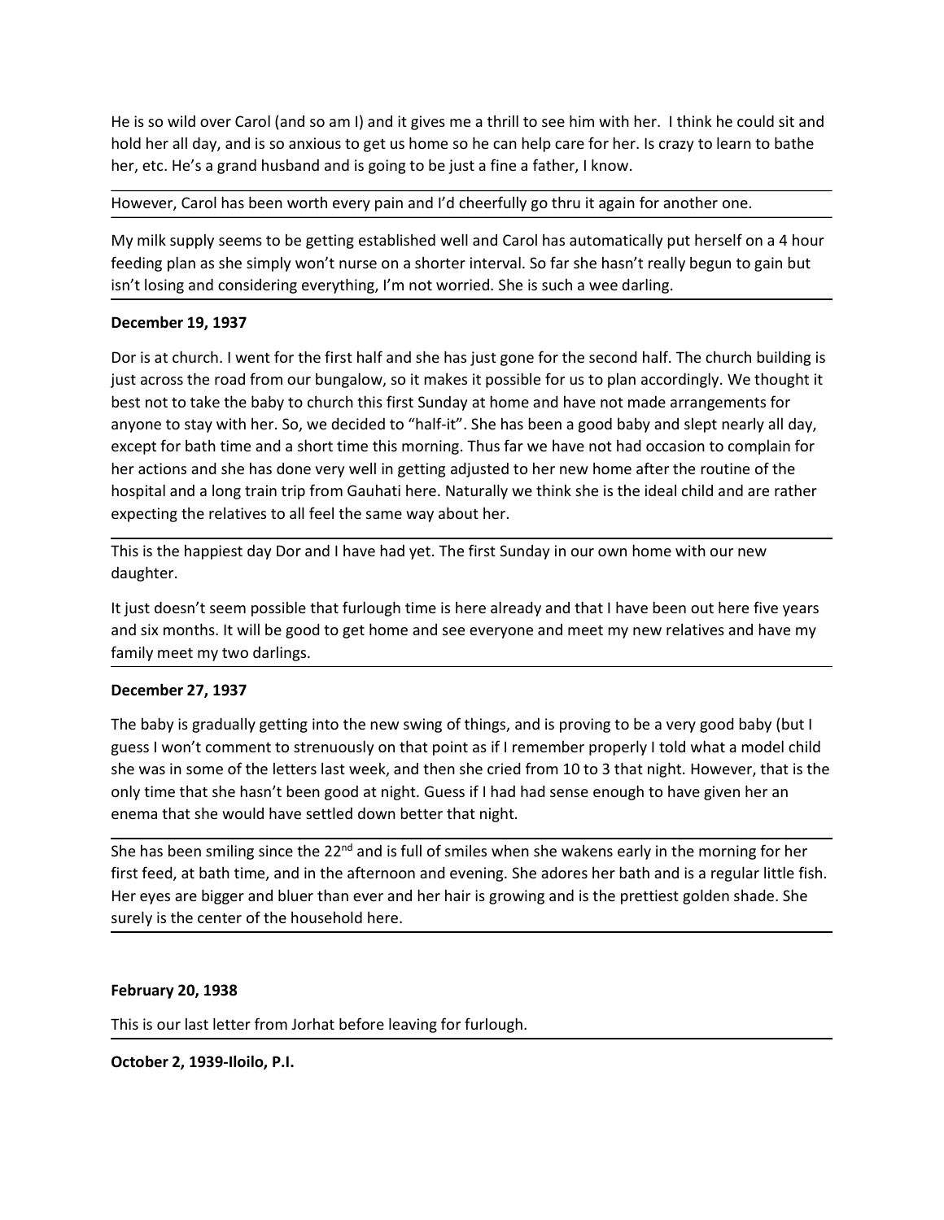He is so wild over Carol (and so am I) and it gives me a thrill to see him with her. I think he could sit and hold her all day, and is so anxious to get us home so he can help care for her. Is crazy to learn to bathe her, etc. He's a grand husband and is going to be just a fine a father, I know.

However, Carol has been worth every pain and I'd cheerfully go thru it again for another one.

My milk supply seems to be getting established well and Carol has automatically put herself on a 4 hour feeding plan as she simply won't nurse on a shorter interval. So far she hasn't really begun to gain but isn't losing and considering everything, I'm not worried. She is such a wee darling.

**December 19, 1937**

Dor is at church. I went for the first half and she has just gone for the second half. The church building is just across the road from our bungalow, so it makes it possible for us to plan accordingly. We thought it best not to take the baby to church this first Sunday at home and have not made arrangements for anyone to stay with her. So, we decided to "half-it". She has been a good baby and slept nearly all day, except for bath time and a short time this morning. Thus far we have not had occasion to complain for her actions and she has done very well in getting adjusted to her new home after the routine of the hospital and a long train trip from Gauhati here. Naturally we think she is the ideal child and are rather expecting the relatives to all feel the same way about her.

This is the happiest day Dor and I have had yet. The first Sunday in our own home with our new daughter.

It just doesn't seem possible that furlough time is here already and that I have been out here five years and six months. It will be good to get home and see everyone and meet my new relatives and have my family meet my two darlings.

**December 27, 1937**

The baby is gradually getting into the new swing of things, and is proving to be a very good baby (but I guess I won't comment to strenuously on that point as if I remember properly I told what a model child she was in some of the letters last week, and then she cried from 10 to 3 that night. However, that is the only time that she hasn't been good at night. Guess if I had had sense enough to have given her an enema that she would have settled down better that night.

She has been smiling since the 22nd and is full of smiles when she wakens early in the morning for her first feed, at bath time, and in the afternoon and evening. She adores her bath and is a regular little fish. Her eyes are bigger and bluer than ever and her hair is growing and is the prettiest golden shade. She surely is the center of the household here.

**February 20, 1938**

This is our last letter from Jorhat before leaving for furlough.

**October 2, 1939-Iloilo, P.I.**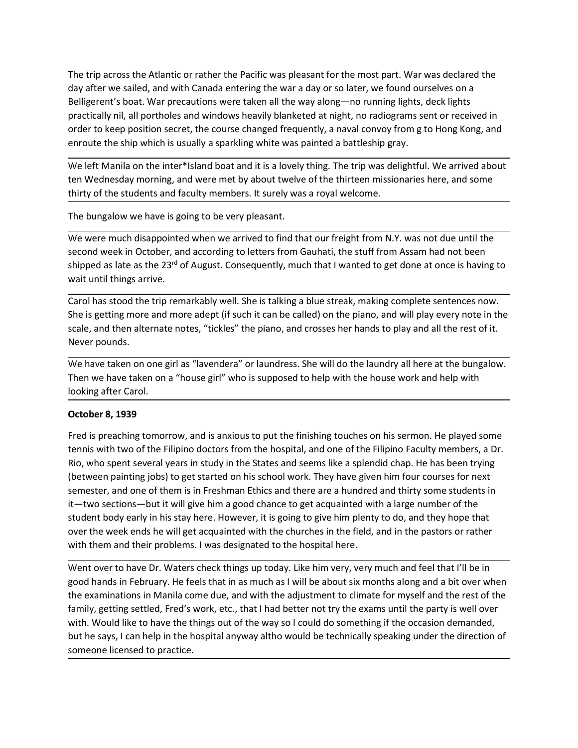The trip across the Atlantic or rather the Pacific was pleasant for the most part. War was declared the day after we sailed, and with Canada entering the war a day or so later, we found ourselves on a Belligerent's boat. War precautions were taken all the way along—no running lights, deck lights practically nil, all portholes and windows heavily blanketed at night, no radiograms sent or received in order to keep position secret, the course changed frequently, a naval convoy from g to Hong Kong, and enroute the ship which is usually a sparkling white was painted a battleship gray.

---

We left Manila on the inter*Island boat and it is a lovely thing. The trip was delightful. We arrived about ten Wednesday morning, and were met by about twelve of the thirteen missionaries here, and some thirty of the students and faculty members. It surely was a royal welcome.

---

The bungalow we have is going to be very pleasant.

---

We were much disappointed when we arrived to find that our freight from N.Y. was not due until the second week in October, and according to letters from Gauhati, the stuff from Assam had not been shipped as late as the 23rd of August. Consequently, much that I wanted to get done at once is having to wait until things arrive.

---

Carol has stood the trip remarkably well. She is talking a blue streak, making complete sentences now. She is getting more and more adept (if such it can be called) on the piano, and will play every note in the scale, and then alternate notes, "tickles" the piano, and crosses her hands to play and all the rest of it. Never pounds.

---

We have taken on one girl as "lavendera" or laundress. She will do the laundry all here at the bungalow. Then we have taken on a "house girl" who is supposed to help with the house work and help with looking after Carol.

---

**October 8, 1939**

Fred is preaching tomorrow, and is anxious to put the finishing touches on his sermon. He played some tennis with two of the Filipino doctors from the hospital, and one of the Filipino Faculty members, a Dr. Rio, who spent several years in study in the States and seems like a splendid chap. He has been trying (between painting jobs) to get started on his school work. They have given him four courses for next semester, and one of them is in Freshman Ethics and there are a hundred and thirty some students in it—two sections—but it will give him a good chance to get acquainted with a large number of the student body early in his stay here. However, it is going to give him plenty to do, and they hope that over the week ends he will get acquainted with the churches in the field, and in the pastors or rather with them and their problems. I was designated to the hospital here.

---

Went over to have Dr. Waters check things up today. Like him very, very much and feel that I'll be in good hands in February. He feels that in as much as I will be about six months along and a bit over when the examinations in Manila come due, and with the adjustment to climate for myself and the rest of the family, getting settled, Fred's work, etc., that I had better not try the exams until the party is well over with. Would like to have the things out of the way so I could do something if the occasion demanded, but he says, I can help in the hospital anyway altho would be technically speaking under the direction of someone licensed to practice.

---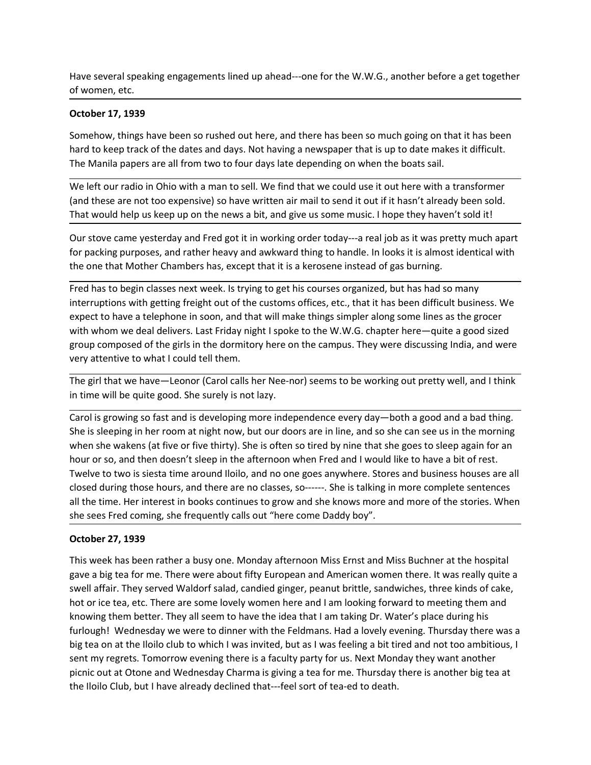Have several speaking engagements lined up ahead---one for the W.W.G., another before a get together of women, etc.

**October 17, 1939**

Somehow, things have been so rushed out here, and there has been so much going on that it has been hard to keep track of the dates and days. Not having a newspaper that is up to date makes it difficult. The Manila papers are all from two to four days late depending on when the boats sail.

We left our radio in Ohio with a man to sell. We find that we could use it out here with a transformer (and these are not too expensive) so have written air mail to send it out if it hasn't already been sold. That would help us keep up on the news a bit, and give us some music. I hope they haven't sold it!

Our stove came yesterday and Fred got it in working order today---a real job as it was pretty much apart for packing purposes, and rather heavy and awkward thing to handle. In looks it is almost identical with the one that Mother Chambers has, except that it is a kerosene instead of gas burning.

Fred has to begin classes next week. Is trying to get his courses organized, but has had so many interruptions with getting freight out of the customs offices, etc., that it has been difficult business. We expect to have a telephone in soon, and that will make things simpler along some lines as the grocer with whom we deal delivers. Last Friday night I spoke to the W.W.G. chapter here—quite a good sized group composed of the girls in the dormitory here on the campus. They were discussing India, and were very attentive to what I could tell them.

The girl that we have—Leonor (Carol calls her Nee-nor) seems to be working out pretty well, and I think in time will be quite good. She surely is not lazy.

Carol is growing so fast and is developing more independence every day—both a good and a bad thing. She is sleeping in her room at night now, but our doors are in line, and so she can see us in the morning when she wakens (at five or five thirty). She is often so tired by nine that she goes to sleep again for an hour or so, and then doesn't sleep in the afternoon when Fred and I would like to have a bit of rest. Twelve to two is siesta time around Iloilo, and no one goes anywhere. Stores and business houses are all closed during those hours, and there are no classes, so------. She is talking in more complete sentences all the time. Her interest in books continues to grow and she knows more and more of the stories. When she sees Fred coming, she frequently calls out "here come Daddy boy".

**October 27, 1939**

This week has been rather a busy one. Monday afternoon Miss Ernst and Miss Buchner at the hospital gave a big tea for me. There were about fifty European and American women there. It was really quite a swell affair. They served Waldorf salad, candied ginger, peanut brittle, sandwiches, three kinds of cake, hot or ice tea, etc. There are some lovely women here and I am looking forward to meeting them and knowing them better. They all seem to have the idea that I am taking Dr. Water's place during his furlough! Wednesday we were to dinner with the Feldmans. Had a lovely evening. Thursday there was a big tea on at the Iloilo club to which I was invited, but as I was feeling a bit tired and not too ambitious, I sent my regrets. Tomorrow evening there is a faculty party for us. Next Monday they want another picnic out at Otone and Wednesday Charma is giving a tea for me. Thursday there is another big tea at the Iloilo Club, but I have already declined that---feel sort of tea-ed to death.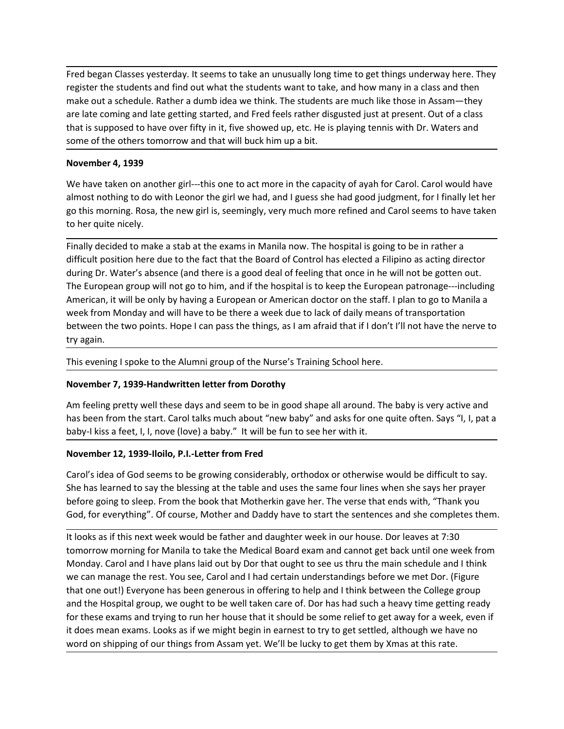Fred began Classes yesterday. It seems to take an unusually long time to get things underway here. They register the students and find out what the students want to take, and how many in a class and then make out a schedule. Rather a dumb idea we think. The students are much like those in Assam—they are late coming and late getting started, and Fred feels rather disgusted just at present. Out of a class that is supposed to have over fifty in it, five showed up, etc. He is playing tennis with Dr. Waters and some of the others tomorrow and that will buck him up a bit.

**November 4, 1939**

We have taken on another girl---this one to act more in the capacity of ayah for Carol. Carol would have almost nothing to do with Leonor the girl we had, and I guess she had good judgment, for I finally let her go this morning. Rosa, the new girl is, seemingly, very much more refined and Carol seems to have taken to her quite nicely.

Finally decided to make a stab at the exams in Manila now. The hospital is going to be in rather a difficult position here due to the fact that the Board of Control has elected a Filipino as acting director during Dr. Water's absence (and there is a good deal of feeling that once in he will not be gotten out. The European group will not go to him, and if the hospital is to keep the European patronage---including American, it will be only by having a European or American doctor on the staff. I plan to go to Manila a week from Monday and will have to be there a week due to lack of daily means of transportation between the two points. Hope I can pass the things, as I am afraid that if I don't I'll not have the nerve to try again.

This evening I spoke to the Alumni group of the Nurse's Training School here.

**November 7, 1939-Handwritten letter from Dorothy**

Am feeling pretty well these days and seem to be in good shape all around. The baby is very active and has been from the start. Carol talks much about "new baby" and asks for one quite often. Says "I, I, pat a baby-I kiss a feet, I, I, nove (love) a baby." It will be fun to see her with it.

**November 12, 1939-Iloilo, P.I.-Letter from Fred**

Carol's idea of God seems to be growing considerably, orthodox or otherwise would be difficult to say. She has learned to say the blessing at the table and uses the same four lines when she says her prayer before going to sleep. From the book that Motherkin gave her. The verse that ends with, "Thank you God, for everything". Of course, Mother and Daddy have to start the sentences and she completes them.

It looks as if this next week would be father and daughter week in our house. Dor leaves at 7:30 tomorrow morning for Manila to take the Medical Board exam and cannot get back until one week from Monday. Carol and I have plans laid out by Dor that ought to see us thru the main schedule and I think we can manage the rest. You see, Carol and I had certain understandings before we met Dor. (Figure that one out!) Everyone has been generous in offering to help and I think between the College group and the Hospital group, we ought to be well taken care of. Dor has had such a heavy time getting ready for these exams and trying to run her house that it should be some relief to get away for a week, even if it does mean exams. Looks as if we might begin in earnest to try to get settled, although we have no word on shipping of our things from Assam yet. We'll be lucky to get them by Xmas at this rate.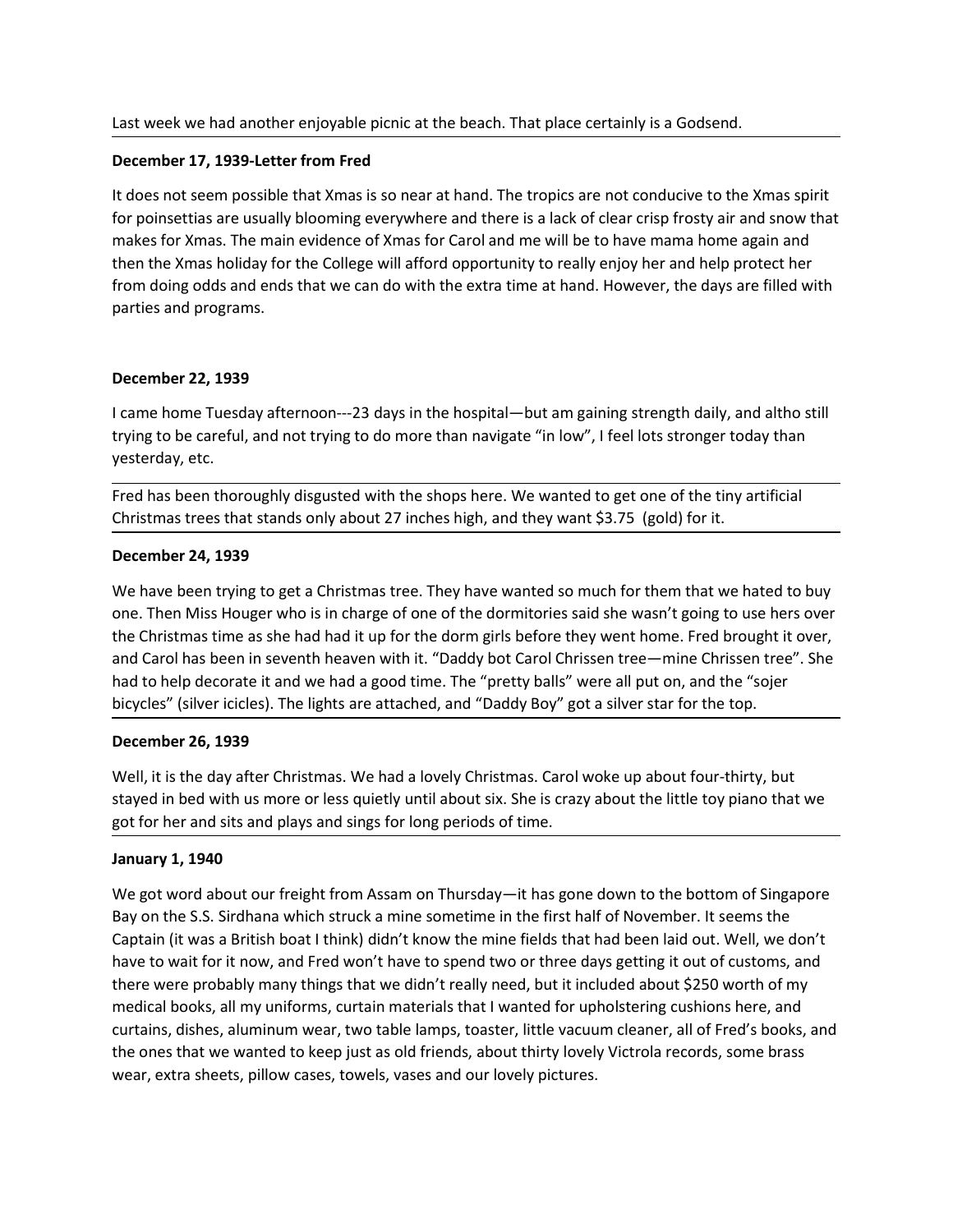Last week we had another enjoyable picnic at the beach. That place certainly is a Godsend.

---

**December 17, 1939-Letter from Fred**

It does not seem possible that Xmas is so near at hand. The tropics are not conducive to the Xmas spirit for poinsettias are usually blooming everywhere and there is a lack of clear crisp frosty air and snow that makes for Xmas. The main evidence of Xmas for Carol and me will be to have mama home again and then the Xmas holiday for the College will afford opportunity to really enjoy her and help protect her from doing odds and ends that we can do with the extra time at hand. However, the days are filled with parties and programs.

**December 22, 1939**

I came home Tuesday afternoon---23 days in the hospital—but am gaining strength daily, and altho still trying to be careful, and not trying to do more than navigate "in low", I feel lots stronger today than yesterday, etc.

---

Fred has been thoroughly disgusted with the shops here. We wanted to get one of the tiny artificial Christmas trees that stands only about 27 inches high, and they want $3.75 (gold) for it.

---

**December 24, 1939**

We have been trying to get a Christmas tree. They have wanted so much for them that we hated to buy one. Then Miss Houger who is in charge of one of the dormitories said she wasn't going to use hers over the Christmas time as she had had it up for the dorm girls before they went home. Fred brought it over, and Carol has been in seventh heaven with it. "Daddy bot Carol Chrissen tree—mine Chrissen tree". She had to help decorate it and we had a good time. The "pretty balls" were all put on, and the "sojer bicycles" (silver icicles). The lights are attached, and "Daddy Boy" got a silver star for the top.

---

**December 26, 1939**

Well, it is the day after Christmas. We had a lovely Christmas. Carol woke up about four-thirty, but stayed in bed with us more or less quietly until about six. She is crazy about the little toy piano that we got for her and sits and plays and sings for long periods of time.

---

**January 1, 1940**

We got word about our freight from Assam on Thursday—it has gone down to the bottom of Singapore Bay on the S.S. Sirdhana which struck a mine sometime in the first half of November. It seems the Captain (it was a British boat I think) didn't know the mine fields that had been laid out. Well, we don't have to wait for it now, and Fred won't have to spend two or three days getting it out of customs, and there were probably many things that we didn't really need, but it included about $250 worth of my medical books, all my uniforms, curtain materials that I wanted for upholstering cushions here, and curtains, dishes, aluminum wear, two table lamps, toaster, little vacuum cleaner, all of Fred's books, and the ones that we wanted to keep just as old friends, about thirty lovely Victrola records, some brass wear, extra sheets, pillow cases, towels, vases and our lovely pictures.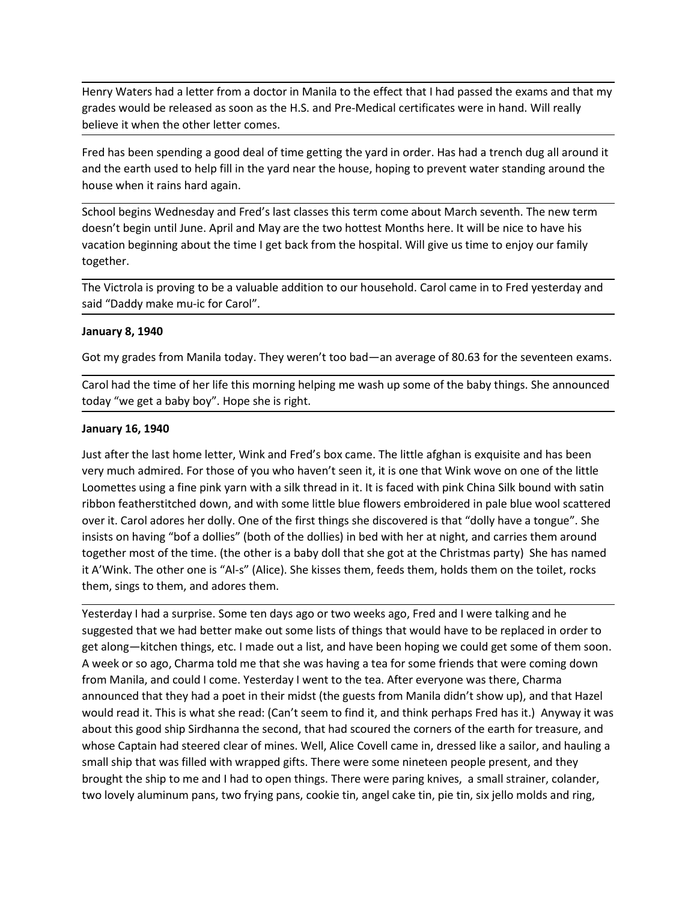Henry Waters had a letter from a doctor in Manila to the effect that I had passed the exams and that my grades would be released as soon as the H.S. and Pre-Medical certificates were in hand. Will really believe it when the other letter comes.

---

Fred has been spending a good deal of time getting the yard in order. Has had a trench dug all around it and the earth used to help fill in the yard near the house, hoping to prevent water standing around the house when it rains hard again.

---

School begins Wednesday and Fred's last classes this term come about March seventh. The new term doesn't begin until June. April and May are the two hottest Months here. It will be nice to have his vacation beginning about the time I get back from the hospital. Will give us time to enjoy our family together.

---

The Victrola is proving to be a valuable addition to our household. Carol came in to Fred yesterday and said "Daddy make mu-ic for Carol".

---

**January 8, 1940**

Got my grades from Manila today. They weren't too bad—an average of 80.63 for the seventeen exams.

---

Carol had the time of her life this morning helping me wash up some of the baby things. She announced today "we get a baby boy". Hope she is right.

---

**January 16, 1940**

Just after the last home letter, Wink and Fred's box came. The little afghan is exquisite and has been very much admired. For those of you who haven't seen it, it is one that Wink wove on one of the little Loomettes using a fine pink yarn with a silk thread in it. It is faced with pink China Silk bound with satin ribbon featherstitched down, and with some little blue flowers embroidered in pale blue wool scattered over it. Carol adores her dolly. One of the first things she discovered is that "dolly have a tongue". She insists on having "bof a dollies" (both of the dollies) in bed with her at night, and carries them around together most of the time. (the other is a baby doll that she got at the Christmas party) She has named it A'Wink. The other one is "Al-s" (Alice). She kisses them, feeds them, holds them on the toilet, rocks them, sings to them, and adores them.

---

Yesterday I had a surprise. Some ten days ago or two weeks ago, Fred and I were talking and he suggested that we had better make out some lists of things that would have to be replaced in order to get along—kitchen things, etc. I made out a list, and have been hoping we could get some of them soon. A week or so ago, Charma told me that she was having a tea for some friends that were coming down from Manila, and could I come. Yesterday I went to the tea. After everyone was there, Charma announced that they had a poet in their midst (the guests from Manila didn't show up), and that Hazel would read it. This is what she read: (Can't seem to find it, and think perhaps Fred has it.) Anyway it was about this good ship Sirdhanna the second, that had scoured the corners of the earth for treasure, and whose Captain had steered clear of mines. Well, Alice Covell came in, dressed like a sailor, and hauling a small ship that was filled with wrapped gifts. There were some nineteen people present, and they brought the ship to me and I had to open things. There were paring knives, a small strainer, colander, two lovely aluminum pans, two frying pans, cookie tin, angel cake tin, pie tin, six jello molds and ring,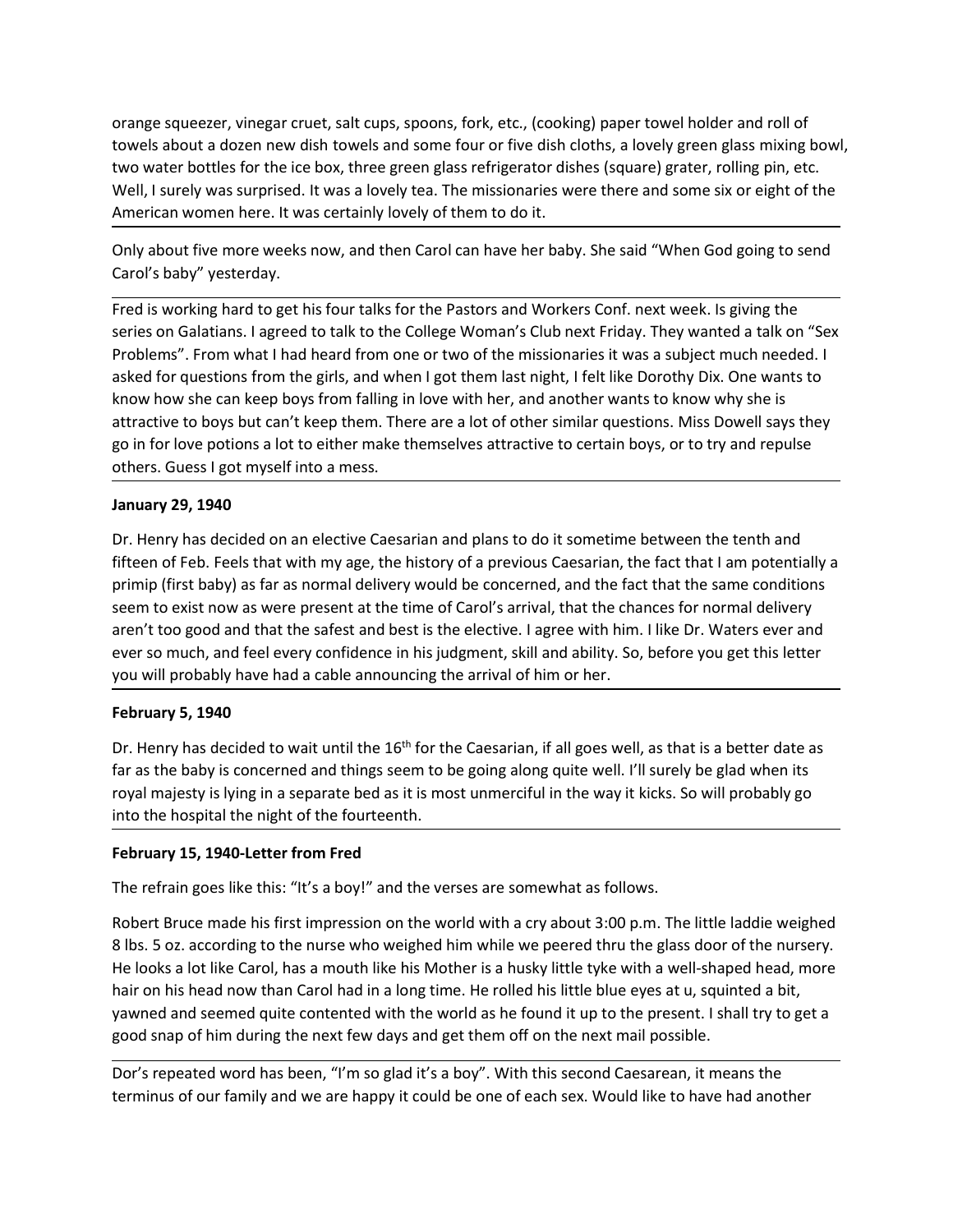orange squeezer, vinegar cruet, salt cups, spoons, fork, etc., (cooking) paper towel holder and roll of towels about a dozen new dish towels and some four or five dish cloths, a lovely green glass mixing bowl, two water bottles for the ice box, three green glass refrigerator dishes (square) grater, rolling pin, etc. Well, I surely was surprised. It was a lovely tea. The missionaries were there and some six or eight of the American women here. It was certainly lovely of them to do it.

---

Only about five more weeks now, and then Carol can have her baby. She said "When God going to send Carol's baby" yesterday.

---

Fred is working hard to get his four talks for the Pastors and Workers Conf. next week. Is giving the series on Galatians. I agreed to talk to the College Woman's Club next Friday. They wanted a talk on "Sex Problems". From what I had heard from one or two of the missionaries it was a subject much needed. I asked for questions from the girls, and when I got them last night, I felt like Dorothy Dix. One wants to know how she can keep boys from falling in love with her, and another wants to know why she is attractive to boys but can't keep them. There are a lot of other similar questions. Miss Dowell says they go in for love potions a lot to either make themselves attractive to certain boys, or to try and repulse others. Guess I got myself into a mess.

---

**January 29, 1940**

Dr. Henry has decided on an elective Caesarian and plans to do it sometime between the tenth and fifteen of Feb. Feels that with my age, the history of a previous Caesarian, the fact that I am potentially a primip (first baby) as far as normal delivery would be concerned, and the fact that the same conditions seem to exist now as were present at the time of Carol's arrival, that the chances for normal delivery aren't too good and that the safest and best is the elective. I agree with him. I like Dr. Waters ever and ever so much, and feel every confidence in his judgment, skill and ability. So, before you get this letter you will probably have had a cable announcing the arrival of him or her.

---

**February 5, 1940**

Dr. Henry has decided to wait until the 16th for the Caesarian, if all goes well, as that is a better date as far as the baby is concerned and things seem to be going along quite well. I'll surely be glad when its royal majesty is lying in a separate bed as it is most unmerciful in the way it kicks. So will probably go into the hospital the night of the fourteenth.

---

**February 15, 1940-Letter from Fred**

The refrain goes like this: "It's a boy!" and the verses are somewhat as follows.

Robert Bruce made his first impression on the world with a cry about 3:00 p.m. The little laddie weighed 8 lbs. 5 oz. according to the nurse who weighed him while we peered thru the glass door of the nursery. He looks a lot like Carol, has a mouth like his Mother is a husky little tyke with a well-shaped head, more hair on his head now than Carol had in a long time. He rolled his little blue eyes at u, squinted a bit, yawned and seemed quite contented with the world as he found it up to the present. I shall try to get a good snap of him during the next few days and get them off on the next mail possible.

---

Dor's repeated word has been, "I'm so glad it's a boy". With this second Caesarean, it means the terminus of our family and we are happy it could be one of each sex. Would like to have had another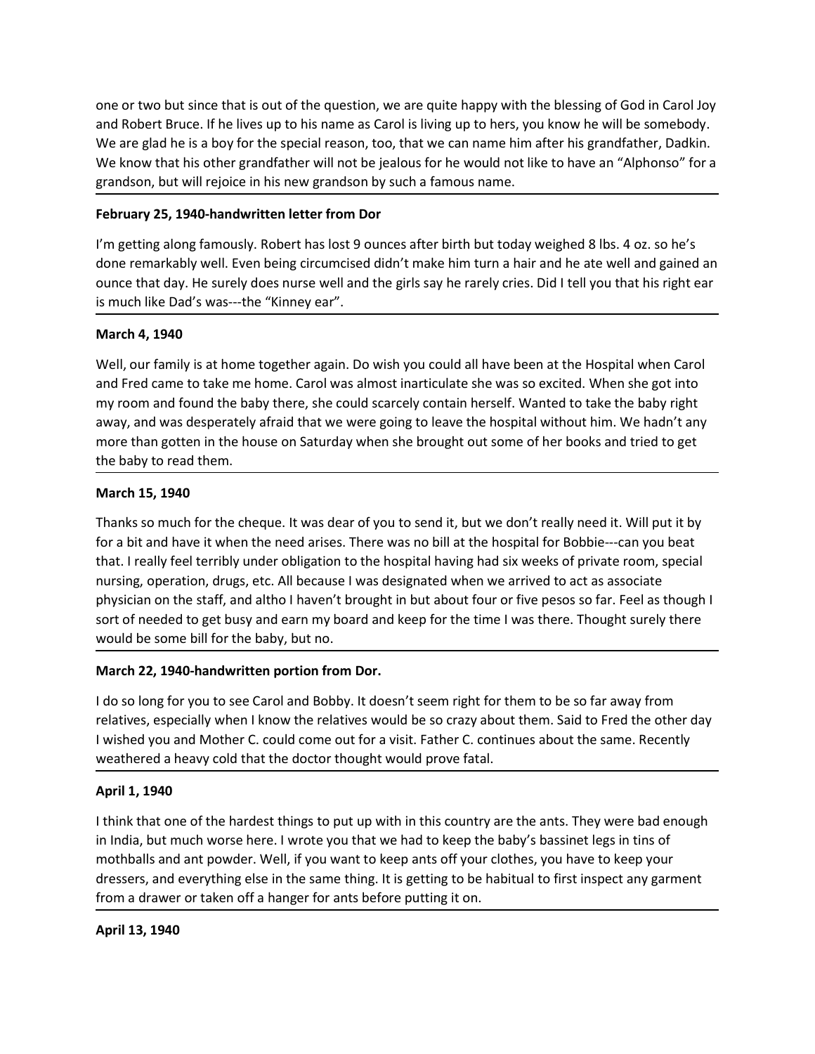one or two but since that is out of the question, we are quite happy with the blessing of God in Carol Joy and Robert Bruce. If he lives up to his name as Carol is living up to hers, you know he will be somebody. We are glad he is a boy for the special reason, too, that we can name him after his grandfather, Dadkin. We know that his other grandfather will not be jealous for he would not like to have an "Alphonso" for a grandson, but will rejoice in his new grandson by such a famous name.

**February 25, 1940-handwritten letter from Dor**

I'm getting along famously. Robert has lost 9 ounces after birth but today weighed 8 lbs. 4 oz. so he's done remarkably well. Even being circumcised didn't make him turn a hair and he ate well and gained an ounce that day. He surely does nurse well and the girls say he rarely cries. Did I tell you that his right ear is much like Dad's was---the "Kinney ear".

**March 4, 1940**

Well, our family is at home together again. Do wish you could all have been at the Hospital when Carol and Fred came to take me home. Carol was almost inarticulate she was so excited. When she got into my room and found the baby there, she could scarcely contain herself. Wanted to take the baby right away, and was desperately afraid that we were going to leave the hospital without him. We hadn't any more than gotten in the house on Saturday when she brought out some of her books and tried to get the baby to read them.

**March 15, 1940**

Thanks so much for the cheque. It was dear of you to send it, but we don't really need it. Will put it by for a bit and have it when the need arises. There was no bill at the hospital for Bobbie---can you beat that. I really feel terribly under obligation to the hospital having had six weeks of private room, special nursing, operation, drugs, etc. All because I was designated when we arrived to act as associate physician on the staff, and altho I haven't brought in but about four or five pesos so far. Feel as though I sort of needed to get busy and earn my board and keep for the time I was there. Thought surely there would be some bill for the baby, but no.

**March 22, 1940-handwritten portion from Dor.**

I do so long for you to see Carol and Bobby. It doesn't seem right for them to be so far away from relatives, especially when I know the relatives would be so crazy about them. Said to Fred the other day I wished you and Mother C. could come out for a visit. Father C. continues about the same. Recently weathered a heavy cold that the doctor thought would prove fatal.

**April 1, 1940**

I think that one of the hardest things to put up with in this country are the ants. They were bad enough in India, but much worse here. I wrote you that we had to keep the baby's bassinet legs in tins of mothballs and ant powder. Well, if you want to keep ants off your clothes, you have to keep your dressers, and everything else in the same thing. It is getting to be habitual to first inspect any garment from a drawer or taken off a hanger for ants before putting it on.

**April 13, 1940**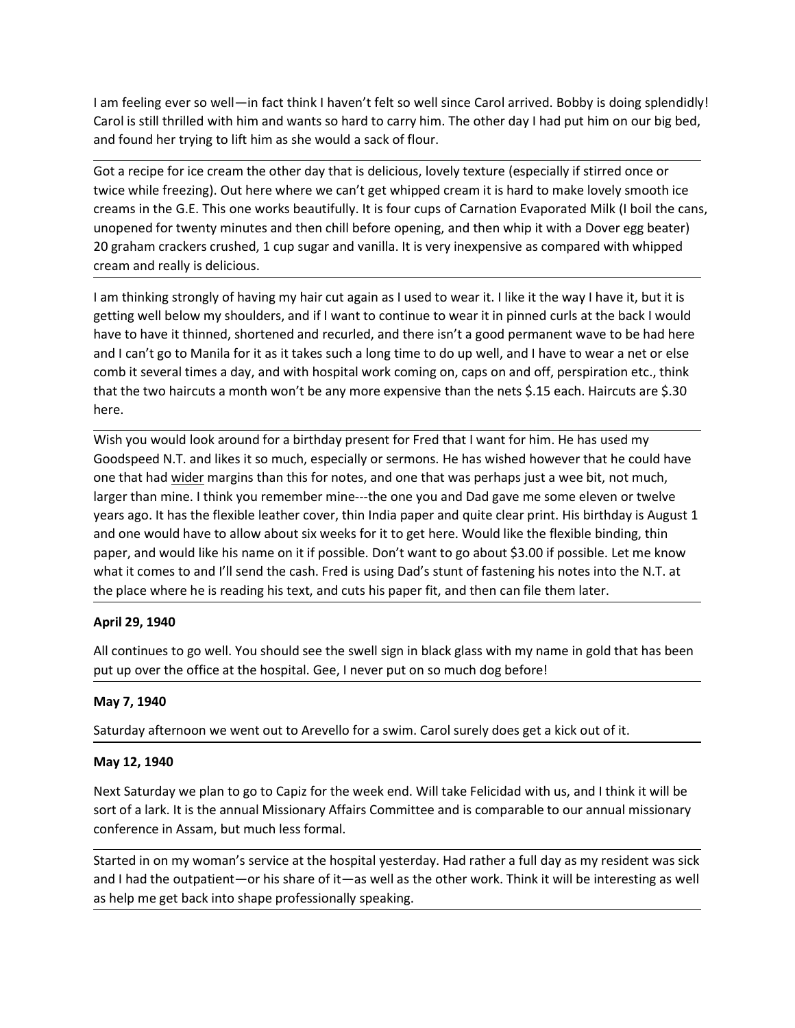I am feeling ever so well—in fact think I haven't felt so well since Carol arrived. Bobby is doing splendidly! Carol is still thrilled with him and wants so hard to carry him. The other day I had put him on our big bed, and found her trying to lift him as she would a sack of flour.

---

Got a recipe for ice cream the other day that is delicious, lovely texture (especially if stirred once or twice while freezing). Out here where we can't get whipped cream it is hard to make lovely smooth ice creams in the G.E. This one works beautifully. It is four cups of Carnation Evaporated Milk (I boil the cans, unopened for twenty minutes and then chill before opening, and then whip it with a Dover egg beater) 20 graham crackers crushed, 1 cup sugar and vanilla. It is very inexpensive as compared with whipped cream and really is delicious.

---

I am thinking strongly of having my hair cut again as I used to wear it. I like it the way I have it, but it is getting well below my shoulders, and if I want to continue to wear it in pinned curls at the back I would have to have it thinned, shortened and recurled, and there isn't a good permanent wave to be had here and I can't go to Manila for it as it takes such a long time to do up well, and I have to wear a net or else comb it several times a day, and with hospital work coming on, caps on and off, perspiration etc., think that the two haircuts a month won't be any more expensive than the nets $.15 each. Haircuts are $.30 here.

---

Wish you would look around for a birthday present for Fred that I want for him. He has used my Goodspeed N.T. and likes it so much, especially or sermons. He has wished however that he could have one that had <u>wider</u> margins than this for notes, and one that was perhaps just a wee bit, not much, larger than mine. I think you remember mine---the one you and Dad gave me some eleven or twelve years ago. It has the flexible leather cover, thin India paper and quite clear print. His birthday is August 1 and one would have to allow about six weeks for it to get here. Would like the flexible binding, thin paper, and would like his name on it if possible. Don't want to go about $3.00 if possible. Let me know what it comes to and I'll send the cash. Fred is using Dad's stunt of fastening his notes into the N.T. at the place where he is reading his text, and cuts his paper fit, and then can file them later.

---

**April 29, 1940**

All continues to go well. You should see the swell sign in black glass with my name in gold that has been put up over the office at the hospital. Gee, I never put on so much dog before!

---

**May 7, 1940**

Saturday afternoon we went out to Arevello for a swim. Carol surely does get a kick out of it.

---

**May 12, 1940**

Next Saturday we plan to go to Capiz for the week end. Will take Felicidad with us, and I think it will be sort of a lark. It is the annual Missionary Affairs Committee and is comparable to our annual missionary conference in Assam, but much less formal.

---

Started in on my woman's service at the hospital yesterday. Had rather a full day as my resident was sick and I had the outpatient—or his share of it—as well as the other work. Think it will be interesting as well as help me get back into shape professionally speaking.

---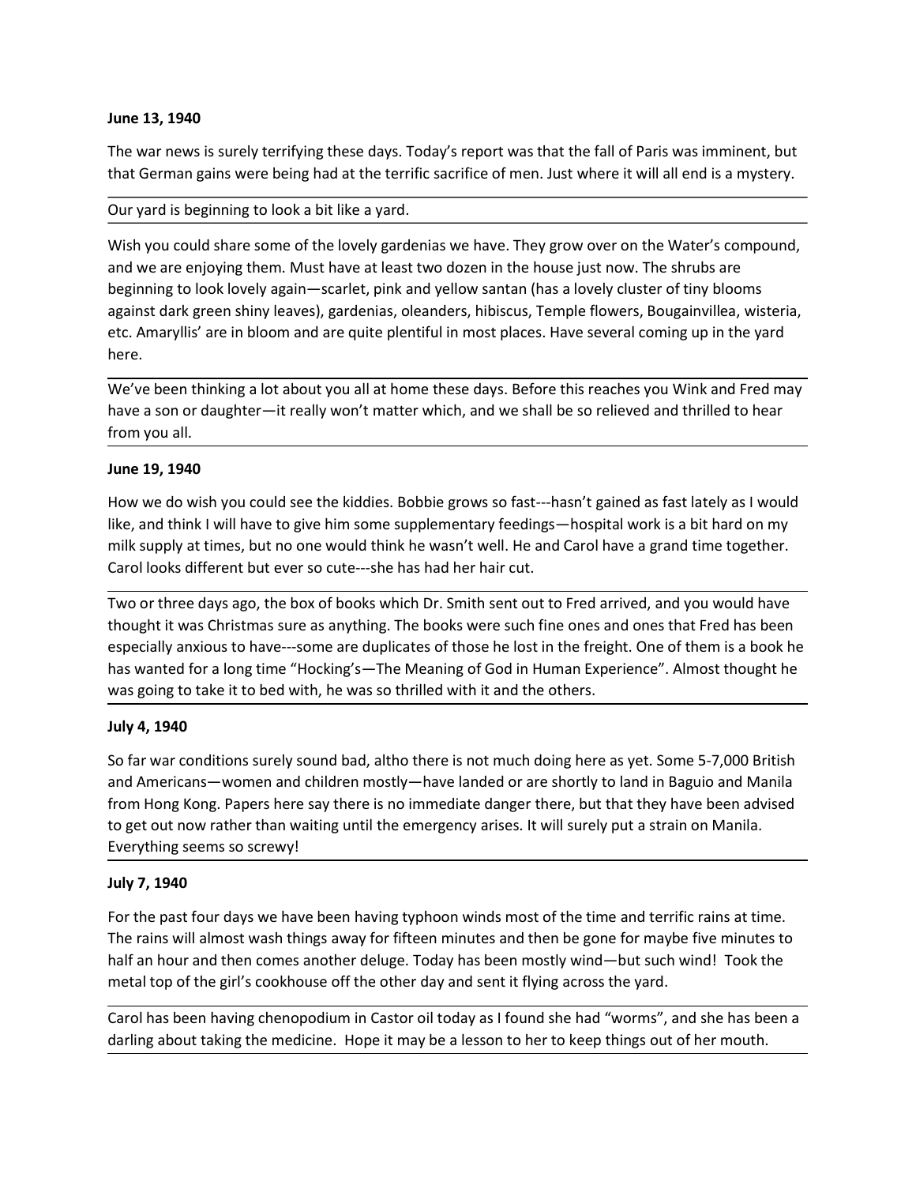**June 13, 1940**

The war news is surely terrifying these days. Today's report was that the fall of Paris was imminent, but that German gains were being had at the terrific sacrifice of men. Just where it will all end is a mystery.

---

Our yard is beginning to look a bit like a yard.

---

Wish you could share some of the lovely gardenias we have. They grow over on the Water's compound, and we are enjoying them. Must have at least two dozen in the house just now. The shrubs are beginning to look lovely again—scarlet, pink and yellow santan (has a lovely cluster of tiny blooms against dark green shiny leaves), gardenias, oleanders, hibiscus, Temple flowers, Bougainvillea, wisteria, etc. Amaryllis' are in bloom and are quite plentiful in most places. Have several coming up in the yard here.

---

We've been thinking a lot about you all at home these days. Before this reaches you Wink and Fred may have a son or daughter—it really won't matter which, and we shall be so relieved and thrilled to hear from you all.

---

**June 19, 1940**

How we do wish you could see the kiddies. Bobbie grows so fast---hasn't gained as fast lately as I would like, and think I will have to give him some supplementary feedings—hospital work is a bit hard on my milk supply at times, but no one would think he wasn't well. He and Carol have a grand time together. Carol looks different but ever so cute---she has had her hair cut.

---

Two or three days ago, the box of books which Dr. Smith sent out to Fred arrived, and you would have thought it was Christmas sure as anything. The books were such fine ones and ones that Fred has been especially anxious to have---some are duplicates of those he lost in the freight. One of them is a book he has wanted for a long time "Hocking's—The Meaning of God in Human Experience". Almost thought he was going to take it to bed with, he was so thrilled with it and the others.

---

**July 4, 1940**

So far war conditions surely sound bad, altho there is not much doing here as yet. Some 5-7,000 British and Americans—women and children mostly—have landed or are shortly to land in Baguio and Manila from Hong Kong. Papers here say there is no immediate danger there, but that they have been advised to get out now rather than waiting until the emergency arises. It will surely put a strain on Manila. Everything seems so screwy!

---

**July 7, 1940**

For the past four days we have been having typhoon winds most of the time and terrific rains at time. The rains will almost wash things away for fifteen minutes and then be gone for maybe five minutes to half an hour and then comes another deluge. Today has been mostly wind—but such wind! Took the metal top of the girl's cookhouse off the other day and sent it flying across the yard.

---

Carol has been having chenopodium in Castor oil today as I found she had "worms", and she has been a darling about taking the medicine. Hope it may be a lesson to her to keep things out of her mouth.

---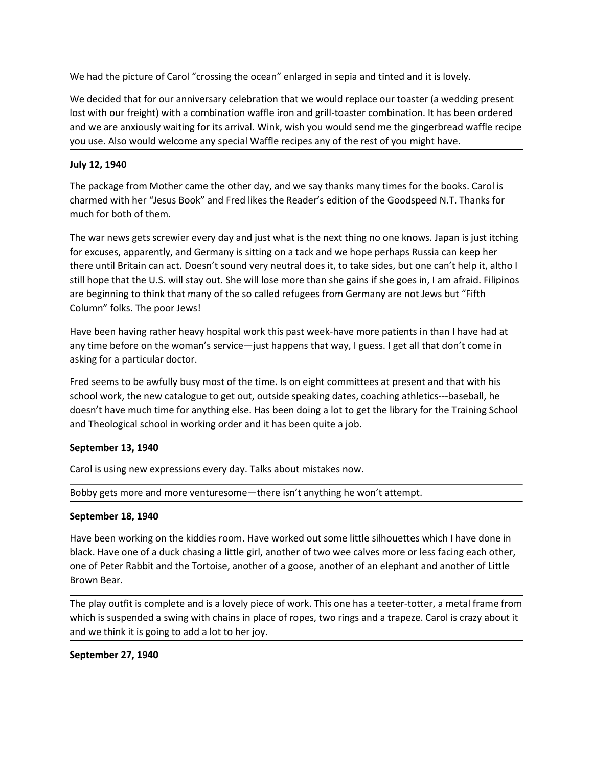We had the picture of Carol "crossing the ocean" enlarged in sepia and tinted and it is lovely.

We decided that for our anniversary celebration that we would replace our toaster (a wedding present lost with our freight) with a combination waffle iron and grill-toaster combination. It has been ordered and we are anxiously waiting for its arrival. Wink, wish you would send me the gingerbread waffle recipe you use. Also would welcome any special Waffle recipes any of the rest of you might have.

**July 12, 1940**

The package from Mother came the other day, and we say thanks many times for the books. Carol is charmed with her "Jesus Book" and Fred likes the Reader's edition of the Goodspeed N.T. Thanks for much for both of them.

The war news gets screwier every day and just what is the next thing no one knows. Japan is just itching for excuses, apparently, and Germany is sitting on a tack and we hope perhaps Russia can keep her there until Britain can act. Doesn't sound very neutral does it, to take sides, but one can't help it, altho I still hope that the U.S. will stay out. She will lose more than she gains if she goes in, I am afraid. Filipinos are beginning to think that many of the so called refugees from Germany are not Jews but "Fifth Column" folks. The poor Jews!

Have been having rather heavy hospital work this past week-have more patients in than I have had at any time before on the woman's service—just happens that way, I guess. I get all that don't come in asking for a particular doctor.

Fred seems to be awfully busy most of the time. Is on eight committees at present and that with his school work, the new catalogue to get out, outside speaking dates, coaching athletics---baseball, he doesn't have much time for anything else. Has been doing a lot to get the library for the Training School and Theological school in working order and it has been quite a job.

**September 13, 1940**

Carol is using new expressions every day. Talks about mistakes now.

Bobby gets more and more venturesome—there isn't anything he won't attempt.

**September 18, 1940**

Have been working on the kiddies room. Have worked out some little silhouettes which I have done in black. Have one of a duck chasing a little girl, another of two wee calves more or less facing each other, one of Peter Rabbit and the Tortoise, another of a goose, another of an elephant and another of Little Brown Bear.

The play outfit is complete and is a lovely piece of work. This one has a teeter-totter, a metal frame from which is suspended a swing with chains in place of ropes, two rings and a trapeze. Carol is crazy about it and we think it is going to add a lot to her joy.

**September 27, 1940**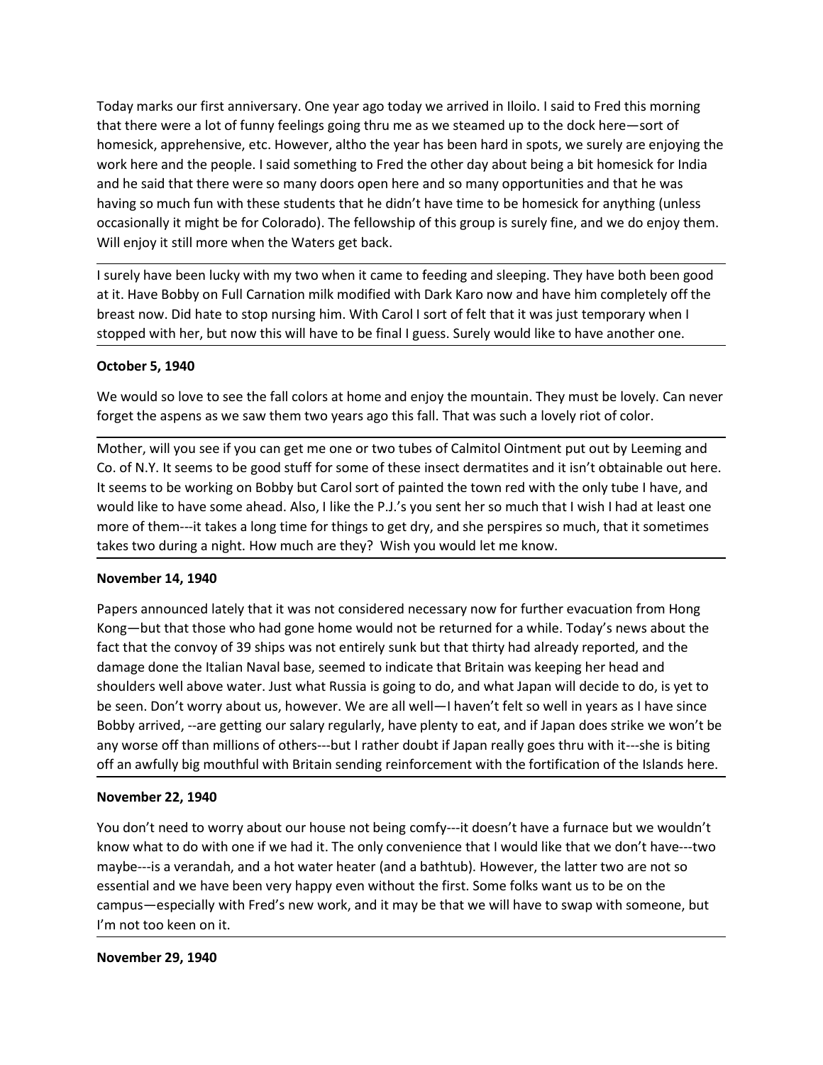Today marks our first anniversary. One year ago today we arrived in Iloilo. I said to Fred this morning that there were a lot of funny feelings going thru me as we steamed up to the dock here—sort of homesick, apprehensive, etc. However, altho the year has been hard in spots, we surely are enjoying the work here and the people. I said something to Fred the other day about being a bit homesick for India and he said that there were so many doors open here and so many opportunities and that he was having so much fun with these students that he didn't have time to be homesick for anything (unless occasionally it might be for Colorado). The fellowship of this group is surely fine, and we do enjoy them. Will enjoy it still more when the Waters get back.

---

I surely have been lucky with my two when it came to feeding and sleeping. They have both been good at it. Have Bobby on Full Carnation milk modified with Dark Karo now and have him completely off the breast now. Did hate to stop nursing him. With Carol I sort of felt that it was just temporary when I stopped with her, but now this will have to be final I guess. Surely would like to have another one.

---

**October 5, 1940**

We would so love to see the fall colors at home and enjoy the mountain. They must be lovely. Can never forget the aspens as we saw them two years ago this fall. That was such a lovely riot of color.

---

Mother, will you see if you can get me one or two tubes of Calmitol Ointment put out by Leeming and Co. of N.Y. It seems to be good stuff for some of these insect dermatites and it isn't obtainable out here. It seems to be working on Bobby but Carol sort of painted the town red with the only tube I have, and would like to have some ahead. Also, I like the P.J.'s you sent her so much that I wish I had at least one more of them---it takes a long time for things to get dry, and she perspires so much, that it sometimes takes two during a night. How much are they? Wish you would let me know.

---

**November 14, 1940**

Papers announced lately that it was not considered necessary now for further evacuation from Hong Kong—but that those who had gone home would not be returned for a while. Today's news about the fact that the convoy of 39 ships was not entirely sunk but that thirty had already reported, and the damage done the Italian Naval base, seemed to indicate that Britain was keeping her head and shoulders well above water. Just what Russia is going to do, and what Japan will decide to do, is yet to be seen. Don't worry about us, however. We are all well—I haven't felt so well in years as I have since Bobby arrived, --are getting our salary regularly, have plenty to eat, and if Japan does strike we won't be any worse off than millions of others---but I rather doubt if Japan really goes thru with it---she is biting off an awfully big mouthful with Britain sending reinforcement with the fortification of the Islands here.

---

**November 22, 1940**

You don't need to worry about our house not being comfy---it doesn't have a furnace but we wouldn't know what to do with one if we had it. The only convenience that I would like that we don't have---two maybe---is a verandah, and a hot water heater (and a bathtub). However, the latter two are not so essential and we have been very happy even without the first. Some folks want us to be on the campus—especially with Fred's new work, and it may be that we will have to swap with someone, but I'm not too keen on it.

---

**November 29, 1940**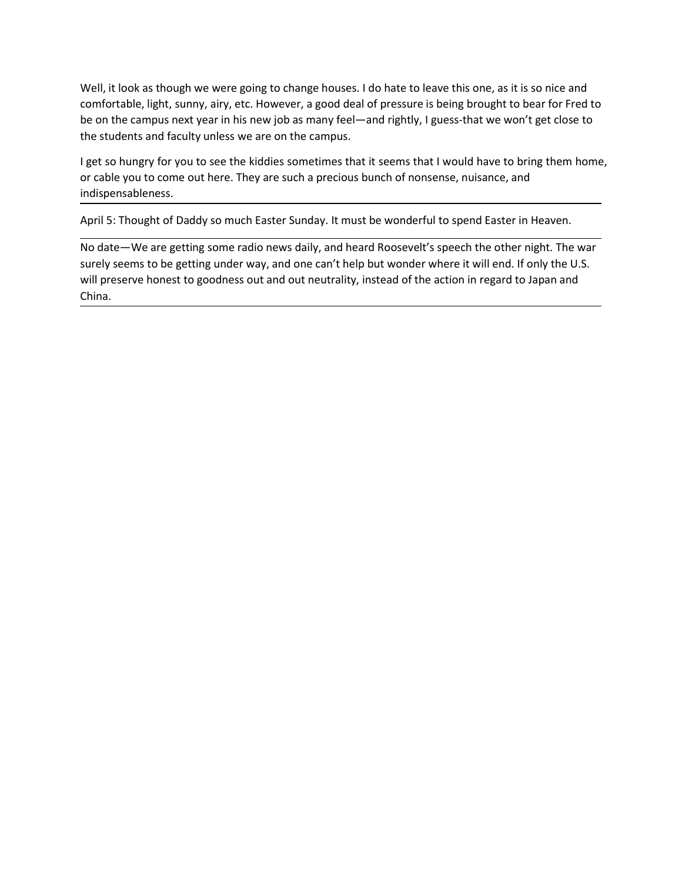Well, it look as though we were going to change houses. I do hate to leave this one, as it is so nice and comfortable, light, sunny, airy, etc. However, a good deal of pressure is being brought to bear for Fred to be on the campus next year in his new job as many feel—and rightly, I guess-that we won't get close to the students and faculty unless we are on the campus.

I get so hungry for you to see the kiddies sometimes that it seems that I would have to bring them home, or cable you to come out here. They are such a precious bunch of nonsense, nuisance, and indispensableness.

---

April 5: Thought of Daddy so much Easter Sunday. It must be wonderful to spend Easter in Heaven.

---

No date—We are getting some radio news daily, and heard Roosevelt's speech the other night. The war surely seems to be getting under way, and one can't help but wonder where it will end. If only the U.S. will preserve honest to goodness out and out neutrality, instead of the action in regard to Japan and China.

---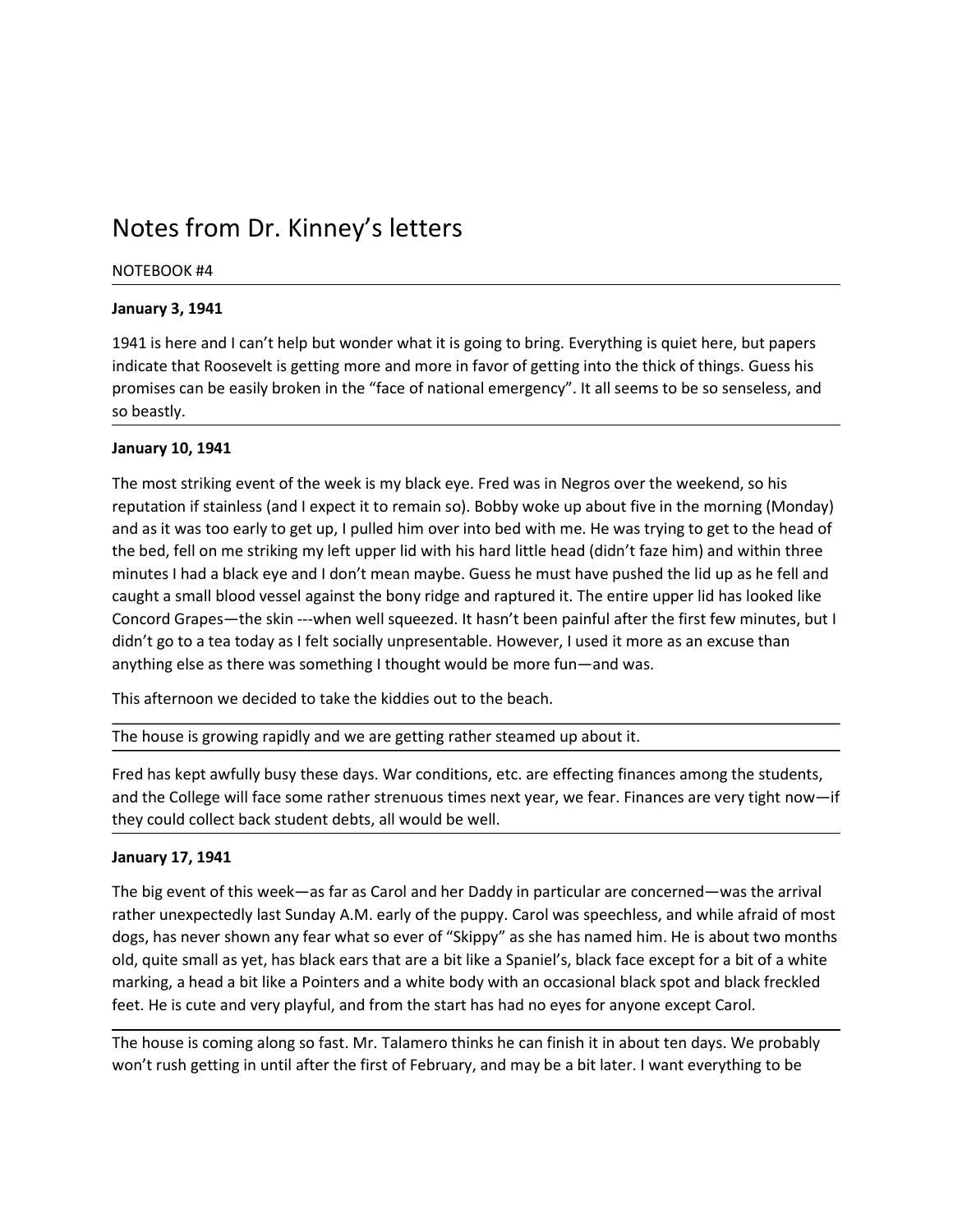# Notes from Dr. Kinney's letters

NOTEBOOK #4

---

**January 3, 1941**

1941 is here and I can't help but wonder what it is going to bring. Everything is quiet here, but papers indicate that Roosevelt is getting more and more in favor of getting into the thick of things. Guess his promises can be easily broken in the "face of national emergency". It all seems to be so senseless, and so beastly.

---

**January 10, 1941**

The most striking event of the week is my black eye. Fred was in Negros over the weekend, so his reputation if stainless (and I expect it to remain so). Bobby woke up about five in the morning (Monday) and as it was too early to get up, I pulled him over into bed with me. He was trying to get to the head of the bed, fell on me striking my left upper lid with his hard little head (didn't faze him) and within three minutes I had a black eye and I don't mean maybe. Guess he must have pushed the lid up as he fell and caught a small blood vessel against the bony ridge and raptured it. The entire upper lid has looked like Concord Grapes—the skin ---when well squeezed. It hasn't been painful after the first few minutes, but I didn't go to a tea today as I felt socially unpresentable. However, I used it more as an excuse than anything else as there was something I thought would be more fun—and was.

This afternoon we decided to take the kiddies out to the beach.

---

The house is growing rapidly and we are getting rather steamed up about it.

---

Fred has kept awfully busy these days. War conditions, etc. are effecting finances among the students, and the College will face some rather strenuous times next year, we fear. Finances are very tight now—if they could collect back student debts, all would be well.

---

**January 17, 1941**

The big event of this week—as far as Carol and her Daddy in particular are concerned—was the arrival rather unexpectedly last Sunday A.M. early of the puppy. Carol was speechless, and while afraid of most dogs, has never shown any fear what so ever of "Skippy" as she has named him. He is about two months old, quite small as yet, has black ears that are a bit like a Spaniel's, black face except for a bit of a white marking, a head a bit like a Pointers and a white body with an occasional black spot and black freckled feet. He is cute and very playful, and from the start has had no eyes for anyone except Carol.

---

The house is coming along so fast. Mr. Talamero thinks he can finish it in about ten days. We probably won't rush getting in until after the first of February, and may be a bit later. I want everything to be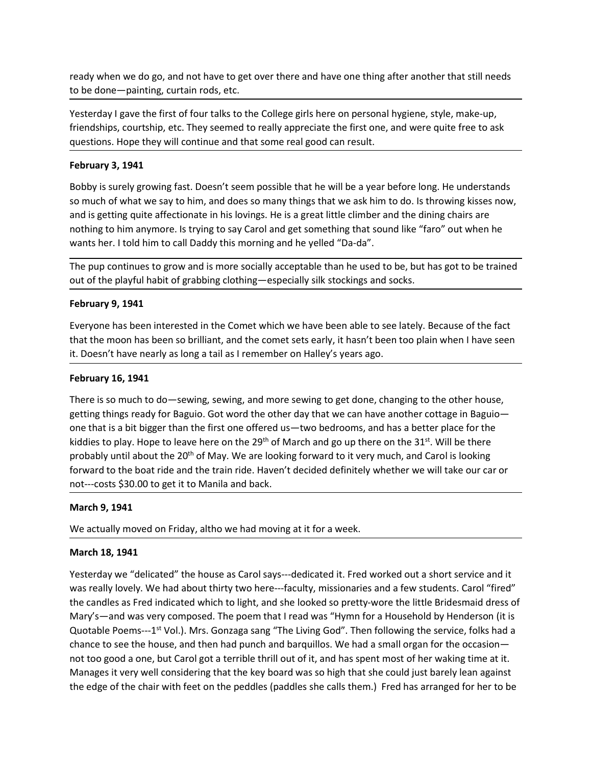ready when we do go, and not have to get over there and have one thing after another that still needs to be done—painting, curtain rods, etc.

Yesterday I gave the first of four talks to the College girls here on personal hygiene, style, make-up, friendships, courtship, etc. They seemed to really appreciate the first one, and were quite free to ask questions. Hope they will continue and that some real good can result.

**February 3, 1941**

Bobby is surely growing fast. Doesn't seem possible that he will be a year before long. He understands so much of what we say to him, and does so many things that we ask him to do. Is throwing kisses now, and is getting quite affectionate in his lovings. He is a great little climber and the dining chairs are nothing to him anymore. Is trying to say Carol and get something that sound like "faro" out when he wants her. I told him to call Daddy this morning and he yelled "Da-da".

The pup continues to grow and is more socially acceptable than he used to be, but has got to be trained out of the playful habit of grabbing clothing—especially silk stockings and socks.

**February 9, 1941**

Everyone has been interested in the Comet which we have been able to see lately. Because of the fact that the moon has been so brilliant, and the comet sets early, it hasn't been too plain when I have seen it. Doesn't have nearly as long a tail as I remember on Halley's years ago.

**February 16, 1941**

There is so much to do—sewing, sewing, and more sewing to get done, changing to the other house, getting things ready for Baguio. Got word the other day that we can have another cottage in Baguio—one that is a bit bigger than the first one offered us—two bedrooms, and has a better place for the kiddies to play. Hope to leave here on the 29th of March and go up there on the 31st. Will be there probably until about the 20th of May. We are looking forward to it very much, and Carol is looking forward to the boat ride and the train ride. Haven't decided definitely whether we will take our car or not---costs $30.00 to get it to Manila and back.

**March 9, 1941**

We actually moved on Friday, altho we had moving at it for a week.

**March 18, 1941**

Yesterday we "delicated" the house as Carol says---dedicated it. Fred worked out a short service and it was really lovely. We had about thirty two here---faculty, missionaries and a few students. Carol "fired" the candles as Fred indicated which to light, and she looked so pretty-wore the little Bridesmaid dress of Mary's—and was very composed. The poem that I read was "Hymn for a Household by Henderson (it is Quotable Poems---1st Vol.). Mrs. Gonzaga sang "The Living God". Then following the service, folks had a chance to see the house, and then had punch and barquillos. We had a small organ for the occasion—not too good a one, but Carol got a terrible thrill out of it, and has spent most of her waking time at it. Manages it very well considering that the key board was so high that she could just barely lean against the edge of the chair with feet on the peddles (paddles she calls them.) Fred has arranged for her to be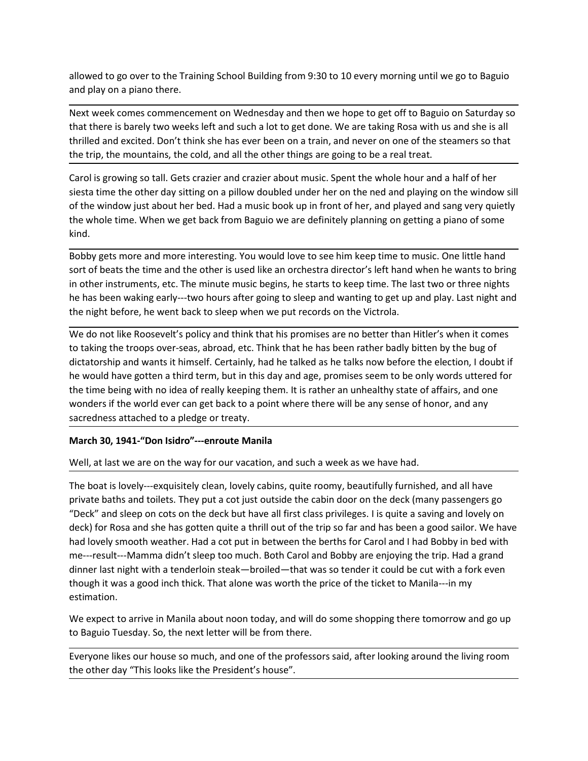allowed to go over to the Training School Building from 9:30 to 10 every morning until we go to Baguio and play on a piano there.

---

Next week comes commencement on Wednesday and then we hope to get off to Baguio on Saturday so that there is barely two weeks left and such a lot to get done. We are taking Rosa with us and she is all thrilled and excited. Don't think she has ever been on a train, and never on one of the steamers so that the trip, the mountains, the cold, and all the other things are going to be a real treat.

---

Carol is growing so tall. Gets crazier and crazier about music. Spent the whole hour and a half of her siesta time the other day sitting on a pillow doubled under her on the ned and playing on the window sill of the window just about her bed. Had a music book up in front of her, and played and sang very quietly the whole time. When we get back from Baguio we are definitely planning on getting a piano of some kind.

---

Bobby gets more and more interesting. You would love to see him keep time to music. One little hand sort of beats the time and the other is used like an orchestra director's left hand when he wants to bring in other instruments, etc. The minute music begins, he starts to keep time. The last two or three nights he has been waking early---two hours after going to sleep and wanting to get up and play. Last night and the night before, he went back to sleep when we put records on the Victrola.

---

We do not like Roosevelt's policy and think that his promises are no better than Hitler's when it comes to taking the troops over-seas, abroad, etc. Think that he has been rather badly bitten by the bug of dictatorship and wants it himself. Certainly, had he talked as he talks now before the election, I doubt if he would have gotten a third term, but in this day and age, promises seem to be only words uttered for the time being with no idea of really keeping them. It is rather an unhealthy state of affairs, and one wonders if the world ever can get back to a point where there will be any sense of honor, and any sacredness attached to a pledge or treaty.

---

**March 30, 1941-"Don Isidro"---enroute Manila**

Well, at last we are on the way for our vacation, and such a week as we have had.

---

The boat is lovely---exquisitely clean, lovely cabins, quite roomy, beautifully furnished, and all have private baths and toilets. They put a cot just outside the cabin door on the deck (many passengers go "Deck" and sleep on cots on the deck but have all first class privileges. I is quite a saving and lovely on deck) for Rosa and she has gotten quite a thrill out of the trip so far and has been a good sailor. We have had lovely smooth weather. Had a cot put in between the berths for Carol and I had Bobby in bed with me---result---Mamma didn't sleep too much. Both Carol and Bobby are enjoying the trip. Had a grand dinner last night with a tenderloin steak—broiled—that was so tender it could be cut with a fork even though it was a good inch thick. That alone was worth the price of the ticket to Manila---in my estimation.

We expect to arrive in Manila about noon today, and will do some shopping there tomorrow and go up to Baguio Tuesday. So, the next letter will be from there.

---

Everyone likes our house so much, and one of the professors said, after looking around the living room the other day "This looks like the President's house".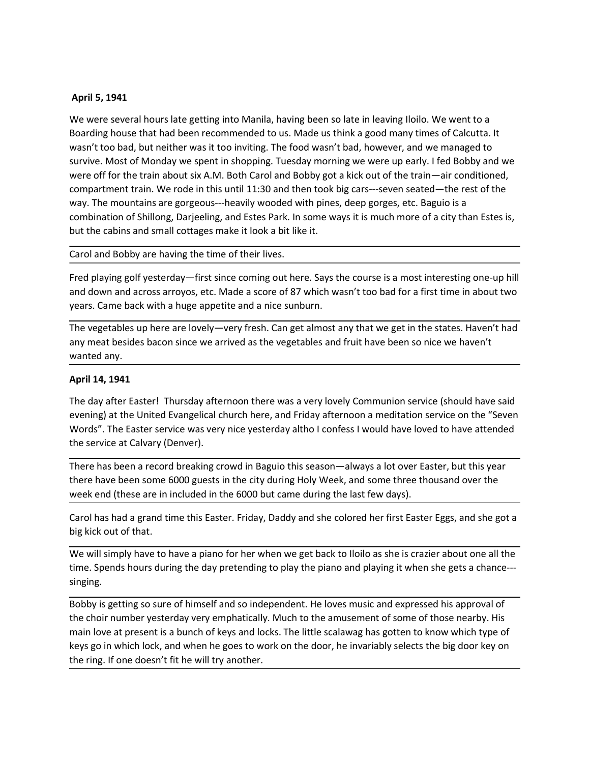**April 5, 1941**

We were several hours late getting into Manila, having been so late in leaving Iloilo. We went to a Boarding house that had been recommended to us. Made us think a good many times of Calcutta. It wasn't too bad, but neither was it too inviting. The food wasn't bad, however, and we managed to survive. Most of Monday we spent in shopping. Tuesday morning we were up early. I fed Bobby and we were off for the train about six A.M. Both Carol and Bobby got a kick out of the train—air conditioned, compartment train. We rode in this until 11:30 and then took big cars---seven seated—the rest of the way. The mountains are gorgeous---heavily wooded with pines, deep gorges, etc. Baguio is a combination of Shillong, Darjeeling, and Estes Park. In some ways it is much more of a city than Estes is, but the cabins and small cottages make it look a bit like it.

Carol and Bobby are having the time of their lives.

Fred playing golf yesterday—first since coming out here. Says the course is a most interesting one-up hill and down and across arroyos, etc. Made a score of 87 which wasn't too bad for a first time in about two years. Came back with a huge appetite and a nice sunburn.

The vegetables up here are lovely—very fresh. Can get almost any that we get in the states. Haven't had any meat besides bacon since we arrived as the vegetables and fruit have been so nice we haven't wanted any.

**April 14, 1941**

The day after Easter! Thursday afternoon there was a very lovely Communion service (should have said evening) at the United Evangelical church here, and Friday afternoon a meditation service on the "Seven Words". The Easter service was very nice yesterday altho I confess I would have loved to have attended the service at Calvary (Denver).

There has been a record breaking crowd in Baguio this season—always a lot over Easter, but this year there have been some 6000 guests in the city during Holy Week, and some three thousand over the week end (these are in included in the 6000 but came during the last few days).

Carol has had a grand time this Easter. Friday, Daddy and she colored her first Easter Eggs, and she got a big kick out of that.

We will simply have to have a piano for her when we get back to Iloilo as she is crazier about one all the time. Spends hours during the day pretending to play the piano and playing it when she gets a chance---singing.

Bobby is getting so sure of himself and so independent. He loves music and expressed his approval of the choir number yesterday very emphatically. Much to the amusement of some of those nearby. His main love at present is a bunch of keys and locks. The little scalawag has gotten to know which type of keys go in which lock, and when he goes to work on the door, he invariably selects the big door key on the ring. If one doesn't fit he will try another.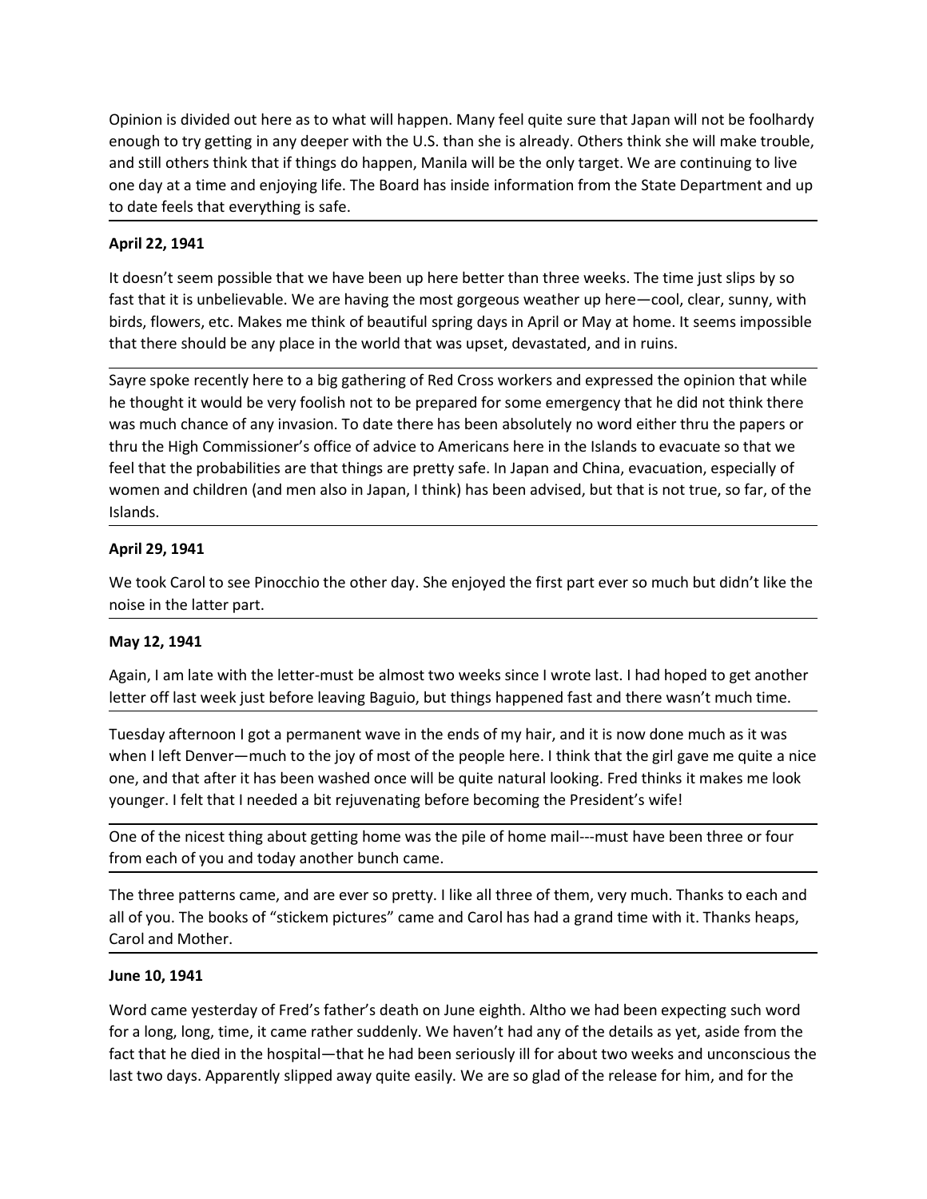Opinion is divided out here as to what will happen. Many feel quite sure that Japan will not be foolhardy enough to try getting in any deeper with the U.S. than she is already. Others think she will make trouble, and still others think that if things do happen, Manila will be the only target. We are continuing to live one day at a time and enjoying life. The Board has inside information from the State Department and up to date feels that everything is safe.

**April 22, 1941**

It doesn't seem possible that we have been up here better than three weeks. The time just slips by so fast that it is unbelievable. We are having the most gorgeous weather up here—cool, clear, sunny, with birds, flowers, etc. Makes me think of beautiful spring days in April or May at home. It seems impossible that there should be any place in the world that was upset, devastated, and in ruins.

Sayre spoke recently here to a big gathering of Red Cross workers and expressed the opinion that while he thought it would be very foolish not to be prepared for some emergency that he did not think there was much chance of any invasion. To date there has been absolutely no word either thru the papers or thru the High Commissioner's office of advice to Americans here in the Islands to evacuate so that we feel that the probabilities are that things are pretty safe. In Japan and China, evacuation, especially of women and children (and men also in Japan, I think) has been advised, but that is not true, so far, of the Islands.

**April 29, 1941**

We took Carol to see Pinocchio the other day. She enjoyed the first part ever so much but didn't like the noise in the latter part.

**May 12, 1941**

Again, I am late with the letter-must be almost two weeks since I wrote last. I had hoped to get another letter off last week just before leaving Baguio, but things happened fast and there wasn't much time.

Tuesday afternoon I got a permanent wave in the ends of my hair, and it is now done much as it was when I left Denver—much to the joy of most of the people here. I think that the girl gave me quite a nice one, and that after it has been washed once will be quite natural looking. Fred thinks it makes me look younger. I felt that I needed a bit rejuvenating before becoming the President's wife!

One of the nicest thing about getting home was the pile of home mail---must have been three or four from each of you and today another bunch came.

The three patterns came, and are ever so pretty. I like all three of them, very much. Thanks to each and all of you. The books of "stickem pictures" came and Carol has had a grand time with it. Thanks heaps, Carol and Mother.

**June 10, 1941**

Word came yesterday of Fred's father's death on June eighth. Altho we had been expecting such word for a long, long, time, it came rather suddenly. We haven't had any of the details as yet, aside from the fact that he died in the hospital—that he had been seriously ill for about two weeks and unconscious the last two days. Apparently slipped away quite easily. We are so glad of the release for him, and for the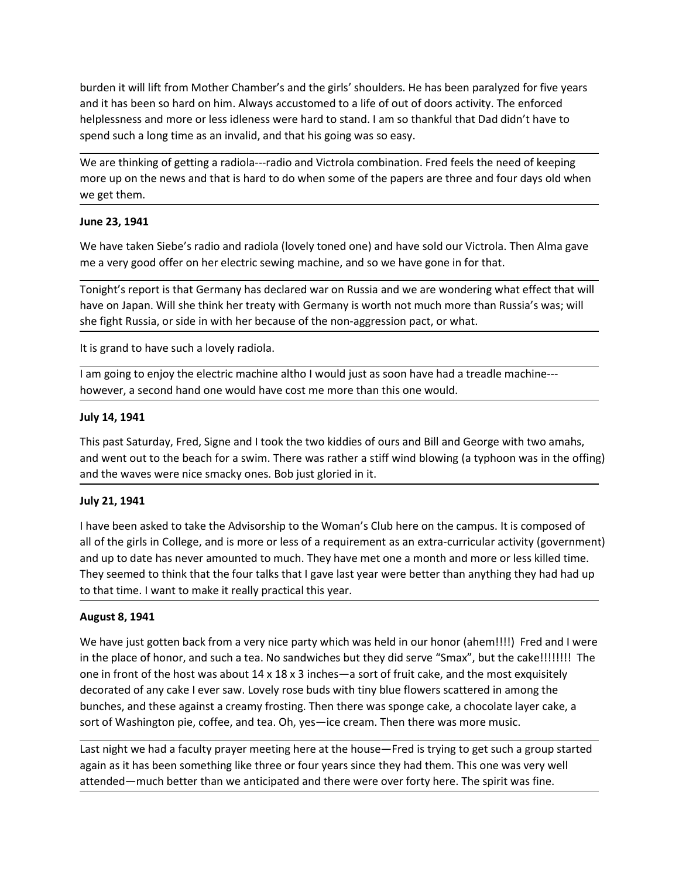burden it will lift from Mother Chamber's and the girls' shoulders. He has been paralyzed for five years and it has been so hard on him. Always accustomed to a life of out of doors activity. The enforced helplessness and more or less idleness were hard to stand. I am so thankful that Dad didn't have to spend such a long time as an invalid, and that his going was so easy.

---

We are thinking of getting a radiola---radio and Victrola combination. Fred feels the need of keeping more up on the news and that is hard to do when some of the papers are three and four days old when we get them.

---

**June 23, 1941**

We have taken Siebe's radio and radiola (lovely toned one) and have sold our Victrola. Then Alma gave me a very good offer on her electric sewing machine, and so we have gone in for that.

---

Tonight's report is that Germany has declared war on Russia and we are wondering what effect that will have on Japan. Will she think her treaty with Germany is worth not much more than Russia's was; will she fight Russia, or side in with her because of the non-aggression pact, or what.

---

It is grand to have such a lovely radiola.

---

I am going to enjoy the electric machine altho I would just as soon have had a treadle machine---however, a second hand one would have cost me more than this one would.

---

**July 14, 1941**

This past Saturday, Fred, Signe and I took the two kiddies of ours and Bill and George with two amahs, and went out to the beach for a swim. There was rather a stiff wind blowing (a typhoon was in the offing) and the waves were nice smacky ones. Bob just gloried in it.

---

**July 21, 1941**

I have been asked to take the Advisorship to the Woman's Club here on the campus. It is composed of all of the girls in College, and is more or less of a requirement as an extra-curricular activity (government) and up to date has never amounted to much. They have met one a month and more or less killed time. They seemed to think that the four talks that I gave last year were better than anything they had had up to that time. I want to make it really practical this year.

---

**August 8, 1941**

We have just gotten back from a very nice party which was held in our honor (ahem!!!!) Fred and I were in the place of honor, and such a tea. No sandwiches but they did serve "Smax", but the cake!!!!!!!! The one in front of the host was about 14 x 18 x 3 inches—a sort of fruit cake, and the most exquisitely decorated of any cake I ever saw. Lovely rose buds with tiny blue flowers scattered in among the bunches, and these against a creamy frosting. Then there was sponge cake, a chocolate layer cake, a sort of Washington pie, coffee, and tea. Oh, yes—ice cream. Then there was more music.

---

Last night we had a faculty prayer meeting here at the house—Fred is trying to get such a group started again as it has been something like three or four years since they had them. This one was very well attended—much better than we anticipated and there were over forty here. The spirit was fine.

---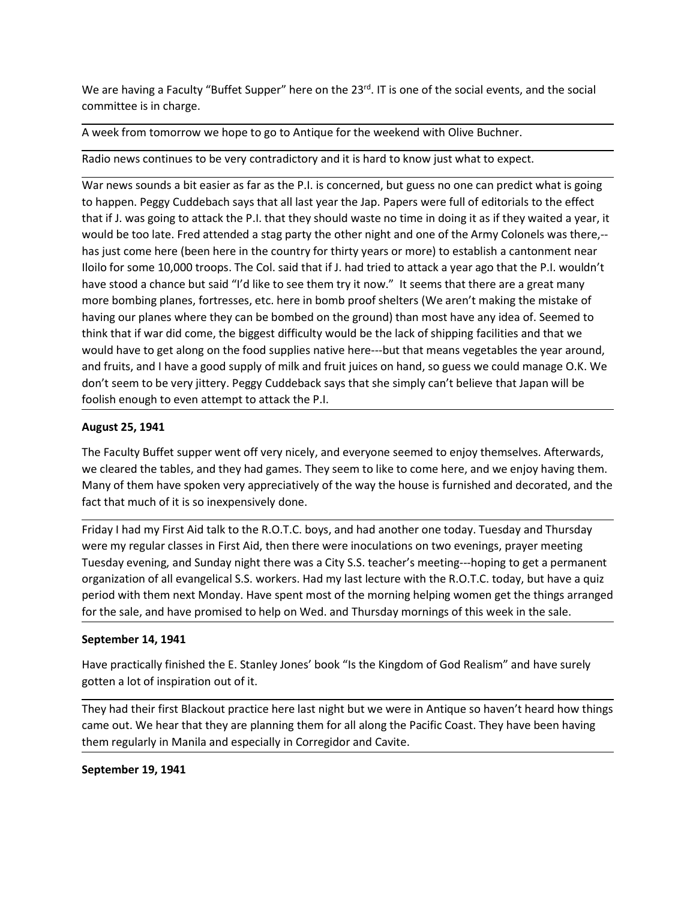We are having a Faculty "Buffet Supper" here on the 23rd. IT is one of the social events, and the social committee is in charge.

A week from tomorrow we hope to go to Antique for the weekend with Olive Buchner.

Radio news continues to be very contradictory and it is hard to know just what to expect.

War news sounds a bit easier as far as the P.I. is concerned, but guess no one can predict what is going to happen. Peggy Cuddebach says that all last year the Jap. Papers were full of editorials to the effect that if J. was going to attack the P.I. that they should waste no time in doing it as if they waited a year, it would be too late. Fred attended a stag party the other night and one of the Army Colonels was there,--has just come here (been here in the country for thirty years or more) to establish a cantonment near Iloilo for some 10,000 troops. The Col. said that if J. had tried to attack a year ago that the P.I. wouldn't have stood a chance but said "I'd like to see them try it now." It seems that there are a great many more bombing planes, fortresses, etc. here in bomb proof shelters (We aren't making the mistake of having our planes where they can be bombed on the ground) than most have any idea of. Seemed to think that if war did come, the biggest difficulty would be the lack of shipping facilities and that we would have to get along on the food supplies native here---but that means vegetables the year around, and fruits, and I have a good supply of milk and fruit juices on hand, so guess we could manage O.K. We don't seem to be very jittery. Peggy Cuddeback says that she simply can't believe that Japan will be foolish enough to even attempt to attack the P.I.

**August 25, 1941**

The Faculty Buffet supper went off very nicely, and everyone seemed to enjoy themselves. Afterwards, we cleared the tables, and they had games. They seem to like to come here, and we enjoy having them. Many of them have spoken very appreciatively of the way the house is furnished and decorated, and the fact that much of it is so inexpensively done.

Friday I had my First Aid talk to the R.O.T.C. boys, and had another one today. Tuesday and Thursday were my regular classes in First Aid, then there were inoculations on two evenings, prayer meeting Tuesday evening, and Sunday night there was a City S.S. teacher's meeting---hoping to get a permanent organization of all evangelical S.S. workers. Had my last lecture with the R.O.T.C. today, but have a quiz period with them next Monday. Have spent most of the morning helping women get the things arranged for the sale, and have promised to help on Wed. and Thursday mornings of this week in the sale.

**September 14, 1941**

Have practically finished the E. Stanley Jones' book "Is the Kingdom of God Realism" and have surely gotten a lot of inspiration out of it.

They had their first Blackout practice here last night but we were in Antique so haven't heard how things came out. We hear that they are planning them for all along the Pacific Coast. They have been having them regularly in Manila and especially in Corregidor and Cavite.

**September 19, 1941**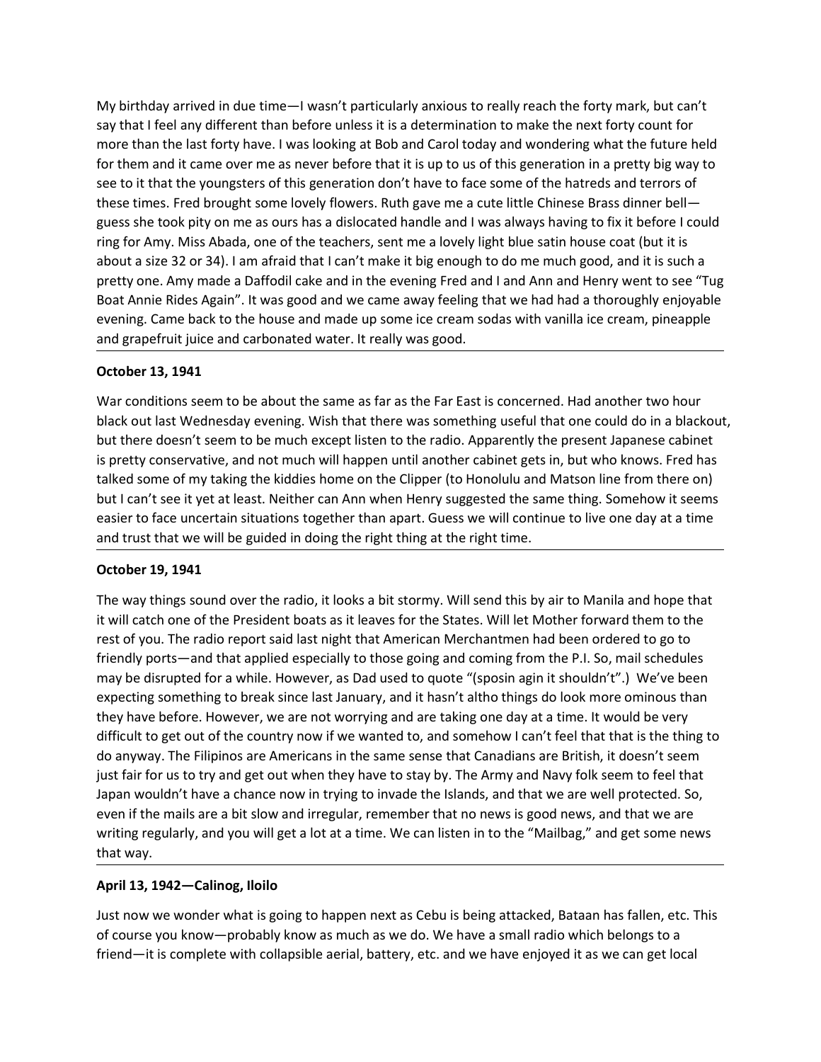My birthday arrived in due time—I wasn't particularly anxious to really reach the forty mark, but can't say that I feel any different than before unless it is a determination to make the next forty count for more than the last forty have. I was looking at Bob and Carol today and wondering what the future held for them and it came over me as never before that it is up to us of this generation in a pretty big way to see to it that the youngsters of this generation don't have to face some of the hatreds and terrors of these times. Fred brought some lovely flowers. Ruth gave me a cute little Chinese Brass dinner bell—guess she took pity on me as ours has a dislocated handle and I was always having to fix it before I could ring for Amy. Miss Abada, one of the teachers, sent me a lovely light blue satin house coat (but it is about a size 32 or 34). I am afraid that I can't make it big enough to do me much good, and it is such a pretty one. Amy made a Daffodil cake and in the evening Fred and I and Ann and Henry went to see "Tug Boat Annie Rides Again". It was good and we came away feeling that we had had a thoroughly enjoyable evening. Came back to the house and made up some ice cream sodas with vanilla ice cream, pineapple and grapefruit juice and carbonated water. It really was good.

---

**October 13, 1941**

War conditions seem to be about the same as far as the Far East is concerned. Had another two hour black out last Wednesday evening. Wish that there was something useful that one could do in a blackout, but there doesn't seem to be much except listen to the radio. Apparently the present Japanese cabinet is pretty conservative, and not much will happen until another cabinet gets in, but who knows. Fred has talked some of my taking the kiddies home on the Clipper (to Honolulu and Matson line from there on) but I can't see it yet at least. Neither can Ann when Henry suggested the same thing. Somehow it seems easier to face uncertain situations together than apart. Guess we will continue to live one day at a time and trust that we will be guided in doing the right thing at the right time.

---

**October 19, 1941**

The way things sound over the radio, it looks a bit stormy. Will send this by air to Manila and hope that it will catch one of the President boats as it leaves for the States. Will let Mother forward them to the rest of you. The radio report said last night that American Merchantmen had been ordered to go to friendly ports—and that applied especially to those going and coming from the P.I. So, mail schedules may be disrupted for a while. However, as Dad used to quote "(sposin agin it shouldn't".) We've been expecting something to break since last January, and it hasn't altho things do look more ominous than they have before. However, we are not worrying and are taking one day at a time. It would be very difficult to get out of the country now if we wanted to, and somehow I can't feel that that is the thing to do anyway. The Filipinos are Americans in the same sense that Canadians are British, it doesn't seem just fair for us to try and get out when they have to stay by. The Army and Navy folk seem to feel that Japan wouldn't have a chance now in trying to invade the Islands, and that we are well protected. So, even if the mails are a bit slow and irregular, remember that no news is good news, and that we are writing regularly, and you will get a lot at a time. We can listen in to the "Mailbag," and get some news that way.

---

**April 13, 1942—Calinog, Iloilo**

Just now we wonder what is going to happen next as Cebu is being attacked, Bataan has fallen, etc. This of course you know—probably know as much as we do. We have a small radio which belongs to a friend—it is complete with collapsible aerial, battery, etc. and we have enjoyed it as we can get local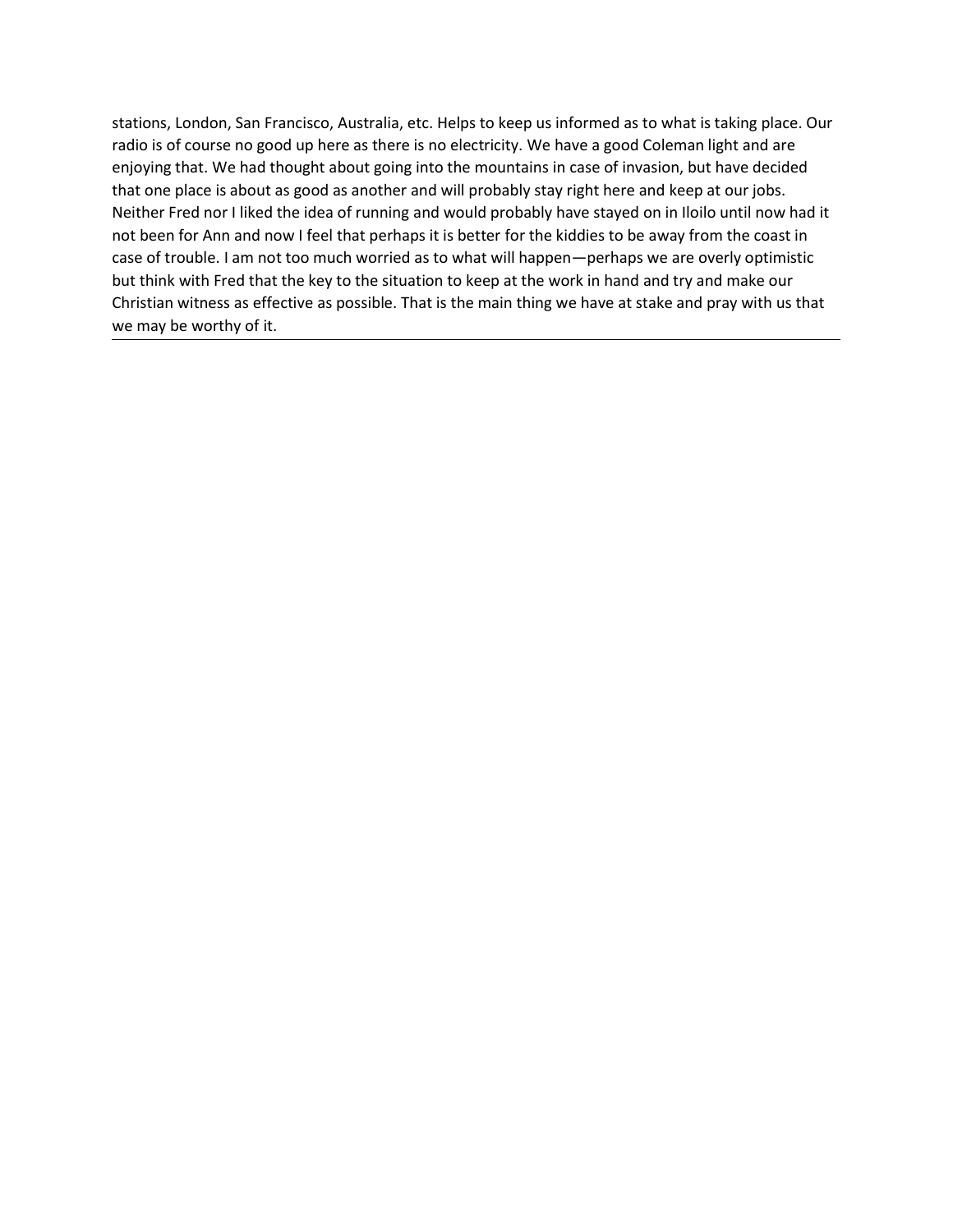stations, London, San Francisco, Australia, etc. Helps to keep us informed as to what is taking place. Our radio is of course no good up here as there is no electricity. We have a good Coleman light and are enjoying that. We had thought about going into the mountains in case of invasion, but have decided that one place is about as good as another and will probably stay right here and keep at our jobs. Neither Fred nor I liked the idea of running and would probably have stayed on in Iloilo until now had it not been for Ann and now I feel that perhaps it is better for the kiddies to be away from the coast in case of trouble. I am not too much worried as to what will happen—perhaps we are overly optimistic but think with Fred that the key to the situation to keep at the work in hand and try and make our Christian witness as effective as possible. That is the main thing we have at stake and pray with us that we may be worthy of it.

---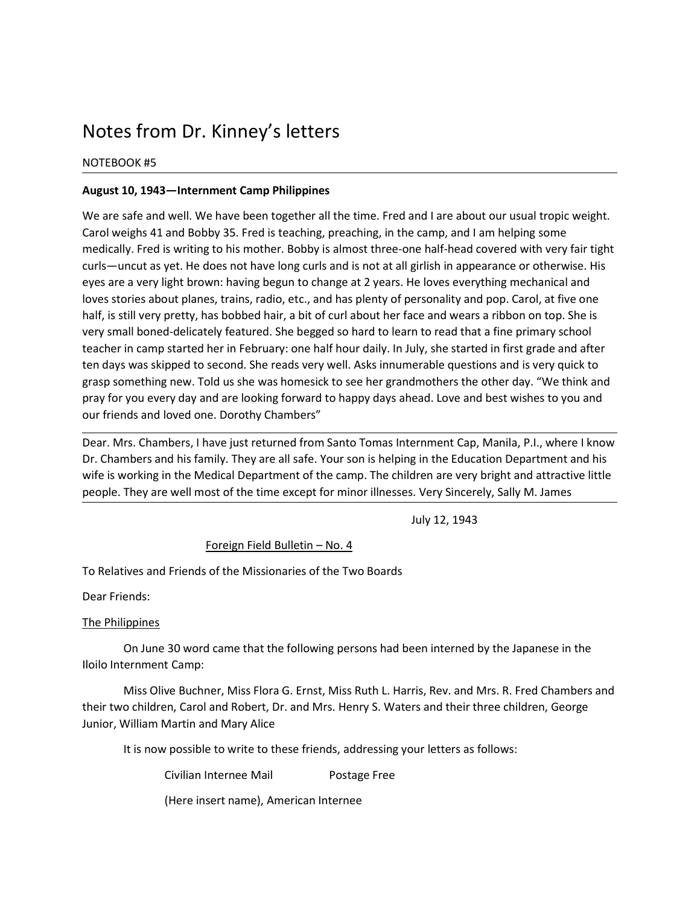# Notes from Dr. Kinney's letters

NOTEBOOK #5

---

**August 10, 1943—Internment Camp Philippines**

We are safe and well. We have been together all the time. Fred and I are about our usual tropic weight. Carol weighs 41 and Bobby 35. Fred is teaching, preaching, in the camp, and I am helping some medically. Fred is writing to his mother. Bobby is almost three-one half-head covered with very fair tight curls—uncut as yet. He does not have long curls and is not at all girlish in appearance or otherwise. His eyes are a very light brown: having begun to change at 2 years. He loves everything mechanical and loves stories about planes, trains, radio, etc., and has plenty of personality and pop. Carol, at five one half, is still very pretty, has bobbed hair, a bit of curl about her face and wears a ribbon on top. She is very small boned-delicately featured. She begged so hard to learn to read that a fine primary school teacher in camp started her in February: one half hour daily. In July, she started in first grade and after ten days was skipped to second. She reads very well. Asks innumerable questions and is very quick to grasp something new. Told us she was homesick to see her grandmothers the other day. "We think and pray for you every day and are looking forward to happy days ahead. Love and best wishes to you and our friends and loved one. Dorothy Chambers"

---

Dear. Mrs. Chambers, I have just returned from Santo Tomas Internment Cap, Manila, P.I., where I know Dr. Chambers and his family. They are all safe. Your son is helping in the Education Department and his wife is working in the Medical Department of the camp. The children are very bright and attractive little people. They are well most of the time except for minor illnesses. Very Sincerely, Sally M. James

---

July 12, 1943

Foreign Field Bulletin – No. 4

To Relatives and Friends of the Missionaries of the Two Boards

Dear Friends:

The Philippines

On June 30 word came that the following persons had been interned by the Japanese in the Iloilo Internment Camp:

Miss Olive Buchner, Miss Flora G. Ernst, Miss Ruth L. Harris, Rev. and Mrs. R. Fred Chambers and their two children, Carol and Robert, Dr. and Mrs. Henry S. Waters and their three children, George Junior, William Martin and Mary Alice

It is now possible to write to these friends, addressing your letters as follows:

Civilian Internee Mail    Postage Free

(Here insert name), American Internee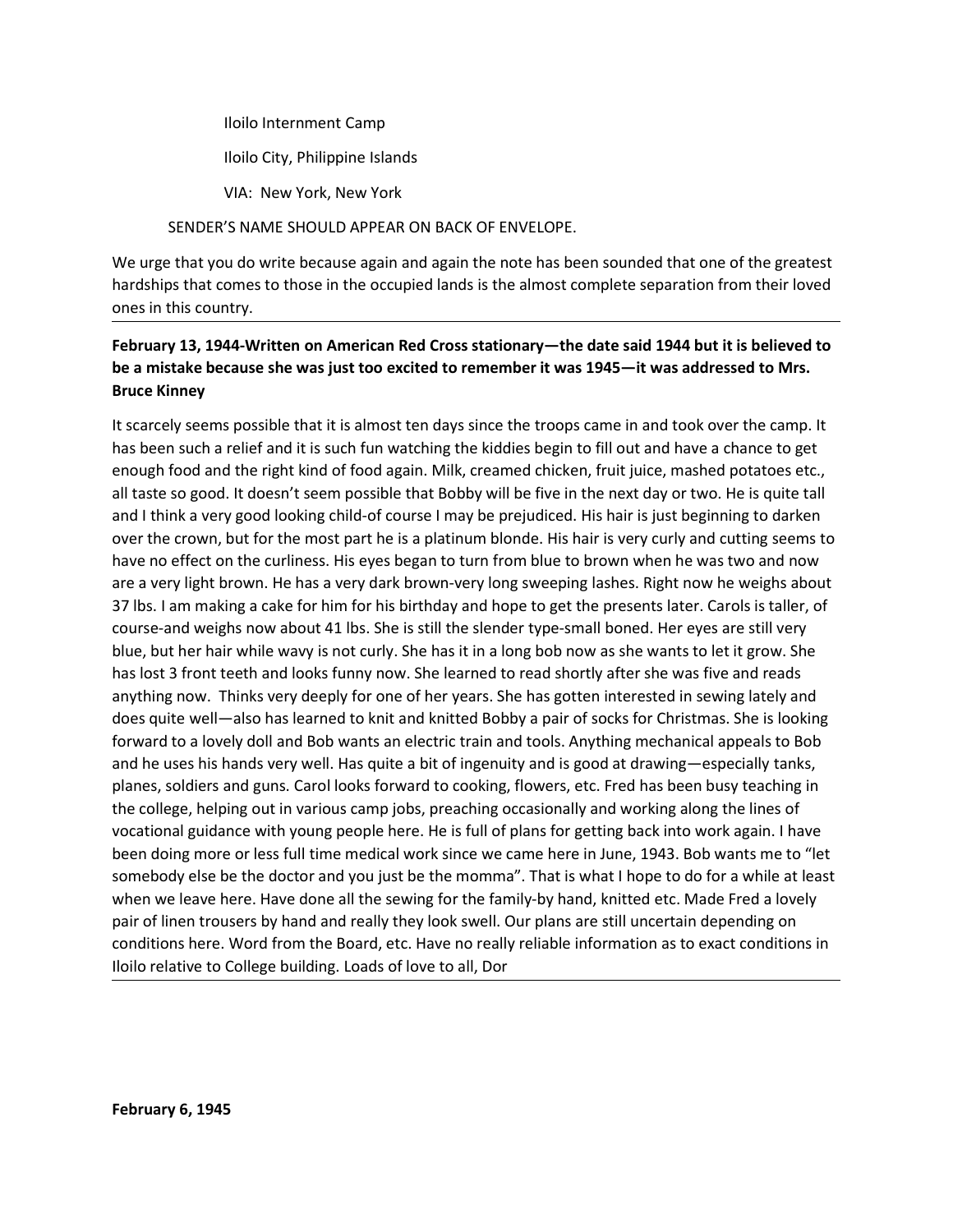Iloilo Internment Camp

Iloilo City, Philippine Islands

VIA: New York, New York

SENDER'S NAME SHOULD APPEAR ON BACK OF ENVELOPE.

We urge that you do write because again and again the note has been sounded that one of the greatest hardships that comes to those in the occupied lands is the almost complete separation from their loved ones in this country.

---

**February 13, 1944-Written on American Red Cross stationary—the date said 1944 but it is believed to be a mistake because she was just too excited to remember it was 1945—it was addressed to Mrs. Bruce Kinney**

It scarcely seems possible that it is almost ten days since the troops came in and took over the camp. It has been such a relief and it is such fun watching the kiddies begin to fill out and have a chance to get enough food and the right kind of food again. Milk, creamed chicken, fruit juice, mashed potatoes etc., all taste so good. It doesn't seem possible that Bobby will be five in the next day or two. He is quite tall and I think a very good looking child-of course I may be prejudiced. His hair is just beginning to darken over the crown, but for the most part he is a platinum blonde. His hair is very curly and cutting seems to have no effect on the curliness. His eyes began to turn from blue to brown when he was two and now are a very light brown. He has a very dark brown-very long sweeping lashes. Right now he weighs about 37 lbs. I am making a cake for him for his birthday and hope to get the presents later. Carols is taller, of course-and weighs now about 41 lbs. She is still the slender type-small boned. Her eyes are still very blue, but her hair while wavy is not curly. She has it in a long bob now as she wants to let it grow. She has lost 3 front teeth and looks funny now. She learned to read shortly after she was five and reads anything now. Thinks very deeply for one of her years. She has gotten interested in sewing lately and does quite well—also has learned to knit and knitted Bobby a pair of socks for Christmas. She is looking forward to a lovely doll and Bob wants an electric train and tools. Anything mechanical appeals to Bob and he uses his hands very well. Has quite a bit of ingenuity and is good at drawing—especially tanks, planes, soldiers and guns. Carol looks forward to cooking, flowers, etc. Fred has been busy teaching in the college, helping out in various camp jobs, preaching occasionally and working along the lines of vocational guidance with young people here. He is full of plans for getting back into work again. I have been doing more or less full time medical work since we came here in June, 1943. Bob wants me to "let somebody else be the doctor and you just be the momma". That is what I hope to do for a while at least when we leave here. Have done all the sewing for the family-by hand, knitted etc. Made Fred a lovely pair of linen trousers by hand and really they look swell. Our plans are still uncertain depending on conditions here. Word from the Board, etc. Have no really reliable information as to exact conditions in Iloilo relative to College building. Loads of love to all, Dor

---

**February 6, 1945**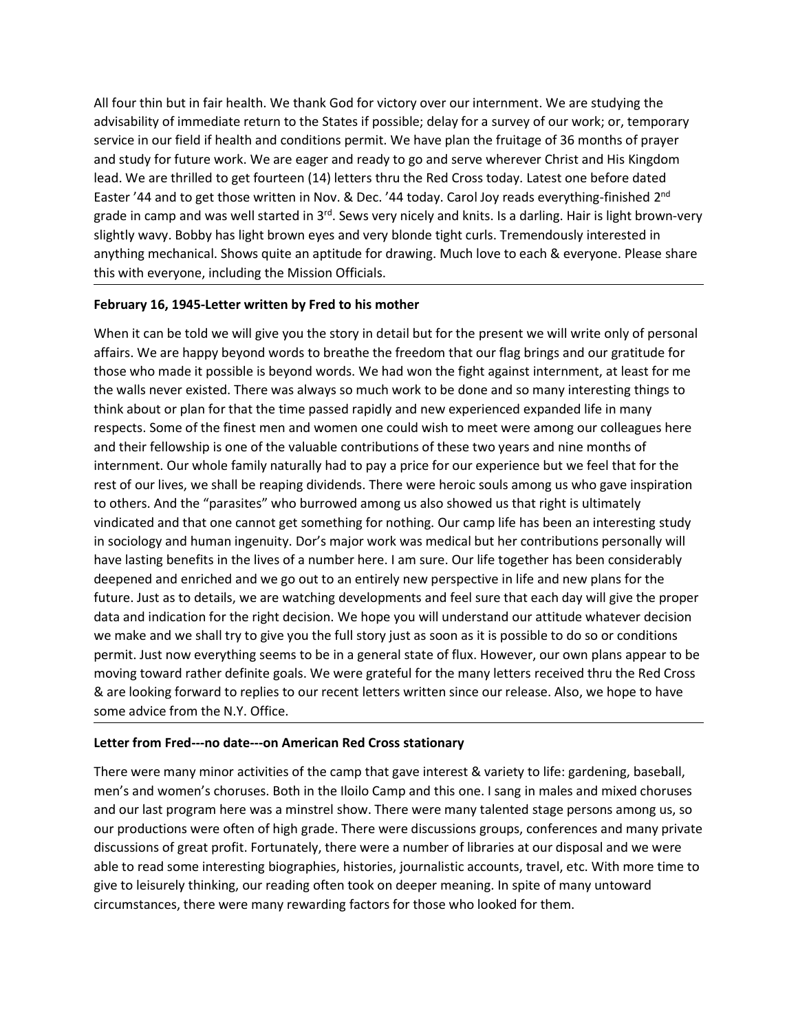All four thin but in fair health. We thank God for victory over our internment. We are studying the advisability of immediate return to the States if possible; delay for a survey of our work; or, temporary service in our field if health and conditions permit. We have plan the fruitage of 36 months of prayer and study for future work. We are eager and ready to go and serve wherever Christ and His Kingdom lead. We are thrilled to get fourteen (14) letters thru the Red Cross today. Latest one before dated Easter '44 and to get those written in Nov. & Dec. '44 today. Carol Joy reads everything-finished 2nd grade in camp and was well started in 3rd. Sews very nicely and knits. Is a darling. Hair is light brown-very slightly wavy. Bobby has light brown eyes and very blonde tight curls. Tremendously interested in anything mechanical. Shows quite an aptitude for drawing. Much love to each & everyone. Please share this with everyone, including the Mission Officials.

---

**February 16, 1945-Letter written by Fred to his mother**

When it can be told we will give you the story in detail but for the present we will write only of personal affairs. We are happy beyond words to breathe the freedom that our flag brings and our gratitude for those who made it possible is beyond words. We had won the fight against internment, at least for me the walls never existed. There was always so much work to be done and so many interesting things to think about or plan for that the time passed rapidly and new experienced expanded life in many respects. Some of the finest men and women one could wish to meet were among our colleagues here and their fellowship is one of the valuable contributions of these two years and nine months of internment. Our whole family naturally had to pay a price for our experience but we feel that for the rest of our lives, we shall be reaping dividends. There were heroic souls among us who gave inspiration to others. And the "parasites" who burrowed among us also showed us that right is ultimately vindicated and that one cannot get something for nothing. Our camp life has been an interesting study in sociology and human ingenuity. Dor's major work was medical but her contributions personally will have lasting benefits in the lives of a number here. I am sure. Our life together has been considerably deepened and enriched and we go out to an entirely new perspective in life and new plans for the future. Just as to details, we are watching developments and feel sure that each day will give the proper data and indication for the right decision. We hope you will understand our attitude whatever decision we make and we shall try to give you the full story just as soon as it is possible to do so or conditions permit. Just now everything seems to be in a general state of flux. However, our own plans appear to be moving toward rather definite goals. We were grateful for the many letters received thru the Red Cross & are looking forward to replies to our recent letters written since our release. Also, we hope to have some advice from the N.Y. Office.

---

**Letter from Fred---no date---on American Red Cross stationary**

There were many minor activities of the camp that gave interest & variety to life: gardening, baseball, men's and women's choruses. Both in the Iloilo Camp and this one. I sang in males and mixed choruses and our last program here was a minstrel show. There were many talented stage persons among us, so our productions were often of high grade. There were discussions groups, conferences and many private discussions of great profit. Fortunately, there were a number of libraries at our disposal and we were able to read some interesting biographies, histories, journalistic accounts, travel, etc. With more time to give to leisurely thinking, our reading often took on deeper meaning. In spite of many untoward circumstances, there were many rewarding factors for those who looked for them.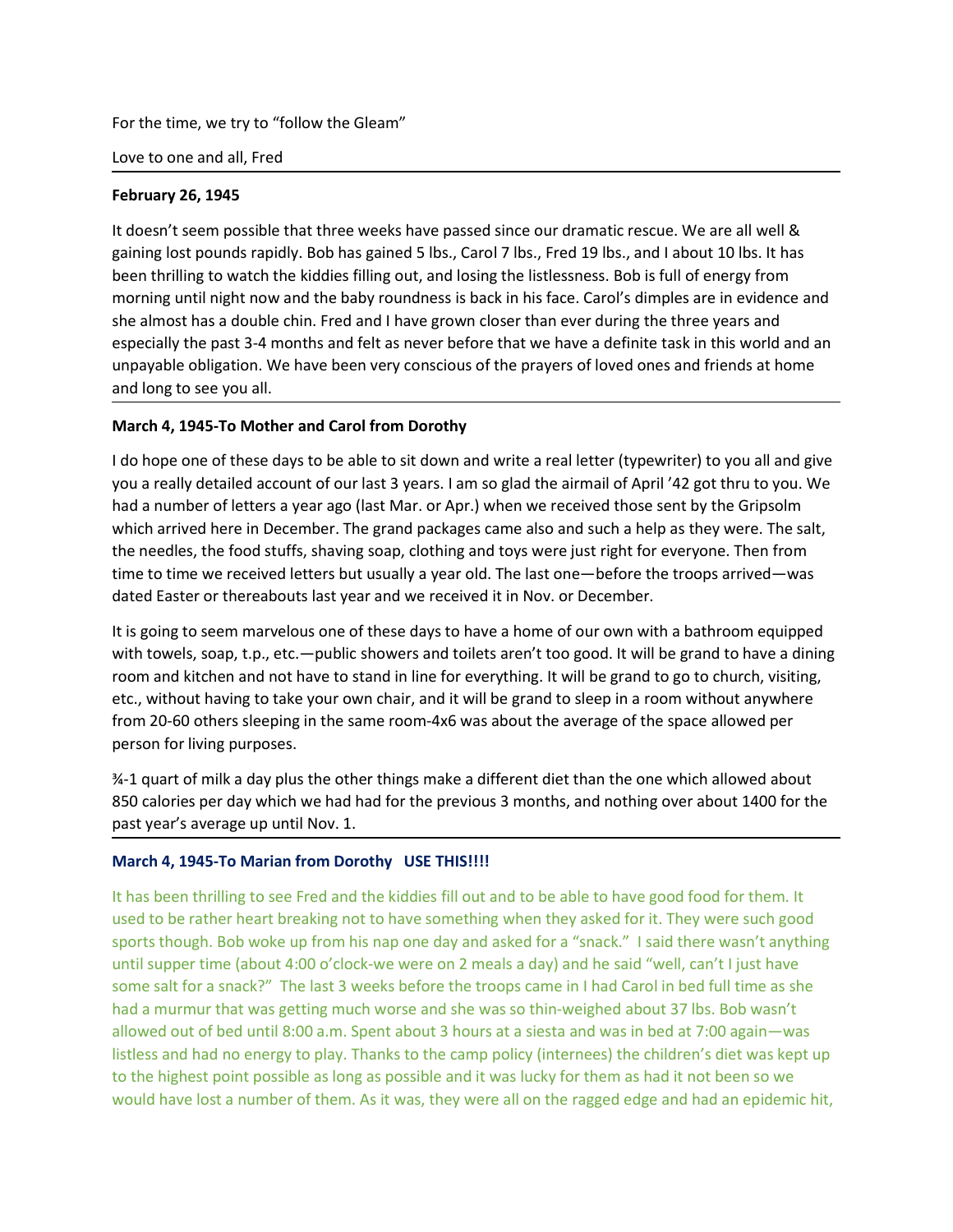For the time, we try to "follow the Gleam"

Love to one and all, Fred

---

**February 26, 1945**

It doesn't seem possible that three weeks have passed since our dramatic rescue. We are all well & gaining lost pounds rapidly. Bob has gained 5 lbs., Carol 7 lbs., Fred 19 lbs., and I about 10 lbs. It has been thrilling to watch the kiddies filling out, and losing the listlessness. Bob is full of energy from morning until night now and the baby roundness is back in his face. Carol's dimples are in evidence and she almost has a double chin. Fred and I have grown closer than ever during the three years and especially the past 3-4 months and felt as never before that we have a definite task in this world and an unpayable obligation. We have been very conscious of the prayers of loved ones and friends at home and long to see you all.

---

**March 4, 1945-To Mother and Carol from Dorothy**

I do hope one of these days to be able to sit down and write a real letter (typewriter) to you all and give you a really detailed account of our last 3 years. I am so glad the airmail of April '42 got thru to you. We had a number of letters a year ago (last Mar. or Apr.) when we received those sent by the Gripsolm which arrived here in December. The grand packages came also and such a help as they were. The salt, the needles, the food stuffs, shaving soap, clothing and toys were just right for everyone. Then from time to time we received letters but usually a year old. The last one—before the troops arrived—was dated Easter or thereabouts last year and we received it in Nov. or December.

It is going to seem marvelous one of these days to have a home of our own with a bathroom equipped with towels, soap, t.p., etc.—public showers and toilets aren't too good. It will be grand to have a dining room and kitchen and not have to stand in line for everything. It will be grand to go to church, visiting, etc., without having to take your own chair, and it will be grand to sleep in a room without anywhere from 20-60 others sleeping in the same room-4x6 was about the average of the space allowed per person for living purposes.

¾-1 quart of milk a day plus the other things make a different diet than the one which allowed about 850 calories per day which we had had for the previous 3 months, and nothing over about 1400 for the past year's average up until Nov. 1.

---

**March 4, 1945-To Marian from Dorothy USE THIS!!!!**

It has been thrilling to see Fred and the kiddies fill out and to be able to have good food for them. It used to be rather heart breaking not to have something when they asked for it. They were such good sports though. Bob woke up from his nap one day and asked for a "snack." I said there wasn't anything until supper time (about 4:00 o'clock-we were on 2 meals a day) and he said "well, can't I just have some salt for a snack?" The last 3 weeks before the troops came in I had Carol in bed full time as she had a murmur that was getting much worse and she was so thin-weighed about 37 lbs. Bob wasn't allowed out of bed until 8:00 a.m. Spent about 3 hours at a siesta and was in bed at 7:00 again—was listless and had no energy to play. Thanks to the camp policy (internees) the children's diet was kept up to the highest point possible as long as possible and it was lucky for them as had it not been so we would have lost a number of them. As it was, they were all on the ragged edge and had an epidemic hit,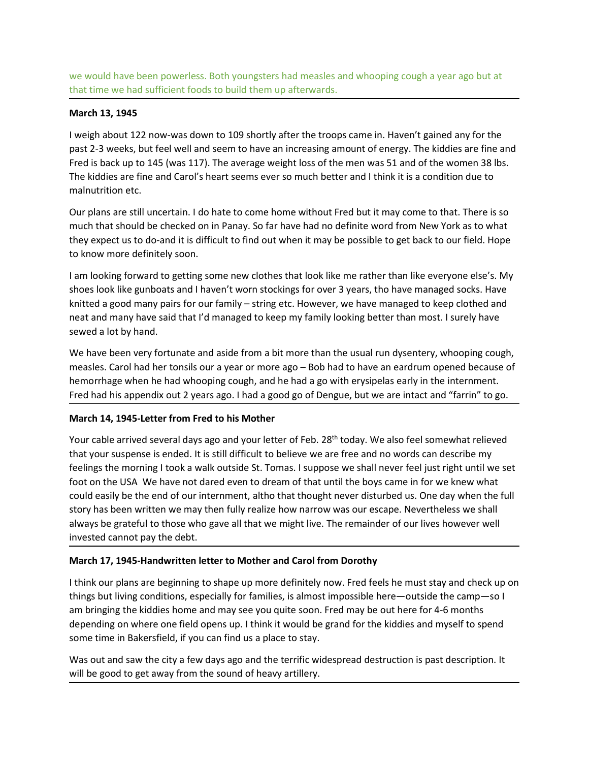we would have been powerless. Both youngsters had measles and whooping cough a year ago but at that time we had sufficient foods to build them up afterwards.

**March 13, 1945**

I weigh about 122 now-was down to 109 shortly after the troops came in. Haven't gained any for the past 2-3 weeks, but feel well and seem to have an increasing amount of energy. The kiddies are fine and Fred is back up to 145 (was 117). The average weight loss of the men was 51 and of the women 38 lbs. The kiddies are fine and Carol's heart seems ever so much better and I think it is a condition due to malnutrition etc.

Our plans are still uncertain. I do hate to come home without Fred but it may come to that. There is so much that should be checked on in Panay. So far have had no definite word from New York as to what they expect us to do-and it is difficult to find out when it may be possible to get back to our field. Hope to know more definitely soon.

I am looking forward to getting some new clothes that look like me rather than like everyone else's. My shoes look like gunboats and I haven't worn stockings for over 3 years, tho have managed socks. Have knitted a good many pairs for our family – string etc. However, we have managed to keep clothed and neat and many have said that I'd managed to keep my family looking better than most. I surely have sewed a lot by hand.

We have been very fortunate and aside from a bit more than the usual run dysentery, whooping cough, measles. Carol had her tonsils our a year or more ago – Bob had to have an eardrum opened because of hemorrhage when he had whooping cough, and he had a go with erysipelas early in the internment. Fred had his appendix out 2 years ago. I had a good go of Dengue, but we are intact and "farrin" to go.

**March 14, 1945-Letter from Fred to his Mother**

Your cable arrived several days ago and your letter of Feb. 28th today. We also feel somewhat relieved that your suspense is ended. It is still difficult to believe we are free and no words can describe my feelings the morning I took a walk outside St. Tomas. I suppose we shall never feel just right until we set foot on the USA  We have not dared even to dream of that until the boys came in for we knew what could easily be the end of our internment, altho that thought never disturbed us. One day when the full story has been written we may then fully realize how narrow was our escape. Nevertheless we shall always be grateful to those who gave all that we might live. The remainder of our lives however well invested cannot pay the debt.

**March 17, 1945-Handwritten letter to Mother and Carol from Dorothy**

I think our plans are beginning to shape up more definitely now. Fred feels he must stay and check up on things but living conditions, especially for families, is almost impossible here—outside the camp—so I am bringing the kiddies home and may see you quite soon. Fred may be out here for 4-6 months depending on where one field opens up. I think it would be grand for the kiddies and myself to spend some time in Bakersfield, if you can find us a place to stay.

Was out and saw the city a few days ago and the terrific widespread destruction is past description. It will be good to get away from the sound of heavy artillery.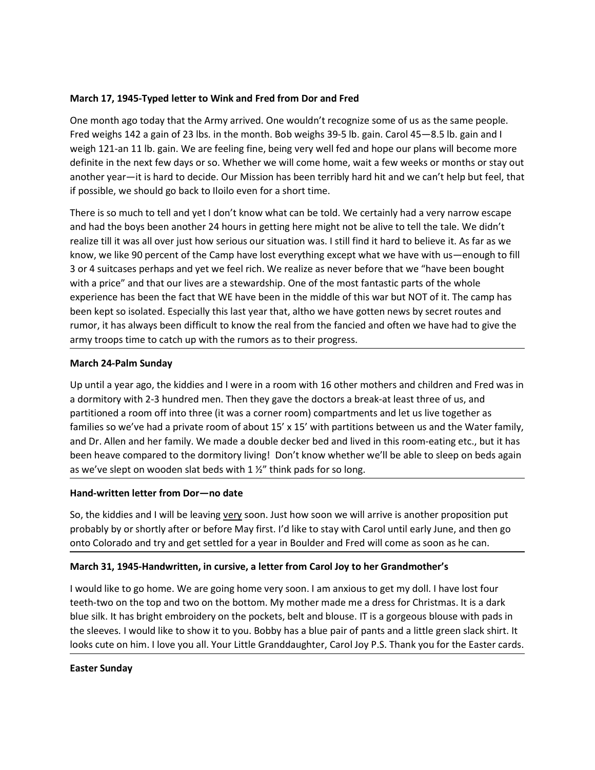**March 17, 1945-Typed letter to Wink and Fred from Dor and Fred**

One month ago today that the Army arrived. One wouldn't recognize some of us as the same people. Fred weighs 142 a gain of 23 lbs. in the month. Bob weighs 39-5 lb. gain. Carol 45—8.5 lb. gain and I weigh 121-an 11 lb. gain. We are feeling fine, being very well fed and hope our plans will become more definite in the next few days or so. Whether we will come home, wait a few weeks or months or stay out another year—it is hard to decide. Our Mission has been terribly hard hit and we can't help but feel, that if possible, we should go back to Iloilo even for a short time.

There is so much to tell and yet I don't know what can be told. We certainly had a very narrow escape and had the boys been another 24 hours in getting here might not be alive to tell the tale. We didn't realize till it was all over just how serious our situation was. I still find it hard to believe it. As far as we know, we like 90 percent of the Camp have lost everything except what we have with us—enough to fill 3 or 4 suitcases perhaps and yet we feel rich. We realize as never before that we "have been bought with a price" and that our lives are a stewardship. One of the most fantastic parts of the whole experience has been the fact that WE have been in the middle of this war but NOT of it. The camp has been kept so isolated. Especially this last year that, altho we have gotten news by secret routes and rumor, it has always been difficult to know the real from the fancied and often we have had to give the army troops time to catch up with the rumors as to their progress.

---

**March 24-Palm Sunday**

Up until a year ago, the kiddies and I were in a room with 16 other mothers and children and Fred was in a dormitory with 2-3 hundred men. Then they gave the doctors a break-at least three of us, and partitioned a room off into three (it was a corner room) compartments and let us live together as families so we've had a private room of about 15' x 15' with partitions between us and the Water family, and Dr. Allen and her family. We made a double decker bed and lived in this room-eating etc., but it has been heave compared to the dormitory living! Don't know whether we'll be able to sleep on beds again as we've slept on wooden slat beds with 1 ½" think pads for so long.

---

**Hand-written letter from Dor—no date**

So, the kiddies and I will be leaving <u>very</u> soon. Just how soon we will arrive is another proposition put probably by or shortly after or before May first. I'd like to stay with Carol until early June, and then go onto Colorado and try and get settled for a year in Boulder and Fred will come as soon as he can.

---

**March 31, 1945-Handwritten, in cursive, a letter from Carol Joy to her Grandmother's**

I would like to go home. We are going home very soon. I am anxious to get my doll. I have lost four teeth-two on the top and two on the bottom. My mother made me a dress for Christmas. It is a dark blue silk. It has bright embroidery on the pockets, belt and blouse. IT is a gorgeous blouse with pads in the sleeves. I would like to show it to you. Bobby has a blue pair of pants and a little green slack shirt. It looks cute on him. I love you all. Your Little Granddaughter, Carol Joy P.S. Thank you for the Easter cards.

---

**Easter Sunday**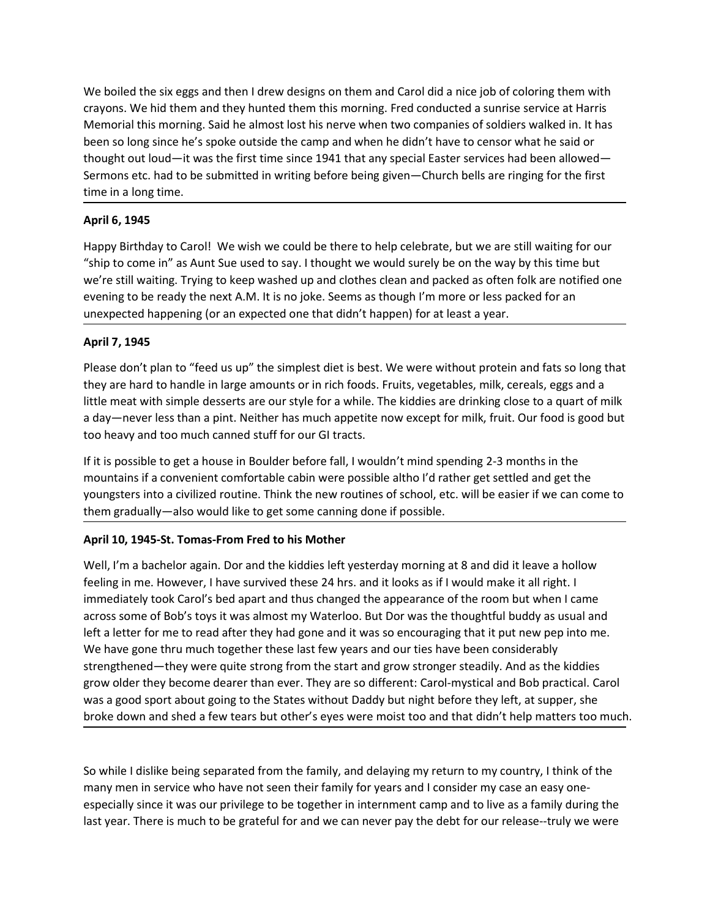We boiled the six eggs and then I drew designs on them and Carol did a nice job of coloring them with crayons. We hid them and they hunted them this morning. Fred conducted a sunrise service at Harris Memorial this morning. Said he almost lost his nerve when two companies of soldiers walked in. It has been so long since he's spoke outside the camp and when he didn't have to censor what he said or thought out loud—it was the first time since 1941 that any special Easter services had been allowed—Sermons etc. had to be submitted in writing before being given—Church bells are ringing for the first time in a long time.

---

**April 6, 1945**

Happy Birthday to Carol! We wish we could be there to help celebrate, but we are still waiting for our "ship to come in" as Aunt Sue used to say. I thought we would surely be on the way by this time but we're still waiting. Trying to keep washed up and clothes clean and packed as often folk are notified one evening to be ready the next A.M. It is no joke. Seems as though I'm more or less packed for an unexpected happening (or an expected one that didn't happen) for at least a year.

---

**April 7, 1945**

Please don't plan to "feed us up" the simplest diet is best. We were without protein and fats so long that they are hard to handle in large amounts or in rich foods. Fruits, vegetables, milk, cereals, eggs and a little meat with simple desserts are our style for a while. The kiddies are drinking close to a quart of milk a day—never less than a pint. Neither has much appetite now except for milk, fruit. Our food is good but too heavy and too much canned stuff for our GI tracts.

If it is possible to get a house in Boulder before fall, I wouldn't mind spending 2-3 months in the mountains if a convenient comfortable cabin were possible altho I'd rather get settled and get the youngsters into a civilized routine. Think the new routines of school, etc. will be easier if we can come to them gradually—also would like to get some canning done if possible.

---

**April 10, 1945-St. Tomas-From Fred to his Mother**

Well, I'm a bachelor again. Dor and the kiddies left yesterday morning at 8 and did it leave a hollow feeling in me. However, I have survived these 24 hrs. and it looks as if I would make it all right. I immediately took Carol's bed apart and thus changed the appearance of the room but when I came across some of Bob's toys it was almost my Waterloo. But Dor was the thoughtful buddy as usual and left a letter for me to read after they had gone and it was so encouraging that it put new pep into me. We have gone thru much together these last few years and our ties have been considerably strengthened—they were quite strong from the start and grow stronger steadily. And as the kiddies grow older they become dearer than ever. They are so different: Carol-mystical and Bob practical. Carol was a good sport about going to the States without Daddy but night before they left, at supper, she broke down and shed a few tears but other's eyes were moist too and that didn't help matters too much.

---

So while I dislike being separated from the family, and delaying my return to my country, I think of the many men in service who have not seen their family for years and I consider my case an easy one-especially since it was our privilege to be together in internment camp and to live as a family during the last year. There is much to be grateful for and we can never pay the debt for our release--truly we were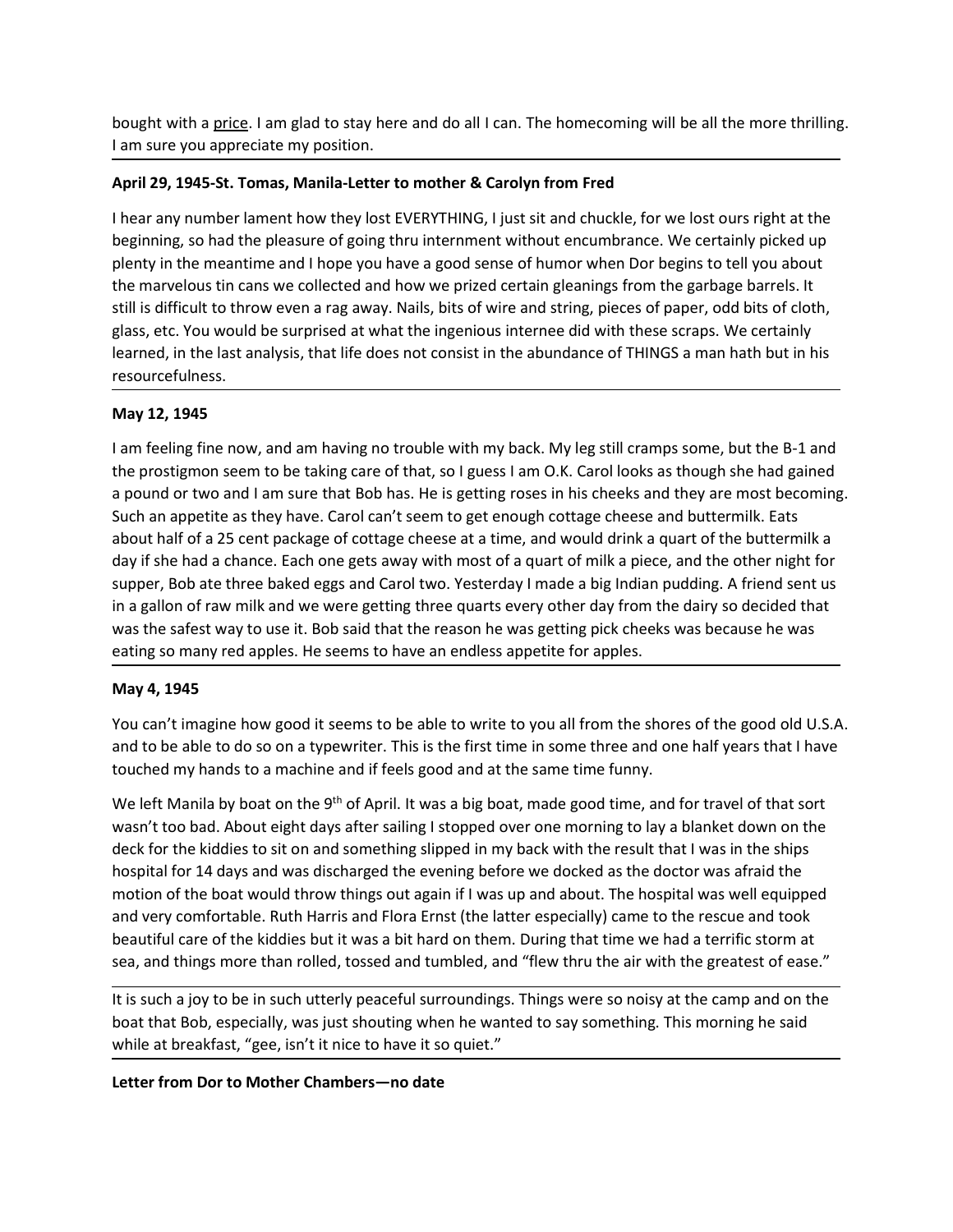bought with a <u>price</u>. I am glad to stay here and do all I can. The homecoming will be all the more thrilling. I am sure you appreciate my position.

---

**April 29, 1945-St. Tomas, Manila-Letter to mother & Carolyn from Fred**

I hear any number lament how they lost EVERYTHING, I just sit and chuckle, for we lost ours right at the beginning, so had the pleasure of going thru internment without encumbrance. We certainly picked up plenty in the meantime and I hope you have a good sense of humor when Dor begins to tell you about the marvelous tin cans we collected and how we prized certain gleanings from the garbage barrels. It still is difficult to throw even a rag away. Nails, bits of wire and string, pieces of paper, odd bits of cloth, glass, etc. You would be surprised at what the ingenious internee did with these scraps. We certainly learned, in the last analysis, that life does not consist in the abundance of THINGS a man hath but in his resourcefulness.

---

**May 12, 1945**

I am feeling fine now, and am having no trouble with my back. My leg still cramps some, but the B-1 and the prostigmon seem to be taking care of that, so I guess I am O.K. Carol looks as though she had gained a pound or two and I am sure that Bob has. He is getting roses in his cheeks and they are most becoming. Such an appetite as they have. Carol can't seem to get enough cottage cheese and buttermilk. Eats about half of a 25 cent package of cottage cheese at a time, and would drink a quart of the buttermilk a day if she had a chance. Each one gets away with most of a quart of milk a piece, and the other night for supper, Bob ate three baked eggs and Carol two. Yesterday I made a big Indian pudding. A friend sent us in a gallon of raw milk and we were getting three quarts every other day from the dairy so decided that was the safest way to use it. Bob said that the reason he was getting pick cheeks was because he was eating so many red apples. He seems to have an endless appetite for apples.

---

**May 4, 1945**

You can't imagine how good it seems to be able to write to you all from the shores of the good old U.S.A. and to be able to do so on a typewriter. This is the first time in some three and one half years that I have touched my hands to a machine and if feels good and at the same time funny.

We left Manila by boat on the 9th of April. It was a big boat, made good time, and for travel of that sort wasn't too bad. About eight days after sailing I stopped over one morning to lay a blanket down on the deck for the kiddies to sit on and something slipped in my back with the result that I was in the ships hospital for 14 days and was discharged the evening before we docked as the doctor was afraid the motion of the boat would throw things out again if I was up and about. The hospital was well equipped and very comfortable. Ruth Harris and Flora Ernst (the latter especially) came to the rescue and took beautiful care of the kiddies but it was a bit hard on them. During that time we had a terrific storm at sea, and things more than rolled, tossed and tumbled, and "flew thru the air with the greatest of ease."

---

It is such a joy to be in such utterly peaceful surroundings. Things were so noisy at the camp and on the boat that Bob, especially, was just shouting when he wanted to say something. This morning he said while at breakfast, "gee, isn't it nice to have it so quiet."

---

**Letter from Dor to Mother Chambers—no date**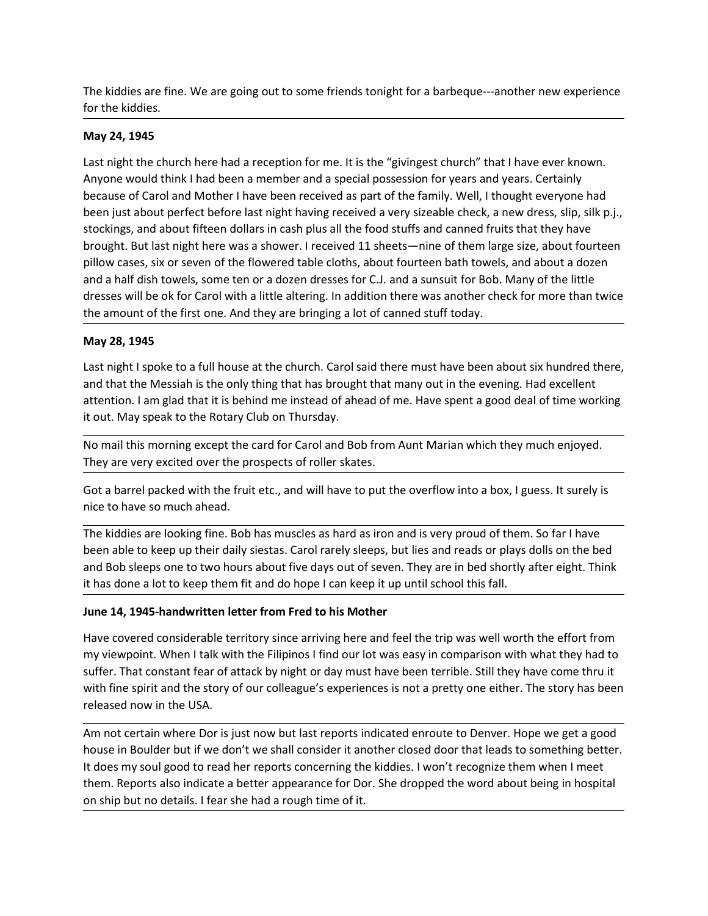The kiddies are fine. We are going out to some friends tonight for a barbeque---another new experience for the kiddies.

**May 24, 1945**

Last night the church here had a reception for me. It is the "givingest church" that I have ever known. Anyone would think I had been a member and a special possession for years and years. Certainly because of Carol and Mother I have been received as part of the family. Well, I thought everyone had been just about perfect before last night having received a very sizeable check, a new dress, slip, silk p.j., stockings, and about fifteen dollars in cash plus all the food stuffs and canned fruits that they have brought. But last night here was a shower. I received 11 sheets—nine of them large size, about fourteen pillow cases, six or seven of the flowered table cloths, about fourteen bath towels, and about a dozen and a half dish towels, some ten or a dozen dresses for C.J. and a sunsuit for Bob. Many of the little dresses will be ok for Carol with a little altering. In addition there was another check for more than twice the amount of the first one. And they are bringing a lot of canned stuff today.

**May 28, 1945**

Last night I spoke to a full house at the church. Carol said there must have been about six hundred there, and that the Messiah is the only thing that has brought that many out in the evening. Had excellent attention. I am glad that it is behind me instead of ahead of me. Have spent a good deal of time working it out. May speak to the Rotary Club on Thursday.

No mail this morning except the card for Carol and Bob from Aunt Marian which they much enjoyed. They are very excited over the prospects of roller skates.

Got a barrel packed with the fruit etc., and will have to put the overflow into a box, I guess. It surely is nice to have so much ahead.

The kiddies are looking fine. Bob has muscles as hard as iron and is very proud of them. So far I have been able to keep up their daily siestas. Carol rarely sleeps, but lies and reads or plays dolls on the bed and Bob sleeps one to two hours about five days out of seven. They are in bed shortly after eight. Think it has done a lot to keep them fit and do hope I can keep it up until school this fall.

**June 14, 1945-handwritten letter from Fred to his Mother**

Have covered considerable territory since arriving here and feel the trip was well worth the effort from my viewpoint. When I talk with the Filipinos I find our lot was easy in comparison with what they had to suffer. That constant fear of attack by night or day must have been terrible. Still they have come thru it with fine spirit and the story of our colleague's experiences is not a pretty one either. The story has been released now in the USA.

Am not certain where Dor is just now but last reports indicated enroute to Denver. Hope we get a good house in Boulder but if we don't we shall consider it another closed door that leads to something better. It does my soul good to read her reports concerning the kiddies. I won't recognize them when I meet them. Reports also indicate a better appearance for Dor. She dropped the word about being in hospital on ship but no details. I fear she had a rough time of it.